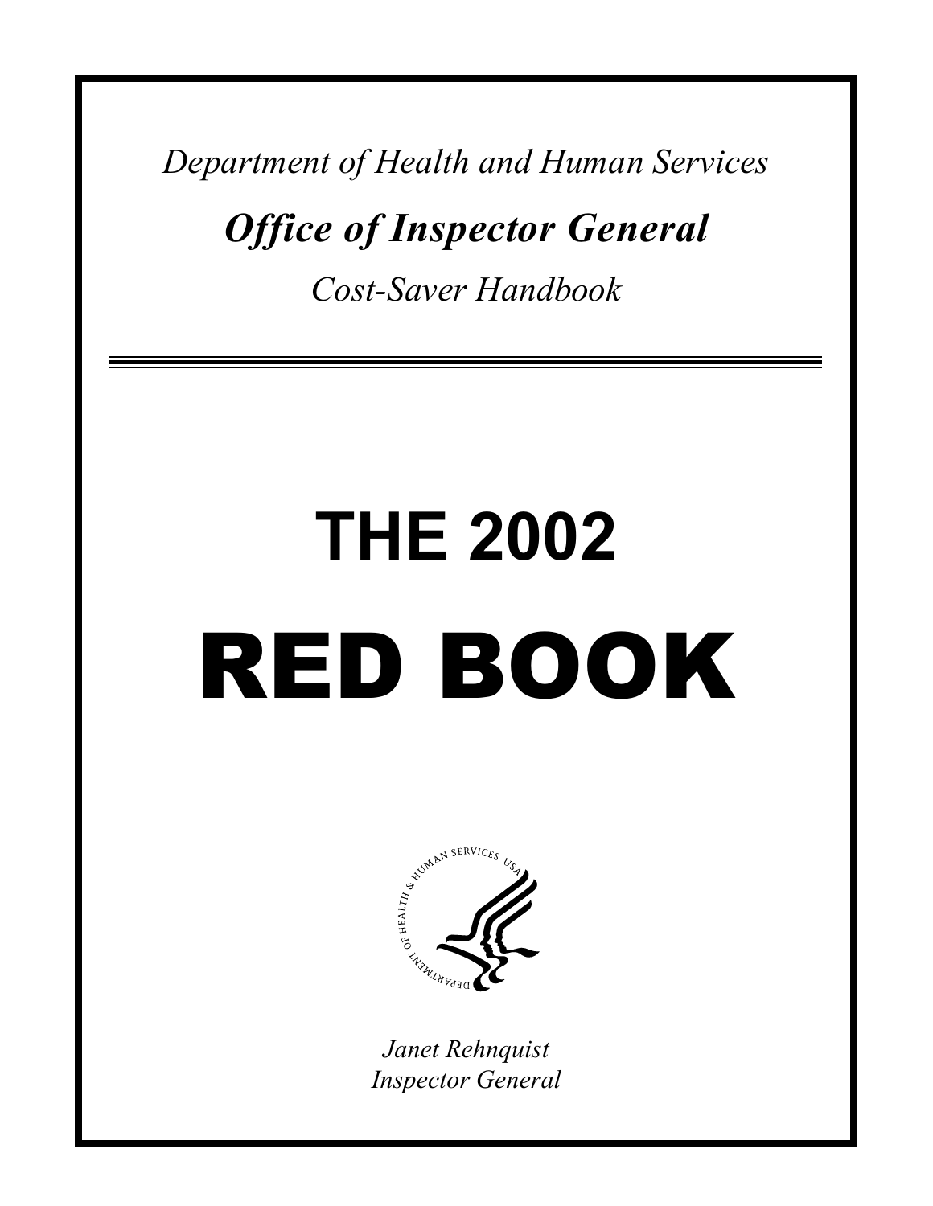*Department of Health and Human Services*

***Office of Inspector General***

*Cost-Saver Handbook*

# THE 2002

# RED BOOK

*Janet Rehnquist*
*Inspector General*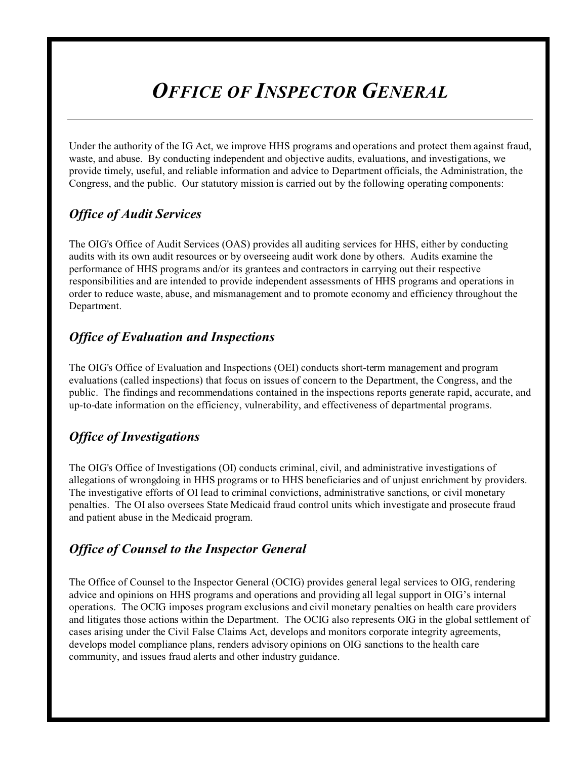# *OFFICE OF INSPECTOR GENERAL*

Under the authority of the IG Act, we improve HHS programs and operations and protect them against fraud, waste, and abuse. By conducting independent and objective audits, evaluations, and investigations, we provide timely, useful, and reliable information and advice to Department officials, the Administration, the Congress, and the public. Our statutory mission is carried out by the following operating components:

## *Office of Audit Services*

The OIG's Office of Audit Services (OAS) provides all auditing services for HHS, either by conducting audits with its own audit resources or by overseeing audit work done by others. Audits examine the performance of HHS programs and/or its grantees and contractors in carrying out their respective responsibilities and are intended to provide independent assessments of HHS programs and operations in order to reduce waste, abuse, and mismanagement and to promote economy and efficiency throughout the Department.

## *Office of Evaluation and Inspections*

The OIG's Office of Evaluation and Inspections (OEI) conducts short-term management and program evaluations (called inspections) that focus on issues of concern to the Department, the Congress, and the public. The findings and recommendations contained in the inspections reports generate rapid, accurate, and up-to-date information on the efficiency, vulnerability, and effectiveness of departmental programs.

## *Office of Investigations*

The OIG's Office of Investigations (OI) conducts criminal, civil, and administrative investigations of allegations of wrongdoing in HHS programs or to HHS beneficiaries and of unjust enrichment by providers. The investigative efforts of OI lead to criminal convictions, administrative sanctions, or civil monetary penalties. The OI also oversees State Medicaid fraud control units which investigate and prosecute fraud and patient abuse in the Medicaid program.

## *Office of Counsel to the Inspector General*

The Office of Counsel to the Inspector General (OCIG) provides general legal services to OIG, rendering advice and opinions on HHS programs and operations and providing all legal support in OIG's internal operations. The OCIG imposes program exclusions and civil monetary penalties on health care providers and litigates those actions within the Department. The OCIG also represents OIG in the global settlement of cases arising under the Civil False Claims Act, develops and monitors corporate integrity agreements, develops model compliance plans, renders advisory opinions on OIG sanctions to the health care community, and issues fraud alerts and other industry guidance.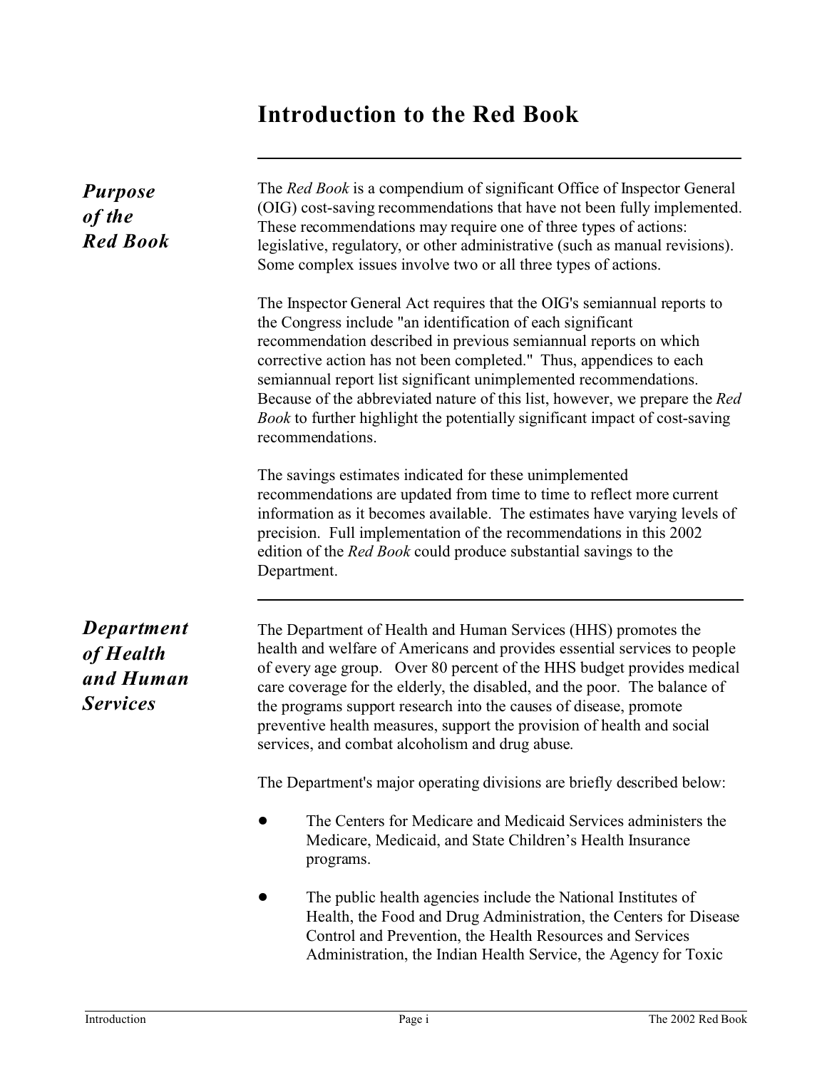# Introduction to the Red Book

## *Purpose of the Red Book*

The *Red Book* is a compendium of significant Office of Inspector General (OIG) cost-saving recommendations that have not been fully implemented. These recommendations may require one of three types of actions: legislative, regulatory, or other administrative (such as manual revisions). Some complex issues involve two or all three types of actions.

The Inspector General Act requires that the OIG's semiannual reports to the Congress include "an identification of each significant recommendation described in previous semiannual reports on which corrective action has not been completed." Thus, appendices to each semiannual report list significant unimplemented recommendations. Because of the abbreviated nature of this list, however, we prepare the *Red Book* to further highlight the potentially significant impact of cost-saving recommendations.

The savings estimates indicated for these unimplemented recommendations are updated from time to time to reflect more current information as it becomes available. The estimates have varying levels of precision. Full implementation of the recommendations in this 2002 edition of the *Red Book* could produce substantial savings to the Department.

## *Department of Health and Human Services*

The Department of Health and Human Services (HHS) promotes the health and welfare of Americans and provides essential services to people of every age group. Over 80 percent of the HHS budget provides medical care coverage for the elderly, the disabled, and the poor. The balance of the programs support research into the causes of disease, promote preventive health measures, support the provision of health and social services, and combat alcoholism and drug abuse.

The Department's major operating divisions are briefly described below:

- The Centers for Medicare and Medicaid Services administers the Medicare, Medicaid, and State Children's Health Insurance programs.
- The public health agencies include the National Institutes of Health, the Food and Drug Administration, the Centers for Disease Control and Prevention, the Health Resources and Services Administration, the Indian Health Service, the Agency for Toxic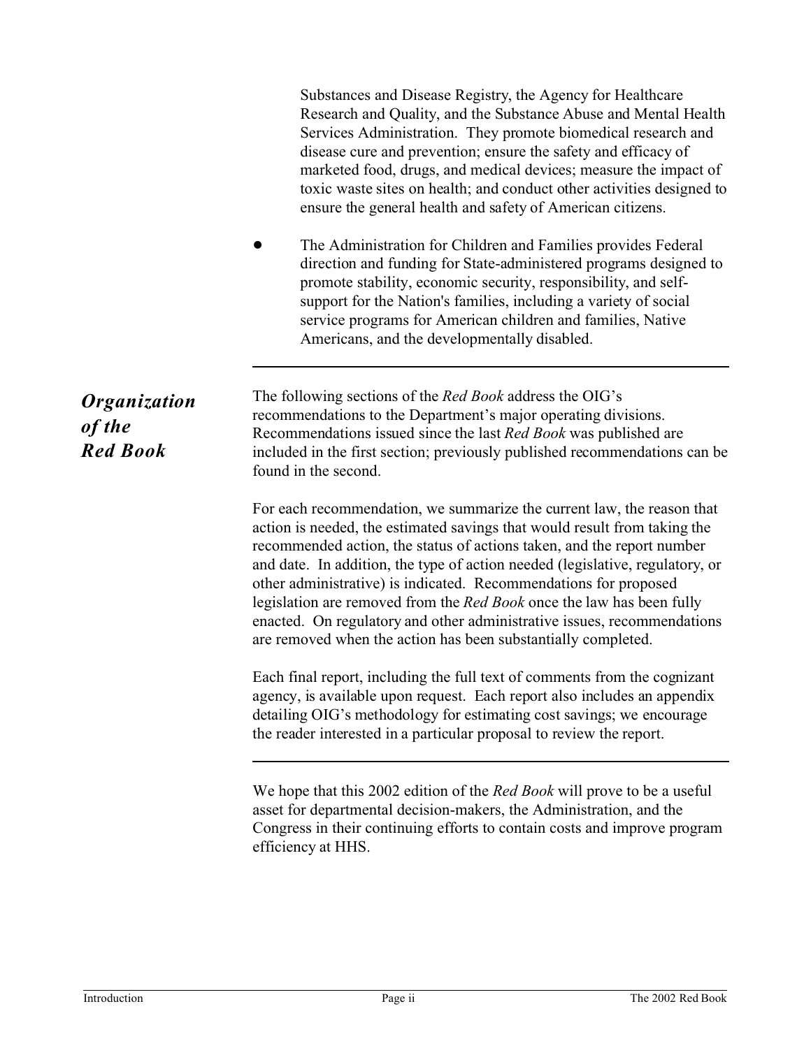Substances and Disease Registry, the Agency for Healthcare Research and Quality, and the Substance Abuse and Mental Health Services Administration. They promote biomedical research and disease cure and prevention; ensure the safety and efficacy of marketed food, drugs, and medical devices; measure the impact of toxic waste sites on health; and conduct other activities designed to ensure the general health and safety of American citizens.

- The Administration for Children and Families provides Federal direction and funding for State-administered programs designed to promote stability, economic security, responsibility, and self-support for the Nation's families, including a variety of social service programs for American children and families, Native Americans, and the developmentally disabled.

---

## *Organization of the Red Book*

The following sections of the *Red Book* address the OIG's recommendations to the Department's major operating divisions. Recommendations issued since the last *Red Book* was published are included in the first section; previously published recommendations can be found in the second.

For each recommendation, we summarize the current law, the reason that action is needed, the estimated savings that would result from taking the recommended action, the status of actions taken, and the report number and date. In addition, the type of action needed (legislative, regulatory, or other administrative) is indicated. Recommendations for proposed legislation are removed from the *Red Book* once the law has been fully enacted. On regulatory and other administrative issues, recommendations are removed when the action has been substantially completed.

Each final report, including the full text of comments from the cognizant agency, is available upon request. Each report also includes an appendix detailing OIG's methodology for estimating cost savings; we encourage the reader interested in a particular proposal to review the report.

---

We hope that this 2002 edition of the *Red Book* will prove to be a useful asset for departmental decision-makers, the Administration, and the Congress in their continuing efforts to contain costs and improve program efficiency at HHS.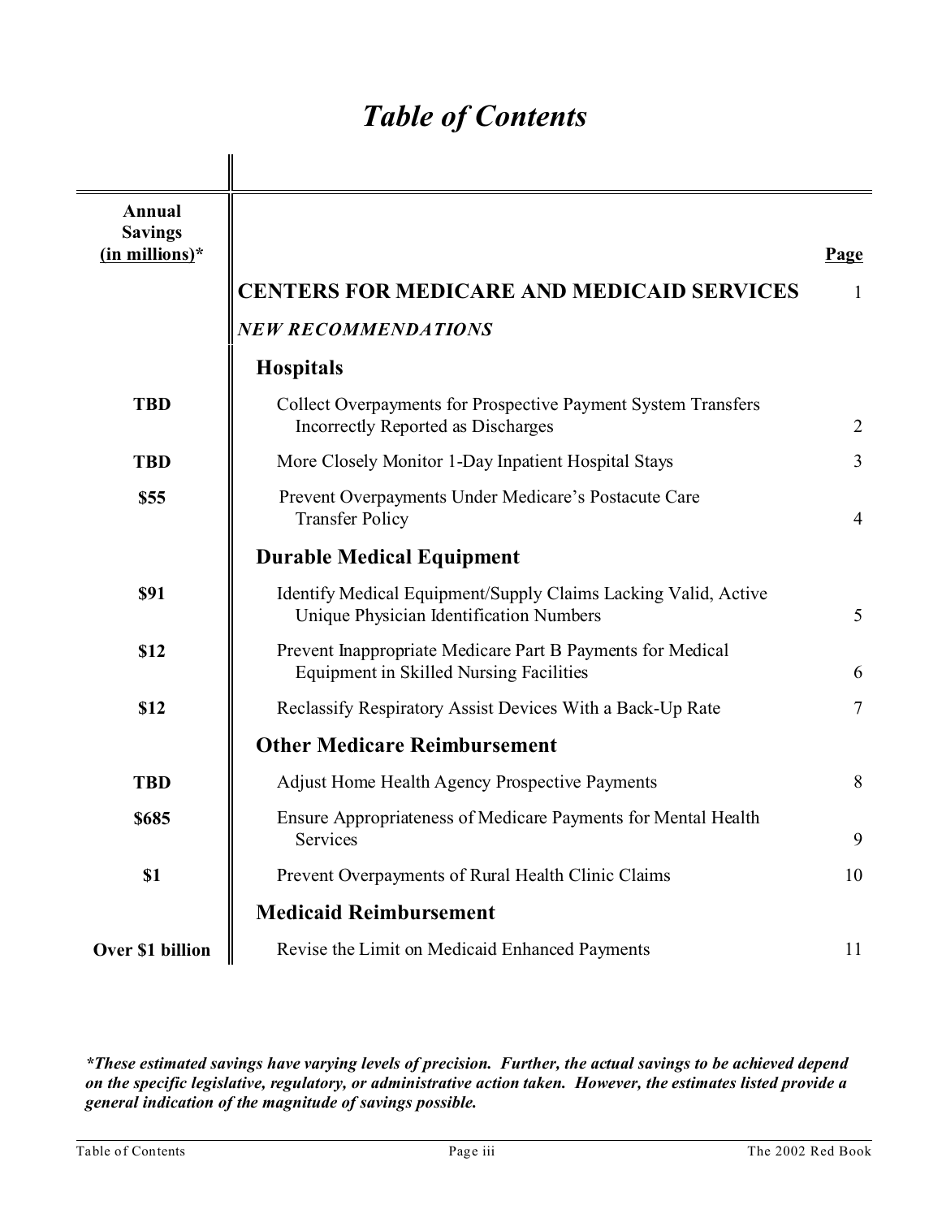# *Table of Contents*

| Annual Savings (in millions)* | | Page |
|---|---|---|
| | **CENTERS FOR MEDICARE AND MEDICAID SERVICES** | 1 |
| | ***NEW RECOMMENDATIONS*** | |
| | **Hospitals** | |
| **TBD** | Collect Overpayments for Prospective Payment System Transfers Incorrectly Reported as Discharges | 2 |
| **TBD** | More Closely Monitor 1-Day Inpatient Hospital Stays | 3 |
| **$55** | Prevent Overpayments Under Medicare's Postacute Care Transfer Policy | 4 |
| | **Durable Medical Equipment** | |
| **$91** | Identify Medical Equipment/Supply Claims Lacking Valid, Active Unique Physician Identification Numbers | 5 |
| **$12** | Prevent Inappropriate Medicare Part B Payments for Medical Equipment in Skilled Nursing Facilities | 6 |
| **$12** | Reclassify Respiratory Assist Devices With a Back-Up Rate | 7 |
| | **Other Medicare Reimbursement** | |
| **TBD** | Adjust Home Health Agency Prospective Payments | 8 |
| **$685** | Ensure Appropriateness of Medicare Payments for Mental Health Services | 9 |
| **$1** | Prevent Overpayments of Rural Health Clinic Claims | 10 |
| | **Medicaid Reimbursement** | |
| **Over $1 billion** | Revise the Limit on Medicaid Enhanced Payments | 11 |

***These estimated savings have varying levels of precision. Further, the actual savings to be achieved depend on the specific legislative, regulatory, or administrative action taken. However, the estimates listed provide a general indication of the magnitude of savings possible.***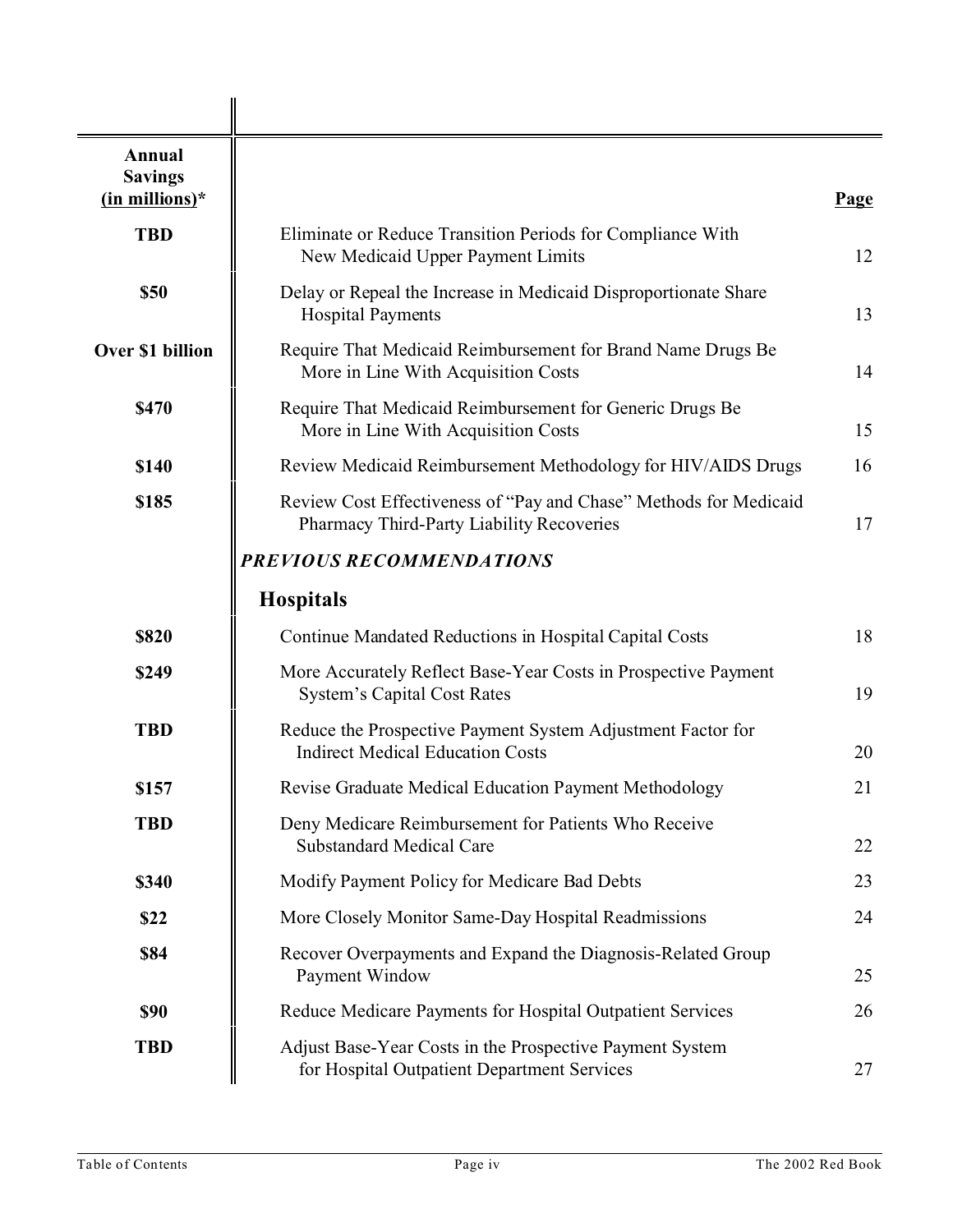| Annual Savings (in millions)* | | Page |
|---|---|---|
| TBD | Eliminate or Reduce Transition Periods for Compliance With New Medicaid Upper Payment Limits | 12 |
| $50 | Delay or Repeal the Increase in Medicaid Disproportionate Share Hospital Payments | 13 |
| Over $1 billion | Require That Medicaid Reimbursement for Brand Name Drugs Be More in Line With Acquisition Costs | 14 |
| $470 | Require That Medicaid Reimbursement for Generic Drugs Be More in Line With Acquisition Costs | 15 |
| $140 | Review Medicaid Reimbursement Methodology for HIV/AIDS Drugs | 16 |
| $185 | Review Cost Effectiveness of "Pay and Chase" Methods for Medicaid Pharmacy Third-Party Liability Recoveries | 17 |
| | ***PREVIOUS RECOMMENDATIONS*** | |
| | **Hospitals** | |
| $820 | Continue Mandated Reductions in Hospital Capital Costs | 18 |
| $249 | More Accurately Reflect Base-Year Costs in Prospective Payment System's Capital Cost Rates | 19 |
| TBD | Reduce the Prospective Payment System Adjustment Factor for Indirect Medical Education Costs | 20 |
| $157 | Revise Graduate Medical Education Payment Methodology | 21 |
| TBD | Deny Medicare Reimbursement for Patients Who Receive Substandard Medical Care | 22 |
| $340 | Modify Payment Policy for Medicare Bad Debts | 23 |
| $22 | More Closely Monitor Same-Day Hospital Readmissions | 24 |
| $84 | Recover Overpayments and Expand the Diagnosis-Related Group Payment Window | 25 |
| $90 | Reduce Medicare Payments for Hospital Outpatient Services | 26 |
| TBD | Adjust Base-Year Costs in the Prospective Payment System for Hospital Outpatient Department Services | 27 |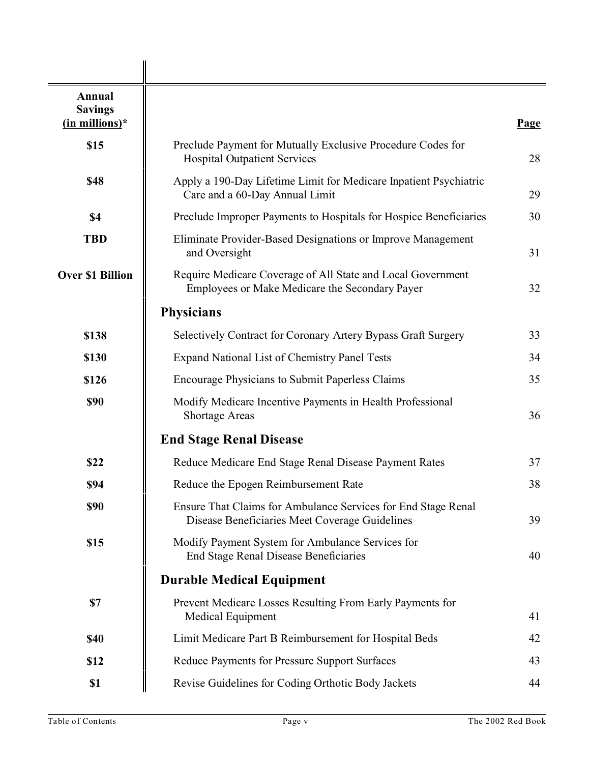| Annual Savings (in millions)* | | Page |
|---|---|---|
| $15 | Preclude Payment for Mutually Exclusive Procedure Codes for Hospital Outpatient Services | 28 |
| $48 | Apply a 190-Day Lifetime Limit for Medicare Inpatient Psychiatric Care and a 60-Day Annual Limit | 29 |
| $4 | Preclude Improper Payments to Hospitals for Hospice Beneficiaries | 30 |
| TBD | Eliminate Provider-Based Designations or Improve Management and Oversight | 31 |
| Over $1 Billion | Require Medicare Coverage of All State and Local Government Employees or Make Medicare the Secondary Payer | 32 |
| | **Physicians** | |
| $138 | Selectively Contract for Coronary Artery Bypass Graft Surgery | 33 |
| $130 | Expand National List of Chemistry Panel Tests | 34 |
| $126 | Encourage Physicians to Submit Paperless Claims | 35 |
| $90 | Modify Medicare Incentive Payments in Health Professional Shortage Areas | 36 |
| | **End Stage Renal Disease** | |
| $22 | Reduce Medicare End Stage Renal Disease Payment Rates | 37 |
| $94 | Reduce the Epogen Reimbursement Rate | 38 |
| $90 | Ensure That Claims for Ambulance Services for End Stage Renal Disease Beneficiaries Meet Coverage Guidelines | 39 |
| $15 | Modify Payment System for Ambulance Services for End Stage Renal Disease Beneficiaries | 40 |
| | **Durable Medical Equipment** | |
| $7 | Prevent Medicare Losses Resulting From Early Payments for Medical Equipment | 41 |
| $40 | Limit Medicare Part B Reimbursement for Hospital Beds | 42 |
| $12 | Reduce Payments for Pressure Support Surfaces | 43 |
| $1 | Revise Guidelines for Coding Orthotic Body Jackets | 44 |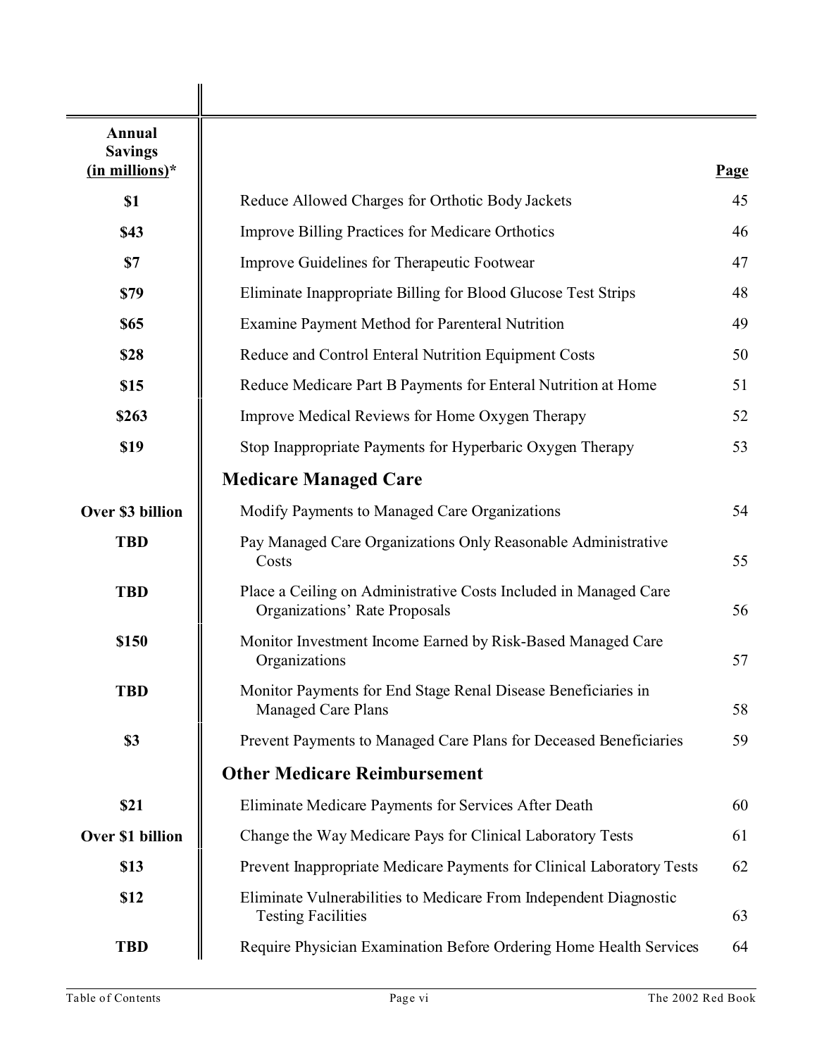| Annual Savings (in millions)* | | Page |
|---|---|---|
| $1 | Reduce Allowed Charges for Orthotic Body Jackets | 45 |
| $43 | Improve Billing Practices for Medicare Orthotics | 46 |
| $7 | Improve Guidelines for Therapeutic Footwear | 47 |
| $79 | Eliminate Inappropriate Billing for Blood Glucose Test Strips | 48 |
| $65 | Examine Payment Method for Parenteral Nutrition | 49 |
| $28 | Reduce and Control Enteral Nutrition Equipment Costs | 50 |
| $15 | Reduce Medicare Part B Payments for Enteral Nutrition at Home | 51 |
| $263 | Improve Medical Reviews for Home Oxygen Therapy | 52 |
| $19 | Stop Inappropriate Payments for Hyperbaric Oxygen Therapy | 53 |
| | **Medicare Managed Care** | |
| Over $3 billion | Modify Payments to Managed Care Organizations | 54 |
| TBD | Pay Managed Care Organizations Only Reasonable Administrative Costs | 55 |
| TBD | Place a Ceiling on Administrative Costs Included in Managed Care Organizations' Rate Proposals | 56 |
| $150 | Monitor Investment Income Earned by Risk-Based Managed Care Organizations | 57 |
| TBD | Monitor Payments for End Stage Renal Disease Beneficiaries in Managed Care Plans | 58 |
| $3 | Prevent Payments to Managed Care Plans for Deceased Beneficiaries | 59 |
| | **Other Medicare Reimbursement** | |
| $21 | Eliminate Medicare Payments for Services After Death | 60 |
| Over $1 billion | Change the Way Medicare Pays for Clinical Laboratory Tests | 61 |
| $13 | Prevent Inappropriate Medicare Payments for Clinical Laboratory Tests | 62 |
| $12 | Eliminate Vulnerabilities to Medicare From Independent Diagnostic Testing Facilities | 63 |
| TBD | Require Physician Examination Before Ordering Home Health Services | 64 |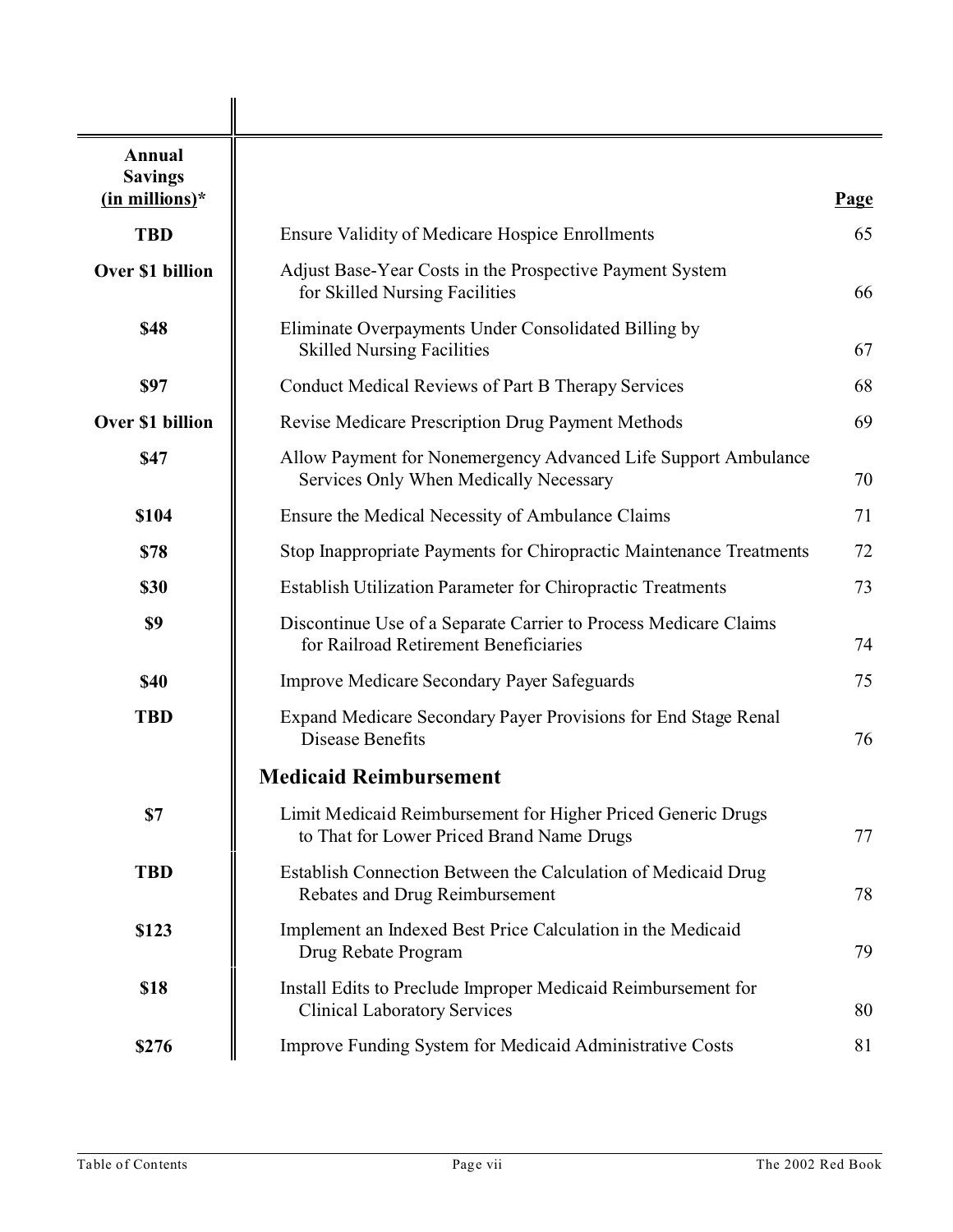| Annual Savings (in millions)* | | Page |
|---|---|---|
| TBD | Ensure Validity of Medicare Hospice Enrollments | 65 |
| Over $1 billion | Adjust Base-Year Costs in the Prospective Payment System for Skilled Nursing Facilities | 66 |
| $48 | Eliminate Overpayments Under Consolidated Billing by Skilled Nursing Facilities | 67 |
| $97 | Conduct Medical Reviews of Part B Therapy Services | 68 |
| Over $1 billion | Revise Medicare Prescription Drug Payment Methods | 69 |
| $47 | Allow Payment for Nonemergency Advanced Life Support Ambulance Services Only When Medically Necessary | 70 |
| $104 | Ensure the Medical Necessity of Ambulance Claims | 71 |
| $78 | Stop Inappropriate Payments for Chiropractic Maintenance Treatments | 72 |
| $30 | Establish Utilization Parameter for Chiropractic Treatments | 73 |
| $9 | Discontinue Use of a Separate Carrier to Process Medicare Claims for Railroad Retirement Beneficiaries | 74 |
| $40 | Improve Medicare Secondary Payer Safeguards | 75 |
| TBD | Expand Medicare Secondary Payer Provisions for End Stage Renal Disease Benefits | 76 |
| | **Medicaid Reimbursement** | |
| $7 | Limit Medicaid Reimbursement for Higher Priced Generic Drugs to That for Lower Priced Brand Name Drugs | 77 |
| TBD | Establish Connection Between the Calculation of Medicaid Drug Rebates and Drug Reimbursement | 78 |
| $123 | Implement an Indexed Best Price Calculation in the Medicaid Drug Rebate Program | 79 |
| $18 | Install Edits to Preclude Improper Medicaid Reimbursement for Clinical Laboratory Services | 80 |
| $276 | Improve Funding System for Medicaid Administrative Costs | 81 |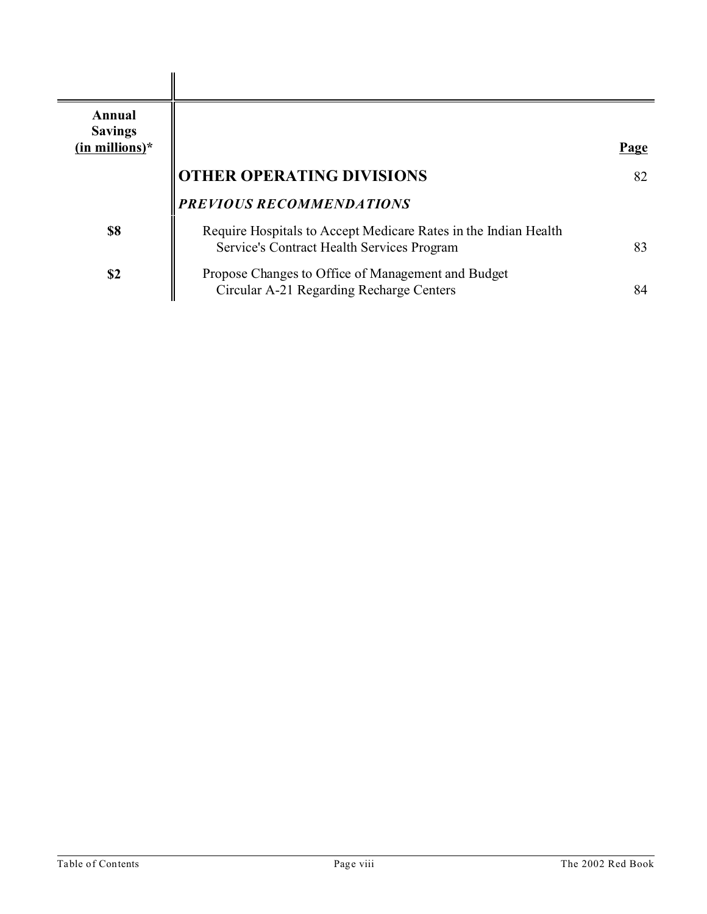| Annual Savings (in millions)* | | Page |
|---|---|---|
| | **OTHER OPERATING DIVISIONS** | 82 |
| | ***PREVIOUS RECOMMENDATIONS*** | |
| **$8** | Require Hospitals to Accept Medicare Rates in the Indian Health Service's Contract Health Services Program | 83 |
| **$2** | Propose Changes to Office of Management and Budget Circular A-21 Regarding Recharge Centers | 84 |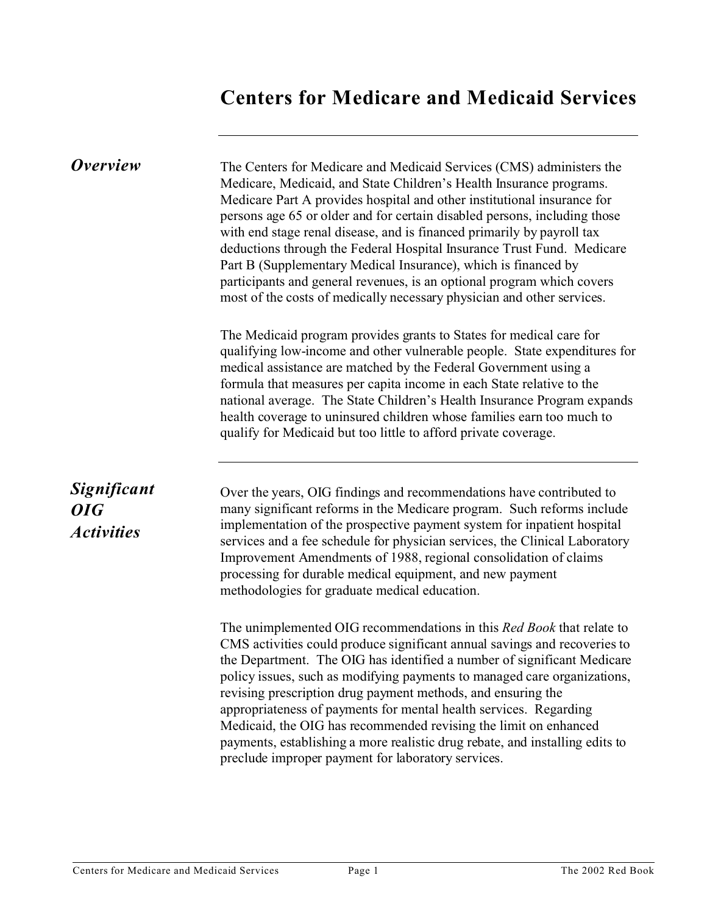# Centers for Medicare and Medicaid Services

## *Overview*

The Centers for Medicare and Medicaid Services (CMS) administers the Medicare, Medicaid, and State Children's Health Insurance programs. Medicare Part A provides hospital and other institutional insurance for persons age 65 or older and for certain disabled persons, including those with end stage renal disease, and is financed primarily by payroll tax deductions through the Federal Hospital Insurance Trust Fund. Medicare Part B (Supplementary Medical Insurance), which is financed by participants and general revenues, is an optional program which covers most of the costs of medically necessary physician and other services.

The Medicaid program provides grants to States for medical care for qualifying low-income and other vulnerable people. State expenditures for medical assistance are matched by the Federal Government using a formula that measures per capita income in each State relative to the national average. The State Children's Health Insurance Program expands health coverage to uninsured children whose families earn too much to qualify for Medicaid but too little to afford private coverage.

## *Significant OIG Activities*

Over the years, OIG findings and recommendations have contributed to many significant reforms in the Medicare program. Such reforms include implementation of the prospective payment system for inpatient hospital services and a fee schedule for physician services, the Clinical Laboratory Improvement Amendments of 1988, regional consolidation of claims processing for durable medical equipment, and new payment methodologies for graduate medical education.

The unimplemented OIG recommendations in this *Red Book* that relate to CMS activities could produce significant annual savings and recoveries to the Department. The OIG has identified a number of significant Medicare policy issues, such as modifying payments to managed care organizations, revising prescription drug payment methods, and ensuring the appropriateness of payments for mental health services. Regarding Medicaid, the OIG has recommended revising the limit on enhanced payments, establishing a more realistic drug rebate, and installing edits to preclude improper payment for laboratory services.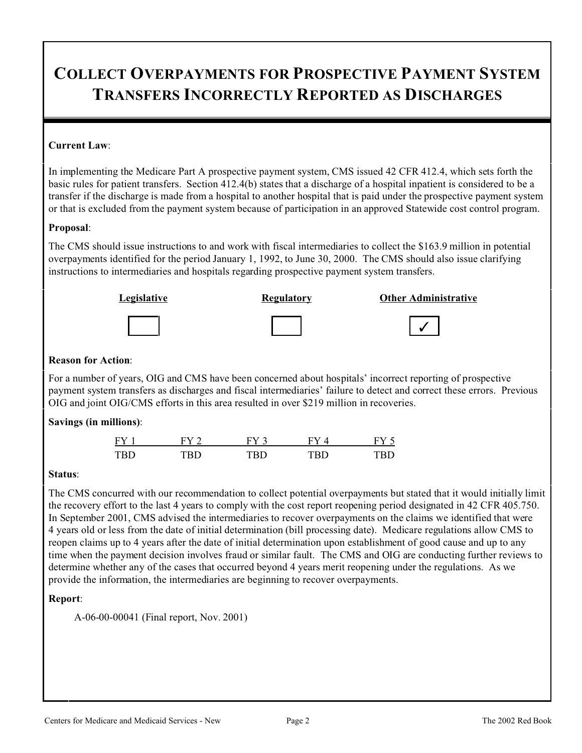# COLLECT OVERPAYMENTS FOR PROSPECTIVE PAYMENT SYSTEM TRANSFERS INCORRECTLY REPORTED AS DISCHARGES

**Current Law**:

In implementing the Medicare Part A prospective payment system, CMS issued 42 CFR 412.4, which sets forth the basic rules for patient transfers. Section 412.4(b) states that a discharge of a hospital inpatient is considered to be a transfer if the discharge is made from a hospital to another hospital that is paid under the prospective payment system or that is excluded from the payment system because of participation in an approved Statewide cost control program.

**Proposal**:

The CMS should issue instructions to and work with fiscal intermediaries to collect the $163.9 million in potential overpayments identified for the period January 1, 1992, to June 30, 2000. The CMS should also issue clarifying instructions to intermediaries and hospitals regarding prospective payment system transfers.

| Legislative | Regulatory | Other Administrative |
|---|---|---|
| ☐ | ☐ | ✓ |

**Reason for Action**:

For a number of years, OIG and CMS have been concerned about hospitals' incorrect reporting of prospective payment system transfers as discharges and fiscal intermediaries' failure to detect and correct these errors. Previous OIG and joint OIG/CMS efforts in this area resulted in over $219 million in recoveries.

**Savings (in millions)**:

| FY 1 | FY 2 | FY 3 | FY 4 | FY 5 |
|---|---|---|---|---|
| TBD | TBD | TBD | TBD | TBD |

**Status**:

The CMS concurred with our recommendation to collect potential overpayments but stated that it would initially limit the recovery effort to the last 4 years to comply with the cost report reopening period designated in 42 CFR 405.750. In September 2001, CMS advised the intermediaries to recover overpayments on the claims we identified that were 4 years old or less from the date of initial determination (bill processing date). Medicare regulations allow CMS to reopen claims up to 4 years after the date of initial determination upon establishment of good cause and up to any time when the payment decision involves fraud or similar fault. The CMS and OIG are conducting further reviews to determine whether any of the cases that occurred beyond 4 years merit reopening under the regulations. As we provide the information, the intermediaries are beginning to recover overpayments.

**Report**:

A-06-00-00041 (Final report, Nov. 2001)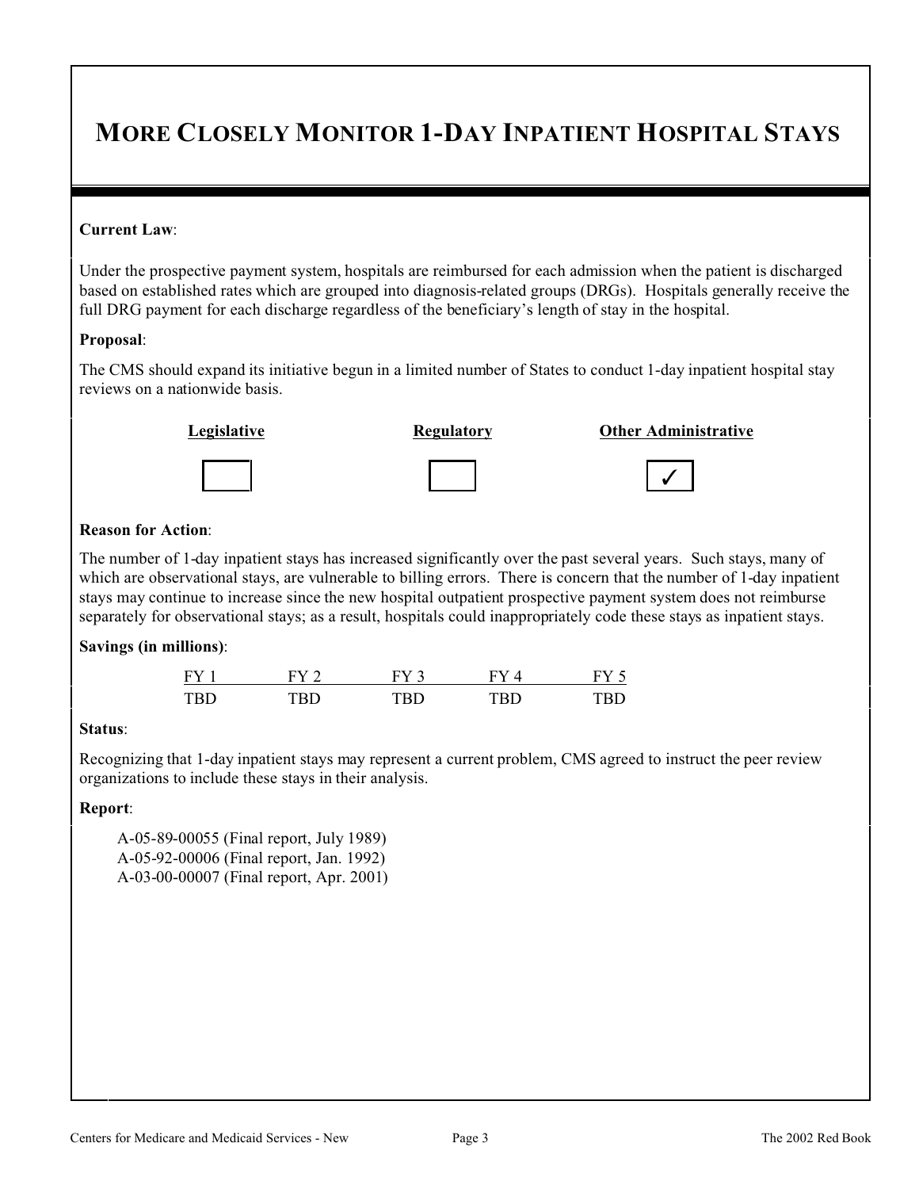# MORE CLOSELY MONITOR 1-DAY INPATIENT HOSPITAL STAYS

**Current Law**:

Under the prospective payment system, hospitals are reimbursed for each admission when the patient is discharged based on established rates which are grouped into diagnosis-related groups (DRGs). Hospitals generally receive the full DRG payment for each discharge regardless of the beneficiary's length of stay in the hospital.

**Proposal**:

The CMS should expand its initiative begun in a limited number of States to conduct 1-day inpatient hospital stay reviews on a nationwide basis.

| Legislative | Regulatory | Other Administrative |
|---|---|---|
| ☐ | ☐ | ✓ |

**Reason for Action**:

The number of 1-day inpatient stays has increased significantly over the past several years. Such stays, many of which are observational stays, are vulnerable to billing errors. There is concern that the number of 1-day inpatient stays may continue to increase since the new hospital outpatient prospective payment system does not reimburse separately for observational stays; as a result, hospitals could inappropriately code these stays as inpatient stays.

**Savings (in millions)**:

| FY 1 | FY 2 | FY 3 | FY 4 | FY 5 |
|---|---|---|---|---|
| TBD | TBD | TBD | TBD | TBD |

**Status**:

Recognizing that 1-day inpatient stays may represent a current problem, CMS agreed to instruct the peer review organizations to include these stays in their analysis.

**Report**:

A-05-89-00055 (Final report, July 1989)
A-05-92-00006 (Final report, Jan. 1992)
A-03-00-00007 (Final report, Apr. 2001)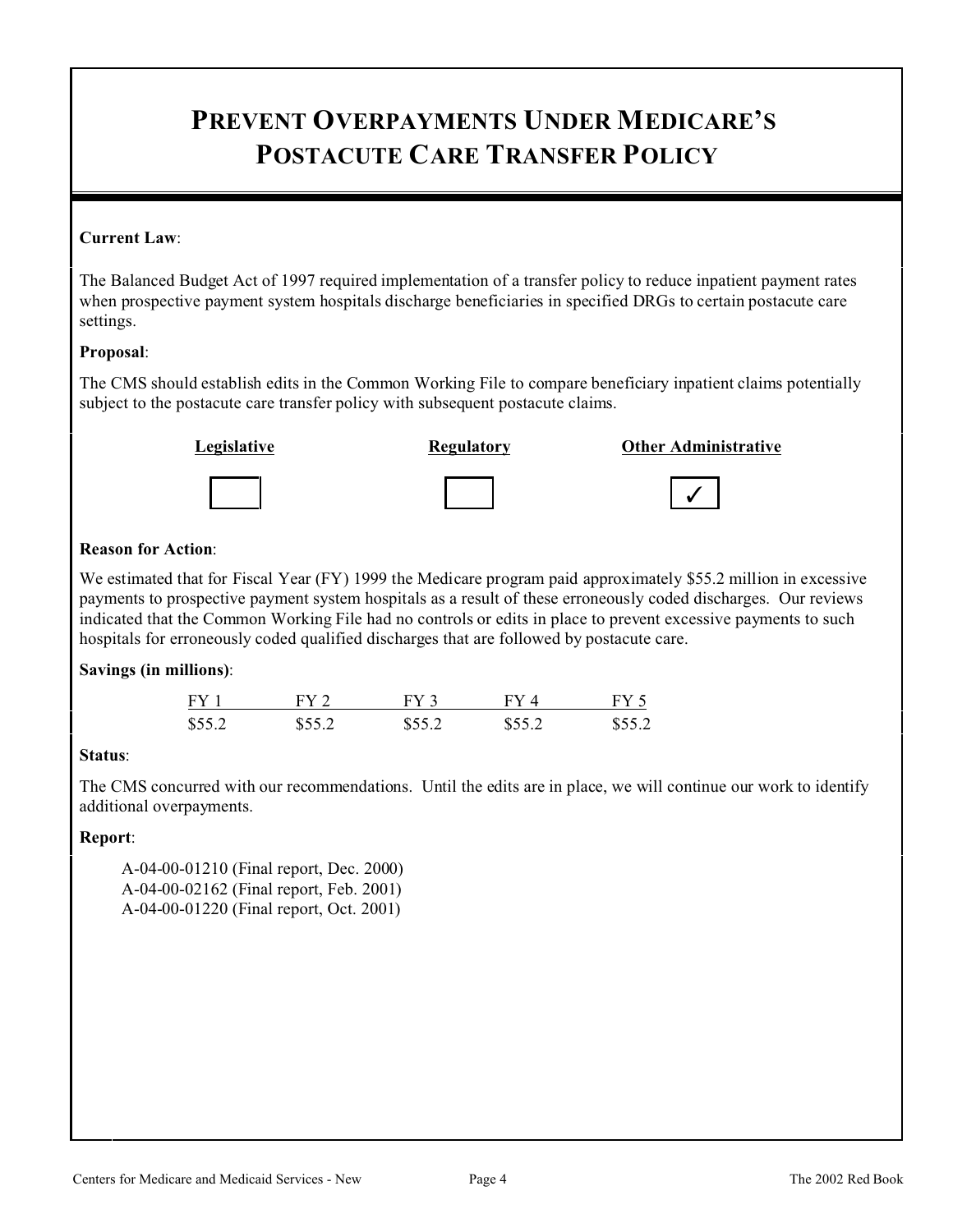# PREVENT OVERPAYMENTS UNDER MEDICARE'S POSTACUTE CARE TRANSFER POLICY

**Current Law**:

The Balanced Budget Act of 1997 required implementation of a transfer policy to reduce inpatient payment rates when prospective payment system hospitals discharge beneficiaries in specified DRGs to certain postacute care settings.

**Proposal**:

The CMS should establish edits in the Common Working File to compare beneficiary inpatient claims potentially subject to the postacute care transfer policy with subsequent postacute claims.

| Legislative | Regulatory | Other Administrative |
|---|---|---|
| ☐ | ☐ | ✓ |

**Reason for Action**:

We estimated that for Fiscal Year (FY) 1999 the Medicare program paid approximately $55.2 million in excessive payments to prospective payment system hospitals as a result of these erroneously coded discharges. Our reviews indicated that the Common Working File had no controls or edits in place to prevent excessive payments to such hospitals for erroneously coded qualified discharges that are followed by postacute care.

**Savings (in millions)**:

| FY 1 | FY 2 | FY 3 | FY 4 | FY 5 |
|---|---|---|---|---|
| $55.2 | $55.2 | $55.2 | $55.2 | $55.2 |

**Status**:

The CMS concurred with our recommendations. Until the edits are in place, we will continue our work to identify additional overpayments.

**Report**:

A-04-00-01210 (Final report, Dec. 2000)
A-04-00-02162 (Final report, Feb. 2001)
A-04-00-01220 (Final report, Oct. 2001)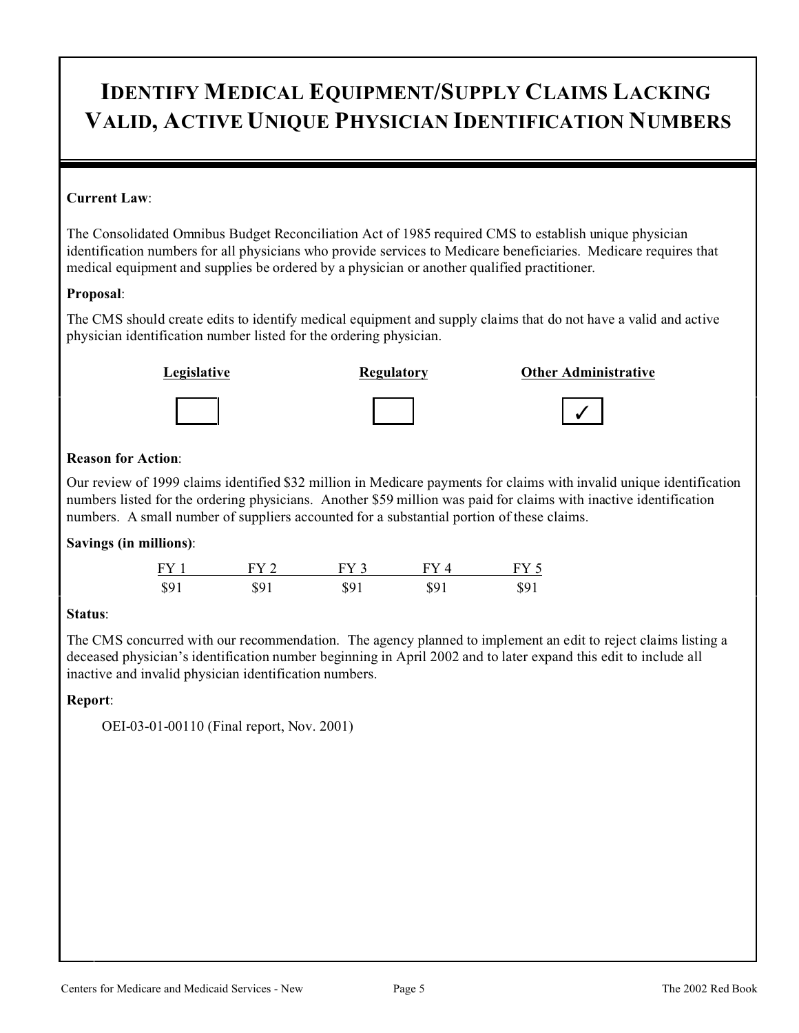# IDENTIFY MEDICAL EQUIPMENT/SUPPLY CLAIMS LACKING VALID, ACTIVE UNIQUE PHYSICIAN IDENTIFICATION NUMBERS

**Current Law**:

The Consolidated Omnibus Budget Reconciliation Act of 1985 required CMS to establish unique physician identification numbers for all physicians who provide services to Medicare beneficiaries. Medicare requires that medical equipment and supplies be ordered by a physician or another qualified practitioner.

**Proposal**:

The CMS should create edits to identify medical equipment and supply claims that do not have a valid and active physician identification number listed for the ordering physician.

| Legislative | Regulatory | Other Administrative |
|---|---|---|
| ☐ | ☐ | ✓ |

**Reason for Action**:

Our review of 1999 claims identified $32 million in Medicare payments for claims with invalid unique identification numbers listed for the ordering physicians. Another $59 million was paid for claims with inactive identification numbers. A small number of suppliers accounted for a substantial portion of these claims.

**Savings (in millions)**:

| FY 1 | FY 2 | FY 3 | FY 4 | FY 5 |
|---|---|---|---|---|
| $91 | $91 | $91 | $91 | $91 |

**Status**:

The CMS concurred with our recommendation. The agency planned to implement an edit to reject claims listing a deceased physician's identification number beginning in April 2002 and to later expand this edit to include all inactive and invalid physician identification numbers.

**Report**:

OEI-03-01-00110 (Final report, Nov. 2001)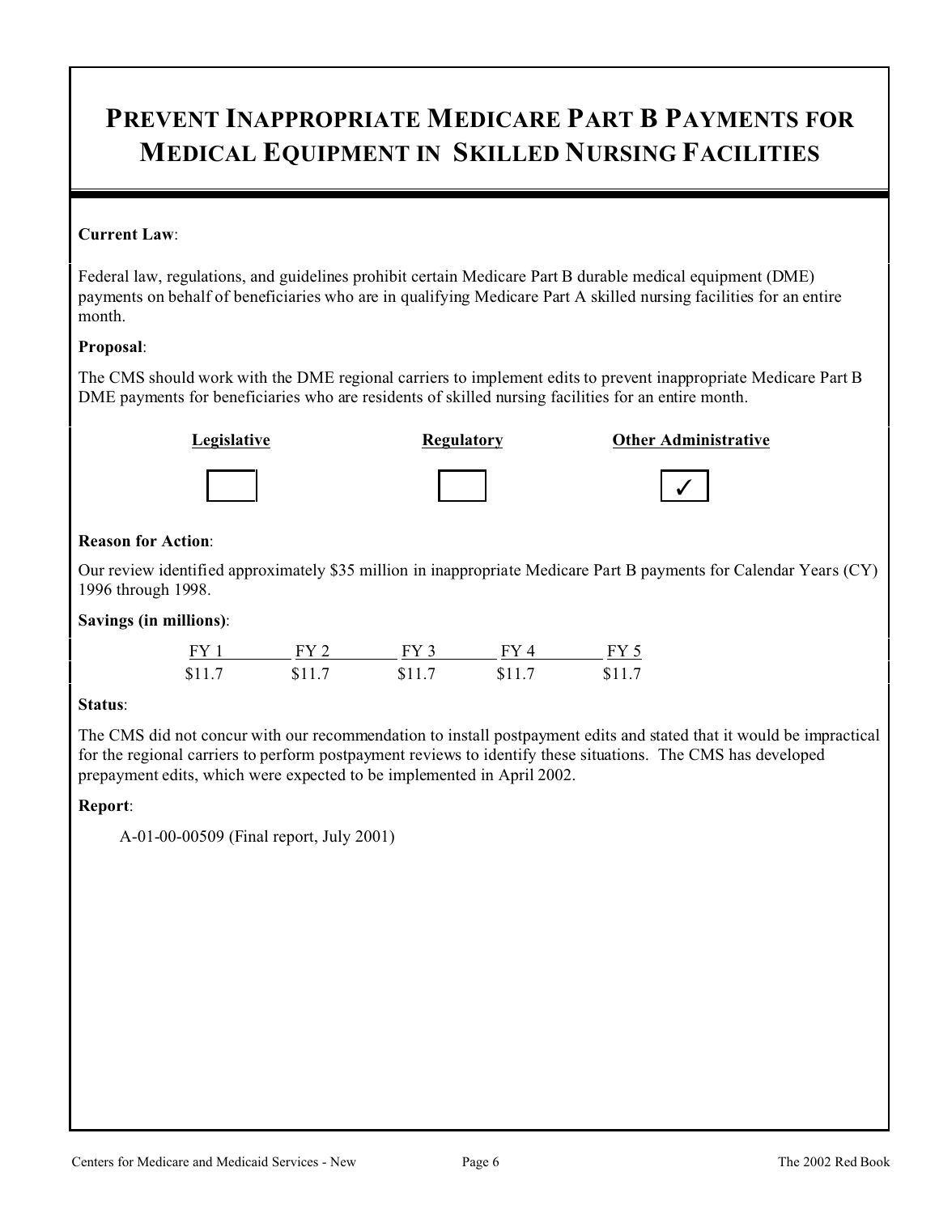# PREVENT INAPPROPRIATE MEDICARE PART B PAYMENTS FOR MEDICAL EQUIPMENT IN SKILLED NURSING FACILITIES

**Current Law**:

Federal law, regulations, and guidelines prohibit certain Medicare Part B durable medical equipment (DME) payments on behalf of beneficiaries who are in qualifying Medicare Part A skilled nursing facilities for an entire month.

**Proposal**:

The CMS should work with the DME regional carriers to implement edits to prevent inappropriate Medicare Part B DME payments for beneficiaries who are residents of skilled nursing facilities for an entire month.

| Legislative | Regulatory | Other Administrative |
|---|---|---|
| ☐ | ☐ | ✓ |

**Reason for Action**:

Our review identified approximately $35 million in inappropriate Medicare Part B payments for Calendar Years (CY) 1996 through 1998.

**Savings (in millions)**:

| FY 1 | FY 2 | FY 3 | FY 4 | FY 5 |
|---|---|---|---|---|
| $11.7 | $11.7 | $11.7 | $11.7 | $11.7 |

**Status**:

The CMS did not concur with our recommendation to install postpayment edits and stated that it would be impractical for the regional carriers to perform postpayment reviews to identify these situations. The CMS has developed prepayment edits, which were expected to be implemented in April 2002.

**Report**:

A-01-00-00509 (Final report, July 2001)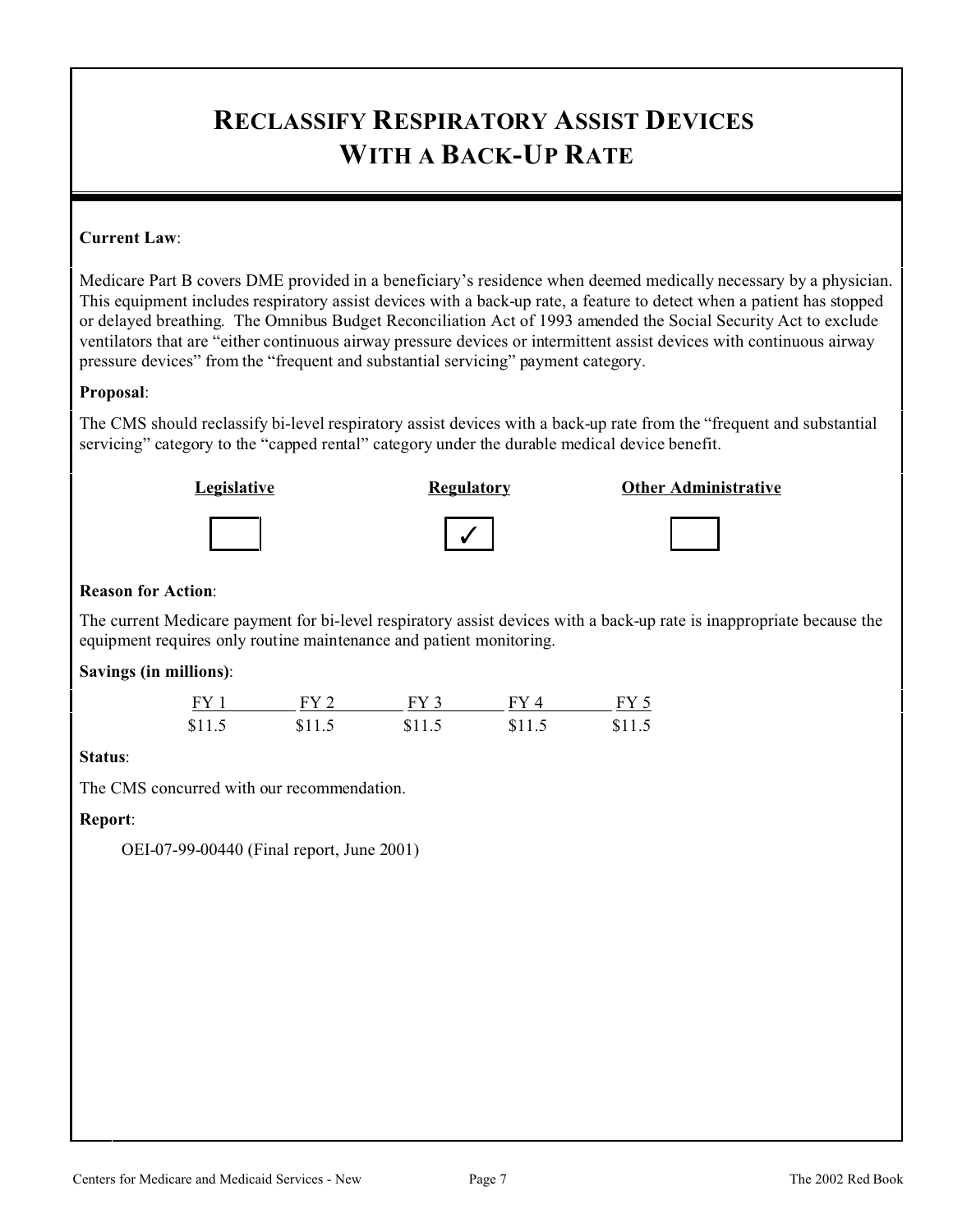# RECLASSIFY RESPIRATORY ASSIST DEVICES WITH A BACK-UP RATE

**Current Law**:

Medicare Part B covers DME provided in a beneficiary's residence when deemed medically necessary by a physician. This equipment includes respiratory assist devices with a back-up rate, a feature to detect when a patient has stopped or delayed breathing. The Omnibus Budget Reconciliation Act of 1993 amended the Social Security Act to exclude ventilators that are "either continuous airway pressure devices or intermittent assist devices with continuous airway pressure devices" from the "frequent and substantial servicing" payment category.

**Proposal**:

The CMS should reclassify bi-level respiratory assist devices with a back-up rate from the "frequent and substantial servicing" category to the "capped rental" category under the durable medical device benefit.

| Legislative | Regulatory | Other Administrative |
|---|---|---|
| | ✓ | |

**Reason for Action**:

The current Medicare payment for bi-level respiratory assist devices with a back-up rate is inappropriate because the equipment requires only routine maintenance and patient monitoring.

**Savings (in millions)**:

| FY 1 | FY 2 | FY 3 | FY 4 | FY 5 |
|---|---|---|---|---|
| $11.5 | $11.5 | $11.5 | $11.5 | $11.5 |

**Status**:

The CMS concurred with our recommendation.

**Report**:

OEI-07-99-00440 (Final report, June 2001)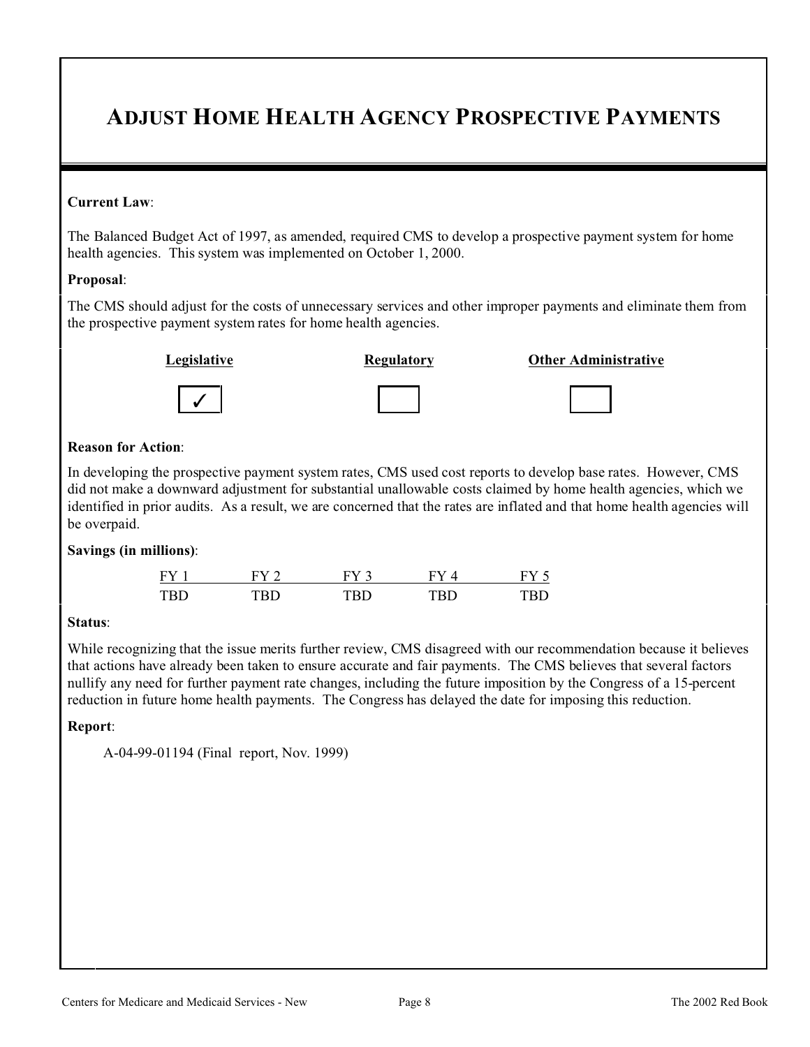# ADJUST HOME HEALTH AGENCY PROSPECTIVE PAYMENTS

**Current Law**:

The Balanced Budget Act of 1997, as amended, required CMS to develop a prospective payment system for home health agencies. This system was implemented on October 1, 2000.

**Proposal**:

The CMS should adjust for the costs of unnecessary services and other improper payments and eliminate them from the prospective payment system rates for home health agencies.

| Legislative | Regulatory | Other Administrative |
|---|---|---|
| ✓ | | |

**Reason for Action**:

In developing the prospective payment system rates, CMS used cost reports to develop base rates. However, CMS did not make a downward adjustment for substantial unallowable costs claimed by home health agencies, which we identified in prior audits. As a result, we are concerned that the rates are inflated and that home health agencies will be overpaid.

**Savings (in millions)**:

| FY 1 | FY 2 | FY 3 | FY 4 | FY 5 |
|---|---|---|---|---|
| TBD | TBD | TBD | TBD | TBD |

**Status**:

While recognizing that the issue merits further review, CMS disagreed with our recommendation because it believes that actions have already been taken to ensure accurate and fair payments. The CMS believes that several factors nullify any need for further payment rate changes, including the future imposition by the Congress of a 15-percent reduction in future home health payments. The Congress has delayed the date for imposing this reduction.

**Report**:

A-04-99-01194 (Final report, Nov. 1999)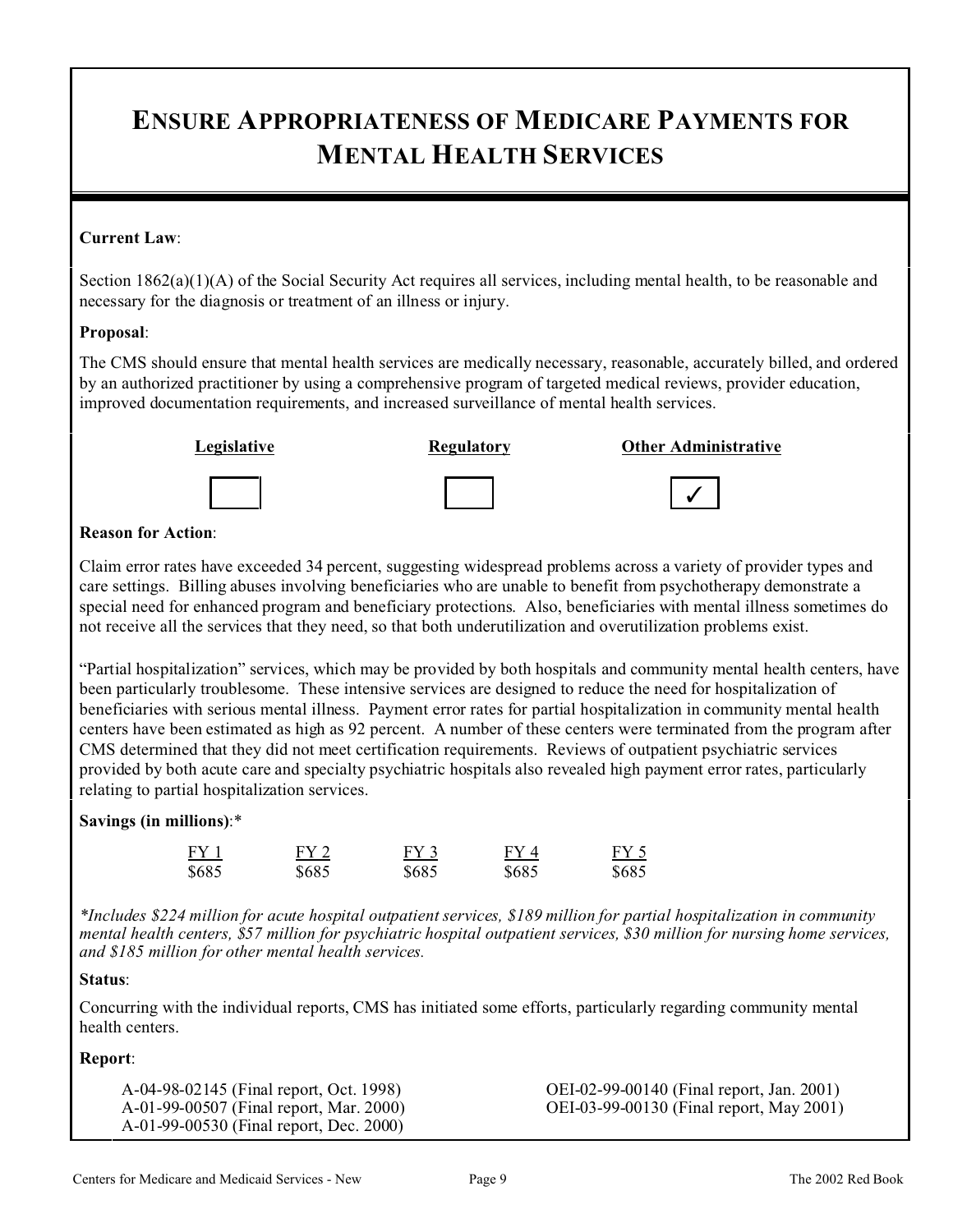# ENSURE APPROPRIATENESS OF MEDICARE PAYMENTS FOR MENTAL HEALTH SERVICES

**Current Law**:

Section 1862(a)(1)(A) of the Social Security Act requires all services, including mental health, to be reasonable and necessary for the diagnosis or treatment of an illness or injury.

**Proposal**:

The CMS should ensure that mental health services are medically necessary, reasonable, accurately billed, and ordered by an authorized practitioner by using a comprehensive program of targeted medical reviews, provider education, improved documentation requirements, and increased surveillance of mental health services.

| Legislative | Regulatory | Other Administrative |
|---|---|---|
| | | ✓ |

**Reason for Action**:

Claim error rates have exceeded 34 percent, suggesting widespread problems across a variety of provider types and care settings. Billing abuses involving beneficiaries who are unable to benefit from psychotherapy demonstrate a special need for enhanced program and beneficiary protections. Also, beneficiaries with mental illness sometimes do not receive all the services that they need, so that both underutilization and overutilization problems exist.

"Partial hospitalization" services, which may be provided by both hospitals and community mental health centers, have been particularly troublesome. These intensive services are designed to reduce the need for hospitalization of beneficiaries with serious mental illness. Payment error rates for partial hospitalization in community mental health centers have been estimated as high as 92 percent. A number of these centers were terminated from the program after CMS determined that they did not meet certification requirements. Reviews of outpatient psychiatric services provided by both acute care and specialty psychiatric hospitals also revealed high payment error rates, particularly relating to partial hospitalization services.

**Savings (in millions)**:*

| FY 1 | FY 2 | FY 3 | FY 4 | FY 5 |
|---|---|---|---|---|
| $685 | $685 | $685 | $685 | $685 |

*\*Includes $224 million for acute hospital outpatient services, $189 million for partial hospitalization in community mental health centers, $57 million for psychiatric hospital outpatient services, $30 million for nursing home services, and $185 million for other mental health services.*

**Status**:

Concurring with the individual reports, CMS has initiated some efforts, particularly regarding community mental health centers.

**Report**:

A-04-98-02145 (Final report, Oct. 1998)
A-01-99-00507 (Final report, Mar. 2000)
A-01-99-00530 (Final report, Dec. 2000)
OEI-02-99-00140 (Final report, Jan. 2001)
OEI-03-99-00130 (Final report, May 2001)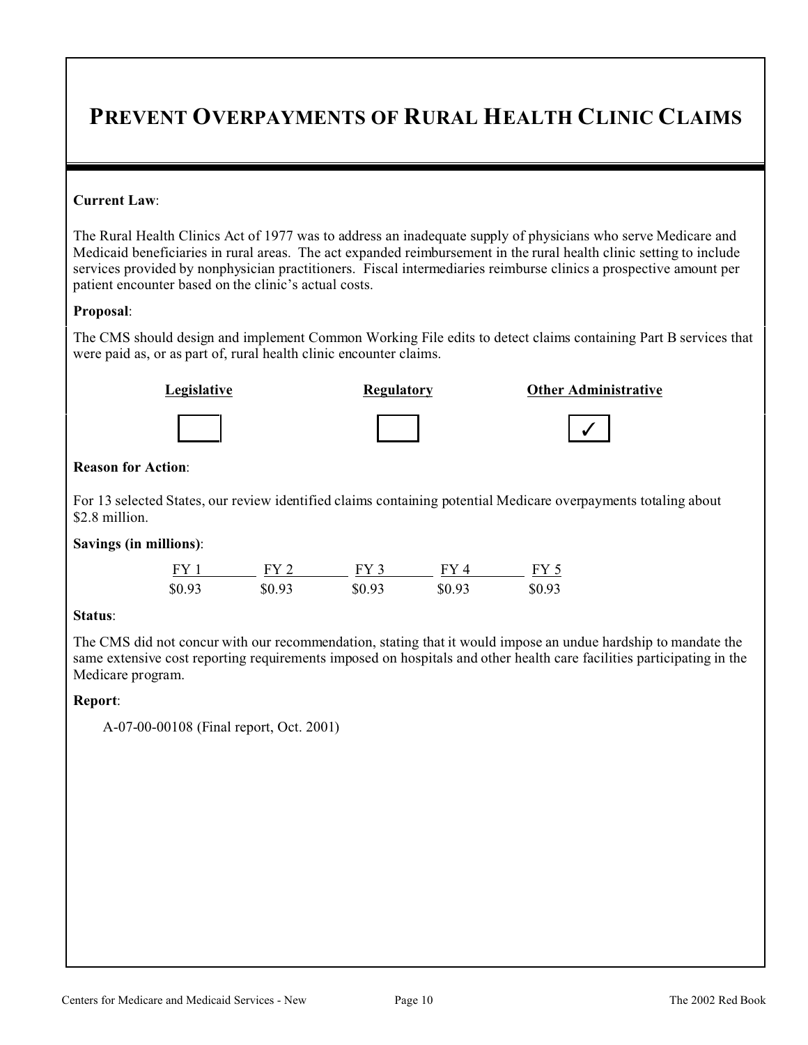# PREVENT OVERPAYMENTS OF RURAL HEALTH CLINIC CLAIMS

**Current Law**:

The Rural Health Clinics Act of 1977 was to address an inadequate supply of physicians who serve Medicare and Medicaid beneficiaries in rural areas. The act expanded reimbursement in the rural health clinic setting to include services provided by nonphysician practitioners. Fiscal intermediaries reimburse clinics a prospective amount per patient encounter based on the clinic's actual costs.

**Proposal**:

The CMS should design and implement Common Working File edits to detect claims containing Part B services that were paid as, or as part of, rural health clinic encounter claims.

| Legislative | Regulatory | Other Administrative |
|---|---|---|
| | | ✓ |

**Reason for Action**:

For 13 selected States, our review identified claims containing potential Medicare overpayments totaling about $2.8 million.

**Savings (in millions)**:

| FY 1 | FY 2 | FY 3 | FY 4 | FY 5 |
|---|---|---|---|---|
| $0.93 | $0.93 | $0.93 | $0.93 | $0.93 |

**Status**:

The CMS did not concur with our recommendation, stating that it would impose an undue hardship to mandate the same extensive cost reporting requirements imposed on hospitals and other health care facilities participating in the Medicare program.

**Report**:

A-07-00-00108 (Final report, Oct. 2001)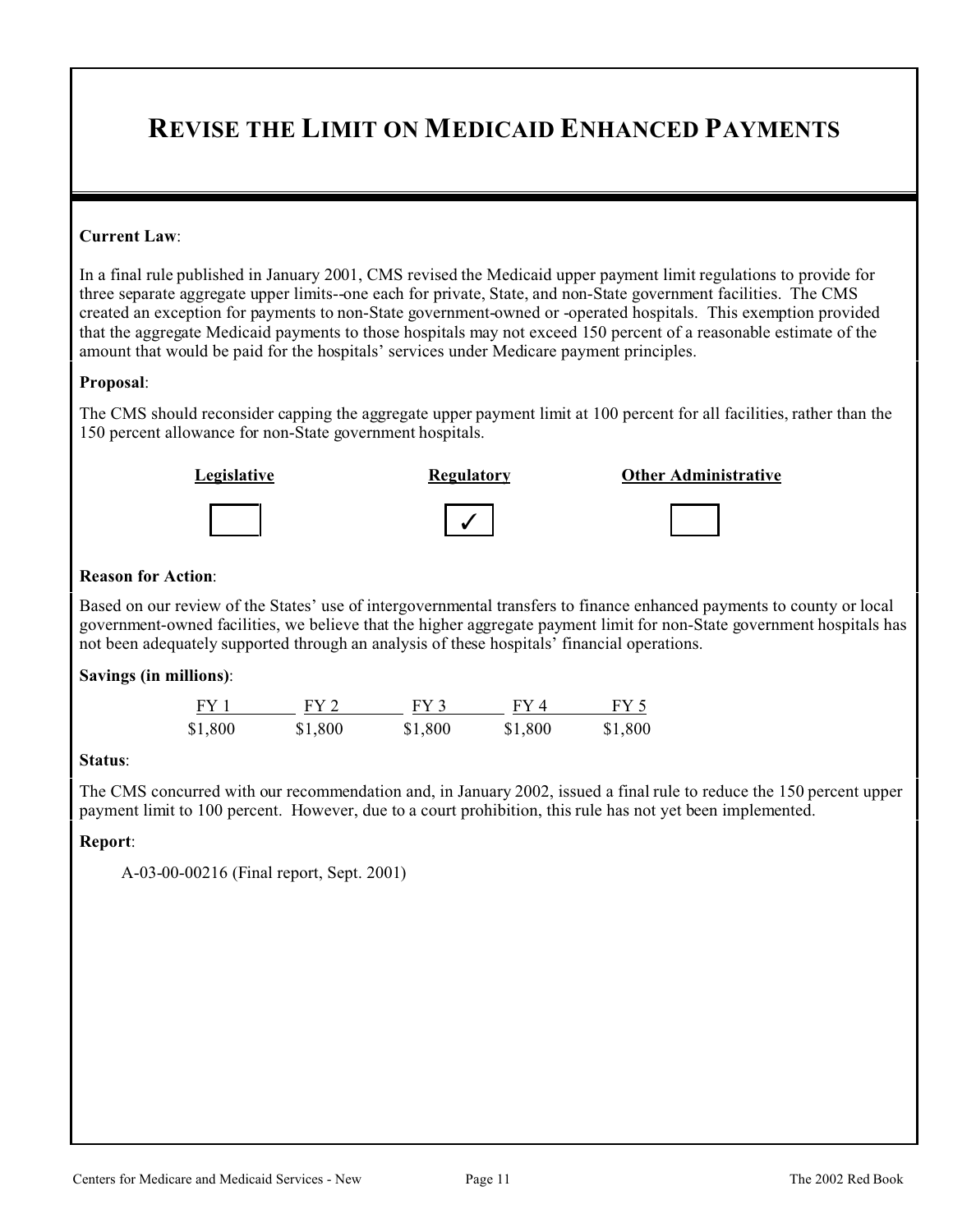# REVISE THE LIMIT ON MEDICAID ENHANCED PAYMENTS

**Current Law**:

In a final rule published in January 2001, CMS revised the Medicaid upper payment limit regulations to provide for three separate aggregate upper limits--one each for private, State, and non-State government facilities. The CMS created an exception for payments to non-State government-owned or -operated hospitals. This exemption provided that the aggregate Medicaid payments to those hospitals may not exceed 150 percent of a reasonable estimate of the amount that would be paid for the hospitals' services under Medicare payment principles.

**Proposal**:

The CMS should reconsider capping the aggregate upper payment limit at 100 percent for all facilities, rather than the 150 percent allowance for non-State government hospitals.

| Legislative | Regulatory | Other Administrative |
|---|---|---|
| ☐ | ✓ | ☐ |

**Reason for Action**:

Based on our review of the States' use of intergovernmental transfers to finance enhanced payments to county or local government-owned facilities, we believe that the higher aggregate payment limit for non-State government hospitals has not been adequately supported through an analysis of these hospitals' financial operations.

**Savings (in millions)**:

| FY 1 | FY 2 | FY 3 | FY 4 | FY 5 |
|---|---|---|---|---|
| $1,800 | $1,800 | $1,800 | $1,800 | $1,800 |

**Status**:

The CMS concurred with our recommendation and, in January 2002, issued a final rule to reduce the 150 percent upper payment limit to 100 percent. However, due to a court prohibition, this rule has not yet been implemented.

**Report**:

A-03-00-00216 (Final report, Sept. 2001)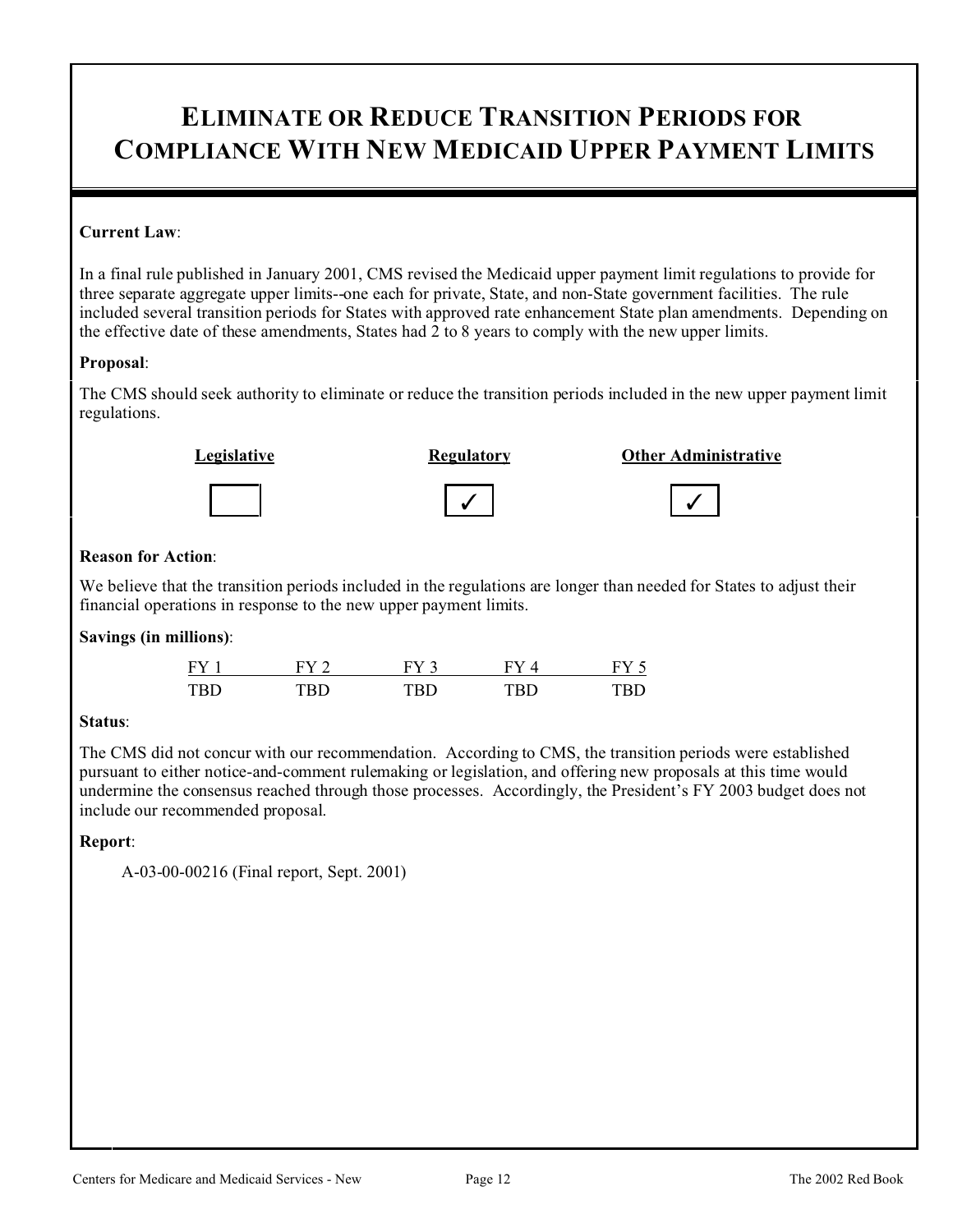# ELIMINATE OR REDUCE TRANSITION PERIODS FOR COMPLIANCE WITH NEW MEDICAID UPPER PAYMENT LIMITS

**Current Law**:

In a final rule published in January 2001, CMS revised the Medicaid upper payment limit regulations to provide for three separate aggregate upper limits--one each for private, State, and non-State government facilities. The rule included several transition periods for States with approved rate enhancement State plan amendments. Depending on the effective date of these amendments, States had 2 to 8 years to comply with the new upper limits.

**Proposal**:

The CMS should seek authority to eliminate or reduce the transition periods included in the new upper payment limit regulations.

| Legislative | Regulatory | Other Administrative |
|---|---|---|
| | ✓ | ✓ |

**Reason for Action**:

We believe that the transition periods included in the regulations are longer than needed for States to adjust their financial operations in response to the new upper payment limits.

**Savings (in millions)**:

| FY 1 | FY 2 | FY 3 | FY 4 | FY 5 |
|---|---|---|---|---|
| TBD | TBD | TBD | TBD | TBD |

**Status**:

The CMS did not concur with our recommendation. According to CMS, the transition periods were established pursuant to either notice-and-comment rulemaking or legislation, and offering new proposals at this time would undermine the consensus reached through those processes. Accordingly, the President's FY 2003 budget does not include our recommended proposal.

**Report**:

A-03-00-00216 (Final report, Sept. 2001)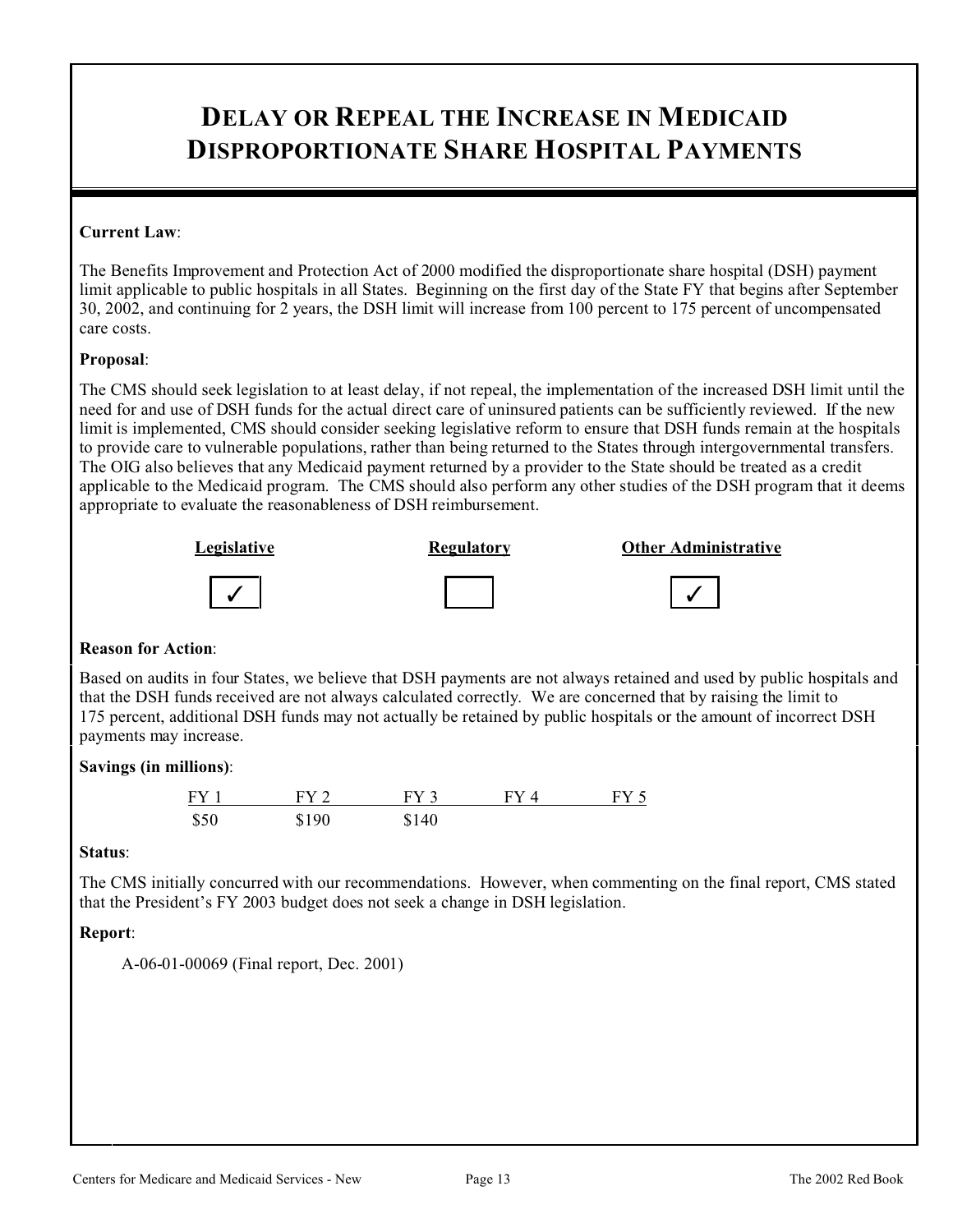# DELAY OR REPEAL THE INCREASE IN MEDICAID DISPROPORTIONATE SHARE HOSPITAL PAYMENTS

**Current Law**:

The Benefits Improvement and Protection Act of 2000 modified the disproportionate share hospital (DSH) payment limit applicable to public hospitals in all States. Beginning on the first day of the State FY that begins after September 30, 2002, and continuing for 2 years, the DSH limit will increase from 100 percent to 175 percent of uncompensated care costs.

**Proposal**:

The CMS should seek legislation to at least delay, if not repeal, the implementation of the increased DSH limit until the need for and use of DSH funds for the actual direct care of uninsured patients can be sufficiently reviewed. If the new limit is implemented, CMS should consider seeking legislative reform to ensure that DSH funds remain at the hospitals to provide care to vulnerable populations, rather than being returned to the States through intergovernmental transfers. The OIG also believes that any Medicaid payment returned by a provider to the State should be treated as a credit applicable to the Medicaid program. The CMS should also perform any other studies of the DSH program that it deems appropriate to evaluate the reasonableness of DSH reimbursement.

| Legislative | Regulatory | Other Administrative |
|---|---|---|
| ✓ | | ✓ |

**Reason for Action**:

Based on audits in four States, we believe that DSH payments are not always retained and used by public hospitals and that the DSH funds received are not always calculated correctly. We are concerned that by raising the limit to 175 percent, additional DSH funds may not actually be retained by public hospitals or the amount of incorrect DSH payments may increase.

**Savings (in millions)**:

| FY 1 | FY 2 | FY 3 | FY 4 | FY 5 |
|---|---|---|---|---|
| $50 | $190 | $140 | | |

**Status**:

The CMS initially concurred with our recommendations. However, when commenting on the final report, CMS stated that the President's FY 2003 budget does not seek a change in DSH legislation.

**Report**:

A-06-01-00069 (Final report, Dec. 2001)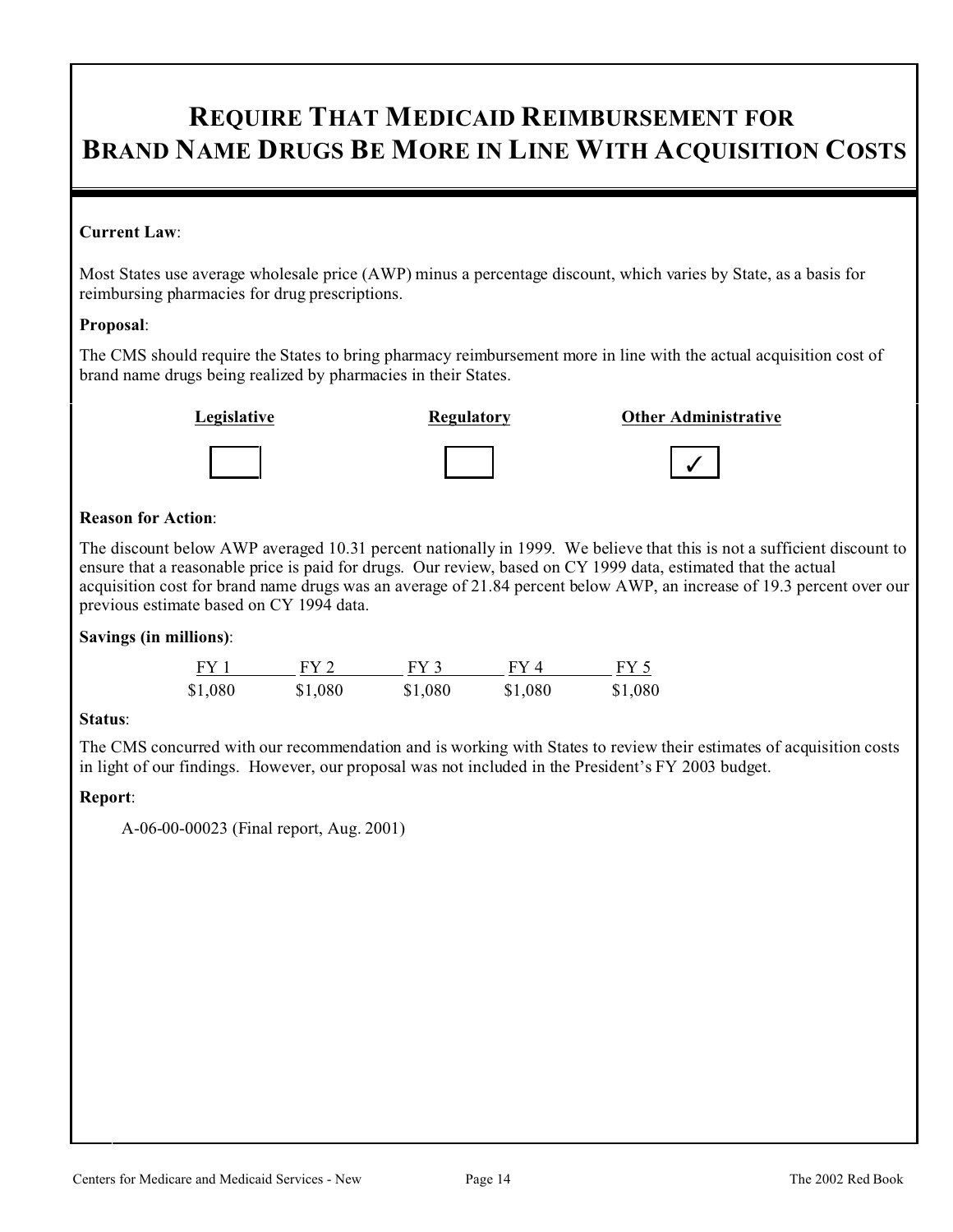# REQUIRE THAT MEDICAID REIMBURSEMENT FOR BRAND NAME DRUGS BE MORE IN LINE WITH ACQUISITION COSTS

**Current Law**:

Most States use average wholesale price (AWP) minus a percentage discount, which varies by State, as a basis for reimbursing pharmacies for drug prescriptions.

**Proposal**:

The CMS should require the States to bring pharmacy reimbursement more in line with the actual acquisition cost of brand name drugs being realized by pharmacies in their States.

| Legislative | Regulatory | Other Administrative |
|---|---|---|
| ☐ | ☐ | ✓ |

**Reason for Action**:

The discount below AWP averaged 10.31 percent nationally in 1999. We believe that this is not a sufficient discount to ensure that a reasonable price is paid for drugs. Our review, based on CY 1999 data, estimated that the actual acquisition cost for brand name drugs was an average of 21.84 percent below AWP, an increase of 19.3 percent over our previous estimate based on CY 1994 data.

**Savings (in millions)**:

| FY 1 | FY 2 | FY 3 | FY 4 | FY 5 |
|---|---|---|---|---|
| $1,080 | $1,080 | $1,080 | $1,080 | $1,080 |

**Status**:

The CMS concurred with our recommendation and is working with States to review their estimates of acquisition costs in light of our findings. However, our proposal was not included in the President's FY 2003 budget.

**Report**:

A-06-00-00023 (Final report, Aug. 2001)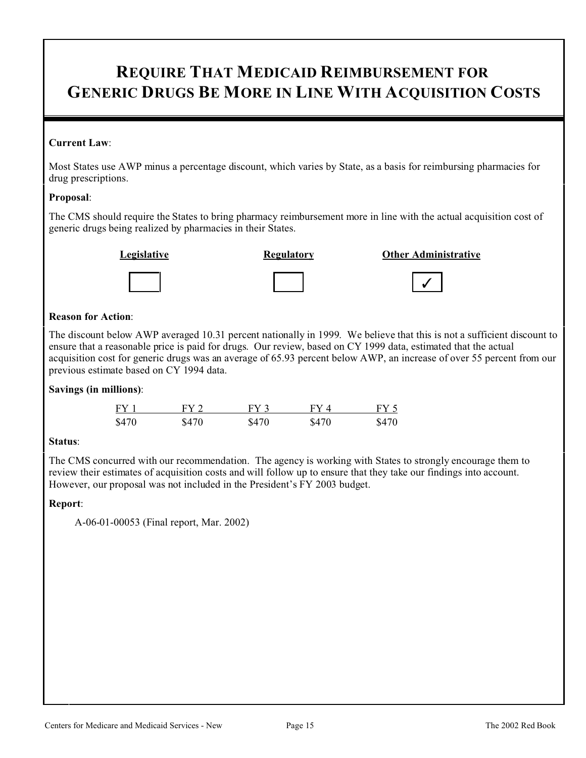# REQUIRE THAT MEDICAID REIMBURSEMENT FOR GENERIC DRUGS BE MORE IN LINE WITH ACQUISITION COSTS

**Current Law**:

Most States use AWP minus a percentage discount, which varies by State, as a basis for reimbursing pharmacies for drug prescriptions.

**Proposal**:

The CMS should require the States to bring pharmacy reimbursement more in line with the actual acquisition cost of generic drugs being realized by pharmacies in their States.

| Legislative | Regulatory | Other Administrative |
|---|---|---|
| ☐ | ☐ | ✓ |

**Reason for Action**:

The discount below AWP averaged 10.31 percent nationally in 1999. We believe that this is not a sufficient discount to ensure that a reasonable price is paid for drugs. Our review, based on CY 1999 data, estimated that the actual acquisition cost for generic drugs was an average of 65.93 percent below AWP, an increase of over 55 percent from our previous estimate based on CY 1994 data.

**Savings (in millions)**:

| FY 1 | FY 2 | FY 3 | FY 4 | FY 5 |
|---|---|---|---|---|
| $470 | $470 | $470 | $470 | $470 |

**Status**:

The CMS concurred with our recommendation. The agency is working with States to strongly encourage them to review their estimates of acquisition costs and will follow up to ensure that they take our findings into account. However, our proposal was not included in the President's FY 2003 budget.

**Report**:

A-06-01-00053 (Final report, Mar. 2002)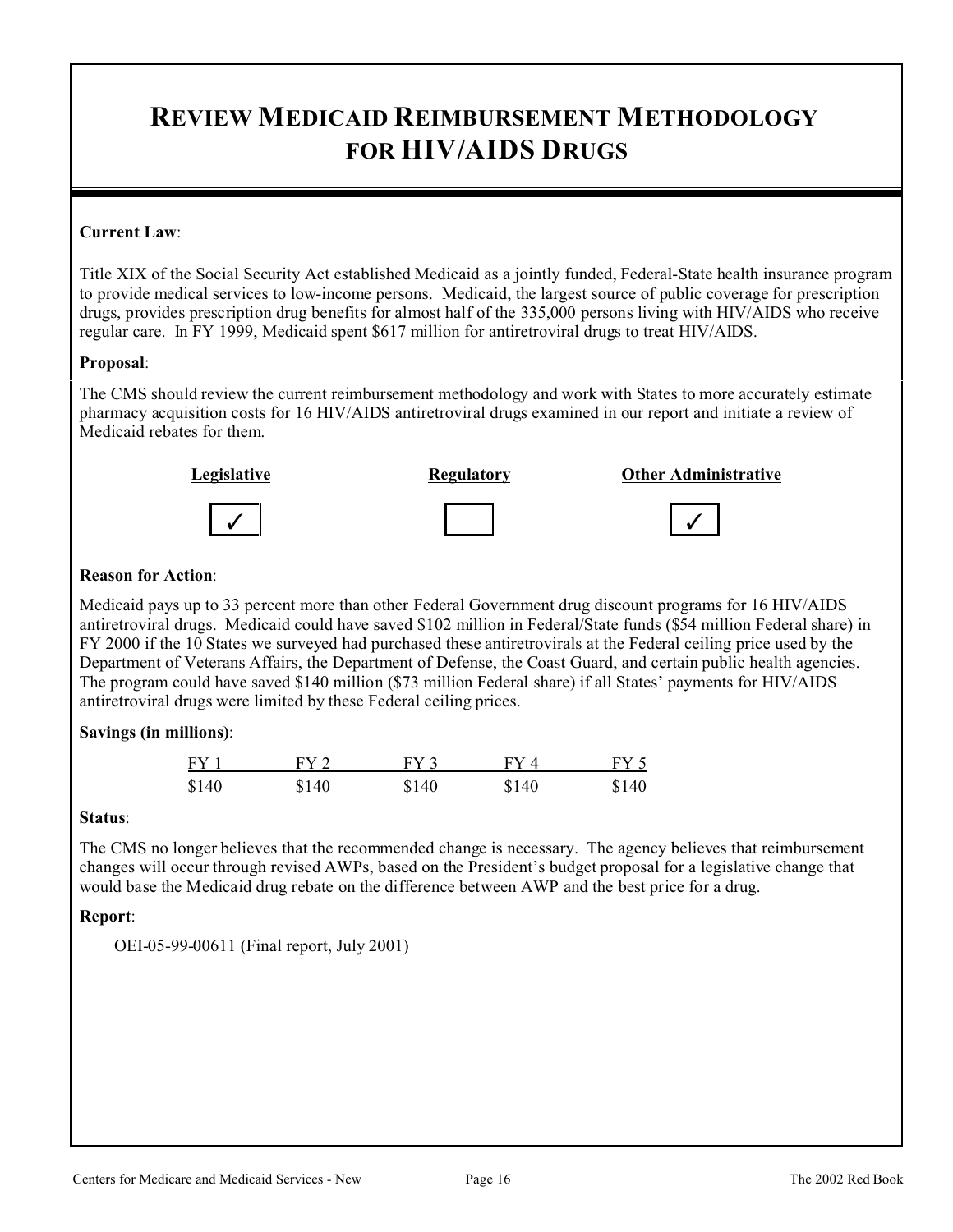# REVIEW MEDICAID REIMBURSEMENT METHODOLOGY FOR HIV/AIDS DRUGS

**Current Law**:

Title XIX of the Social Security Act established Medicaid as a jointly funded, Federal-State health insurance program to provide medical services to low-income persons. Medicaid, the largest source of public coverage for prescription drugs, provides prescription drug benefits for almost half of the 335,000 persons living with HIV/AIDS who receive regular care. In FY 1999, Medicaid spent $617 million for antiretroviral drugs to treat HIV/AIDS.

**Proposal**:

The CMS should review the current reimbursement methodology and work with States to more accurately estimate pharmacy acquisition costs for 16 HIV/AIDS antiretroviral drugs examined in our report and initiate a review of Medicaid rebates for them.

| Legislative | Regulatory | Other Administrative |
|---|---|---|
| ✓ | | ✓ |

**Reason for Action**:

Medicaid pays up to 33 percent more than other Federal Government drug discount programs for 16 HIV/AIDS antiretroviral drugs. Medicaid could have saved $102 million in Federal/State funds ($54 million Federal share) in FY 2000 if the 10 States we surveyed had purchased these antiretrovirals at the Federal ceiling price used by the Department of Veterans Affairs, the Department of Defense, the Coast Guard, and certain public health agencies. The program could have saved $140 million ($73 million Federal share) if all States' payments for HIV/AIDS antiretroviral drugs were limited by these Federal ceiling prices.

**Savings (in millions)**:

| FY 1 | FY 2 | FY 3 | FY 4 | FY 5 |
|---|---|---|---|---|
| $140 | $140 | $140 | $140 | $140 |

**Status**:

The CMS no longer believes that the recommended change is necessary. The agency believes that reimbursement changes will occur through revised AWPs, based on the President's budget proposal for a legislative change that would base the Medicaid drug rebate on the difference between AWP and the best price for a drug.

**Report**:

OEI-05-99-00611 (Final report, July 2001)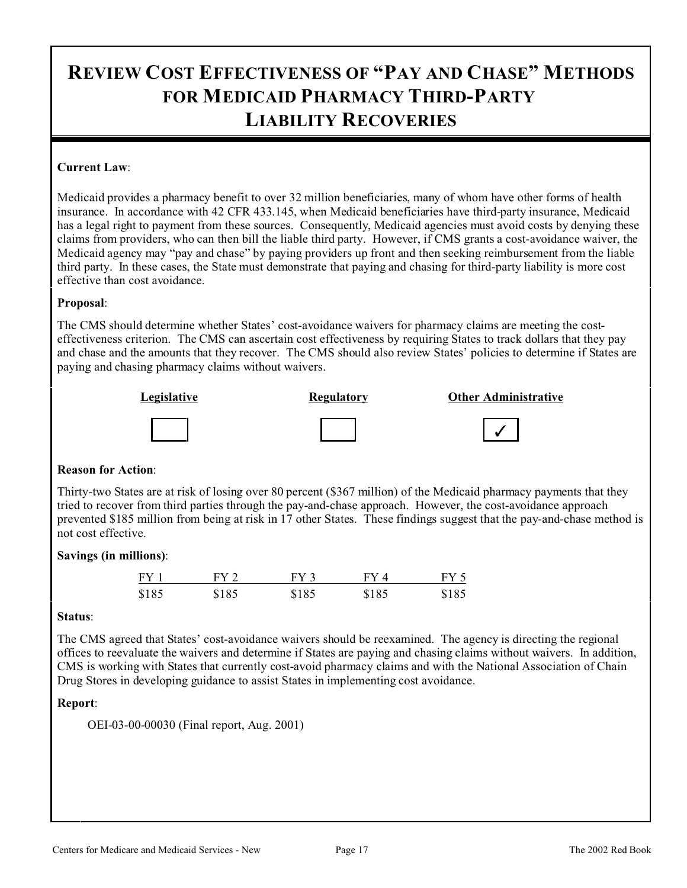# REVIEW COST EFFECTIVENESS OF "PAY AND CHASE" METHODS FOR MEDICAID PHARMACY THIRD-PARTY LIABILITY RECOVERIES

**Current Law**:

Medicaid provides a pharmacy benefit to over 32 million beneficiaries, many of whom have other forms of health insurance. In accordance with 42 CFR 433.145, when Medicaid beneficiaries have third-party insurance, Medicaid has a legal right to payment from these sources. Consequently, Medicaid agencies must avoid costs by denying these claims from providers, who can then bill the liable third party. However, if CMS grants a cost-avoidance waiver, the Medicaid agency may "pay and chase" by paying providers up front and then seeking reimbursement from the liable third party. In these cases, the State must demonstrate that paying and chasing for third-party liability is more cost effective than cost avoidance.

**Proposal**:

The CMS should determine whether States' cost-avoidance waivers for pharmacy claims are meeting the cost-effectiveness criterion. The CMS can ascertain cost effectiveness by requiring States to track dollars that they pay and chase and the amounts that they recover. The CMS should also review States' policies to determine if States are paying and chasing pharmacy claims without waivers.

| Legislative | Regulatory | Other Administrative |
|---|---|---|
| ☐ | ☐ | ☑ |

**Reason for Action**:

Thirty-two States are at risk of losing over 80 percent ($367 million) of the Medicaid pharmacy payments that they tried to recover from third parties through the pay-and-chase approach. However, the cost-avoidance approach prevented $185 million from being at risk in 17 other States. These findings suggest that the pay-and-chase method is not cost effective.

**Savings (in millions)**:

| FY 1 | FY 2 | FY 3 | FY 4 | FY 5 |
|---|---|---|---|---|
| $185 | $185 | $185 | $185 | $185 |

**Status**:

The CMS agreed that States' cost-avoidance waivers should be reexamined. The agency is directing the regional offices to reevaluate the waivers and determine if States are paying and chasing claims without waivers. In addition, CMS is working with States that currently cost-avoid pharmacy claims and with the National Association of Chain Drug Stores in developing guidance to assist States in implementing cost avoidance.

**Report**:

OEI-03-00-00030 (Final report, Aug. 2001)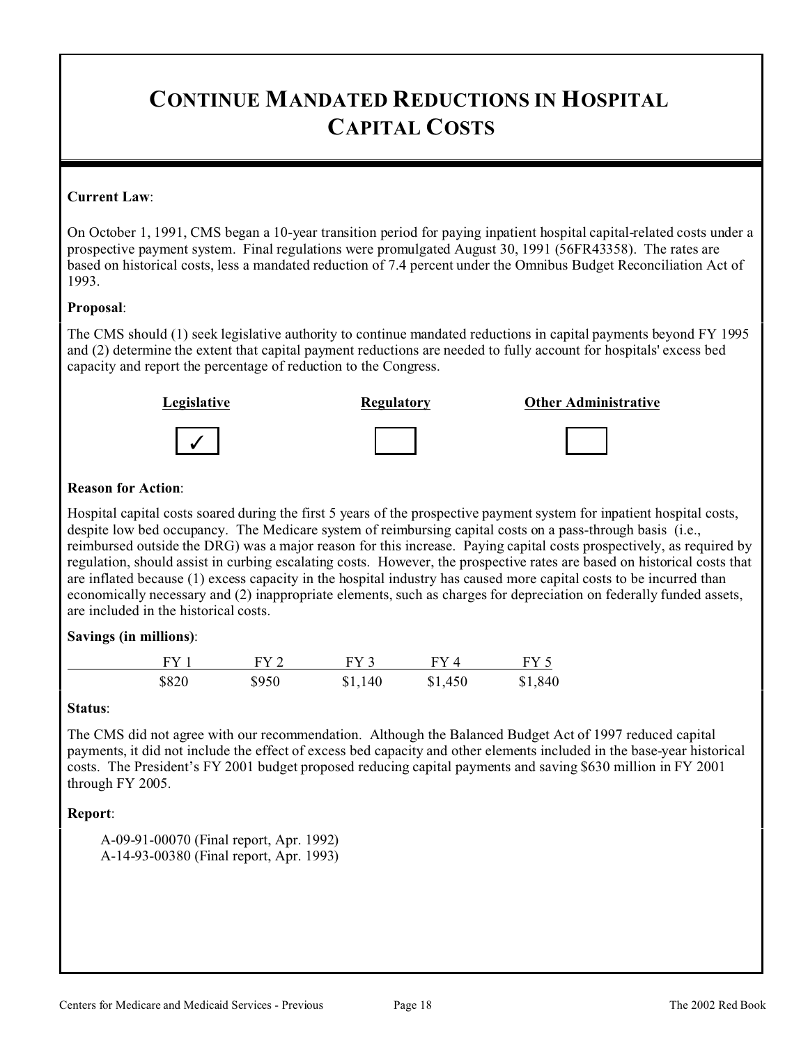# CONTINUE MANDATED REDUCTIONS IN HOSPITAL CAPITAL COSTS

**Current Law**:

On October 1, 1991, CMS began a 10-year transition period for paying inpatient hospital capital-related costs under a prospective payment system. Final regulations were promulgated August 30, 1991 (56FR43358). The rates are based on historical costs, less a mandated reduction of 7.4 percent under the Omnibus Budget Reconciliation Act of 1993.

**Proposal**:

The CMS should (1) seek legislative authority to continue mandated reductions in capital payments beyond FY 1995 and (2) determine the extent that capital payment reductions are needed to fully account for hospitals' excess bed capacity and report the percentage of reduction to the Congress.

| Legislative | Regulatory | Other Administrative |
|---|---|---|
| ✓ | | |

**Reason for Action**:

Hospital capital costs soared during the first 5 years of the prospective payment system for inpatient hospital costs, despite low bed occupancy. The Medicare system of reimbursing capital costs on a pass-through basis (i.e., reimbursed outside the DRG) was a major reason for this increase. Paying capital costs prospectively, as required by regulation, should assist in curbing escalating costs. However, the prospective rates are based on historical costs that are inflated because (1) excess capacity in the hospital industry has caused more capital costs to be incurred than economically necessary and (2) inappropriate elements, such as charges for depreciation on federally funded assets, are included in the historical costs.

**Savings (in millions)**:

| FY 1 | FY 2 | FY 3 | FY 4 | FY 5 |
|---|---|---|---|---|
| $820 | $950 | $1,140 | $1,450 | $1,840 |

**Status**:

The CMS did not agree with our recommendation. Although the Balanced Budget Act of 1997 reduced capital payments, it did not include the effect of excess bed capacity and other elements included in the base-year historical costs. The President's FY 2001 budget proposed reducing capital payments and saving $630 million in FY 2001 through FY 2005.

**Report**:

A-09-91-00070 (Final report, Apr. 1992)
A-14-93-00380 (Final report, Apr. 1993)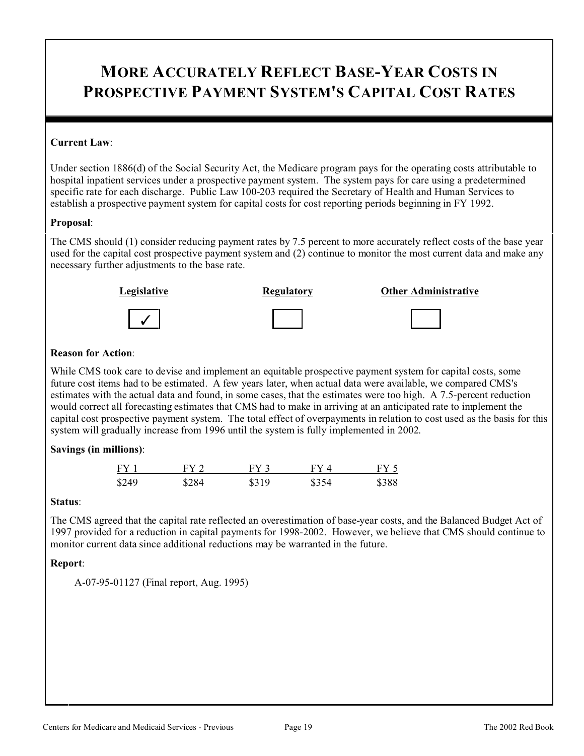# MORE ACCURATELY REFLECT BASE-YEAR COSTS IN PROSPECTIVE PAYMENT SYSTEM'S CAPITAL COST RATES

**Current Law**:

Under section 1886(d) of the Social Security Act, the Medicare program pays for the operating costs attributable to hospital inpatient services under a prospective payment system. The system pays for care using a predetermined specific rate for each discharge. Public Law 100-203 required the Secretary of Health and Human Services to establish a prospective payment system for capital costs for cost reporting periods beginning in FY 1992.

**Proposal**:

The CMS should (1) consider reducing payment rates by 7.5 percent to more accurately reflect costs of the base year used for the capital cost prospective payment system and (2) continue to monitor the most current data and make any necessary further adjustments to the base rate.

| Legislative | Regulatory | Other Administrative |
|---|---|---|
| ✓ | | |

**Reason for Action**:

While CMS took care to devise and implement an equitable prospective payment system for capital costs, some future cost items had to be estimated. A few years later, when actual data were available, we compared CMS's estimates with the actual data and found, in some cases, that the estimates were too high. A 7.5-percent reduction would correct all forecasting estimates that CMS had to make in arriving at an anticipated rate to implement the capital cost prospective payment system. The total effect of overpayments in relation to cost used as the basis for this system will gradually increase from 1996 until the system is fully implemented in 2002.

**Savings (in millions)**:

| FY 1 | FY 2 | FY 3 | FY 4 | FY 5 |
|---|---|---|---|---|
| $249 | $284 | $319 | $354 | $388 |

**Status**:

The CMS agreed that the capital rate reflected an overestimation of base-year costs, and the Balanced Budget Act of 1997 provided for a reduction in capital payments for 1998-2002. However, we believe that CMS should continue to monitor current data since additional reductions may be warranted in the future.

**Report**:

A-07-95-01127 (Final report, Aug. 1995)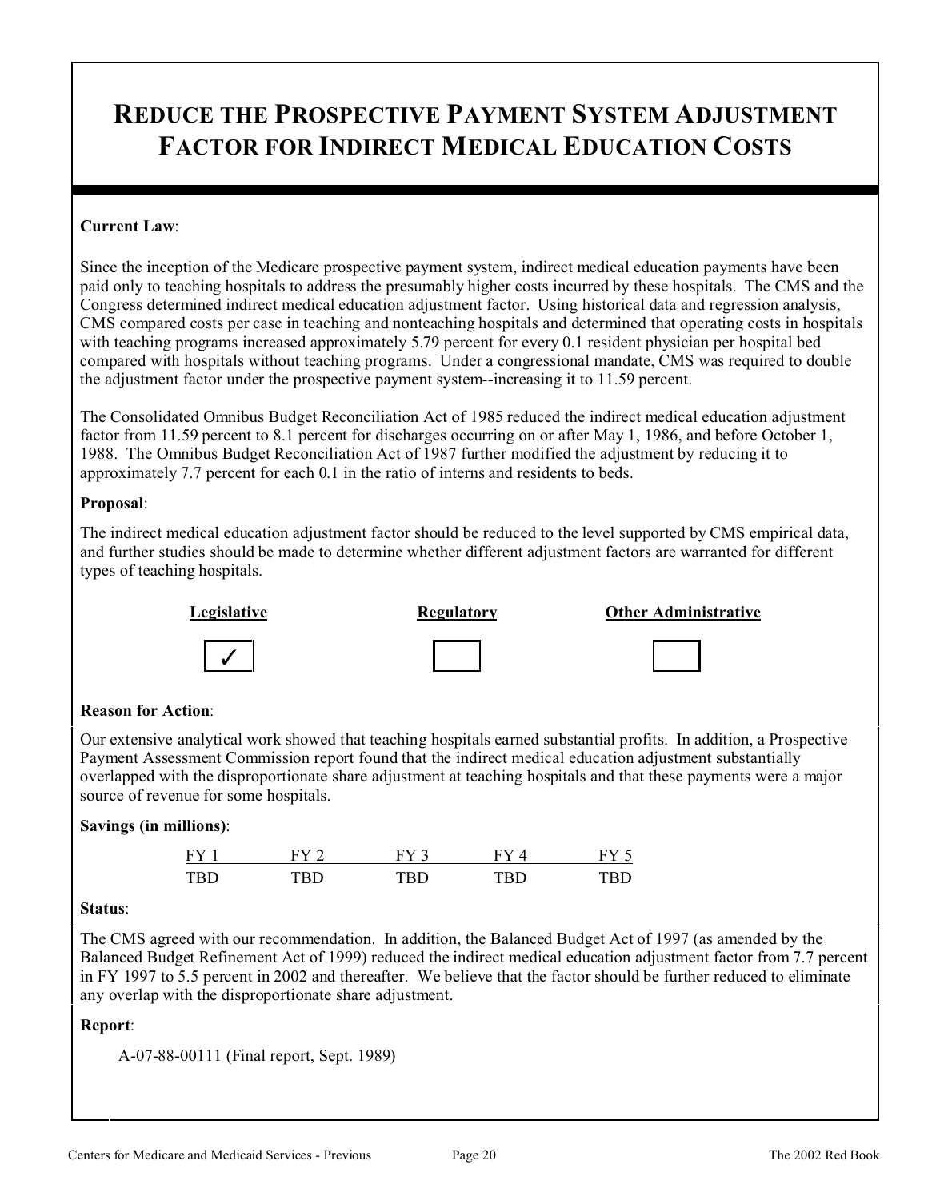# REDUCE THE PROSPECTIVE PAYMENT SYSTEM ADJUSTMENT FACTOR FOR INDIRECT MEDICAL EDUCATION COSTS

**Current Law**:

Since the inception of the Medicare prospective payment system, indirect medical education payments have been paid only to teaching hospitals to address the presumably higher costs incurred by these hospitals. The CMS and the Congress determined indirect medical education adjustment factor. Using historical data and regression analysis, CMS compared costs per case in teaching and nonteaching hospitals and determined that operating costs in hospitals with teaching programs increased approximately 5.79 percent for every 0.1 resident physician per hospital bed compared with hospitals without teaching programs. Under a congressional mandate, CMS was required to double the adjustment factor under the prospective payment system--increasing it to 11.59 percent.

The Consolidated Omnibus Budget Reconciliation Act of 1985 reduced the indirect medical education adjustment factor from 11.59 percent to 8.1 percent for discharges occurring on or after May 1, 1986, and before October 1, 1988. The Omnibus Budget Reconciliation Act of 1987 further modified the adjustment by reducing it to approximately 7.7 percent for each 0.1 in the ratio of interns and residents to beds.

**Proposal**:

The indirect medical education adjustment factor should be reduced to the level supported by CMS empirical data, and further studies should be made to determine whether different adjustment factors are warranted for different types of teaching hospitals.

| Legislative | Regulatory | Other Administrative |
|---|---|---|
| ✓ | | |

**Reason for Action**:

Our extensive analytical work showed that teaching hospitals earned substantial profits. In addition, a Prospective Payment Assessment Commission report found that the indirect medical education adjustment substantially overlapped with the disproportionate share adjustment at teaching hospitals and that these payments were a major source of revenue for some hospitals.

**Savings (in millions)**:

| FY 1 | FY 2 | FY 3 | FY 4 | FY 5 |
|---|---|---|---|---|
| TBD | TBD | TBD | TBD | TBD |

**Status**:

The CMS agreed with our recommendation. In addition, the Balanced Budget Act of 1997 (as amended by the Balanced Budget Refinement Act of 1999) reduced the indirect medical education adjustment factor from 7.7 percent in FY 1997 to 5.5 percent in 2002 and thereafter. We believe that the factor should be further reduced to eliminate any overlap with the disproportionate share adjustment.

**Report**:

A-07-88-00111 (Final report, Sept. 1989)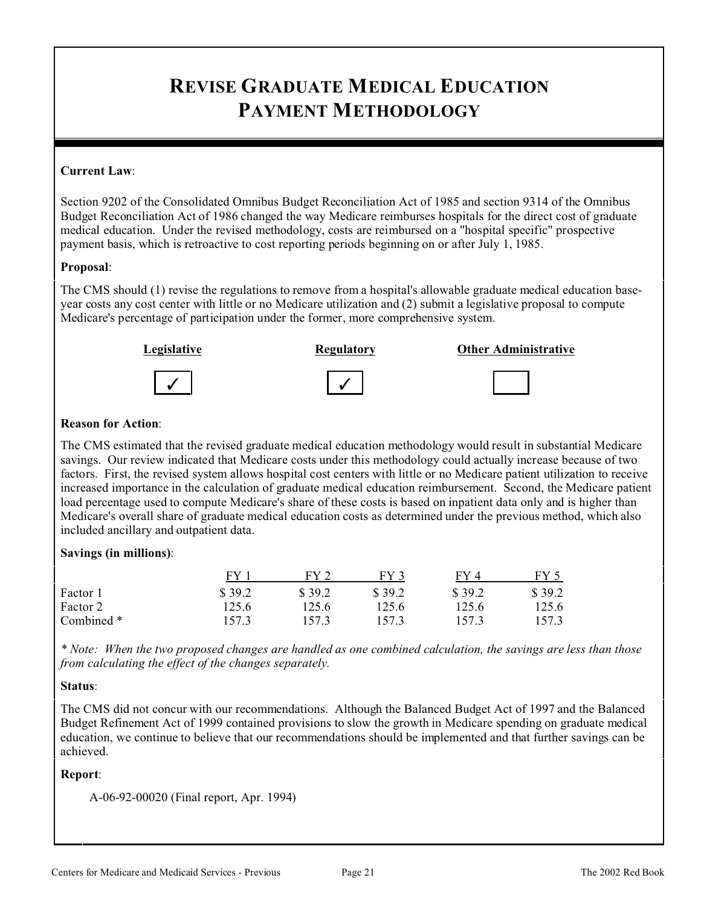# REVISE GRADUATE MEDICAL EDUCATION PAYMENT METHODOLOGY

**Current Law**:

Section 9202 of the Consolidated Omnibus Budget Reconciliation Act of 1985 and section 9314 of the Omnibus Budget Reconciliation Act of 1986 changed the way Medicare reimburses hospitals for the direct cost of graduate medical education. Under the revised methodology, costs are reimbursed on a "hospital specific" prospective payment basis, which is retroactive to cost reporting periods beginning on or after July 1, 1985.

**Proposal**:

The CMS should (1) revise the regulations to remove from a hospital's allowable graduate medical education base-year costs any cost center with little or no Medicare utilization and (2) submit a legislative proposal to compute Medicare's percentage of participation under the former, more comprehensive system.

| Legislative | Regulatory | Other Administrative |
|---|---|---|
| ✓ | ✓ | |

**Reason for Action**:

The CMS estimated that the revised graduate medical education methodology would result in substantial Medicare savings. Our review indicated that Medicare costs under this methodology could actually increase because of two factors. First, the revised system allows hospital cost centers with little or no Medicare patient utilization to receive increased importance in the calculation of graduate medical education reimbursement. Second, the Medicare patient load percentage used to compute Medicare's share of these costs is based on inpatient data only and is higher than Medicare's overall share of graduate medical education costs as determined under the previous method, which also included ancillary and outpatient data.

**Savings (in millions)**:

| | FY 1 | FY 2 | FY 3 | FY 4 | FY 5 |
|---|---|---|---|---|---|
| Factor 1 | $ 39.2 | $ 39.2 | $ 39.2 | $ 39.2 | $ 39.2 |
| Factor 2 | 125.6 | 125.6 | 125.6 | 125.6 | 125.6 |
| Combined * | 157.3 | 157.3 | 157.3 | 157.3 | 157.3 |

*\* Note: When the two proposed changes are handled as one combined calculation, the savings are less than those from calculating the effect of the changes separately.*

**Status**:

The CMS did not concur with our recommendations. Although the Balanced Budget Act of 1997 and the Balanced Budget Refinement Act of 1999 contained provisions to slow the growth in Medicare spending on graduate medical education, we continue to believe that our recommendations should be implemented and that further savings can be achieved.

**Report**:

A-06-92-00020 (Final report, Apr. 1994)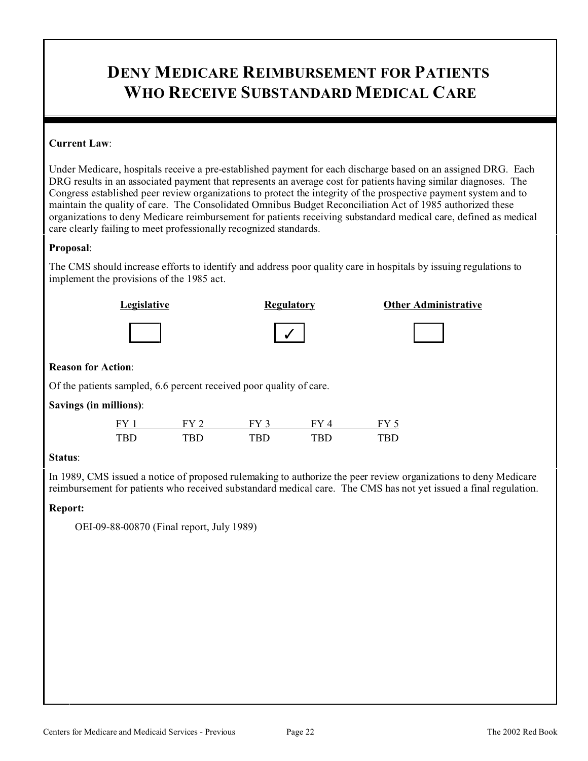# Deny Medicare Reimbursement for Patients Who Receive Substandard Medical Care

**Current Law**:

Under Medicare, hospitals receive a pre-established payment for each discharge based on an assigned DRG. Each DRG results in an associated payment that represents an average cost for patients having similar diagnoses. The Congress established peer review organizations to protect the integrity of the prospective payment system and to maintain the quality of care. The Consolidated Omnibus Budget Reconciliation Act of 1985 authorized these organizations to deny Medicare reimbursement for patients receiving substandard medical care, defined as medical care clearly failing to meet professionally recognized standards.

**Proposal**:

The CMS should increase efforts to identify and address poor quality care in hospitals by issuing regulations to implement the provisions of the 1985 act.

| Legislative | Regulatory | Other Administrative |
|---|---|---|
| | ✓ | |

**Reason for Action**:

Of the patients sampled, 6.6 percent received poor quality of care.

**Savings (in millions)**:

| FY 1 | FY 2 | FY 3 | FY 4 | FY 5 |
|---|---|---|---|---|
| TBD | TBD | TBD | TBD | TBD |

**Status**:

In 1989, CMS issued a notice of proposed rulemaking to authorize the peer review organizations to deny Medicare reimbursement for patients who received substandard medical care. The CMS has not yet issued a final regulation.

**Report:**

OEI-09-88-00870 (Final report, July 1989)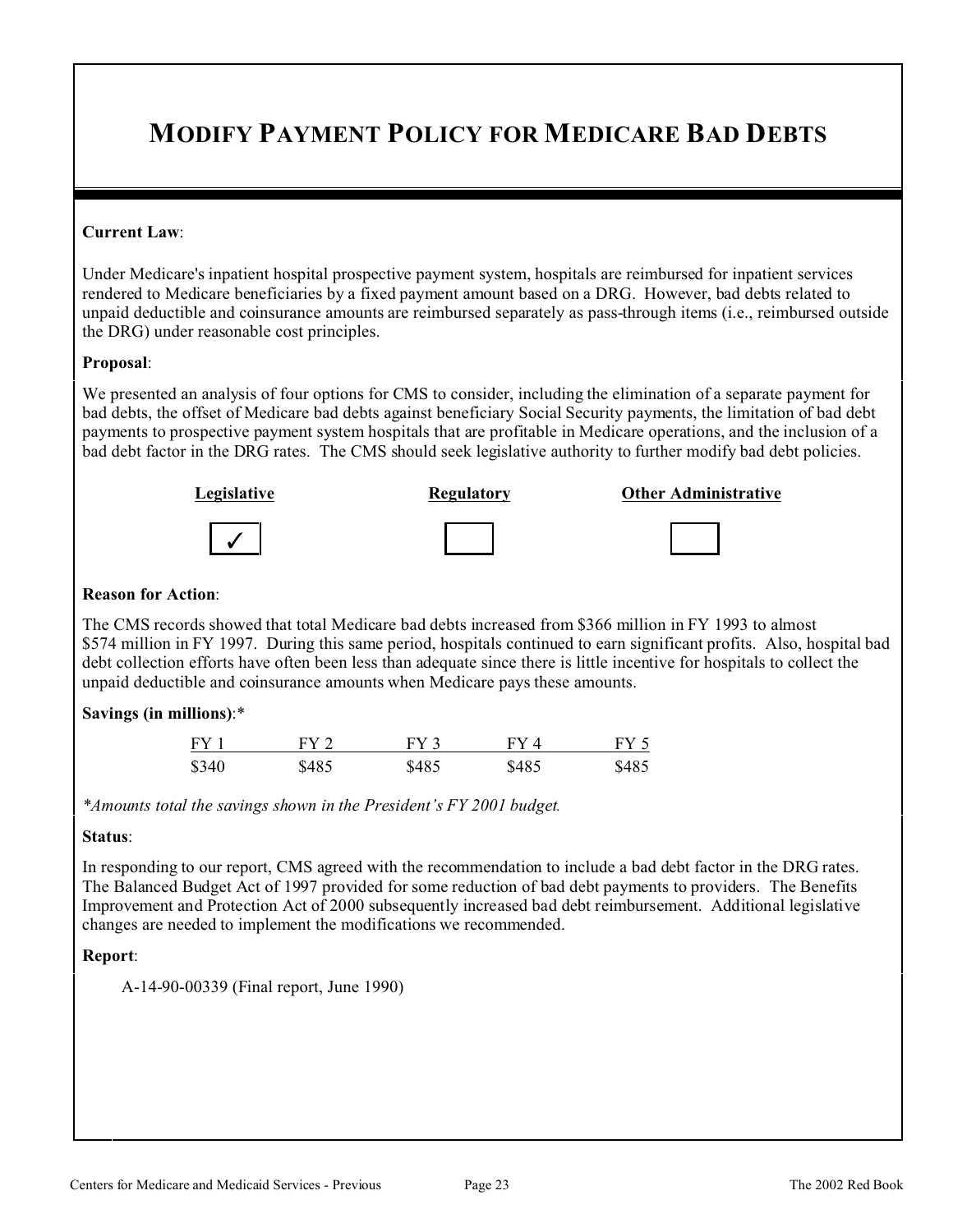# MODIFY PAYMENT POLICY FOR MEDICARE BAD DEBTS

**Current Law**:

Under Medicare's inpatient hospital prospective payment system, hospitals are reimbursed for inpatient services rendered to Medicare beneficiaries by a fixed payment amount based on a DRG. However, bad debts related to unpaid deductible and coinsurance amounts are reimbursed separately as pass-through items (i.e., reimbursed outside the DRG) under reasonable cost principles.

**Proposal**:

We presented an analysis of four options for CMS to consider, including the elimination of a separate payment for bad debts, the offset of Medicare bad debts against beneficiary Social Security payments, the limitation of bad debt payments to prospective payment system hospitals that are profitable in Medicare operations, and the inclusion of a bad debt factor in the DRG rates. The CMS should seek legislative authority to further modify bad debt policies.

| Legislative | Regulatory | Other Administrative |
|---|---|---|
| ✓ | | |

**Reason for Action**:

The CMS records showed that total Medicare bad debts increased from $366 million in FY 1993 to almost $574 million in FY 1997. During this same period, hospitals continued to earn significant profits. Also, hospital bad debt collection efforts have often been less than adequate since there is little incentive for hospitals to collect the unpaid deductible and coinsurance amounts when Medicare pays these amounts.

**Savings (in millions)**:*

| FY 1 | FY 2 | FY 3 | FY 4 | FY 5 |
|---|---|---|---|---|
| $340 | $485 | $485 | $485 | $485 |

*Amounts total the savings shown in the President's FY 2001 budget.*

**Status**:

In responding to our report, CMS agreed with the recommendation to include a bad debt factor in the DRG rates. The Balanced Budget Act of 1997 provided for some reduction of bad debt payments to providers. The Benefits Improvement and Protection Act of 2000 subsequently increased bad debt reimbursement. Additional legislative changes are needed to implement the modifications we recommended.

**Report**:

A-14-90-00339 (Final report, June 1990)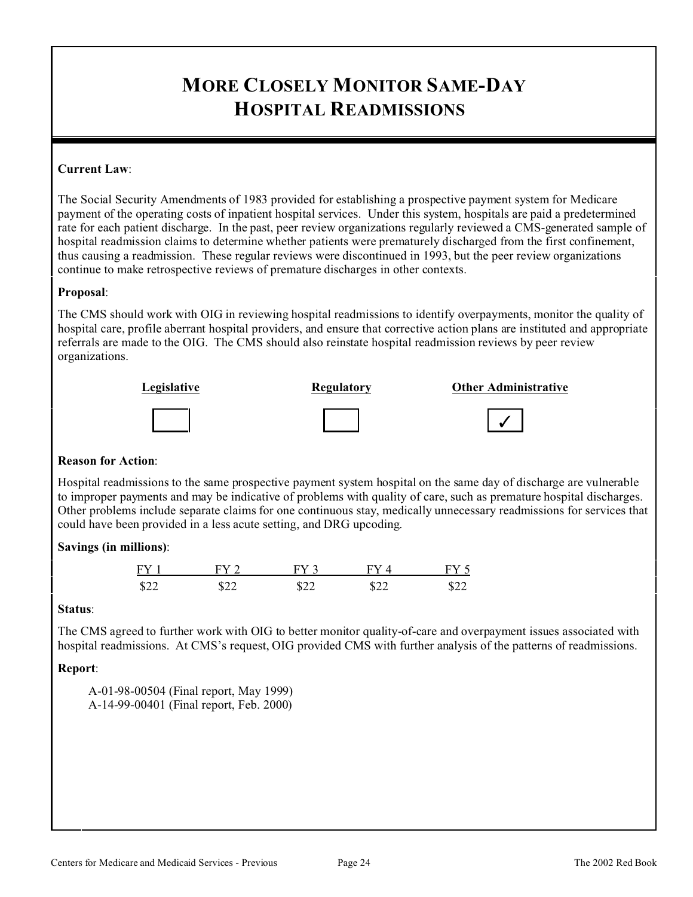# More Closely Monitor Same-Day Hospital Readmissions

**Current Law**:

The Social Security Amendments of 1983 provided for establishing a prospective payment system for Medicare payment of the operating costs of inpatient hospital services. Under this system, hospitals are paid a predetermined rate for each patient discharge. In the past, peer review organizations regularly reviewed a CMS-generated sample of hospital readmission claims to determine whether patients were prematurely discharged from the first confinement, thus causing a readmission. These regular reviews were discontinued in 1993, but the peer review organizations continue to make retrospective reviews of premature discharges in other contexts.

**Proposal**:

The CMS should work with OIG in reviewing hospital readmissions to identify overpayments, monitor the quality of hospital care, profile aberrant hospital providers, and ensure that corrective action plans are instituted and appropriate referrals are made to the OIG. The CMS should also reinstate hospital readmission reviews by peer review organizations.

| Legislative | Regulatory | Other Administrative |
|---|---|---|
| ☐ | ☐ | ✓ |

**Reason for Action**:

Hospital readmissions to the same prospective payment system hospital on the same day of discharge are vulnerable to improper payments and may be indicative of problems with quality of care, such as premature hospital discharges. Other problems include separate claims for one continuous stay, medically unnecessary readmissions for services that could have been provided in a less acute setting, and DRG upcoding.

**Savings (in millions)**:

| FY 1 | FY 2 | FY 3 | FY 4 | FY 5 |
|---|---|---|---|---|
| $22 | $22 | $22 | $22 | $22 |

**Status**:

The CMS agreed to further work with OIG to better monitor quality-of-care and overpayment issues associated with hospital readmissions. At CMS's request, OIG provided CMS with further analysis of the patterns of readmissions.

**Report**:

A-01-98-00504 (Final report, May 1999)
A-14-99-00401 (Final report, Feb. 2000)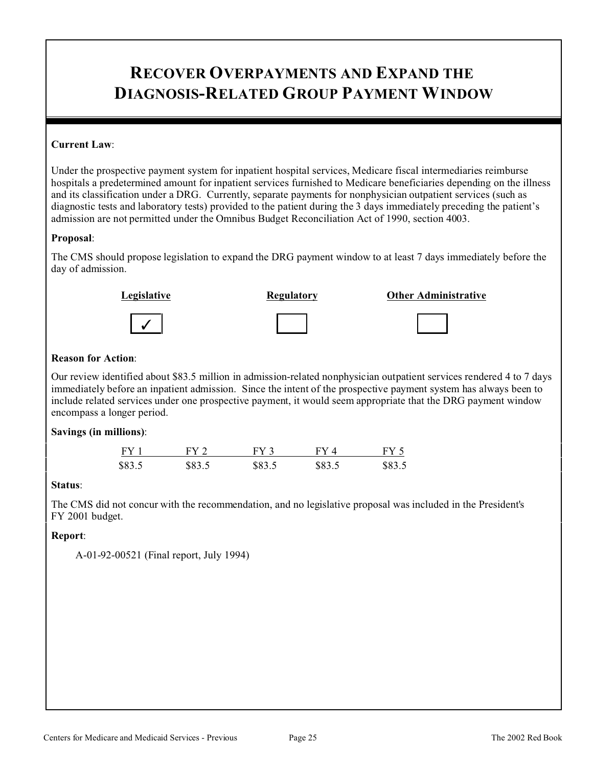# RECOVER OVERPAYMENTS AND EXPAND THE DIAGNOSIS-RELATED GROUP PAYMENT WINDOW

**Current Law**:

Under the prospective payment system for inpatient hospital services, Medicare fiscal intermediaries reimburse hospitals a predetermined amount for inpatient services furnished to Medicare beneficiaries depending on the illness and its classification under a DRG. Currently, separate payments for nonphysician outpatient services (such as diagnostic tests and laboratory tests) provided to the patient during the 3 days immediately preceding the patient's admission are not permitted under the Omnibus Budget Reconciliation Act of 1990, section 4003.

**Proposal**:

The CMS should propose legislation to expand the DRG payment window to at least 7 days immediately before the day of admission.

| Legislative | Regulatory | Other Administrative |
|---|---|---|
| ✓ | | |

**Reason for Action**:

Our review identified about $83.5 million in admission-related nonphysician outpatient services rendered 4 to 7 days immediately before an inpatient admission. Since the intent of the prospective payment system has always been to include related services under one prospective payment, it would seem appropriate that the DRG payment window encompass a longer period.

**Savings (in millions)**:

| FY 1 | FY 2 | FY 3 | FY 4 | FY 5 |
|---|---|---|---|---|
| $83.5 | $83.5 | $83.5 | $83.5 | $83.5 |

**Status**:

The CMS did not concur with the recommendation, and no legislative proposal was included in the President's FY 2001 budget.

**Report**:

A-01-92-00521 (Final report, July 1994)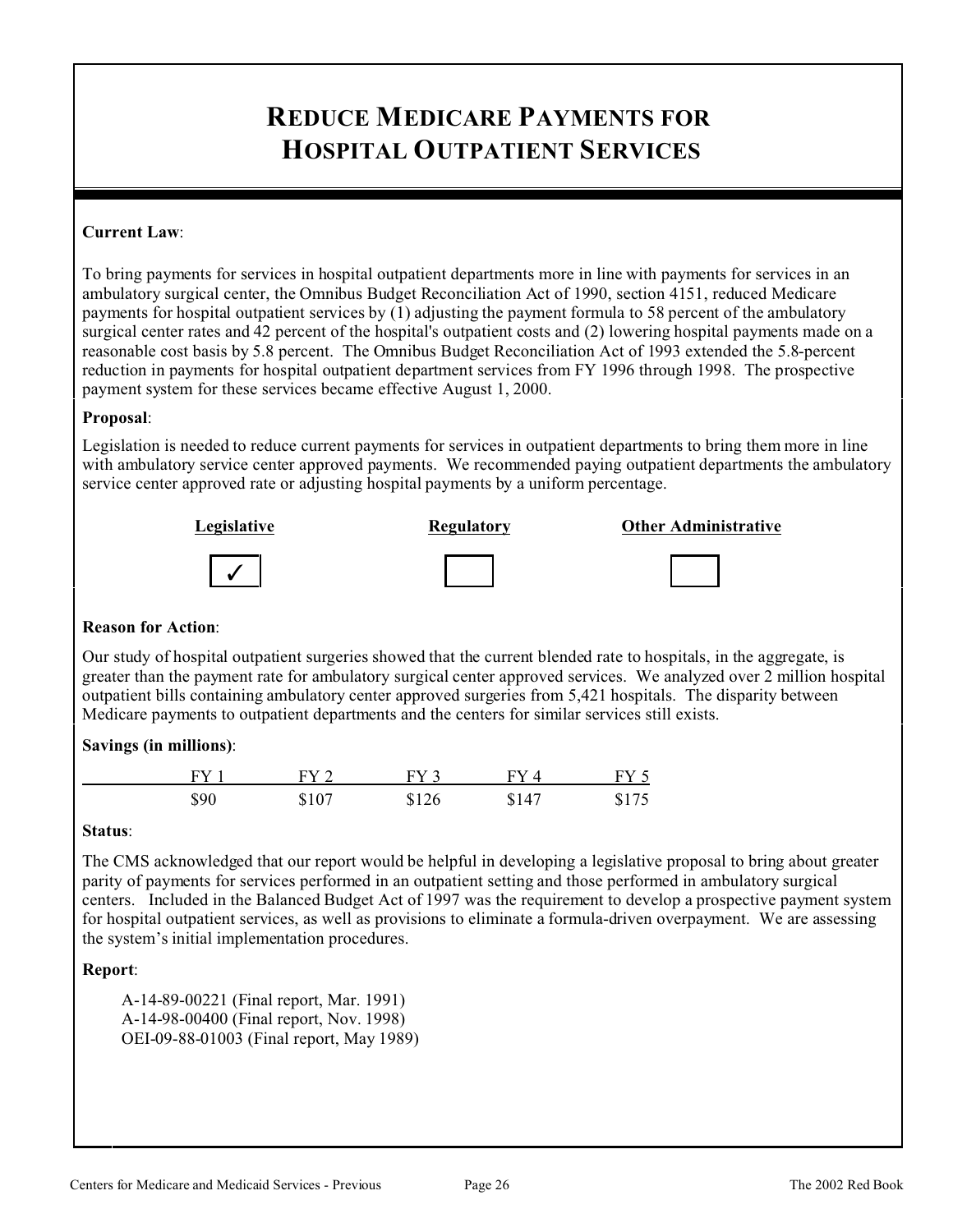# REDUCE MEDICARE PAYMENTS FOR HOSPITAL OUTPATIENT SERVICES

**Current Law**:

To bring payments for services in hospital outpatient departments more in line with payments for services in an ambulatory surgical center, the Omnibus Budget Reconciliation Act of 1990, section 4151, reduced Medicare payments for hospital outpatient services by (1) adjusting the payment formula to 58 percent of the ambulatory surgical center rates and 42 percent of the hospital's outpatient costs and (2) lowering hospital payments made on a reasonable cost basis by 5.8 percent. The Omnibus Budget Reconciliation Act of 1993 extended the 5.8-percent reduction in payments for hospital outpatient department services from FY 1996 through 1998. The prospective payment system for these services became effective August 1, 2000.

**Proposal**:

Legislation is needed to reduce current payments for services in outpatient departments to bring them more in line with ambulatory service center approved payments. We recommended paying outpatient departments the ambulatory service center approved rate or adjusting hospital payments by a uniform percentage.

| Legislative | Regulatory | Other Administrative |
|---|---|---|
| ✓ | | |

**Reason for Action**:

Our study of hospital outpatient surgeries showed that the current blended rate to hospitals, in the aggregate, is greater than the payment rate for ambulatory surgical center approved services. We analyzed over 2 million hospital outpatient bills containing ambulatory center approved surgeries from 5,421 hospitals. The disparity between Medicare payments to outpatient departments and the centers for similar services still exists.

**Savings (in millions)**:

| FY 1 | FY 2 | FY 3 | FY 4 | FY 5 |
|---|---|---|---|---|
| $90 | $107 | $126 | $147 | $175 |

**Status**:

The CMS acknowledged that our report would be helpful in developing a legislative proposal to bring about greater parity of payments for services performed in an outpatient setting and those performed in ambulatory surgical centers. Included in the Balanced Budget Act of 1997 was the requirement to develop a prospective payment system for hospital outpatient services, as well as provisions to eliminate a formula-driven overpayment. We are assessing the system's initial implementation procedures.

**Report**:

A-14-89-00221 (Final report, Mar. 1991)
A-14-98-00400 (Final report, Nov. 1998)
OEI-09-88-01003 (Final report, May 1989)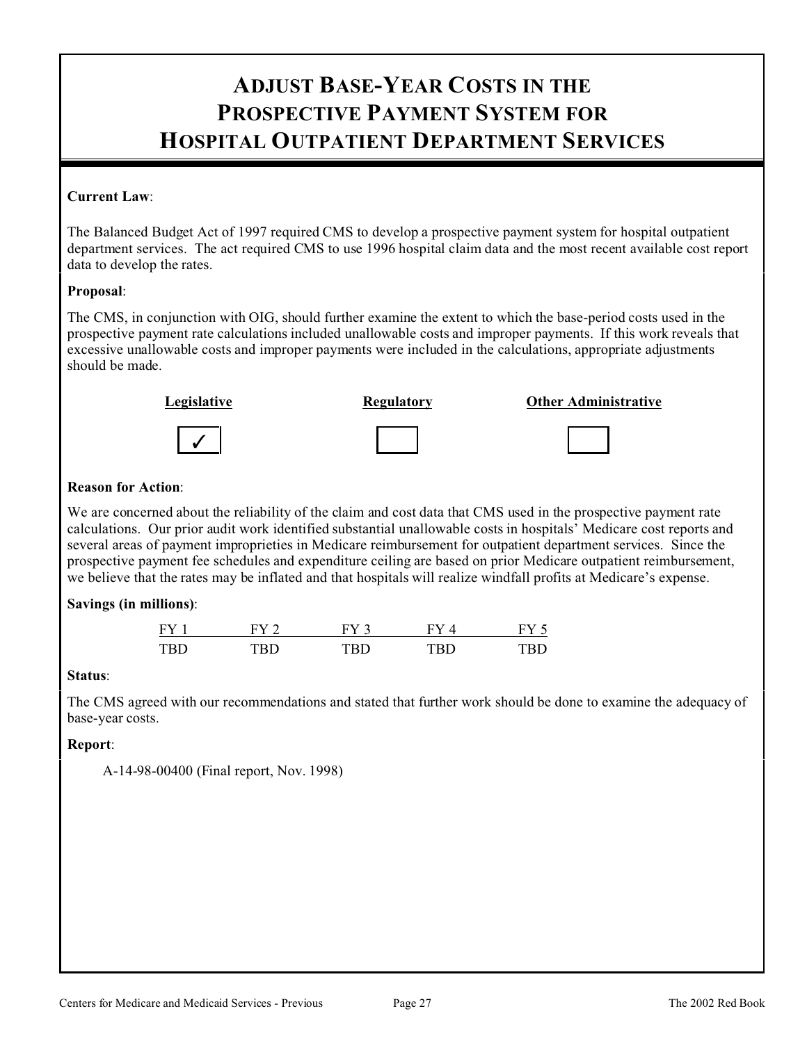# ADJUST BASE-YEAR COSTS IN THE PROSPECTIVE PAYMENT SYSTEM FOR HOSPITAL OUTPATIENT DEPARTMENT SERVICES

**Current Law**:

The Balanced Budget Act of 1997 required CMS to develop a prospective payment system for hospital outpatient department services. The act required CMS to use 1996 hospital claim data and the most recent available cost report data to develop the rates.

**Proposal**:

The CMS, in conjunction with OIG, should further examine the extent to which the base-period costs used in the prospective payment rate calculations included unallowable costs and improper payments. If this work reveals that excessive unallowable costs and improper payments were included in the calculations, appropriate adjustments should be made.

| Legislative | Regulatory | Other Administrative |
|---|---|---|
| ✓ | | |

**Reason for Action**:

We are concerned about the reliability of the claim and cost data that CMS used in the prospective payment rate calculations. Our prior audit work identified substantial unallowable costs in hospitals' Medicare cost reports and several areas of payment improprieties in Medicare reimbursement for outpatient department services. Since the prospective payment fee schedules and expenditure ceiling are based on prior Medicare outpatient reimbursement, we believe that the rates may be inflated and that hospitals will realize windfall profits at Medicare's expense.

**Savings (in millions)**:

| FY 1 | FY 2 | FY 3 | FY 4 | FY 5 |
|---|---|---|---|---|
| TBD | TBD | TBD | TBD | TBD |

**Status**:

The CMS agreed with our recommendations and stated that further work should be done to examine the adequacy of base-year costs.

**Report**:

A-14-98-00400 (Final report, Nov. 1998)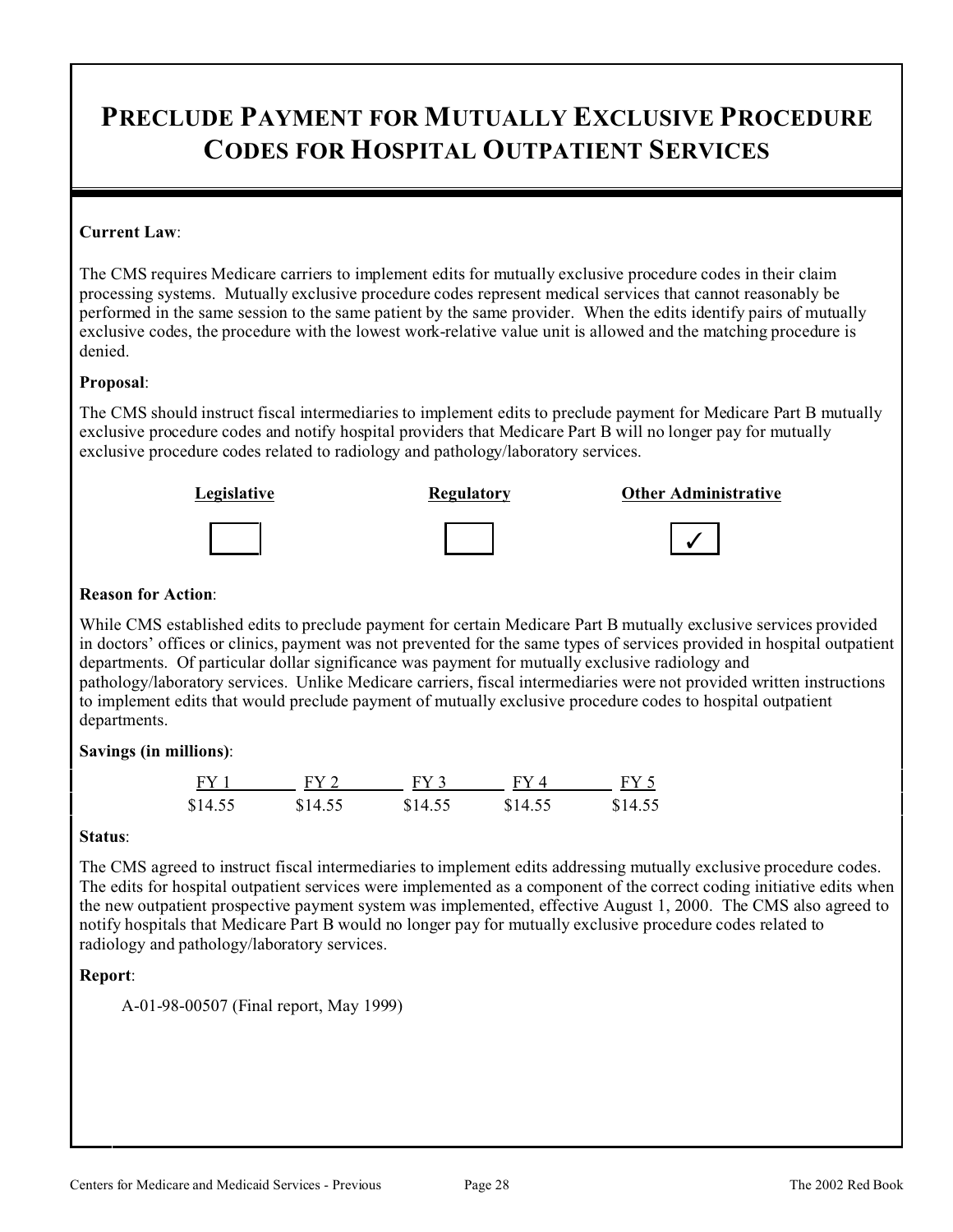# Preclude Payment for Mutually Exclusive Procedure Codes for Hospital Outpatient Services

**Current Law**:

The CMS requires Medicare carriers to implement edits for mutually exclusive procedure codes in their claim processing systems. Mutually exclusive procedure codes represent medical services that cannot reasonably be performed in the same session to the same patient by the same provider. When the edits identify pairs of mutually exclusive codes, the procedure with the lowest work-relative value unit is allowed and the matching procedure is denied.

**Proposal**:

The CMS should instruct fiscal intermediaries to implement edits to preclude payment for Medicare Part B mutually exclusive procedure codes and notify hospital providers that Medicare Part B will no longer pay for mutually exclusive procedure codes related to radiology and pathology/laboratory services.

| Legislative | Regulatory | Other Administrative |
|---|---|---|
| ☐ | ☐ | ✓ |

**Reason for Action**:

While CMS established edits to preclude payment for certain Medicare Part B mutually exclusive services provided in doctors' offices or clinics, payment was not prevented for the same types of services provided in hospital outpatient departments. Of particular dollar significance was payment for mutually exclusive radiology and pathology/laboratory services. Unlike Medicare carriers, fiscal intermediaries were not provided written instructions to implement edits that would preclude payment of mutually exclusive procedure codes to hospital outpatient departments.

**Savings (in millions)**:

| FY 1 | FY 2 | FY 3 | FY 4 | FY 5 |
|---|---|---|---|---|
| $14.55 | $14.55 | $14.55 | $14.55 | $14.55 |

**Status**:

The CMS agreed to instruct fiscal intermediaries to implement edits addressing mutually exclusive procedure codes. The edits for hospital outpatient services were implemented as a component of the correct coding initiative edits when the new outpatient prospective payment system was implemented, effective August 1, 2000. The CMS also agreed to notify hospitals that Medicare Part B would no longer pay for mutually exclusive procedure codes related to radiology and pathology/laboratory services.

**Report**:

A-01-98-00507 (Final report, May 1999)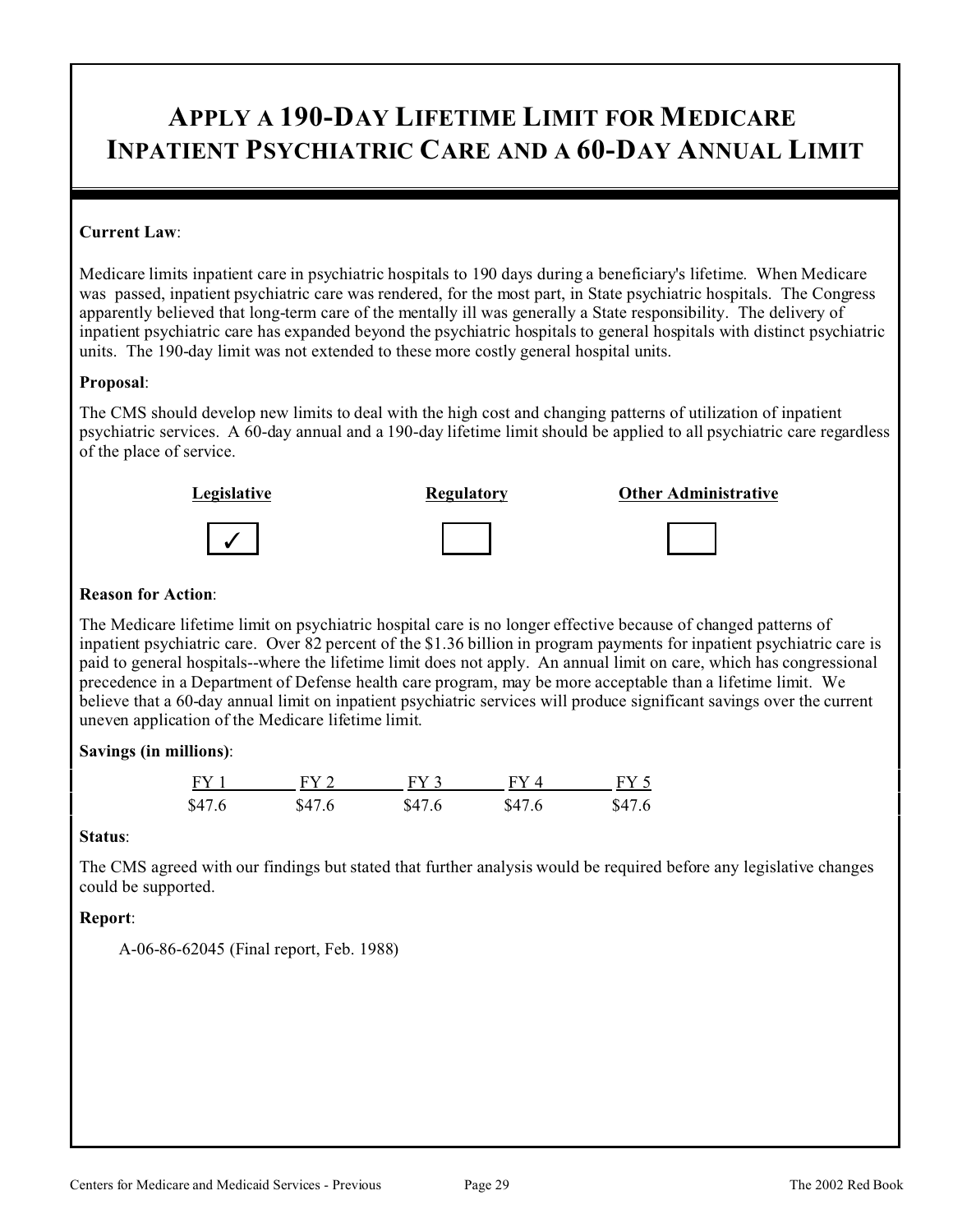# APPLY A 190-DAY LIFETIME LIMIT FOR MEDICARE INPATIENT PSYCHIATRIC CARE AND A 60-DAY ANNUAL LIMIT

**Current Law**:

Medicare limits inpatient care in psychiatric hospitals to 190 days during a beneficiary's lifetime. When Medicare was passed, inpatient psychiatric care was rendered, for the most part, in State psychiatric hospitals. The Congress apparently believed that long-term care of the mentally ill was generally a State responsibility. The delivery of inpatient psychiatric care has expanded beyond the psychiatric hospitals to general hospitals with distinct psychiatric units. The 190-day limit was not extended to these more costly general hospital units.

**Proposal**:

The CMS should develop new limits to deal with the high cost and changing patterns of utilization of inpatient psychiatric services. A 60-day annual and a 190-day lifetime limit should be applied to all psychiatric care regardless of the place of service.

| Legislative | Regulatory | Other Administrative |
|---|---|---|
| ✓ | | |

**Reason for Action**:

The Medicare lifetime limit on psychiatric hospital care is no longer effective because of changed patterns of inpatient psychiatric care. Over 82 percent of the $1.36 billion in program payments for inpatient psychiatric care is paid to general hospitals--where the lifetime limit does not apply. An annual limit on care, which has congressional precedence in a Department of Defense health care program, may be more acceptable than a lifetime limit. We believe that a 60-day annual limit on inpatient psychiatric services will produce significant savings over the current uneven application of the Medicare lifetime limit.

**Savings (in millions)**:

| FY 1 | FY 2 | FY 3 | FY 4 | FY 5 |
|---|---|---|---|---|
| $47.6 | $47.6 | $47.6 | $47.6 | $47.6 |

**Status**:

The CMS agreed with our findings but stated that further analysis would be required before any legislative changes could be supported.

**Report**:

A-06-86-62045 (Final report, Feb. 1988)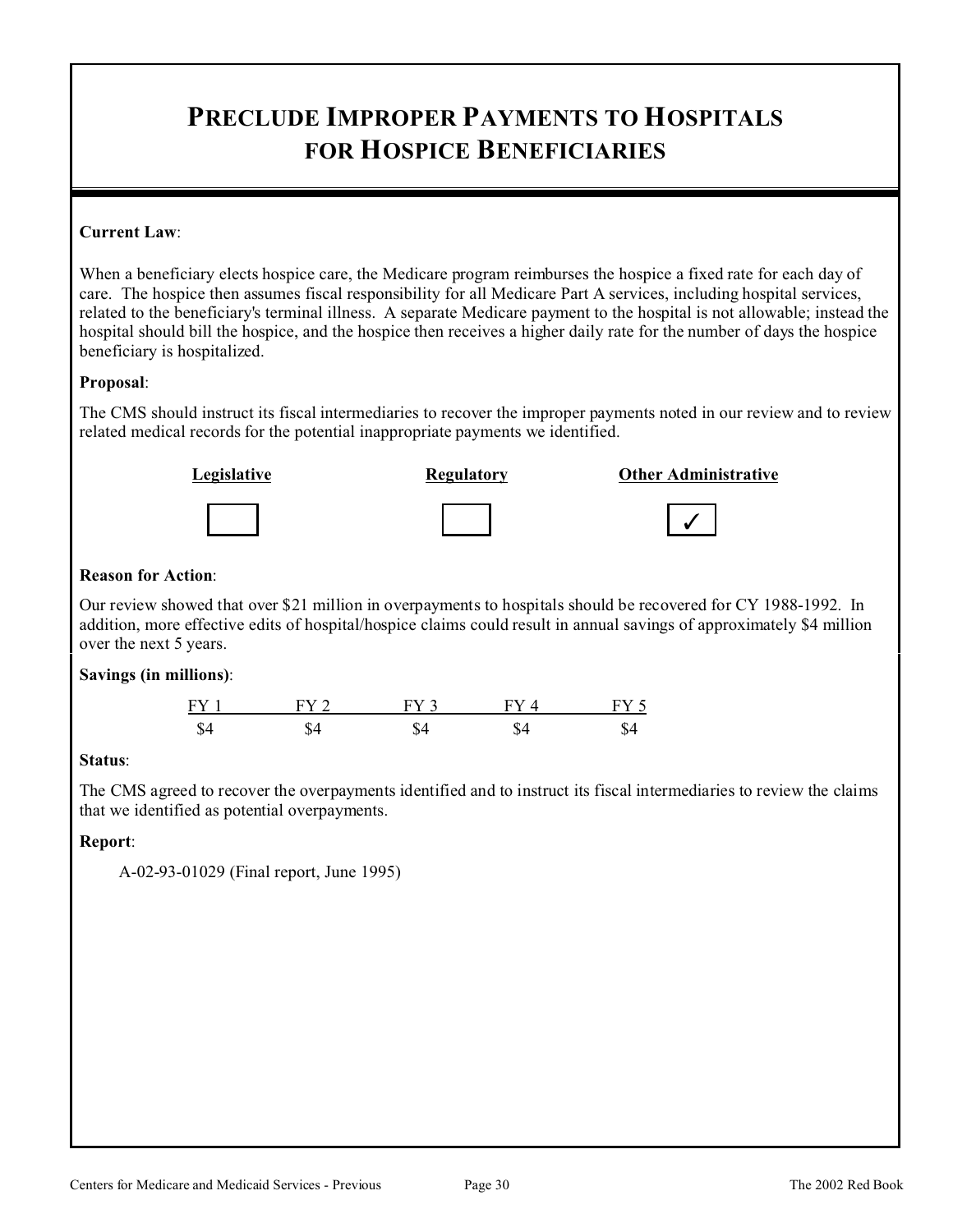# PRECLUDE IMPROPER PAYMENTS TO HOSPITALS FOR HOSPICE BENEFICIARIES

**Current Law**:

When a beneficiary elects hospice care, the Medicare program reimburses the hospice a fixed rate for each day of care. The hospice then assumes fiscal responsibility for all Medicare Part A services, including hospital services, related to the beneficiary's terminal illness. A separate Medicare payment to the hospital is not allowable; instead the hospital should bill the hospice, and the hospice then receives a higher daily rate for the number of days the hospice beneficiary is hospitalized.

**Proposal**:

The CMS should instruct its fiscal intermediaries to recover the improper payments noted in our review and to review related medical records for the potential inappropriate payments we identified.

| Legislative | Regulatory | Other Administrative |
|---|---|---|
| ☐ | ☐ | ✓ |

**Reason for Action**:

Our review showed that over $21 million in overpayments to hospitals should be recovered for CY 1988-1992. In addition, more effective edits of hospital/hospice claims could result in annual savings of approximately $4 million over the next 5 years.

**Savings (in millions)**:

| FY 1 | FY 2 | FY 3 | FY 4 | FY 5 |
|---|---|---|---|---|
| $4 | $4 | $4 | $4 | $4 |

**Status**:

The CMS agreed to recover the overpayments identified and to instruct its fiscal intermediaries to review the claims that we identified as potential overpayments.

**Report**:

A-02-93-01029 (Final report, June 1995)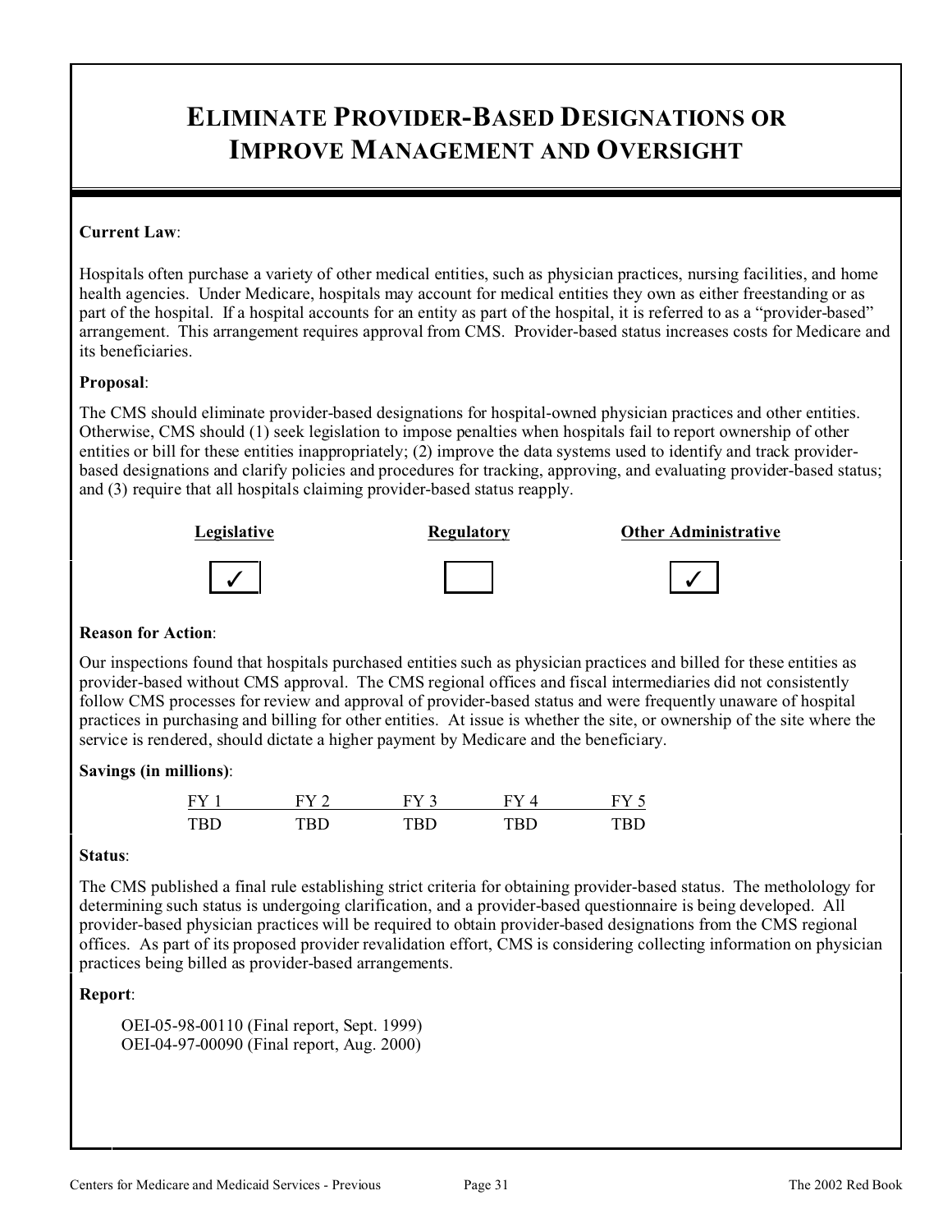# ELIMINATE PROVIDER-BASED DESIGNATIONS OR IMPROVE MANAGEMENT AND OVERSIGHT

**Current Law**:

Hospitals often purchase a variety of other medical entities, such as physician practices, nursing facilities, and home health agencies. Under Medicare, hospitals may account for medical entities they own as either freestanding or as part of the hospital. If a hospital accounts for an entity as part of the hospital, it is referred to as a "provider-based" arrangement. This arrangement requires approval from CMS. Provider-based status increases costs for Medicare and its beneficiaries.

**Proposal**:

The CMS should eliminate provider-based designations for hospital-owned physician practices and other entities. Otherwise, CMS should (1) seek legislation to impose penalties when hospitals fail to report ownership of other entities or bill for these entities inappropriately; (2) improve the data systems used to identify and track provider-based designations and clarify policies and procedures for tracking, approving, and evaluating provider-based status; and (3) require that all hospitals claiming provider-based status reapply.

| Legislative | Regulatory | Other Administrative |
|---|---|---|
| ✓ | | ✓ |

**Reason for Action**:

Our inspections found that hospitals purchased entities such as physician practices and billed for these entities as provider-based without CMS approval. The CMS regional offices and fiscal intermediaries did not consistently follow CMS processes for review and approval of provider-based status and were frequently unaware of hospital practices in purchasing and billing for other entities. At issue is whether the site, or ownership of the site where the service is rendered, should dictate a higher payment by Medicare and the beneficiary.

**Savings (in millions)**:

| FY 1 | FY 2 | FY 3 | FY 4 | FY 5 |
|---|---|---|---|---|
| TBD | TBD | TBD | TBD | TBD |

**Status**:

The CMS published a final rule establishing strict criteria for obtaining provider-based status. The metholology for determining such status is undergoing clarification, and a provider-based questionnaire is being developed. All provider-based physician practices will be required to obtain provider-based designations from the CMS regional offices. As part of its proposed provider revalidation effort, CMS is considering collecting information on physician practices being billed as provider-based arrangements.

**Report**:

OEI-05-98-00110 (Final report, Sept. 1999)
OEI-04-97-00090 (Final report, Aug. 2000)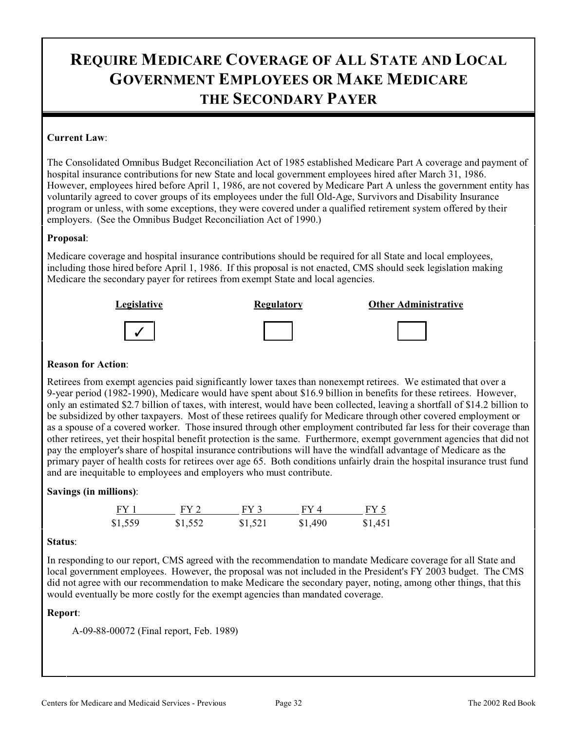# REQUIRE MEDICARE COVERAGE OF ALL STATE AND LOCAL GOVERNMENT EMPLOYEES OR MAKE MEDICARE THE SECONDARY PAYER

**Current Law**:

The Consolidated Omnibus Budget Reconciliation Act of 1985 established Medicare Part A coverage and payment of hospital insurance contributions for new State and local government employees hired after March 31, 1986. However, employees hired before April 1, 1986, are not covered by Medicare Part A unless the government entity has voluntarily agreed to cover groups of its employees under the full Old-Age, Survivors and Disability Insurance program or unless, with some exceptions, they were covered under a qualified retirement system offered by their employers. (See the Omnibus Budget Reconciliation Act of 1990.)

**Proposal**:

Medicare coverage and hospital insurance contributions should be required for all State and local employees, including those hired before April 1, 1986. If this proposal is not enacted, CMS should seek legislation making Medicare the secondary payer for retirees from exempt State and local agencies.

| Legislative | Regulatory | Other Administrative |
|---|---|---|
| ✓ | | |

**Reason for Action**:

Retirees from exempt agencies paid significantly lower taxes than nonexempt retirees. We estimated that over a 9-year period (1982-1990), Medicare would have spent about $16.9 billion in benefits for these retirees. However, only an estimated $2.7 billion of taxes, with interest, would have been collected, leaving a shortfall of $14.2 billion to be subsidized by other taxpayers. Most of these retirees qualify for Medicare through other covered employment or as a spouse of a covered worker. Those insured through other employment contributed far less for their coverage than other retirees, yet their hospital benefit protection is the same. Furthermore, exempt government agencies that did not pay the employer's share of hospital insurance contributions will have the windfall advantage of Medicare as the primary payer of health costs for retirees over age 65. Both conditions unfairly drain the hospital insurance trust fund and are inequitable to employees and employers who must contribute.

**Savings (in millions)**:

| FY 1 | FY 2 | FY 3 | FY 4 | FY 5 |
|---|---|---|---|---|
| $1,559 | $1,552 | $1,521 | $1,490 | $1,451 |

**Status**:

In responding to our report, CMS agreed with the recommendation to mandate Medicare coverage for all State and local government employees. However, the proposal was not included in the President's FY 2003 budget. The CMS did not agree with our recommendation to make Medicare the secondary payer, noting, among other things, that this would eventually be more costly for the exempt agencies than mandated coverage.

**Report**:

A-09-88-00072 (Final report, Feb. 1989)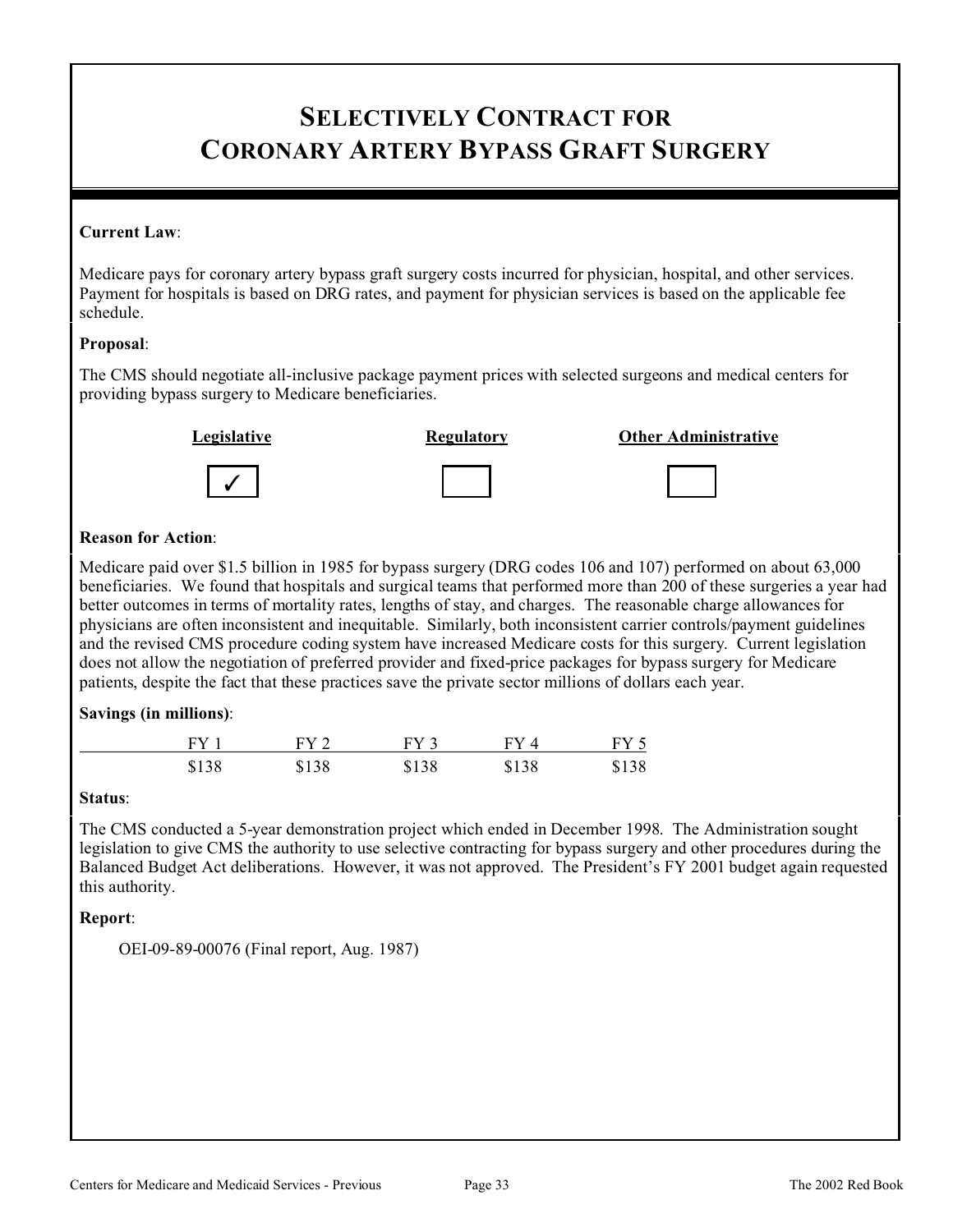# SELECTIVELY CONTRACT FOR CORONARY ARTERY BYPASS GRAFT SURGERY

**Current Law**:

Medicare pays for coronary artery bypass graft surgery costs incurred for physician, hospital, and other services. Payment for hospitals is based on DRG rates, and payment for physician services is based on the applicable fee schedule.

**Proposal**:

The CMS should negotiate all-inclusive package payment prices with selected surgeons and medical centers for providing bypass surgery to Medicare beneficiaries.

| Legislative | Regulatory | Other Administrative |
|---|---|---|
| ✓ | | |

**Reason for Action**:

Medicare paid over $1.5 billion in 1985 for bypass surgery (DRG codes 106 and 107) performed on about 63,000 beneficiaries. We found that hospitals and surgical teams that performed more than 200 of these surgeries a year had better outcomes in terms of mortality rates, lengths of stay, and charges. The reasonable charge allowances for physicians are often inconsistent and inequitable. Similarly, both inconsistent carrier controls/payment guidelines and the revised CMS procedure coding system have increased Medicare costs for this surgery. Current legislation does not allow the negotiation of preferred provider and fixed-price packages for bypass surgery for Medicare patients, despite the fact that these practices save the private sector millions of dollars each year.

**Savings (in millions)**:

| FY 1 | FY 2 | FY 3 | FY 4 | FY 5 |
|---|---|---|---|---|
| $138 | $138 | $138 | $138 | $138 |

**Status**:

The CMS conducted a 5-year demonstration project which ended in December 1998. The Administration sought legislation to give CMS the authority to use selective contracting for bypass surgery and other procedures during the Balanced Budget Act deliberations. However, it was not approved. The President's FY 2001 budget again requested this authority.

**Report**:

OEI-09-89-00076 (Final report, Aug. 1987)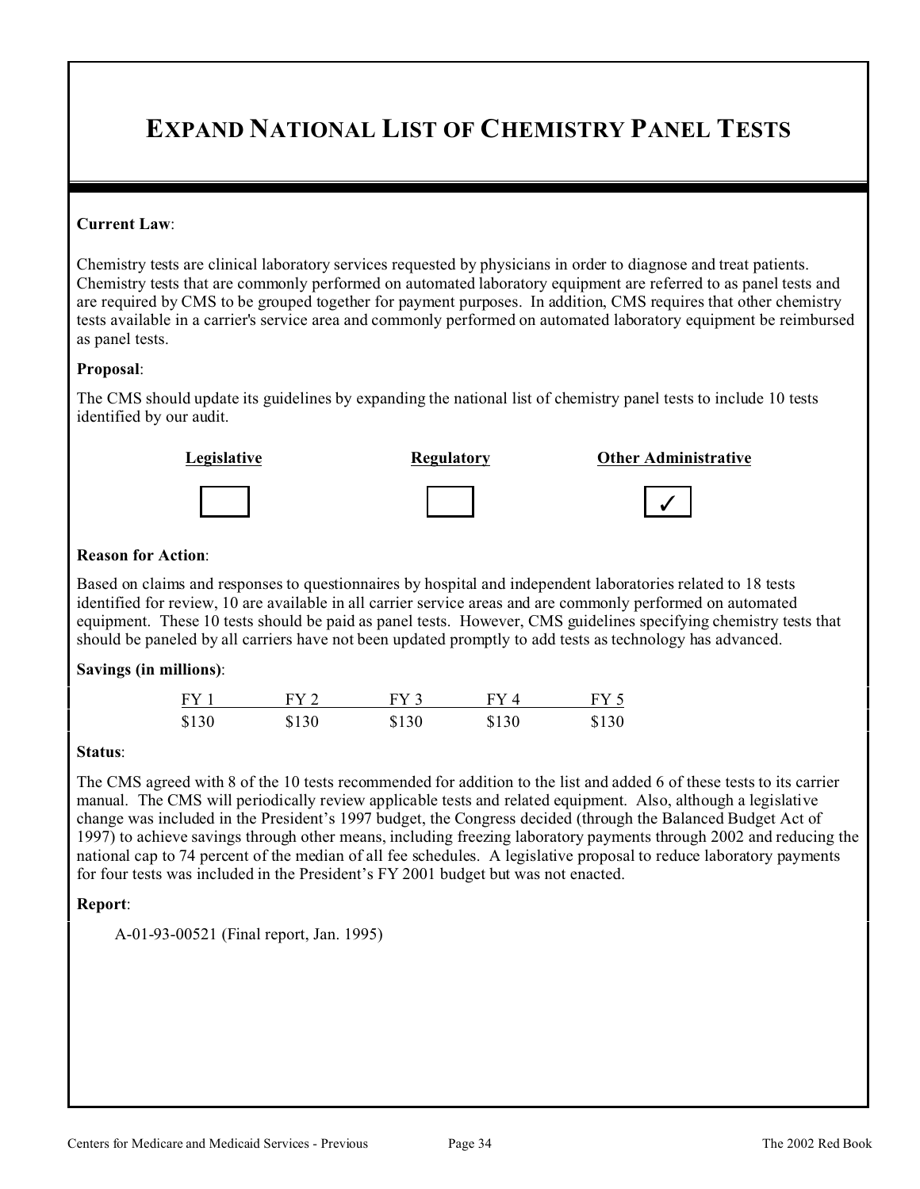# EXPAND NATIONAL LIST OF CHEMISTRY PANEL TESTS

**Current Law**:

Chemistry tests are clinical laboratory services requested by physicians in order to diagnose and treat patients. Chemistry tests that are commonly performed on automated laboratory equipment are referred to as panel tests and are required by CMS to be grouped together for payment purposes. In addition, CMS requires that other chemistry tests available in a carrier's service area and commonly performed on automated laboratory equipment be reimbursed as panel tests.

**Proposal**:

The CMS should update its guidelines by expanding the national list of chemistry panel tests to include 10 tests identified by our audit.

| Legislative | Regulatory | Other Administrative |
|---|---|---|
| | | ✓ |

**Reason for Action**:

Based on claims and responses to questionnaires by hospital and independent laboratories related to 18 tests identified for review, 10 are available in all carrier service areas and are commonly performed on automated equipment. These 10 tests should be paid as panel tests. However, CMS guidelines specifying chemistry tests that should be paneled by all carriers have not been updated promptly to add tests as technology has advanced.

**Savings (in millions)**:

| FY 1 | FY 2 | FY 3 | FY 4 | FY 5 |
|---|---|---|---|---|
| $130 | $130 | $130 | $130 | $130 |

**Status**:

The CMS agreed with 8 of the 10 tests recommended for addition to the list and added 6 of these tests to its carrier manual. The CMS will periodically review applicable tests and related equipment. Also, although a legislative change was included in the President's 1997 budget, the Congress decided (through the Balanced Budget Act of 1997) to achieve savings through other means, including freezing laboratory payments through 2002 and reducing the national cap to 74 percent of the median of all fee schedules. A legislative proposal to reduce laboratory payments for four tests was included in the President's FY 2001 budget but was not enacted.

**Report**:

A-01-93-00521 (Final report, Jan. 1995)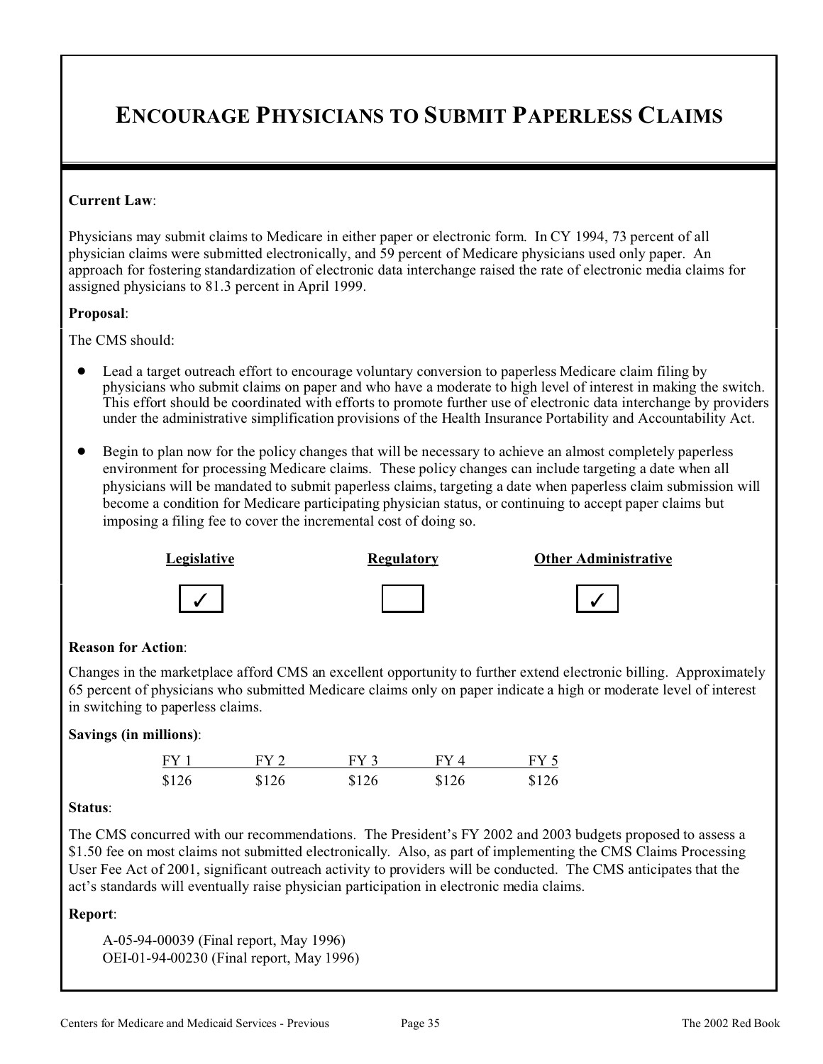# ENCOURAGE PHYSICIANS TO SUBMIT PAPERLESS CLAIMS

**Current Law**:

Physicians may submit claims to Medicare in either paper or electronic form. In CY 1994, 73 percent of all physician claims were submitted electronically, and 59 percent of Medicare physicians used only paper. An approach for fostering standardization of electronic data interchange raised the rate of electronic media claims for assigned physicians to 81.3 percent in April 1999.

**Proposal**:

The CMS should:

- Lead a target outreach effort to encourage voluntary conversion to paperless Medicare claim filing by physicians who submit claims on paper and who have a moderate to high level of interest in making the switch. This effort should be coordinated with efforts to promote further use of electronic data interchange by providers under the administrative simplification provisions of the Health Insurance Portability and Accountability Act.
- Begin to plan now for the policy changes that will be necessary to achieve an almost completely paperless environment for processing Medicare claims. These policy changes can include targeting a date when all physicians will be mandated to submit paperless claims, targeting a date when paperless claim submission will become a condition for Medicare participating physician status, or continuing to accept paper claims but imposing a filing fee to cover the incremental cost of doing so.

| Legislative | Regulatory | Other Administrative |
|---|---|---|
| ✓ | | ✓ |

**Reason for Action**:

Changes in the marketplace afford CMS an excellent opportunity to further extend electronic billing. Approximately 65 percent of physicians who submitted Medicare claims only on paper indicate a high or moderate level of interest in switching to paperless claims.

**Savings (in millions)**:

| FY 1 | FY 2 | FY 3 | FY 4 | FY 5 |
|---|---|---|---|---|
| $126 | $126 | $126 | $126 | $126 |

**Status**:

The CMS concurred with our recommendations. The President's FY 2002 and 2003 budgets proposed to assess a $1.50 fee on most claims not submitted electronically. Also, as part of implementing the CMS Claims Processing User Fee Act of 2001, significant outreach activity to providers will be conducted. The CMS anticipates that the act's standards will eventually raise physician participation in electronic media claims.

**Report**:

A-05-94-00039 (Final report, May 1996)
OEI-01-94-00230 (Final report, May 1996)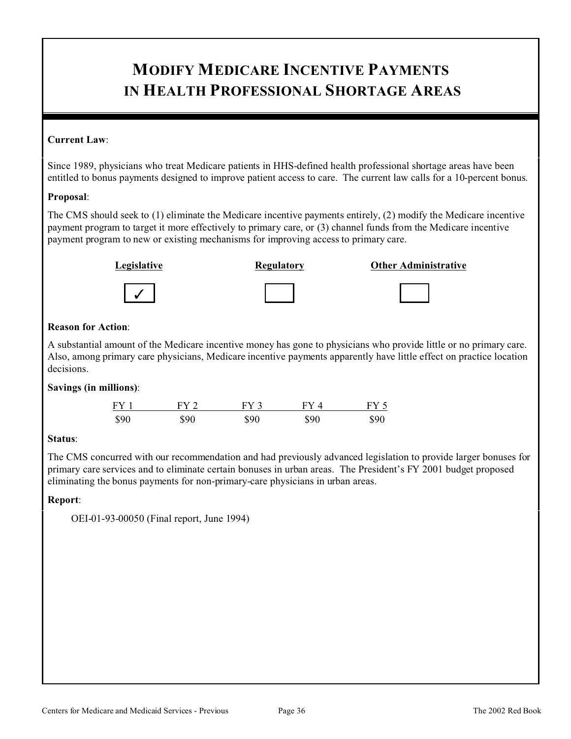# MODIFY MEDICARE INCENTIVE PAYMENTS IN HEALTH PROFESSIONAL SHORTAGE AREAS

**Current Law**:

Since 1989, physicians who treat Medicare patients in HHS-defined health professional shortage areas have been entitled to bonus payments designed to improve patient access to care. The current law calls for a 10-percent bonus.

**Proposal**:

The CMS should seek to (1) eliminate the Medicare incentive payments entirely, (2) modify the Medicare incentive payment program to target it more effectively to primary care, or (3) channel funds from the Medicare incentive payment program to new or existing mechanisms for improving access to primary care.

| Legislative | Regulatory | Other Administrative |
|---|---|---|
| ✓ | | |

**Reason for Action**:

A substantial amount of the Medicare incentive money has gone to physicians who provide little or no primary care. Also, among primary care physicians, Medicare incentive payments apparently have little effect on practice location decisions.

**Savings (in millions)**:

| FY 1 | FY 2 | FY 3 | FY 4 | FY 5 |
|---|---|---|---|---|
| $90 | $90 | $90 | $90 | $90 |

**Status**:

The CMS concurred with our recommendation and had previously advanced legislation to provide larger bonuses for primary care services and to eliminate certain bonuses in urban areas. The President's FY 2001 budget proposed eliminating the bonus payments for non-primary-care physicians in urban areas.

**Report**:

OEI-01-93-00050 (Final report, June 1994)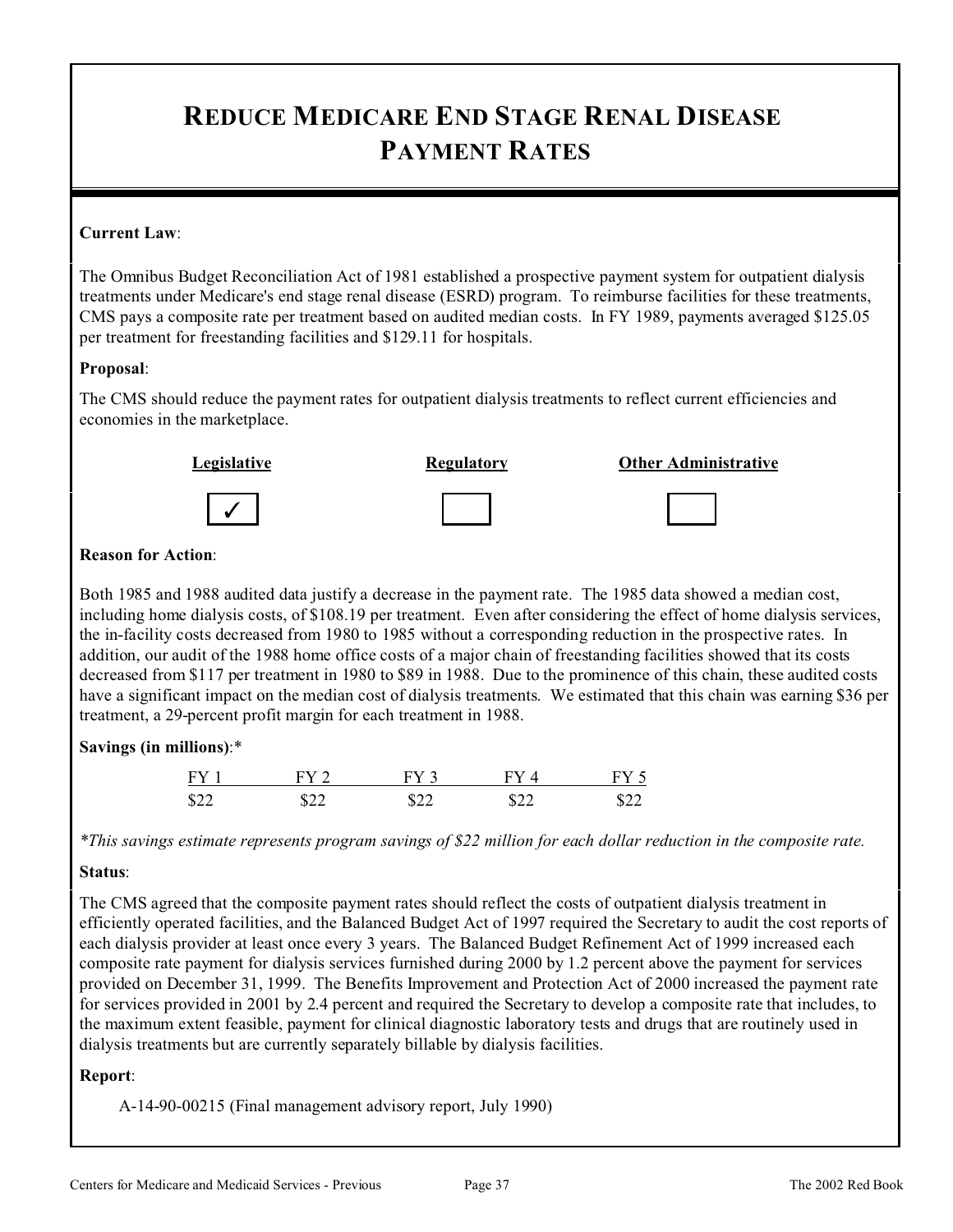# REDUCE MEDICARE END STAGE RENAL DISEASE PAYMENT RATES

**Current Law**:

The Omnibus Budget Reconciliation Act of 1981 established a prospective payment system for outpatient dialysis treatments under Medicare's end stage renal disease (ESRD) program. To reimburse facilities for these treatments, CMS pays a composite rate per treatment based on audited median costs. In FY 1989, payments averaged $125.05 per treatment for freestanding facilities and $129.11 for hospitals.

**Proposal**:

The CMS should reduce the payment rates for outpatient dialysis treatments to reflect current efficiencies and economies in the marketplace.

| Legislative | Regulatory | Other Administrative |
|---|---|---|
| ✓ | | |

**Reason for Action**:

Both 1985 and 1988 audited data justify a decrease in the payment rate. The 1985 data showed a median cost, including home dialysis costs, of $108.19 per treatment. Even after considering the effect of home dialysis services, the in-facility costs decreased from 1980 to 1985 without a corresponding reduction in the prospective rates. In addition, our audit of the 1988 home office costs of a major chain of freestanding facilities showed that its costs decreased from $117 per treatment in 1980 to $89 in 1988. Due to the prominence of this chain, these audited costs have a significant impact on the median cost of dialysis treatments. We estimated that this chain was earning $36 per treatment, a 29-percent profit margin for each treatment in 1988.

**Savings (in millions)**:*

| FY 1 | FY 2 | FY 3 | FY 4 | FY 5 |
|---|---|---|---|---|
| $22 | $22 | $22 | $22 | $22 |

*\*This savings estimate represents program savings of $22 million for each dollar reduction in the composite rate.*

**Status**:

The CMS agreed that the composite payment rates should reflect the costs of outpatient dialysis treatment in efficiently operated facilities, and the Balanced Budget Act of 1997 required the Secretary to audit the cost reports of each dialysis provider at least once every 3 years. The Balanced Budget Refinement Act of 1999 increased each composite rate payment for dialysis services furnished during 2000 by 1.2 percent above the payment for services provided on December 31, 1999. The Benefits Improvement and Protection Act of 2000 increased the payment rate for services provided in 2001 by 2.4 percent and required the Secretary to develop a composite rate that includes, to the maximum extent feasible, payment for clinical diagnostic laboratory tests and drugs that are routinely used in dialysis treatments but are currently separately billable by dialysis facilities.

**Report**:

A-14-90-00215 (Final management advisory report, July 1990)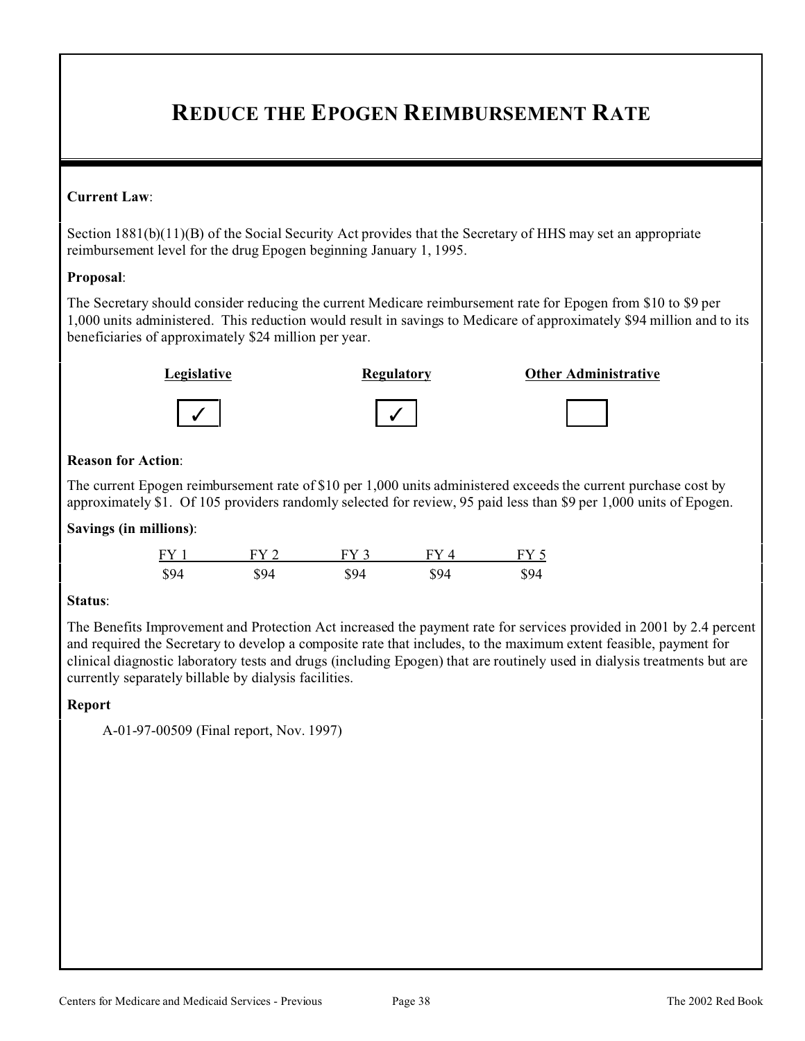# REDUCE THE EPOGEN REIMBURSEMENT RATE

**Current Law**:

Section 1881(b)(11)(B) of the Social Security Act provides that the Secretary of HHS may set an appropriate reimbursement level for the drug Epogen beginning January 1, 1995.

**Proposal**:

The Secretary should consider reducing the current Medicare reimbursement rate for Epogen from $10 to $9 per 1,000 units administered. This reduction would result in savings to Medicare of approximately $94 million and to its beneficiaries of approximately $24 million per year.

| Legislative | Regulatory | Other Administrative |
|---|---|---|
| ✓ | ✓ | |

**Reason for Action**:

The current Epogen reimbursement rate of $10 per 1,000 units administered exceeds the current purchase cost by approximately $1. Of 105 providers randomly selected for review, 95 paid less than $9 per 1,000 units of Epogen.

**Savings (in millions)**:

| FY 1 | FY 2 | FY 3 | FY 4 | FY 5 |
|---|---|---|---|---|
| $94 | $94 | $94 | $94 | $94 |

**Status**:

The Benefits Improvement and Protection Act increased the payment rate for services provided in 2001 by 2.4 percent and required the Secretary to develop a composite rate that includes, to the maximum extent feasible, payment for clinical diagnostic laboratory tests and drugs (including Epogen) that are routinely used in dialysis treatments but are currently separately billable by dialysis facilities.

**Report**

A-01-97-00509 (Final report, Nov. 1997)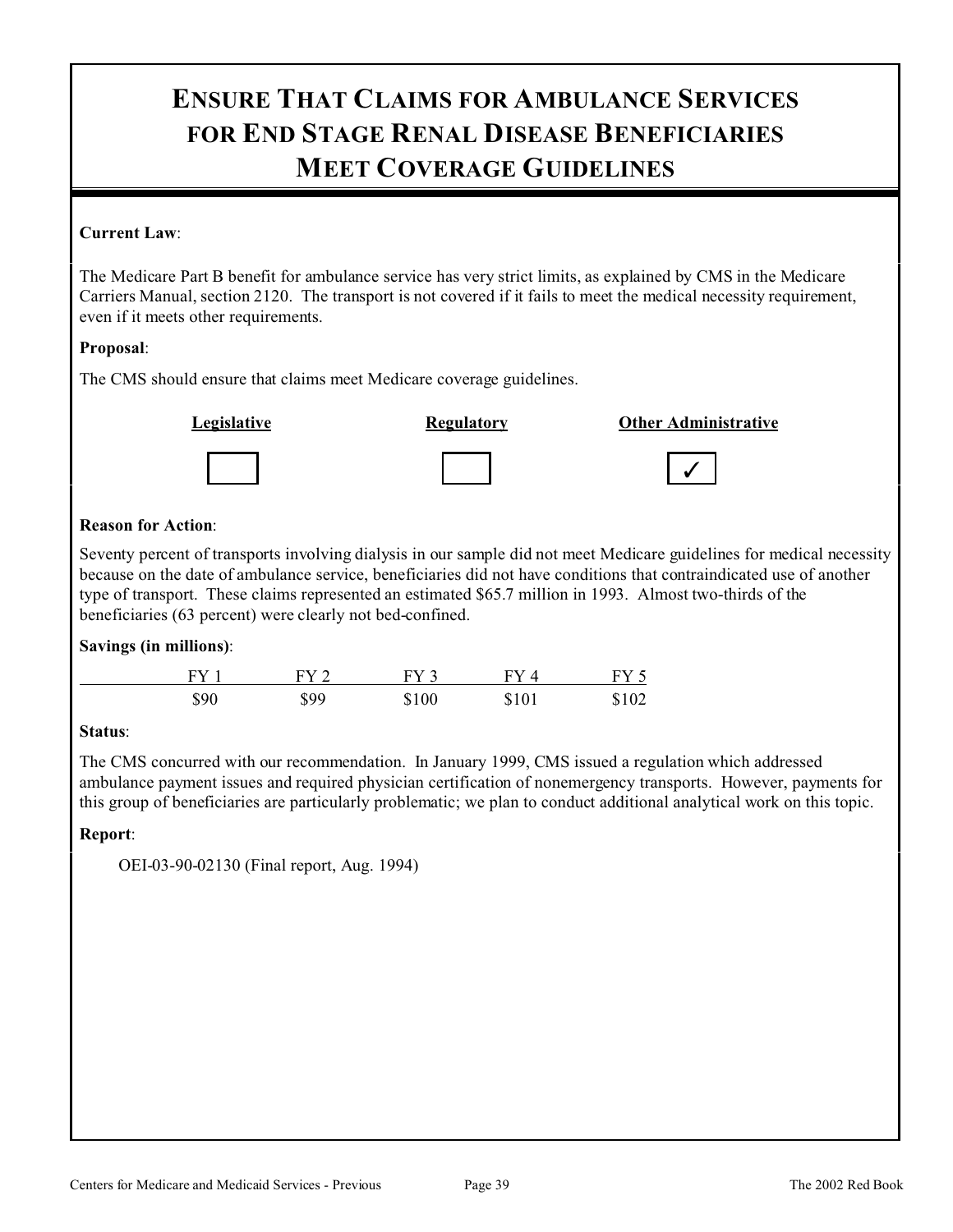# ENSURE THAT CLAIMS FOR AMBULANCE SERVICES FOR END STAGE RENAL DISEASE BENEFICIARIES MEET COVERAGE GUIDELINES

**Current Law**:

The Medicare Part B benefit for ambulance service has very strict limits, as explained by CMS in the Medicare Carriers Manual, section 2120. The transport is not covered if it fails to meet the medical necessity requirement, even if it meets other requirements.

**Proposal**:

The CMS should ensure that claims meet Medicare coverage guidelines.

| Legislative | Regulatory | Other Administrative |
|---|---|---|
| ☐ | ☐ | ✓ |

**Reason for Action**:

Seventy percent of transports involving dialysis in our sample did not meet Medicare guidelines for medical necessity because on the date of ambulance service, beneficiaries did not have conditions that contraindicated use of another type of transport. These claims represented an estimated $65.7 million in 1993. Almost two-thirds of the beneficiaries (63 percent) were clearly not bed-confined.

**Savings (in millions)**:

| FY 1 | FY 2 | FY 3 | FY 4 | FY 5 |
|---|---|---|---|---|
| $90 | $99 | $100 | $101 | $102 |

**Status**:

The CMS concurred with our recommendation. In January 1999, CMS issued a regulation which addressed ambulance payment issues and required physician certification of nonemergency transports. However, payments for this group of beneficiaries are particularly problematic; we plan to conduct additional analytical work on this topic.

**Report**:

OEI-03-90-02130 (Final report, Aug. 1994)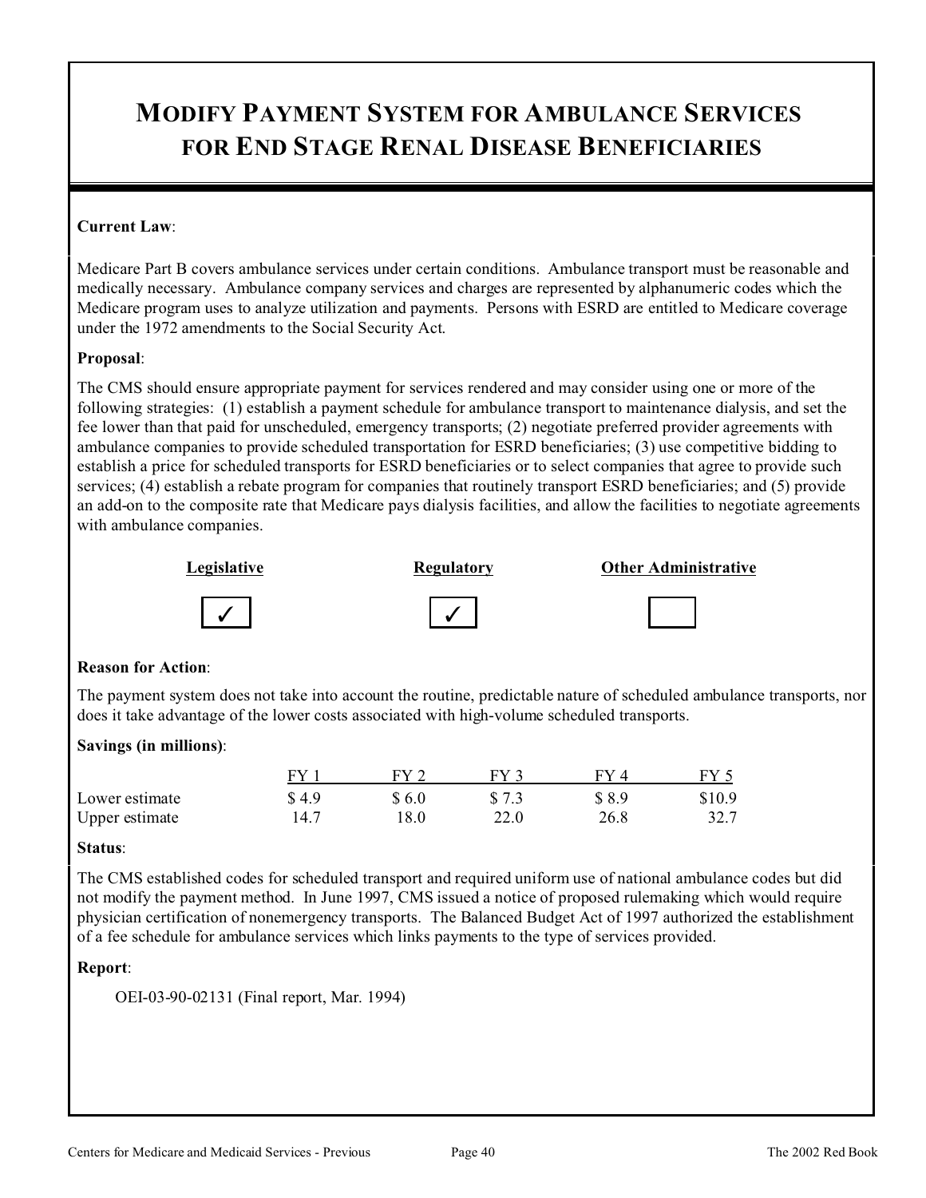# MODIFY PAYMENT SYSTEM FOR AMBULANCE SERVICES FOR END STAGE RENAL DISEASE BENEFICIARIES

**Current Law**:

Medicare Part B covers ambulance services under certain conditions. Ambulance transport must be reasonable and medically necessary. Ambulance company services and charges are represented by alphanumeric codes which the Medicare program uses to analyze utilization and payments. Persons with ESRD are entitled to Medicare coverage under the 1972 amendments to the Social Security Act.

**Proposal**:

The CMS should ensure appropriate payment for services rendered and may consider using one or more of the following strategies: (1) establish a payment schedule for ambulance transport to maintenance dialysis, and set the fee lower than that paid for unscheduled, emergency transports; (2) negotiate preferred provider agreements with ambulance companies to provide scheduled transportation for ESRD beneficiaries; (3) use competitive bidding to establish a price for scheduled transports for ESRD beneficiaries or to select companies that agree to provide such services; (4) establish a rebate program for companies that routinely transport ESRD beneficiaries; and (5) provide an add-on to the composite rate that Medicare pays dialysis facilities, and allow the facilities to negotiate agreements with ambulance companies.

| Legislative | Regulatory | Other Administrative |
|---|---|---|
| ✓ | ✓ | |

**Reason for Action**:

The payment system does not take into account the routine, predictable nature of scheduled ambulance transports, nor does it take advantage of the lower costs associated with high-volume scheduled transports.

**Savings (in millions)**:

| | FY 1 | FY 2 | FY 3 | FY 4 | FY 5 |
|---|---|---|---|---|---|
| Lower estimate | $ 4.9 | $ 6.0 | $ 7.3 | $ 8.9 | $10.9 |
| Upper estimate | 14.7 | 18.0 | 22.0 | 26.8 | 32.7 |

**Status**:

The CMS established codes for scheduled transport and required uniform use of national ambulance codes but did not modify the payment method. In June 1997, CMS issued a notice of proposed rulemaking which would require physician certification of nonemergency transports. The Balanced Budget Act of 1997 authorized the establishment of a fee schedule for ambulance services which links payments to the type of services provided.

**Report**:

OEI-03-90-02131 (Final report, Mar. 1994)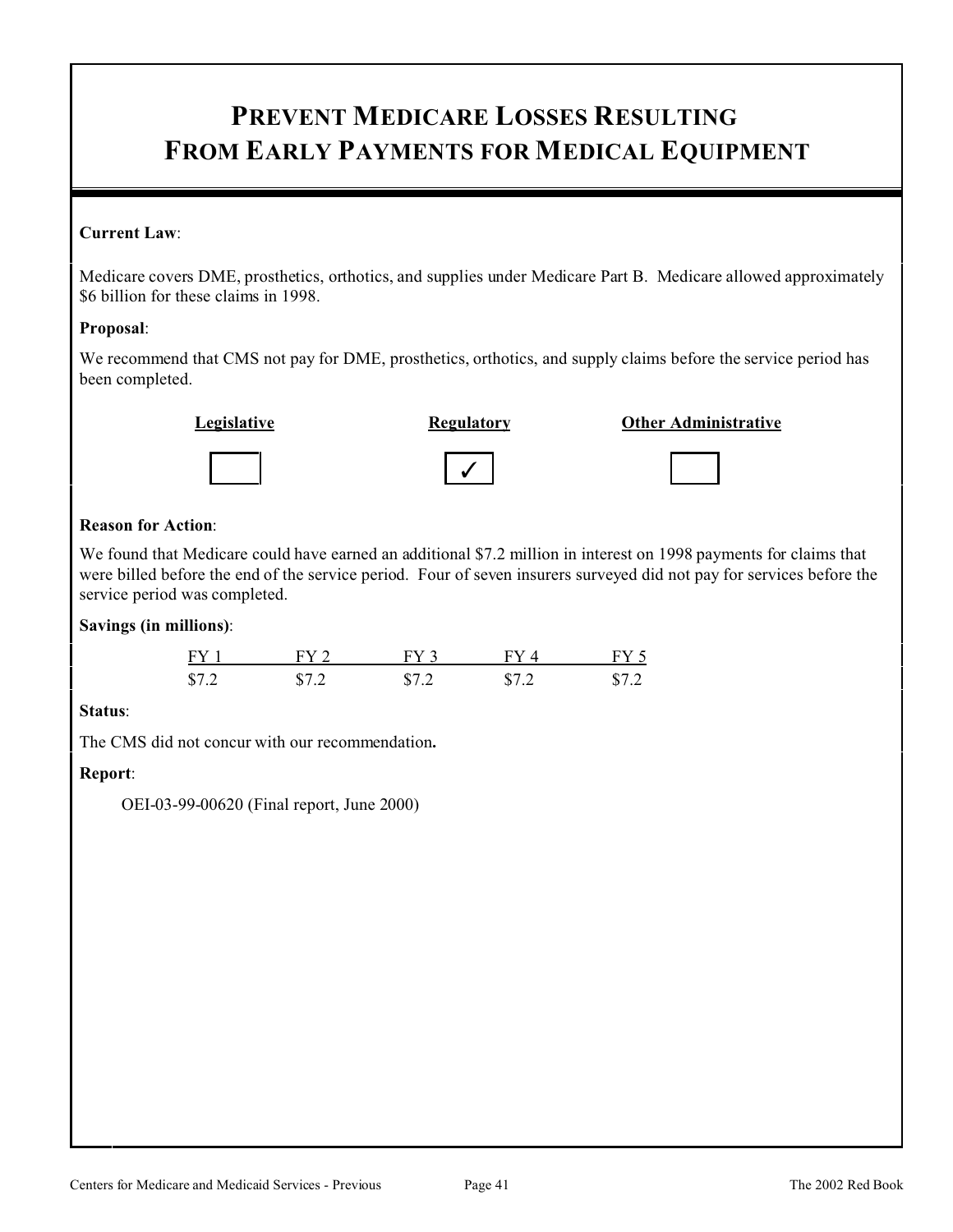# PREVENT MEDICARE LOSSES RESULTING FROM EARLY PAYMENTS FOR MEDICAL EQUIPMENT

**Current Law**:

Medicare covers DME, prosthetics, orthotics, and supplies under Medicare Part B. Medicare allowed approximately $6 billion for these claims in 1998.

**Proposal**:

We recommend that CMS not pay for DME, prosthetics, orthotics, and supply claims before the service period has been completed.

| Legislative | Regulatory | Other Administrative |
|---|---|---|
| ☐ | ✓ | ☐ |

**Reason for Action**:

We found that Medicare could have earned an additional $7.2 million in interest on 1998 payments for claims that were billed before the end of the service period. Four of seven insurers surveyed did not pay for services before the service period was completed.

**Savings (in millions)**:

| FY 1 | FY 2 | FY 3 | FY 4 | FY 5 |
|---|---|---|---|---|
| $7.2 | $7.2 | $7.2 | $7.2 | $7.2 |

**Status**:

The CMS did not concur with our recommendation**.**

**Report**:

OEI-03-99-00620 (Final report, June 2000)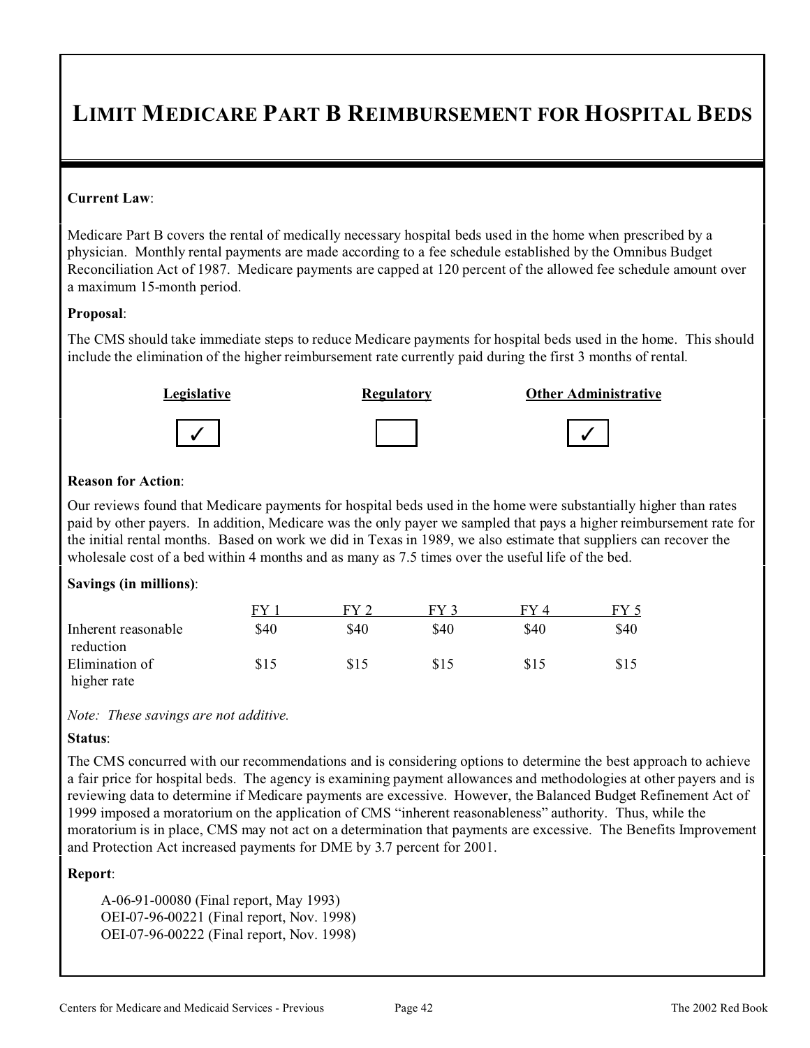# LIMIT MEDICARE PART B REIMBURSEMENT FOR HOSPITAL BEDS

**Current Law**:

Medicare Part B covers the rental of medically necessary hospital beds used in the home when prescribed by a physician. Monthly rental payments are made according to a fee schedule established by the Omnibus Budget Reconciliation Act of 1987. Medicare payments are capped at 120 percent of the allowed fee schedule amount over a maximum 15-month period.

**Proposal**:

The CMS should take immediate steps to reduce Medicare payments for hospital beds used in the home. This should include the elimination of the higher reimbursement rate currently paid during the first 3 months of rental.

| Legislative | Regulatory | Other Administrative |
|---|---|---|
| ✓ | | ✓ |

**Reason for Action**:

Our reviews found that Medicare payments for hospital beds used in the home were substantially higher than rates paid by other payers. In addition, Medicare was the only payer we sampled that pays a higher reimbursement rate for the initial rental months. Based on work we did in Texas in 1989, we also estimate that suppliers can recover the wholesale cost of a bed within 4 months and as many as 7.5 times over the useful life of the bed.

**Savings (in millions)**:

| | FY 1 | FY 2 | FY 3 | FY 4 | FY 5 |
|---|---|---|---|---|---|
| Inherent reasonable reduction | $40 | $40 | $40 | $40 | $40 |
| Elimination of higher rate | $15 | $15 | $15 | $15 | $15 |

*Note: These savings are not additive.*

**Status**:

The CMS concurred with our recommendations and is considering options to determine the best approach to achieve a fair price for hospital beds. The agency is examining payment allowances and methodologies at other payers and is reviewing data to determine if Medicare payments are excessive. However, the Balanced Budget Refinement Act of 1999 imposed a moratorium on the application of CMS "inherent reasonableness" authority. Thus, while the moratorium is in place, CMS may not act on a determination that payments are excessive. The Benefits Improvement and Protection Act increased payments for DME by 3.7 percent for 2001.

**Report**:

A-06-91-00080 (Final report, May 1993)
OEI-07-96-00221 (Final report, Nov. 1998)
OEI-07-96-00222 (Final report, Nov. 1998)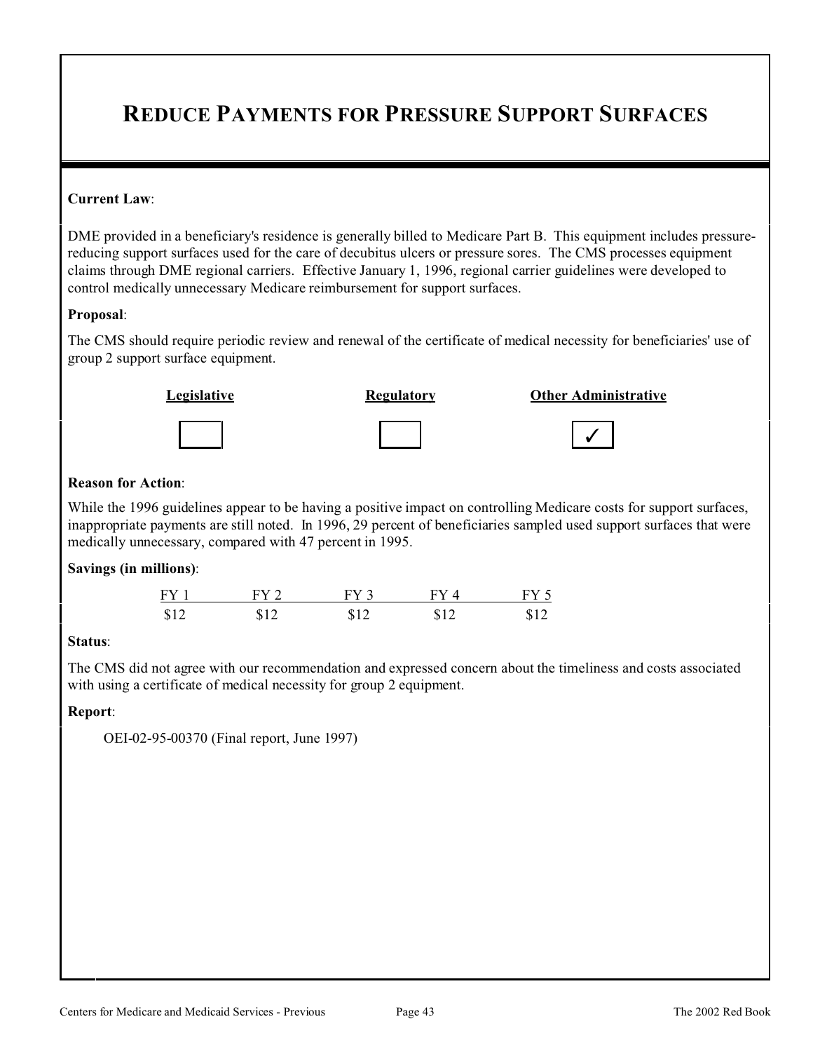# REDUCE PAYMENTS FOR PRESSURE SUPPORT SURFACES

**Current Law**:

DME provided in a beneficiary's residence is generally billed to Medicare Part B. This equipment includes pressure-reducing support surfaces used for the care of decubitus ulcers or pressure sores. The CMS processes equipment claims through DME regional carriers. Effective January 1, 1996, regional carrier guidelines were developed to control medically unnecessary Medicare reimbursement for support surfaces.

**Proposal**:

The CMS should require periodic review and renewal of the certificate of medical necessity for beneficiaries' use of group 2 support surface equipment.

| Legislative | Regulatory | Other Administrative |
|---|---|---|
| | | ✓ |

**Reason for Action**:

While the 1996 guidelines appear to be having a positive impact on controlling Medicare costs for support surfaces, inappropriate payments are still noted. In 1996, 29 percent of beneficiaries sampled used support surfaces that were medically unnecessary, compared with 47 percent in 1995.

**Savings (in millions)**:

| FY 1 | FY 2 | FY 3 | FY 4 | FY 5 |
|---|---|---|---|---|
| $12 | $12 | $12 | $12 | $12 |

**Status**:

The CMS did not agree with our recommendation and expressed concern about the timeliness and costs associated with using a certificate of medical necessity for group 2 equipment.

**Report**:

OEI-02-95-00370 (Final report, June 1997)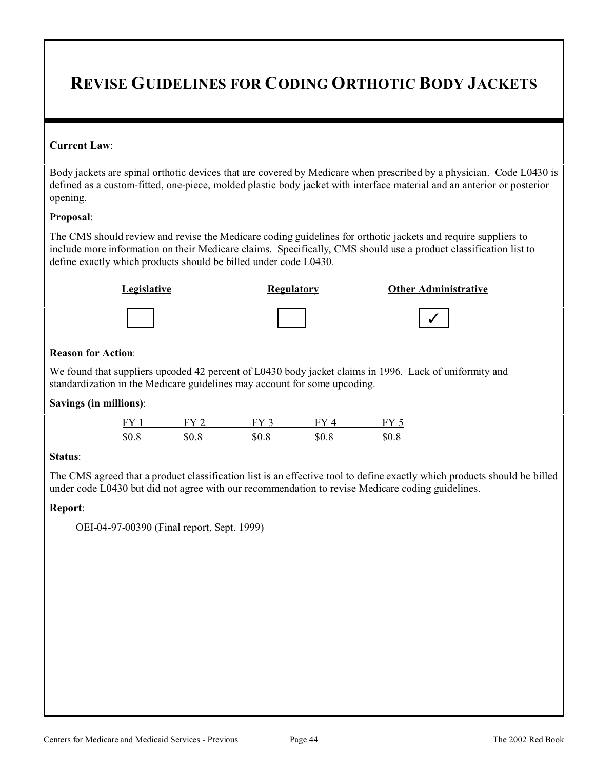# REVISE GUIDELINES FOR CODING ORTHOTIC BODY JACKETS

**Current Law**:

Body jackets are spinal orthotic devices that are covered by Medicare when prescribed by a physician. Code L0430 is defined as a custom-fitted, one-piece, molded plastic body jacket with interface material and an anterior or posterior opening.

**Proposal**:

The CMS should review and revise the Medicare coding guidelines for orthotic jackets and require suppliers to include more information on their Medicare claims. Specifically, CMS should use a product classification list to define exactly which products should be billed under code L0430.

| Legislative | Regulatory | Other Administrative |
|---|---|---|
| ☐ | ☐ | ✓ |

**Reason for Action**:

We found that suppliers upcoded 42 percent of L0430 body jacket claims in 1996. Lack of uniformity and standardization in the Medicare guidelines may account for some upcoding.

**Savings (in millions)**:

| FY 1 | FY 2 | FY 3 | FY 4 | FY 5 |
|---|---|---|---|---|
| \$0.8 | \$0.8 | \$0.8 | \$0.8 | \$0.8 |

**Status**:

The CMS agreed that a product classification list is an effective tool to define exactly which products should be billed under code L0430 but did not agree with our recommendation to revise Medicare coding guidelines.

**Report**:

OEI-04-97-00390 (Final report, Sept. 1999)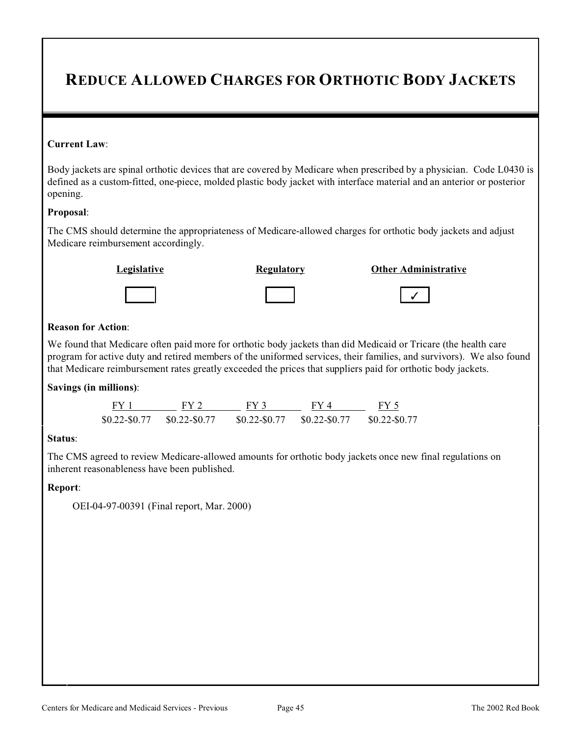# Reduce Allowed Charges for Orthotic Body Jackets

**Current Law**:

Body jackets are spinal orthotic devices that are covered by Medicare when prescribed by a physician. Code L0430 is defined as a custom-fitted, one-piece, molded plastic body jacket with interface material and an anterior or posterior opening.

**Proposal**:

The CMS should determine the appropriateness of Medicare-allowed charges for orthotic body jackets and adjust Medicare reimbursement accordingly.

| Legislative | Regulatory | Other Administrative |
|---|---|---|
| | | ✓ |

**Reason for Action**:

We found that Medicare often paid more for orthotic body jackets than did Medicaid or Tricare (the health care program for active duty and retired members of the uniformed services, their families, and survivors). We also found that Medicare reimbursement rates greatly exceeded the prices that suppliers paid for orthotic body jackets.

**Savings (in millions)**:

| FY 1 | FY 2 | FY 3 | FY 4 | FY 5 |
|---|---|---|---|---|
| $0.22-$0.77 | $0.22-$0.77 | $0.22-$0.77 | $0.22-$0.77 | $0.22-$0.77 |

**Status**:

The CMS agreed to review Medicare-allowed amounts for orthotic body jackets once new final regulations on inherent reasonableness have been published.

**Report**:

OEI-04-97-00391 (Final report, Mar. 2000)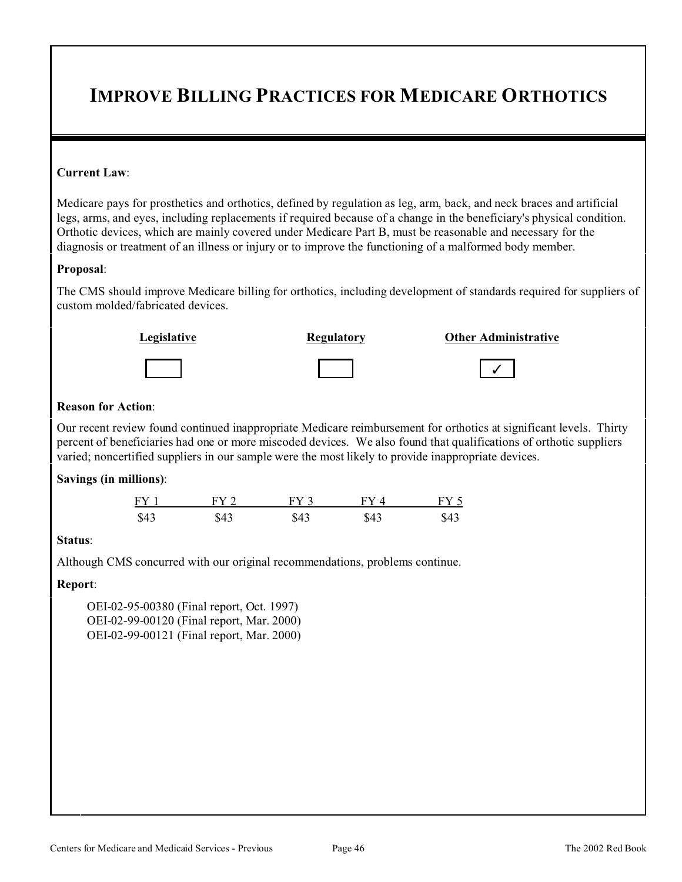# IMPROVE BILLING PRACTICES FOR MEDICARE ORTHOTICS

**Current Law**:

Medicare pays for prosthetics and orthotics, defined by regulation as leg, arm, back, and neck braces and artificial legs, arms, and eyes, including replacements if required because of a change in the beneficiary's physical condition. Orthotic devices, which are mainly covered under Medicare Part B, must be reasonable and necessary for the diagnosis or treatment of an illness or injury or to improve the functioning of a malformed body member.

**Proposal**:

The CMS should improve Medicare billing for orthotics, including development of standards required for suppliers of custom molded/fabricated devices.

| Legislative | Regulatory | Other Administrative |
|---|---|---|
| | | ✓ |

**Reason for Action**:

Our recent review found continued inappropriate Medicare reimbursement for orthotics at significant levels. Thirty percent of beneficiaries had one or more miscoded devices. We also found that qualifications of orthotic suppliers varied; noncertified suppliers in our sample were the most likely to provide inappropriate devices.

**Savings (in millions)**:

| FY 1 | FY 2 | FY 3 | FY 4 | FY 5 |
|---|---|---|---|---|
| $43 | $43 | $43 | $43 | $43 |

**Status**:

Although CMS concurred with our original recommendations, problems continue.

**Report**:

OEI-02-95-00380 (Final report, Oct. 1997)
OEI-02-99-00120 (Final report, Mar. 2000)
OEI-02-99-00121 (Final report, Mar. 2000)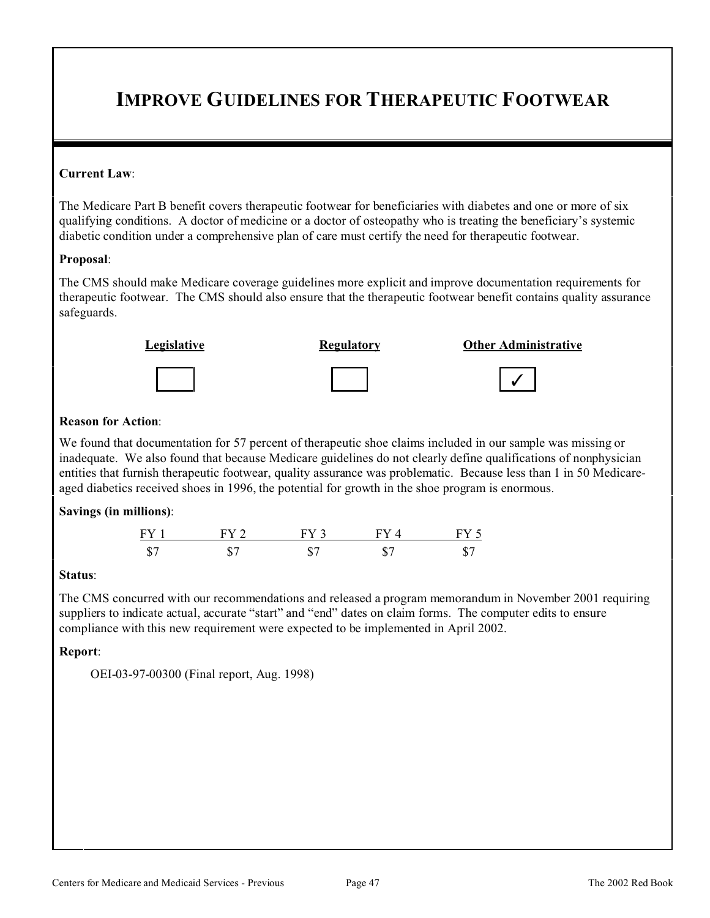# IMPROVE GUIDELINES FOR THERAPEUTIC FOOTWEAR

**Current Law**:

The Medicare Part B benefit covers therapeutic footwear for beneficiaries with diabetes and one or more of six qualifying conditions. A doctor of medicine or a doctor of osteopathy who is treating the beneficiary's systemic diabetic condition under a comprehensive plan of care must certify the need for therapeutic footwear.

**Proposal**:

The CMS should make Medicare coverage guidelines more explicit and improve documentation requirements for therapeutic footwear. The CMS should also ensure that the therapeutic footwear benefit contains quality assurance safeguards.

| Legislative | Regulatory | Other Administrative |
|---|---|---|
| ☐ | ☐ | ✓ |

**Reason for Action**:

We found that documentation for 57 percent of therapeutic shoe claims included in our sample was missing or inadequate. We also found that because Medicare guidelines do not clearly define qualifications of nonphysician entities that furnish therapeutic footwear, quality assurance was problematic. Because less than 1 in 50 Medicare-aged diabetics received shoes in 1996, the potential for growth in the shoe program is enormous.

**Savings (in millions)**:

| FY 1 | FY 2 | FY 3 | FY 4 | FY 5 |
|---|---|---|---|---|
| $7 | $7 | $7 | $7 | $7 |

**Status**:

The CMS concurred with our recommendations and released a program memorandum in November 2001 requiring suppliers to indicate actual, accurate "start" and "end" dates on claim forms. The computer edits to ensure compliance with this new requirement were expected to be implemented in April 2002.

**Report**:

OEI-03-97-00300 (Final report, Aug. 1998)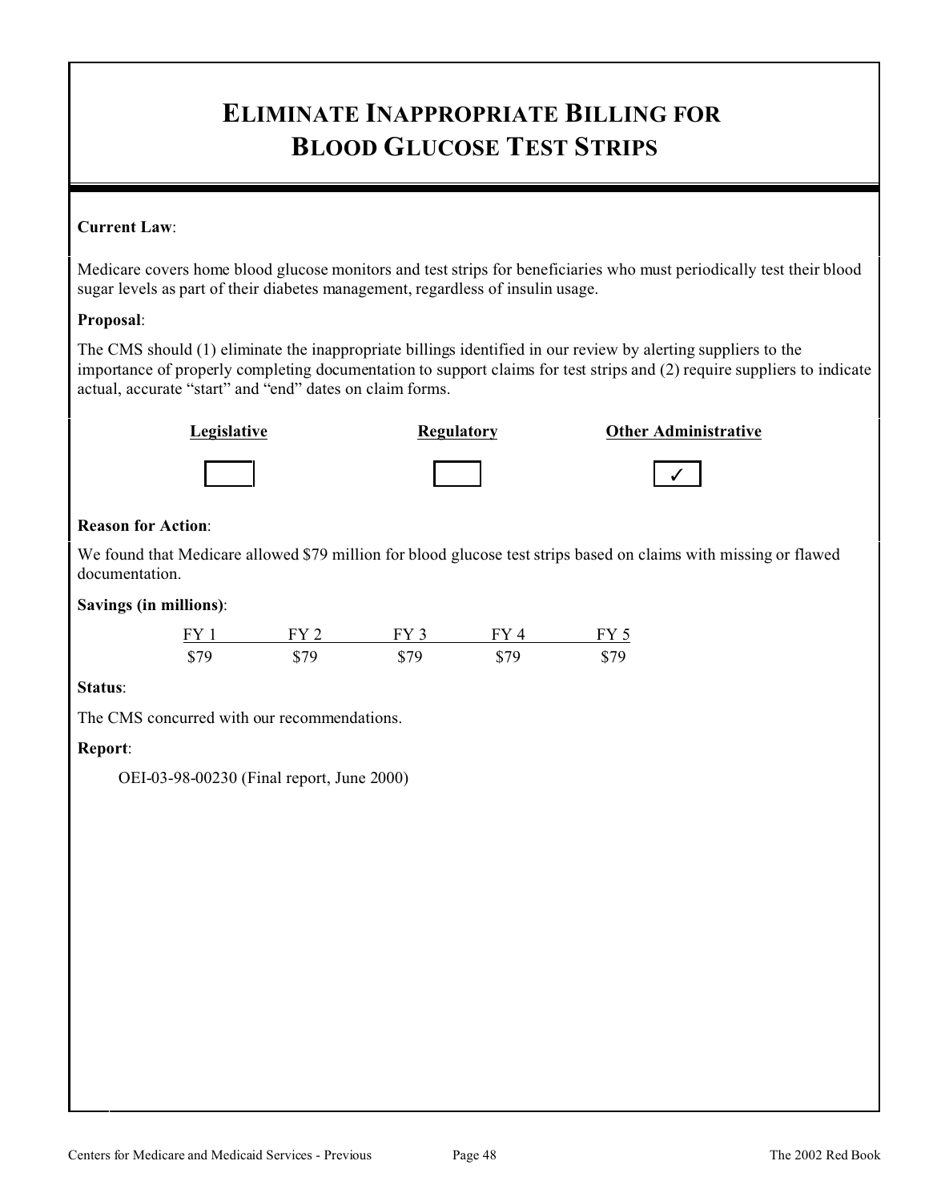# ELIMINATE INAPPROPRIATE BILLING FOR BLOOD GLUCOSE TEST STRIPS

**Current Law**:

Medicare covers home blood glucose monitors and test strips for beneficiaries who must periodically test their blood sugar levels as part of their diabetes management, regardless of insulin usage.

**Proposal**:

The CMS should (1) eliminate the inappropriate billings identified in our review by alerting suppliers to the importance of properly completing documentation to support claims for test strips and (2) require suppliers to indicate actual, accurate "start" and "end" dates on claim forms.

| Legislative | Regulatory | Other Administrative |
|---|---|---|
| ☐ | ☐ | ✓ |

**Reason for Action**:

We found that Medicare allowed $79 million for blood glucose test strips based on claims with missing or flawed documentation.

**Savings (in millions)**:

| FY 1 | FY 2 | FY 3 | FY 4 | FY 5 |
|---|---|---|---|---|
| $79 | $79 | $79 | $79 | $79 |

**Status**:

The CMS concurred with our recommendations.

**Report**:

OEI-03-98-00230 (Final report, June 2000)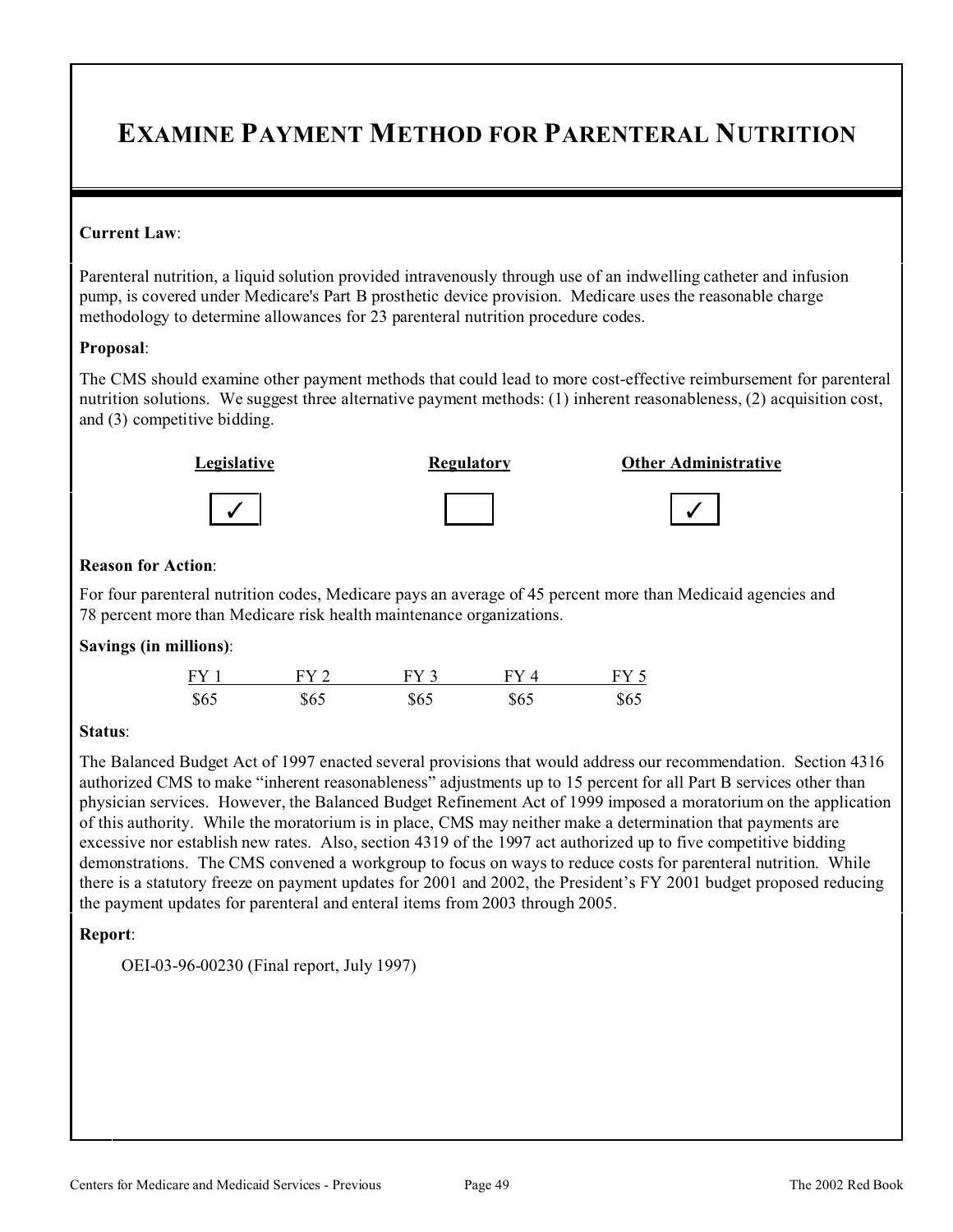# EXAMINE PAYMENT METHOD FOR PARENTERAL NUTRITION

**Current Law**:

Parenteral nutrition, a liquid solution provided intravenously through use of an indwelling catheter and infusion pump, is covered under Medicare's Part B prosthetic device provision. Medicare uses the reasonable charge methodology to determine allowances for 23 parenteral nutrition procedure codes.

**Proposal**:

The CMS should examine other payment methods that could lead to more cost-effective reimbursement for parenteral nutrition solutions. We suggest three alternative payment methods: (1) inherent reasonableness, (2) acquisition cost, and (3) competitive bidding.

| Legislative | Regulatory | Other Administrative |
|---|---|---|
| ✓ | | ✓ |

**Reason for Action**:

For four parenteral nutrition codes, Medicare pays an average of 45 percent more than Medicaid agencies and 78 percent more than Medicare risk health maintenance organizations.

**Savings (in millions)**:

| FY 1 | FY 2 | FY 3 | FY 4 | FY 5 |
|---|---|---|---|---|
| $65 | $65 | $65 | $65 | $65 |

**Status**:

The Balanced Budget Act of 1997 enacted several provisions that would address our recommendation. Section 4316 authorized CMS to make "inherent reasonableness" adjustments up to 15 percent for all Part B services other than physician services. However, the Balanced Budget Refinement Act of 1999 imposed a moratorium on the application of this authority. While the moratorium is in place, CMS may neither make a determination that payments are excessive nor establish new rates. Also, section 4319 of the 1997 act authorized up to five competitive bidding demonstrations. The CMS convened a workgroup to focus on ways to reduce costs for parenteral nutrition. While there is a statutory freeze on payment updates for 2001 and 2002, the President's FY 2001 budget proposed reducing the payment updates for parenteral and enteral items from 2003 through 2005.

**Report**:

OEI-03-96-00230 (Final report, July 1997)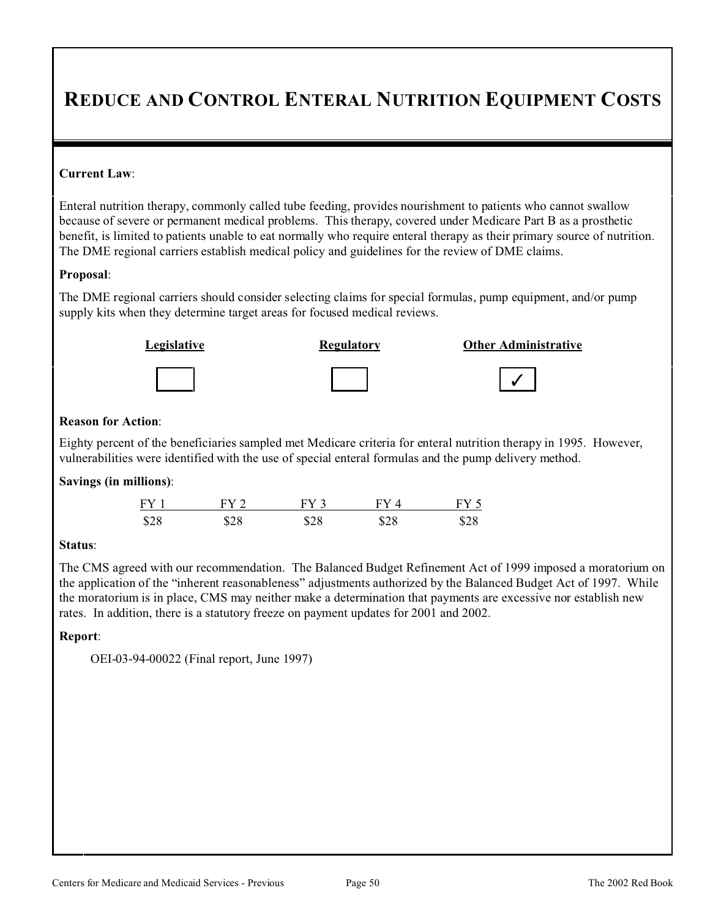# REDUCE AND CONTROL ENTERAL NUTRITION EQUIPMENT COSTS

**Current Law**:

Enteral nutrition therapy, commonly called tube feeding, provides nourishment to patients who cannot swallow because of severe or permanent medical problems. This therapy, covered under Medicare Part B as a prosthetic benefit, is limited to patients unable to eat normally who require enteral therapy as their primary source of nutrition. The DME regional carriers establish medical policy and guidelines for the review of DME claims.

**Proposal**:

The DME regional carriers should consider selecting claims for special formulas, pump equipment, and/or pump supply kits when they determine target areas for focused medical reviews.

| Legislative | Regulatory | Other Administrative |
|---|---|---|
| ☐ | ☐ | ✓ |

**Reason for Action**:

Eighty percent of the beneficiaries sampled met Medicare criteria for enteral nutrition therapy in 1995. However, vulnerabilities were identified with the use of special enteral formulas and the pump delivery method.

**Savings (in millions)**:

| FY 1 | FY 2 | FY 3 | FY 4 | FY 5 |
|---|---|---|---|---|
| $28 | $28 | $28 | $28 | $28 |

**Status**:

The CMS agreed with our recommendation. The Balanced Budget Refinement Act of 1999 imposed a moratorium on the application of the "inherent reasonableness" adjustments authorized by the Balanced Budget Act of 1997. While the moratorium is in place, CMS may neither make a determination that payments are excessive nor establish new rates. In addition, there is a statutory freeze on payment updates for 2001 and 2002.

**Report**:

OEI-03-94-00022 (Final report, June 1997)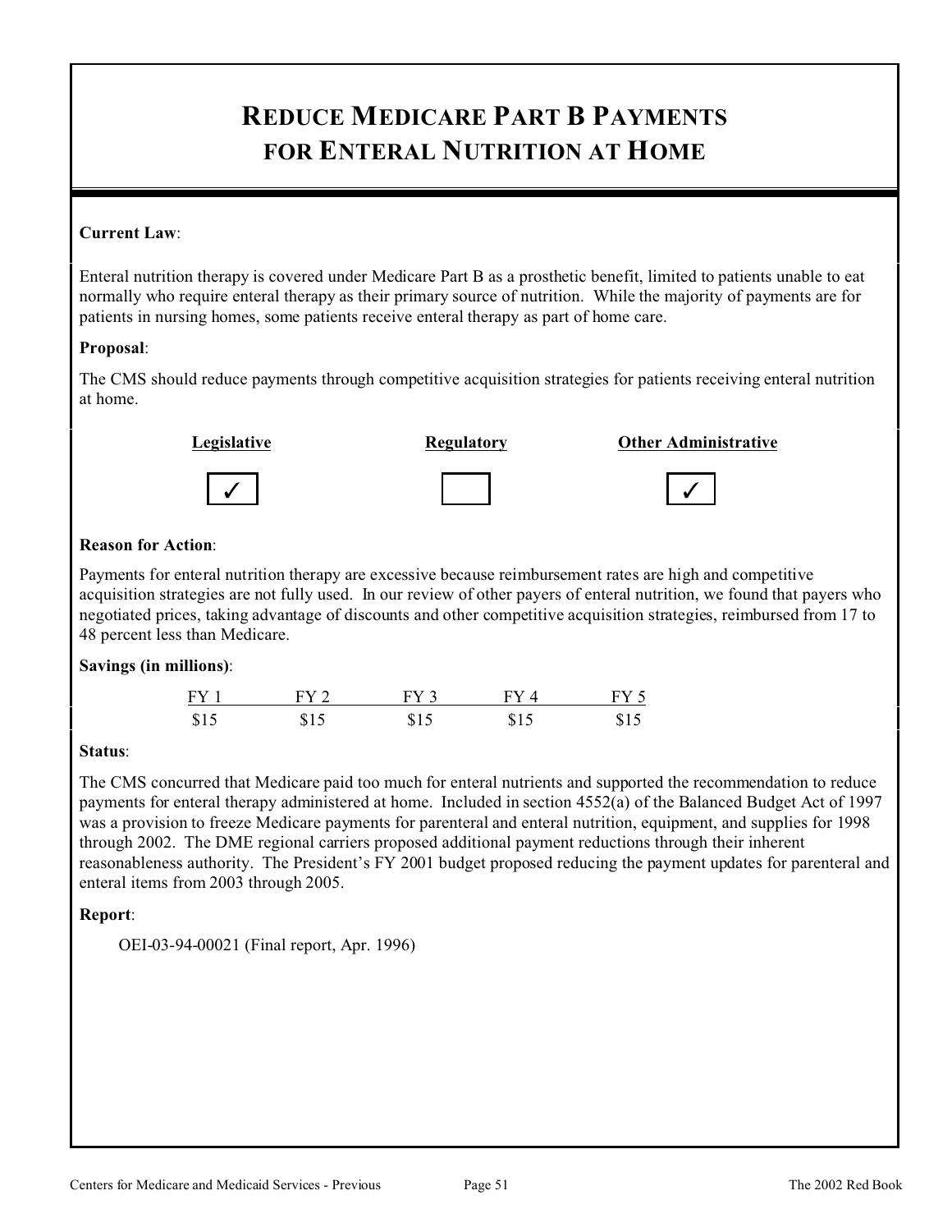# REDUCE MEDICARE PART B PAYMENTS FOR ENTERAL NUTRITION AT HOME

**Current Law**:

Enteral nutrition therapy is covered under Medicare Part B as a prosthetic benefit, limited to patients unable to eat normally who require enteral therapy as their primary source of nutrition. While the majority of payments are for patients in nursing homes, some patients receive enteral therapy as part of home care.

**Proposal**:

The CMS should reduce payments through competitive acquisition strategies for patients receiving enteral nutrition at home.

| Legislative | Regulatory | Other Administrative |
|---|---|---|
| ✓ | | ✓ |

**Reason for Action**:

Payments for enteral nutrition therapy are excessive because reimbursement rates are high and competitive acquisition strategies are not fully used. In our review of other payers of enteral nutrition, we found that payers who negotiated prices, taking advantage of discounts and other competitive acquisition strategies, reimbursed from 17 to 48 percent less than Medicare.

**Savings (in millions)**:

| FY 1 | FY 2 | FY 3 | FY 4 | FY 5 |
|---|---|---|---|---|
| $15 | $15 | $15 | $15 | $15 |

**Status**:

The CMS concurred that Medicare paid too much for enteral nutrients and supported the recommendation to reduce payments for enteral therapy administered at home. Included in section 4552(a) of the Balanced Budget Act of 1997 was a provision to freeze Medicare payments for parenteral and enteral nutrition, equipment, and supplies for 1998 through 2002. The DME regional carriers proposed additional payment reductions through their inherent reasonableness authority. The President's FY 2001 budget proposed reducing the payment updates for parenteral and enteral items from 2003 through 2005.

**Report**:

OEI-03-94-00021 (Final report, Apr. 1996)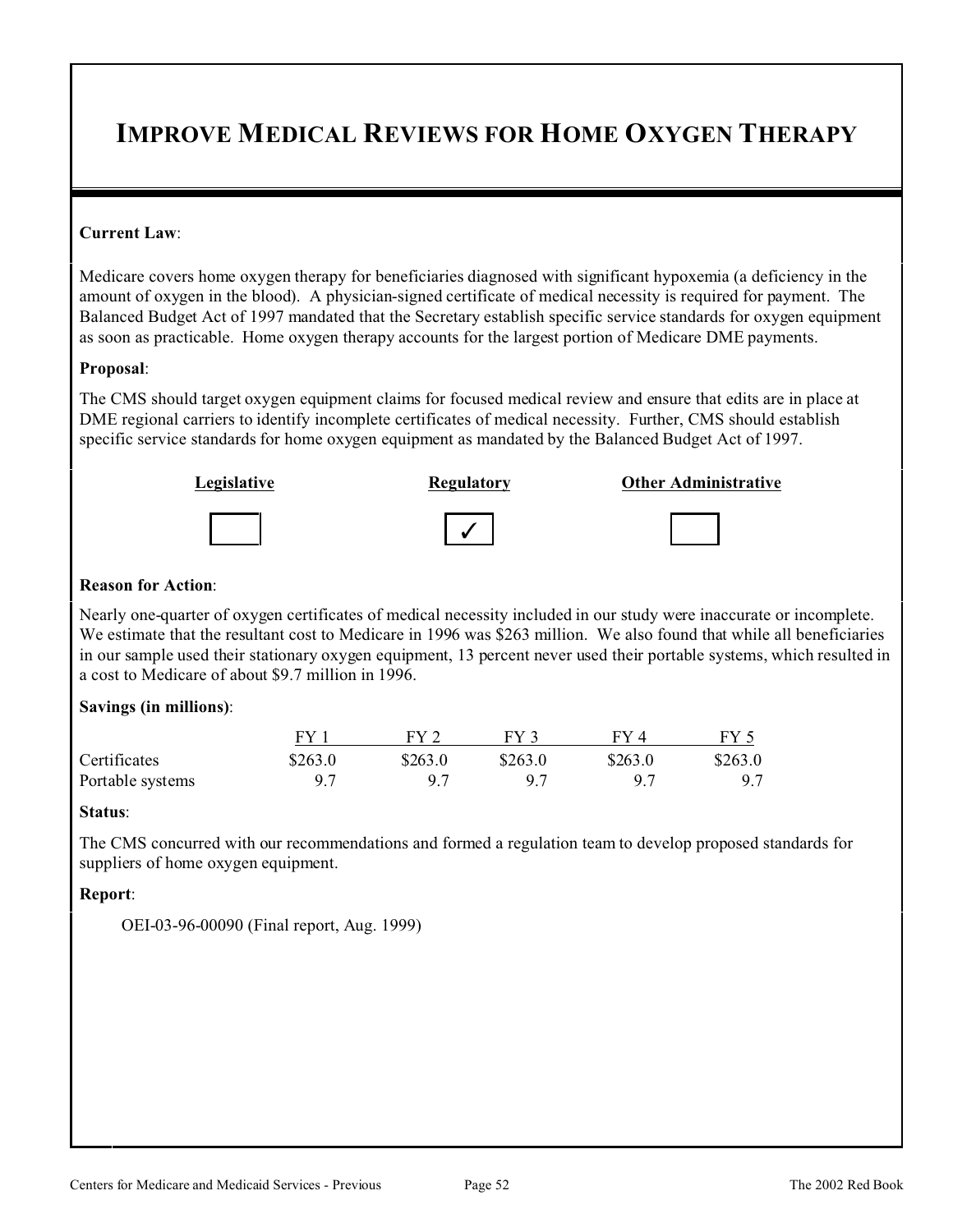# IMPROVE MEDICAL REVIEWS FOR HOME OXYGEN THERAPY

**Current Law**:

Medicare covers home oxygen therapy for beneficiaries diagnosed with significant hypoxemia (a deficiency in the amount of oxygen in the blood). A physician-signed certificate of medical necessity is required for payment. The Balanced Budget Act of 1997 mandated that the Secretary establish specific service standards for oxygen equipment as soon as practicable. Home oxygen therapy accounts for the largest portion of Medicare DME payments.

**Proposal**:

The CMS should target oxygen equipment claims for focused medical review and ensure that edits are in place at DME regional carriers to identify incomplete certificates of medical necessity. Further, CMS should establish specific service standards for home oxygen equipment as mandated by the Balanced Budget Act of 1997.

| Legislative | Regulatory | Other Administrative |
|---|---|---|
| ☐ | ✓ | ☐ |

**Reason for Action**:

Nearly one-quarter of oxygen certificates of medical necessity included in our study were inaccurate or incomplete. We estimate that the resultant cost to Medicare in 1996 was $263 million. We also found that while all beneficiaries in our sample used their stationary oxygen equipment, 13 percent never used their portable systems, which resulted in a cost to Medicare of about $9.7 million in 1996.

**Savings (in millions)**:

| | FY 1 | FY 2 | FY 3 | FY 4 | FY 5 |
|---|---|---|---|---|---|
| Certificates | $263.0 | $263.0 | $263.0 | $263.0 | $263.0 |
| Portable systems | 9.7 | 9.7 | 9.7 | 9.7 | 9.7 |

**Status**:

The CMS concurred with our recommendations and formed a regulation team to develop proposed standards for suppliers of home oxygen equipment.

**Report**:

OEI-03-96-00090 (Final report, Aug. 1999)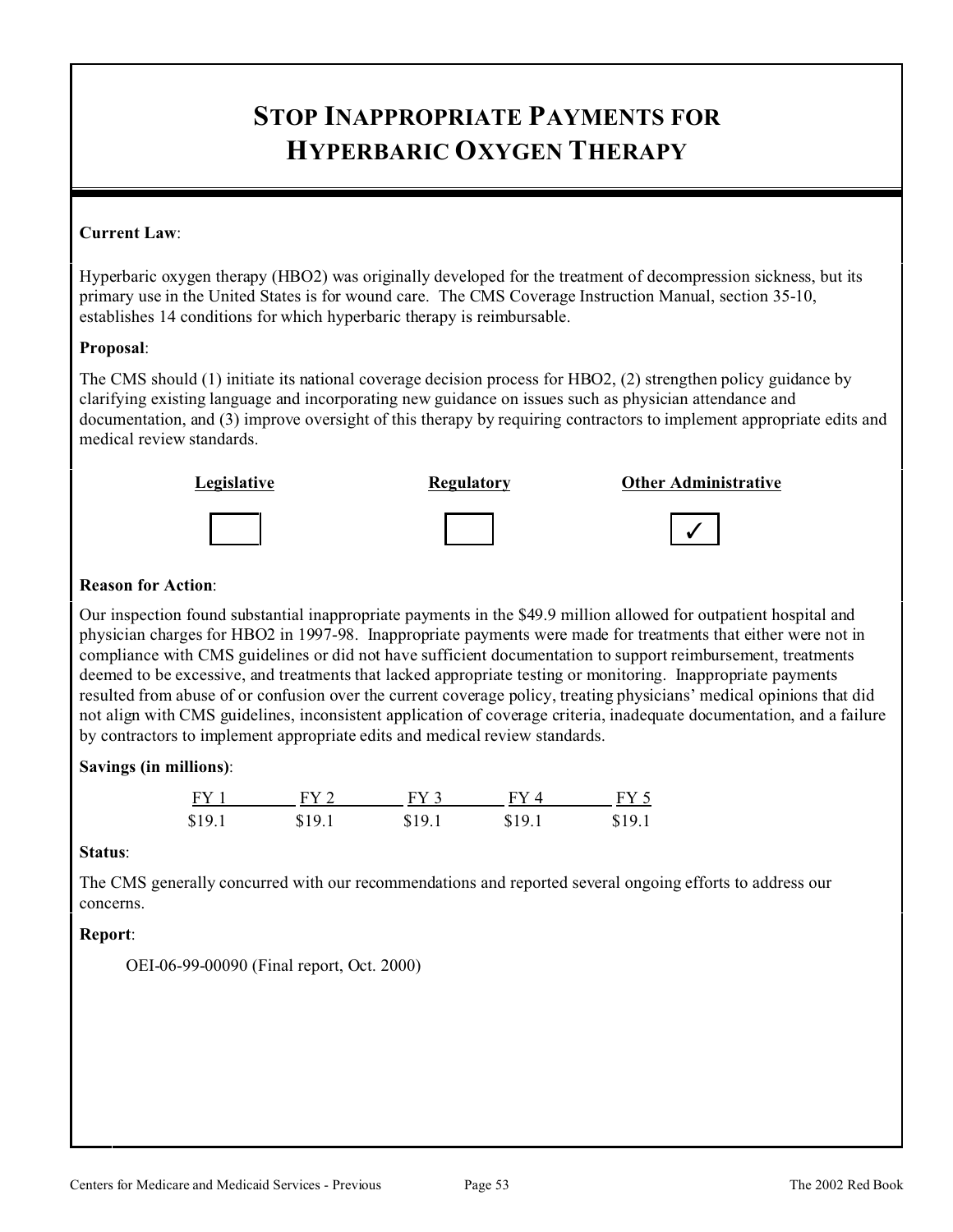# STOP INAPPROPRIATE PAYMENTS FOR HYPERBARIC OXYGEN THERAPY

**Current Law**:

Hyperbaric oxygen therapy (HBO2) was originally developed for the treatment of decompression sickness, but its primary use in the United States is for wound care. The CMS Coverage Instruction Manual, section 35-10, establishes 14 conditions for which hyperbaric therapy is reimbursable.

**Proposal**:

The CMS should (1) initiate its national coverage decision process for HBO2, (2) strengthen policy guidance by clarifying existing language and incorporating new guidance on issues such as physician attendance and documentation, and (3) improve oversight of this therapy by requiring contractors to implement appropriate edits and medical review standards.

| Legislative | Regulatory | Other Administrative |
|---|---|---|
| ☐ | ☐ | ✓ |

**Reason for Action**:

Our inspection found substantial inappropriate payments in the $49.9 million allowed for outpatient hospital and physician charges for HBO2 in 1997-98. Inappropriate payments were made for treatments that either were not in compliance with CMS guidelines or did not have sufficient documentation to support reimbursement, treatments deemed to be excessive, and treatments that lacked appropriate testing or monitoring. Inappropriate payments resulted from abuse of or confusion over the current coverage policy, treating physicians' medical opinions that did not align with CMS guidelines, inconsistent application of coverage criteria, inadequate documentation, and a failure by contractors to implement appropriate edits and medical review standards.

**Savings (in millions)**:

| FY 1 | FY 2 | FY 3 | FY 4 | FY 5 |
|---|---|---|---|---|
| $19.1 | $19.1 | $19.1 | $19.1 | $19.1 |

**Status**:

The CMS generally concurred with our recommendations and reported several ongoing efforts to address our concerns.

**Report**:

OEI-06-99-00090 (Final report, Oct. 2000)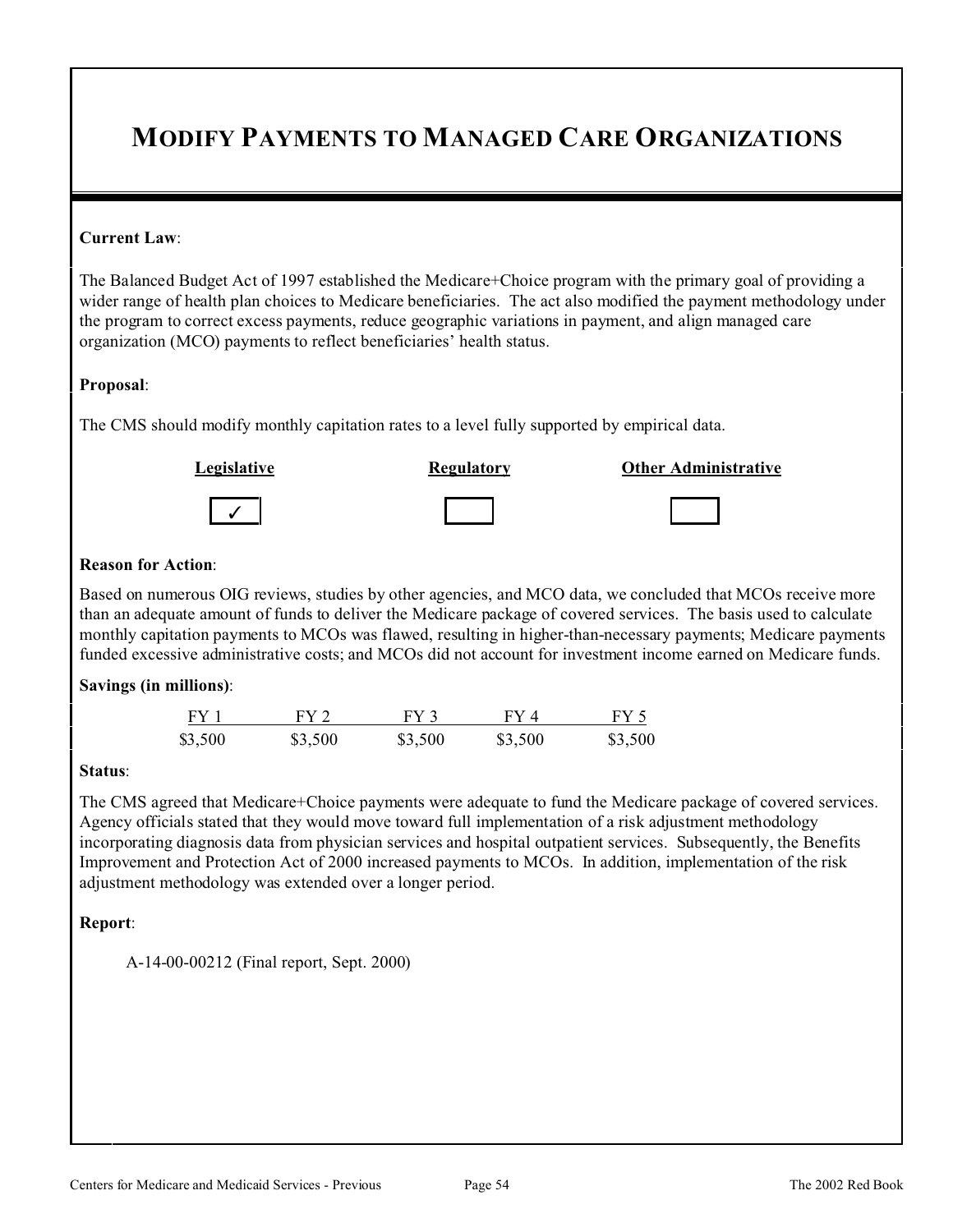# MODIFY PAYMENTS TO MANAGED CARE ORGANIZATIONS

**Current Law**:

The Balanced Budget Act of 1997 established the Medicare+Choice program with the primary goal of providing a wider range of health plan choices to Medicare beneficiaries. The act also modified the payment methodology under the program to correct excess payments, reduce geographic variations in payment, and align managed care organization (MCO) payments to reflect beneficiaries' health status.

**Proposal**:

The CMS should modify monthly capitation rates to a level fully supported by empirical data.

| Legislative | Regulatory | Other Administrative |
|---|---|---|
| ✓ | | |

**Reason for Action**:

Based on numerous OIG reviews, studies by other agencies, and MCO data, we concluded that MCOs receive more than an adequate amount of funds to deliver the Medicare package of covered services. The basis used to calculate monthly capitation payments to MCOs was flawed, resulting in higher-than-necessary payments; Medicare payments funded excessive administrative costs; and MCOs did not account for investment income earned on Medicare funds.

**Savings (in millions)**:

| FY 1 | FY 2 | FY 3 | FY 4 | FY 5 |
|---|---|---|---|---|
| $3,500 | $3,500 | $3,500 | $3,500 | $3,500 |

**Status**:

The CMS agreed that Medicare+Choice payments were adequate to fund the Medicare package of covered services. Agency officials stated that they would move toward full implementation of a risk adjustment methodology incorporating diagnosis data from physician services and hospital outpatient services. Subsequently, the Benefits Improvement and Protection Act of 2000 increased payments to MCOs. In addition, implementation of the risk adjustment methodology was extended over a longer period.

**Report**:

A-14-00-00212 (Final report, Sept. 2000)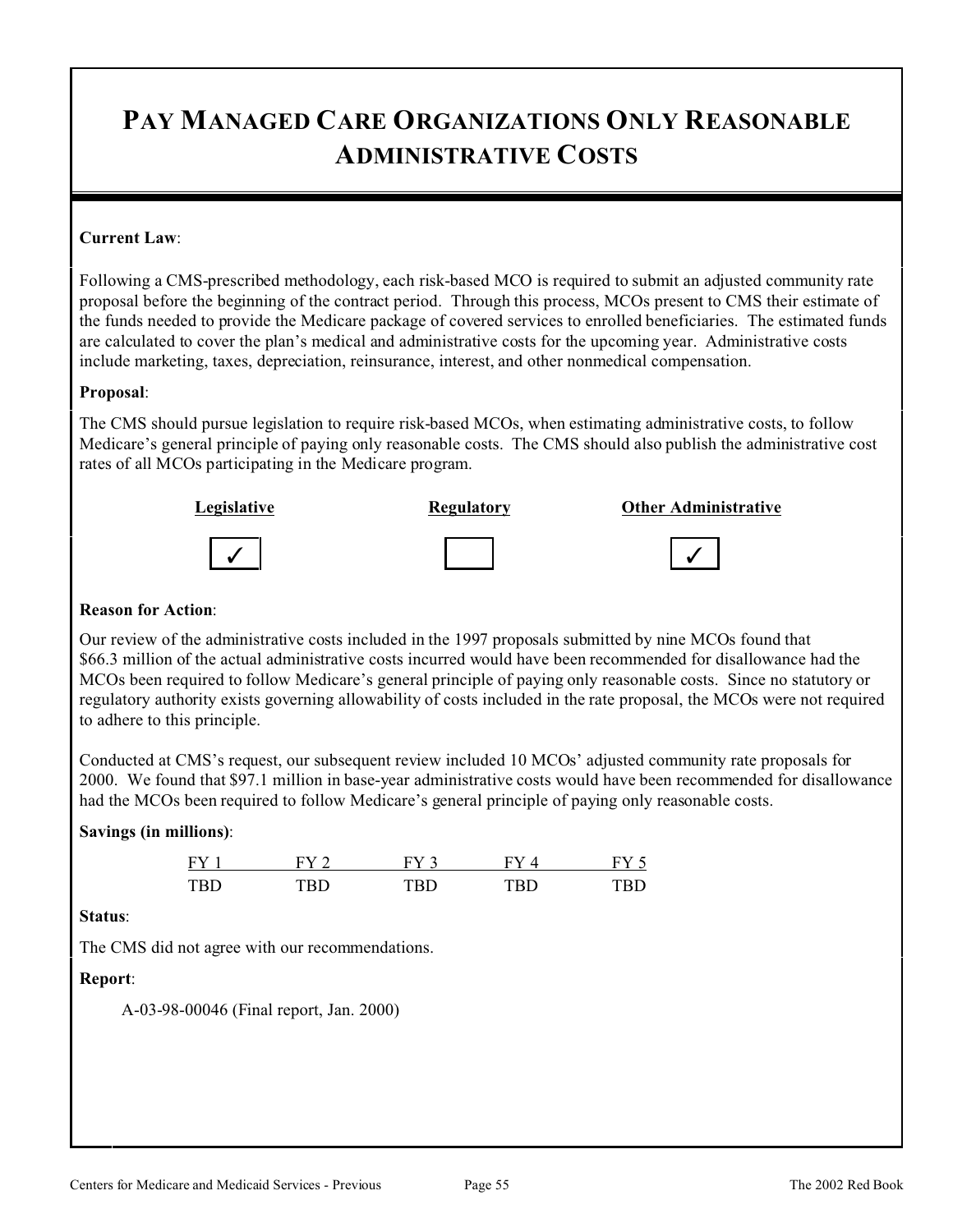# PAY MANAGED CARE ORGANIZATIONS ONLY REASONABLE ADMINISTRATIVE COSTS

**Current Law**:

Following a CMS-prescribed methodology, each risk-based MCO is required to submit an adjusted community rate proposal before the beginning of the contract period. Through this process, MCOs present to CMS their estimate of the funds needed to provide the Medicare package of covered services to enrolled beneficiaries. The estimated funds are calculated to cover the plan's medical and administrative costs for the upcoming year. Administrative costs include marketing, taxes, depreciation, reinsurance, interest, and other nonmedical compensation.

**Proposal**:

The CMS should pursue legislation to require risk-based MCOs, when estimating administrative costs, to follow Medicare's general principle of paying only reasonable costs. The CMS should also publish the administrative cost rates of all MCOs participating in the Medicare program.

| Legislative | Regulatory | Other Administrative |
|---|---|---|
| ✓ | | ✓ |

**Reason for Action**:

Our review of the administrative costs included in the 1997 proposals submitted by nine MCOs found that $66.3 million of the actual administrative costs incurred would have been recommended for disallowance had the MCOs been required to follow Medicare's general principle of paying only reasonable costs. Since no statutory or regulatory authority exists governing allowability of costs included in the rate proposal, the MCOs were not required to adhere to this principle.

Conducted at CMS's request, our subsequent review included 10 MCOs' adjusted community rate proposals for 2000. We found that $97.1 million in base-year administrative costs would have been recommended for disallowance had the MCOs been required to follow Medicare's general principle of paying only reasonable costs.

**Savings (in millions)**:

| FY 1 | FY 2 | FY 3 | FY 4 | FY 5 |
|---|---|---|---|---|
| TBD | TBD | TBD | TBD | TBD |

**Status**:

The CMS did not agree with our recommendations.

**Report**:

A-03-98-00046 (Final report, Jan. 2000)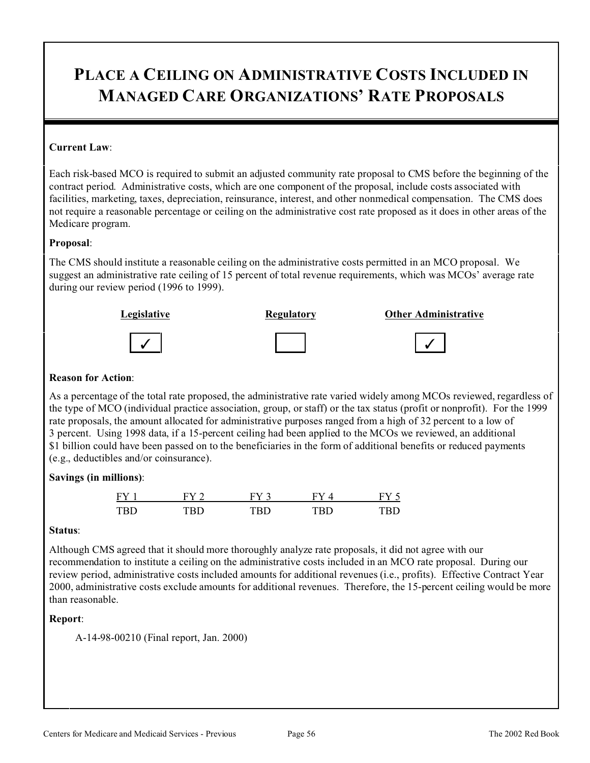# PLACE A CEILING ON ADMINISTRATIVE COSTS INCLUDED IN MANAGED CARE ORGANIZATIONS' RATE PROPOSALS

**Current Law**:

Each risk-based MCO is required to submit an adjusted community rate proposal to CMS before the beginning of the contract period. Administrative costs, which are one component of the proposal, include costs associated with facilities, marketing, taxes, depreciation, reinsurance, interest, and other nonmedical compensation. The CMS does not require a reasonable percentage or ceiling on the administrative cost rate proposed as it does in other areas of the Medicare program.

**Proposal**:

The CMS should institute a reasonable ceiling on the administrative costs permitted in an MCO proposal. We suggest an administrative rate ceiling of 15 percent of total revenue requirements, which was MCOs' average rate during our review period (1996 to 1999).

| Legislative | Regulatory | Other Administrative |
|---|---|---|
| ✓ | | ✓ |

**Reason for Action**:

As a percentage of the total rate proposed, the administrative rate varied widely among MCOs reviewed, regardless of the type of MCO (individual practice association, group, or staff) or the tax status (profit or nonprofit). For the 1999 rate proposals, the amount allocated for administrative purposes ranged from a high of 32 percent to a low of 3 percent. Using 1998 data, if a 15-percent ceiling had been applied to the MCOs we reviewed, an additional $1 billion could have been passed on to the beneficiaries in the form of additional benefits or reduced payments (e.g., deductibles and/or coinsurance).

**Savings (in millions)**:

| FY 1 | FY 2 | FY 3 | FY 4 | FY 5 |
|---|---|---|---|---|
| TBD | TBD | TBD | TBD | TBD |

**Status**:

Although CMS agreed that it should more thoroughly analyze rate proposals, it did not agree with our recommendation to institute a ceiling on the administrative costs included in an MCO rate proposal. During our review period, administrative costs included amounts for additional revenues (i.e., profits). Effective Contract Year 2000, administrative costs exclude amounts for additional revenues. Therefore, the 15-percent ceiling would be more than reasonable.

**Report**:

A-14-98-00210 (Final report, Jan. 2000)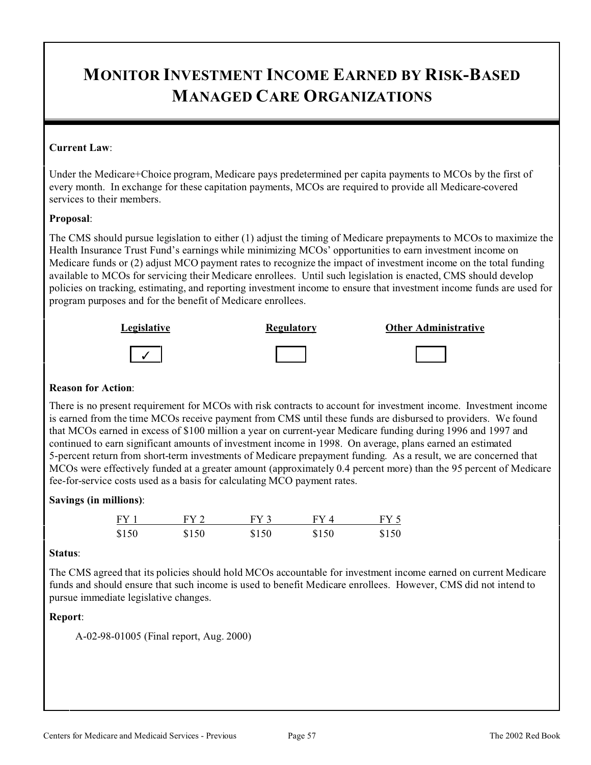# MONITOR INVESTMENT INCOME EARNED BY RISK-BASED MANAGED CARE ORGANIZATIONS

**Current Law**:

Under the Medicare+Choice program, Medicare pays predetermined per capita payments to MCOs by the first of every month. In exchange for these capitation payments, MCOs are required to provide all Medicare-covered services to their members.

**Proposal**:

The CMS should pursue legislation to either (1) adjust the timing of Medicare prepayments to MCOs to maximize the Health Insurance Trust Fund's earnings while minimizing MCOs' opportunities to earn investment income on Medicare funds or (2) adjust MCO payment rates to recognize the impact of investment income on the total funding available to MCOs for servicing their Medicare enrollees. Until such legislation is enacted, CMS should develop policies on tracking, estimating, and reporting investment income to ensure that investment income funds are used for program purposes and for the benefit of Medicare enrollees.

| Legislative | Regulatory | Other Administrative |
|---|---|---|
| ✓ | | |

**Reason for Action**:

There is no present requirement for MCOs with risk contracts to account for investment income. Investment income is earned from the time MCOs receive payment from CMS until these funds are disbursed to providers. We found that MCOs earned in excess of $100 million a year on current-year Medicare funding during 1996 and 1997 and continued to earn significant amounts of investment income in 1998. On average, plans earned an estimated 5-percent return from short-term investments of Medicare prepayment funding. As a result, we are concerned that MCOs were effectively funded at a greater amount (approximately 0.4 percent more) than the 95 percent of Medicare fee-for-service costs used as a basis for calculating MCO payment rates.

**Savings (in millions)**:

| FY 1 | FY 2 | FY 3 | FY 4 | FY 5 |
|---|---|---|---|---|
| $150 | $150 | $150 | $150 | $150 |

**Status**:

The CMS agreed that its policies should hold MCOs accountable for investment income earned on current Medicare funds and should ensure that such income is used to benefit Medicare enrollees. However, CMS did not intend to pursue immediate legislative changes.

**Report**:

A-02-98-01005 (Final report, Aug. 2000)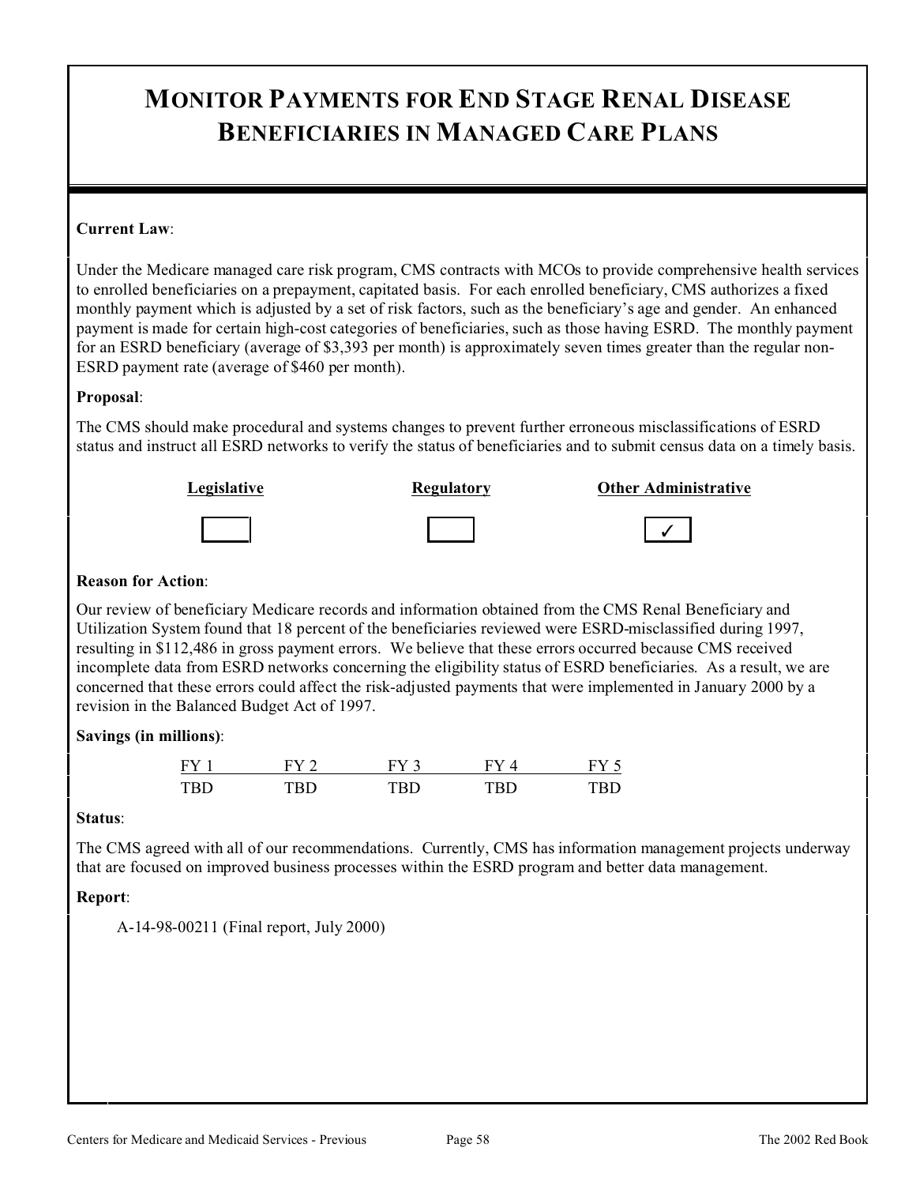# MONITOR PAYMENTS FOR END STAGE RENAL DISEASE BENEFICIARIES IN MANAGED CARE PLANS

**Current Law**:

Under the Medicare managed care risk program, CMS contracts with MCOs to provide comprehensive health services to enrolled beneficiaries on a prepayment, capitated basis. For each enrolled beneficiary, CMS authorizes a fixed monthly payment which is adjusted by a set of risk factors, such as the beneficiary's age and gender. An enhanced payment is made for certain high-cost categories of beneficiaries, such as those having ESRD. The monthly payment for an ESRD beneficiary (average of $3,393 per month) is approximately seven times greater than the regular non-ESRD payment rate (average of $460 per month).

**Proposal**:

The CMS should make procedural and systems changes to prevent further erroneous misclassifications of ESRD status and instruct all ESRD networks to verify the status of beneficiaries and to submit census data on a timely basis.

| Legislative | Regulatory | Other Administrative |
|---|---|---|
| | | ✓ |

**Reason for Action**:

Our review of beneficiary Medicare records and information obtained from the CMS Renal Beneficiary and Utilization System found that 18 percent of the beneficiaries reviewed were ESRD-misclassified during 1997, resulting in $112,486 in gross payment errors. We believe that these errors occurred because CMS received incomplete data from ESRD networks concerning the eligibility status of ESRD beneficiaries. As a result, we are concerned that these errors could affect the risk-adjusted payments that were implemented in January 2000 by a revision in the Balanced Budget Act of 1997.

**Savings (in millions)**:

| FY 1 | FY 2 | FY 3 | FY 4 | FY 5 |
|---|---|---|---|---|
| TBD | TBD | TBD | TBD | TBD |

**Status**:

The CMS agreed with all of our recommendations. Currently, CMS has information management projects underway that are focused on improved business processes within the ESRD program and better data management.

**Report**:

A-14-98-00211 (Final report, July 2000)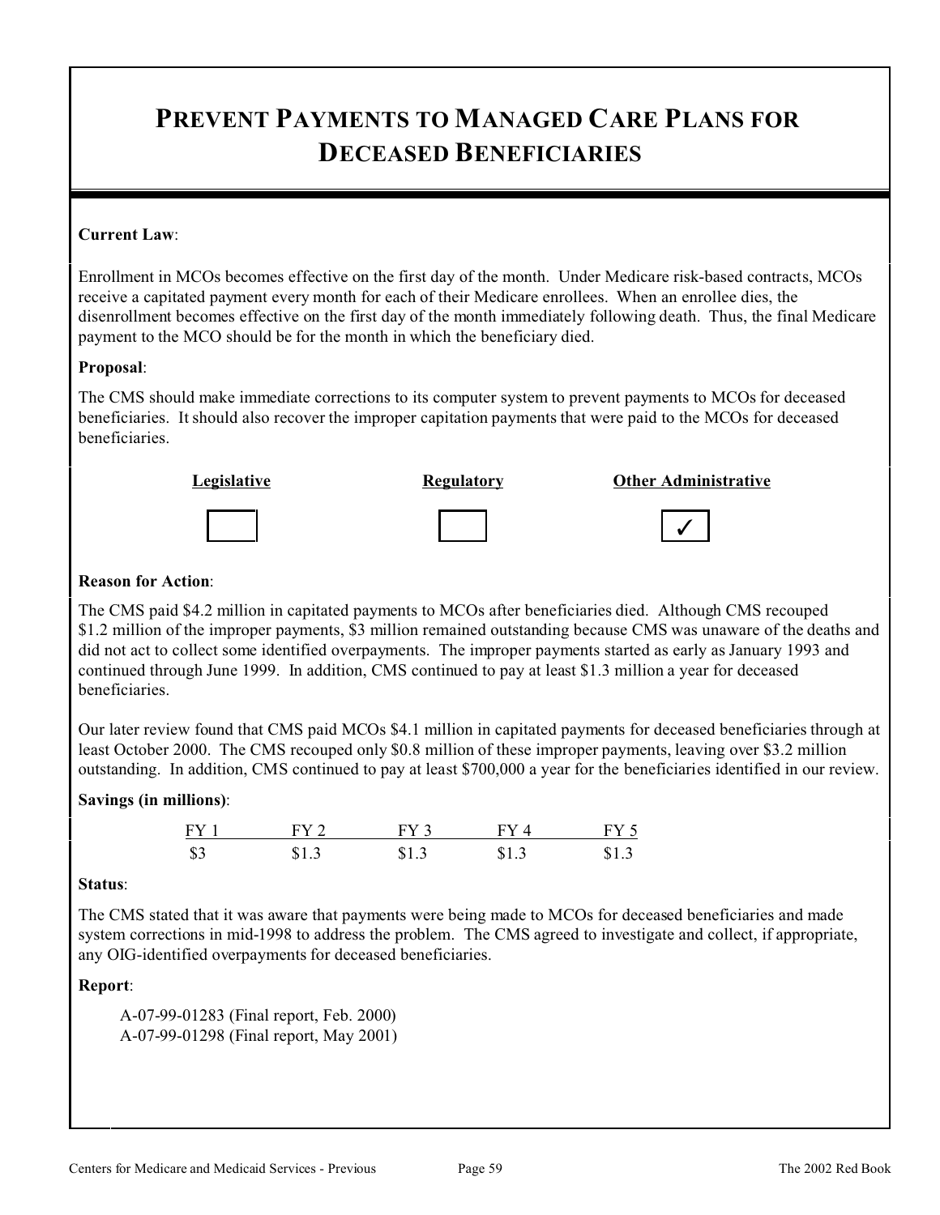# PREVENT PAYMENTS TO MANAGED CARE PLANS FOR DECEASED BENEFICIARIES

**Current Law**:

Enrollment in MCOs becomes effective on the first day of the month. Under Medicare risk-based contracts, MCOs receive a capitated payment every month for each of their Medicare enrollees. When an enrollee dies, the disenrollment becomes effective on the first day of the month immediately following death. Thus, the final Medicare payment to the MCO should be for the month in which the beneficiary died.

**Proposal**:

The CMS should make immediate corrections to its computer system to prevent payments to MCOs for deceased beneficiaries. It should also recover the improper capitation payments that were paid to the MCOs for deceased beneficiaries.

| Legislative | Regulatory | Other Administrative |
|---|---|---|
| ☐ | ☐ | ✓ |

**Reason for Action**:

The CMS paid $4.2 million in capitated payments to MCOs after beneficiaries died. Although CMS recouped $1.2 million of the improper payments, $3 million remained outstanding because CMS was unaware of the deaths and did not act to collect some identified overpayments. The improper payments started as early as January 1993 and continued through June 1999. In addition, CMS continued to pay at least $1.3 million a year for deceased beneficiaries.

Our later review found that CMS paid MCOs $4.1 million in capitated payments for deceased beneficiaries through at least October 2000. The CMS recouped only $0.8 million of these improper payments, leaving over $3.2 million outstanding. In addition, CMS continued to pay at least $700,000 a year for the beneficiaries identified in our review.

**Savings (in millions)**:

| FY 1 | FY 2 | FY 3 | FY 4 | FY 5 |
|---|---|---|---|---|
| $3 | $1.3 | $1.3 | $1.3 | $1.3 |

**Status**:

The CMS stated that it was aware that payments were being made to MCOs for deceased beneficiaries and made system corrections in mid-1998 to address the problem. The CMS agreed to investigate and collect, if appropriate, any OIG-identified overpayments for deceased beneficiaries.

**Report**:

A-07-99-01283 (Final report, Feb. 2000)
A-07-99-01298 (Final report, May 2001)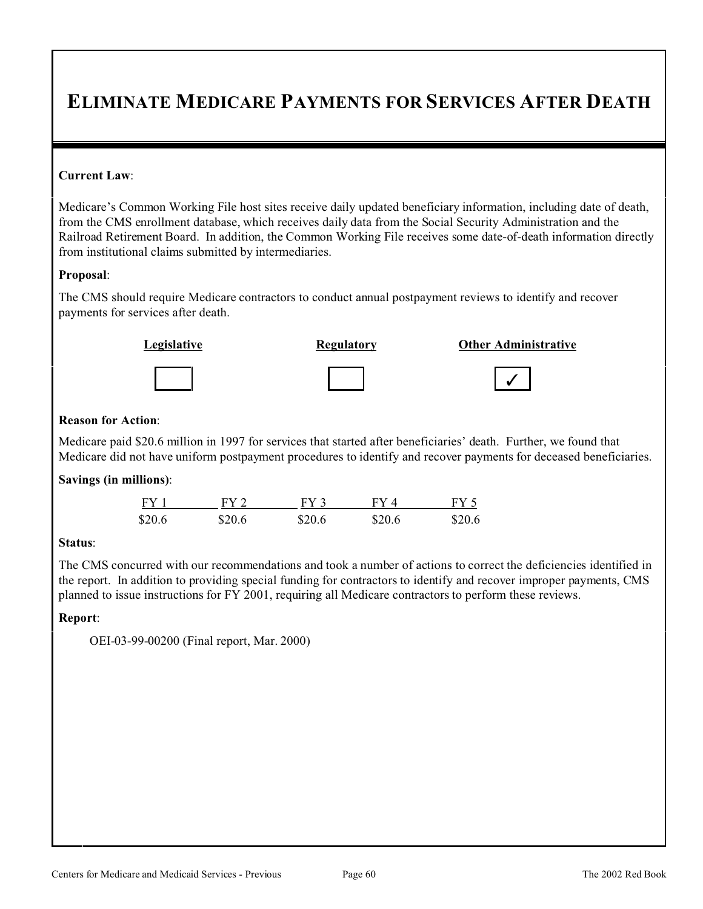# ELIMINATE MEDICARE PAYMENTS FOR SERVICES AFTER DEATH

**Current Law**:

Medicare's Common Working File host sites receive daily updated beneficiary information, including date of death, from the CMS enrollment database, which receives daily data from the Social Security Administration and the Railroad Retirement Board. In addition, the Common Working File receives some date-of-death information directly from institutional claims submitted by intermediaries.

**Proposal**:

The CMS should require Medicare contractors to conduct annual postpayment reviews to identify and recover payments for services after death.

| Legislative | Regulatory | Other Administrative |
|---|---|---|
| ☐ | ☐ | ✓ |

**Reason for Action**:

Medicare paid $20.6 million in 1997 for services that started after beneficiaries' death. Further, we found that Medicare did not have uniform postpayment procedures to identify and recover payments for deceased beneficiaries.

**Savings (in millions)**:

| FY 1 | FY 2 | FY 3 | FY 4 | FY 5 |
|---|---|---|---|---|
| $20.6 | $20.6 | $20.6 | $20.6 | $20.6 |

**Status**:

The CMS concurred with our recommendations and took a number of actions to correct the deficiencies identified in the report. In addition to providing special funding for contractors to identify and recover improper payments, CMS planned to issue instructions for FY 2001, requiring all Medicare contractors to perform these reviews.

**Report**:

OEI-03-99-00200 (Final report, Mar. 2000)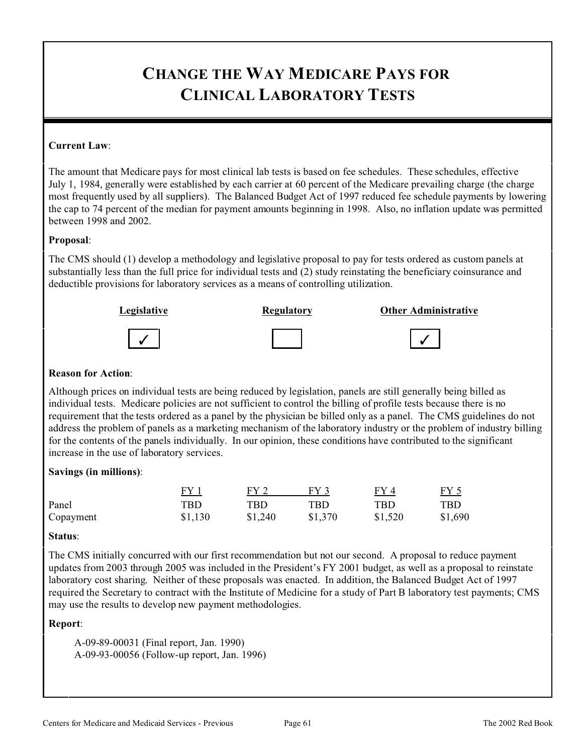# CHANGE THE WAY MEDICARE PAYS FOR CLINICAL LABORATORY TESTS

**Current Law**:

The amount that Medicare pays for most clinical lab tests is based on fee schedules. These schedules, effective July 1, 1984, generally were established by each carrier at 60 percent of the Medicare prevailing charge (the charge most frequently used by all suppliers). The Balanced Budget Act of 1997 reduced fee schedule payments by lowering the cap to 74 percent of the median for payment amounts beginning in 1998. Also, no inflation update was permitted between 1998 and 2002.

**Proposal**:

The CMS should (1) develop a methodology and legislative proposal to pay for tests ordered as custom panels at substantially less than the full price for individual tests and (2) study reinstating the beneficiary coinsurance and deductible provisions for laboratory services as a means of controlling utilization.

| Legislative | Regulatory | Other Administrative |
|---|---|---|
| ✓ | | ✓ |

**Reason for Action**:

Although prices on individual tests are being reduced by legislation, panels are still generally being billed as individual tests. Medicare policies are not sufficient to control the billing of profile tests because there is no requirement that the tests ordered as a panel by the physician be billed only as a panel. The CMS guidelines do not address the problem of panels as a marketing mechanism of the laboratory industry or the problem of industry billing for the contents of the panels individually. In our opinion, these conditions have contributed to the significant increase in the use of laboratory services.

**Savings (in millions)**:

| | FY 1 | FY 2 | FY 3 | FY 4 | FY 5 |
|---|---|---|---|---|---|
| Panel | TBD | TBD | TBD | TBD | TBD |
| Copayment | $1,130 | $1,240 | $1,370 | $1,520 | $1,690 |

**Status**:

The CMS initially concurred with our first recommendation but not our second. A proposal to reduce payment updates from 2003 through 2005 was included in the President's FY 2001 budget, as well as a proposal to reinstate laboratory cost sharing. Neither of these proposals was enacted. In addition, the Balanced Budget Act of 1997 required the Secretary to contract with the Institute of Medicine for a study of Part B laboratory test payments; CMS may use the results to develop new payment methodologies.

**Report**:

A-09-89-00031 (Final report, Jan. 1990)
A-09-93-00056 (Follow-up report, Jan. 1996)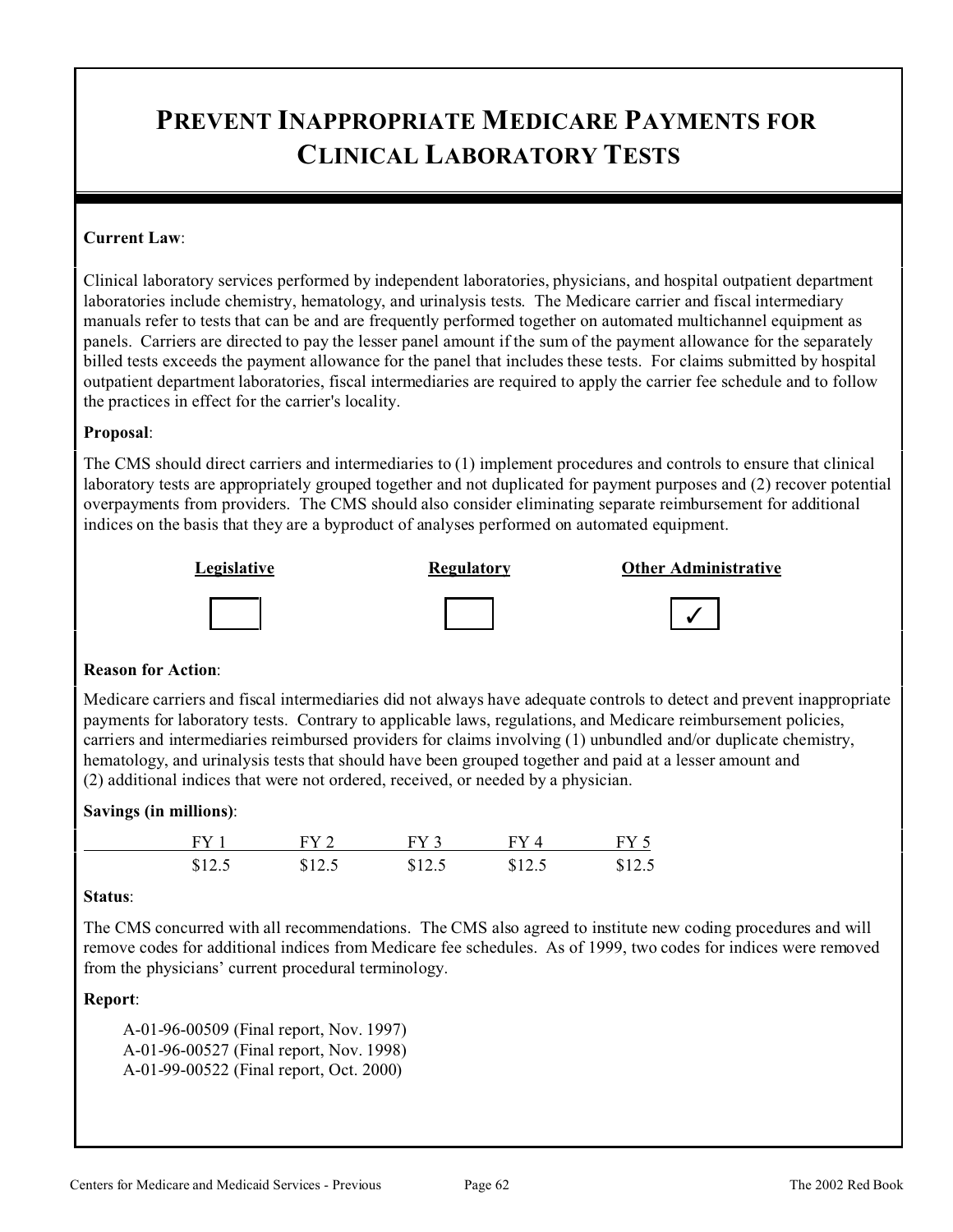# Prevent Inappropriate Medicare Payments for Clinical Laboratory Tests

**Current Law**:

Clinical laboratory services performed by independent laboratories, physicians, and hospital outpatient department laboratories include chemistry, hematology, and urinalysis tests. The Medicare carrier and fiscal intermediary manuals refer to tests that can be and are frequently performed together on automated multichannel equipment as panels. Carriers are directed to pay the lesser panel amount if the sum of the payment allowance for the separately billed tests exceeds the payment allowance for the panel that includes these tests. For claims submitted by hospital outpatient department laboratories, fiscal intermediaries are required to apply the carrier fee schedule and to follow the practices in effect for the carrier's locality.

**Proposal**:

The CMS should direct carriers and intermediaries to (1) implement procedures and controls to ensure that clinical laboratory tests are appropriately grouped together and not duplicated for payment purposes and (2) recover potential overpayments from providers. The CMS should also consider eliminating separate reimbursement for additional indices on the basis that they are a byproduct of analyses performed on automated equipment.

| Legislative | Regulatory | Other Administrative |
|---|---|---|
| ☐ | ☐ | ✓ |

**Reason for Action**:

Medicare carriers and fiscal intermediaries did not always have adequate controls to detect and prevent inappropriate payments for laboratory tests. Contrary to applicable laws, regulations, and Medicare reimbursement policies, carriers and intermediaries reimbursed providers for claims involving (1) unbundled and/or duplicate chemistry, hematology, and urinalysis tests that should have been grouped together and paid at a lesser amount and (2) additional indices that were not ordered, received, or needed by a physician.

**Savings (in millions)**:

| FY 1 | FY 2 | FY 3 | FY 4 | FY 5 |
|---|---|---|---|---|
| $12.5 | $12.5 | $12.5 | $12.5 | $12.5 |

**Status**:

The CMS concurred with all recommendations. The CMS also agreed to institute new coding procedures and will remove codes for additional indices from Medicare fee schedules. As of 1999, two codes for indices were removed from the physicians' current procedural terminology.

**Report**:

A-01-96-00509 (Final report, Nov. 1997)
A-01-96-00527 (Final report, Nov. 1998)
A-01-99-00522 (Final report, Oct. 2000)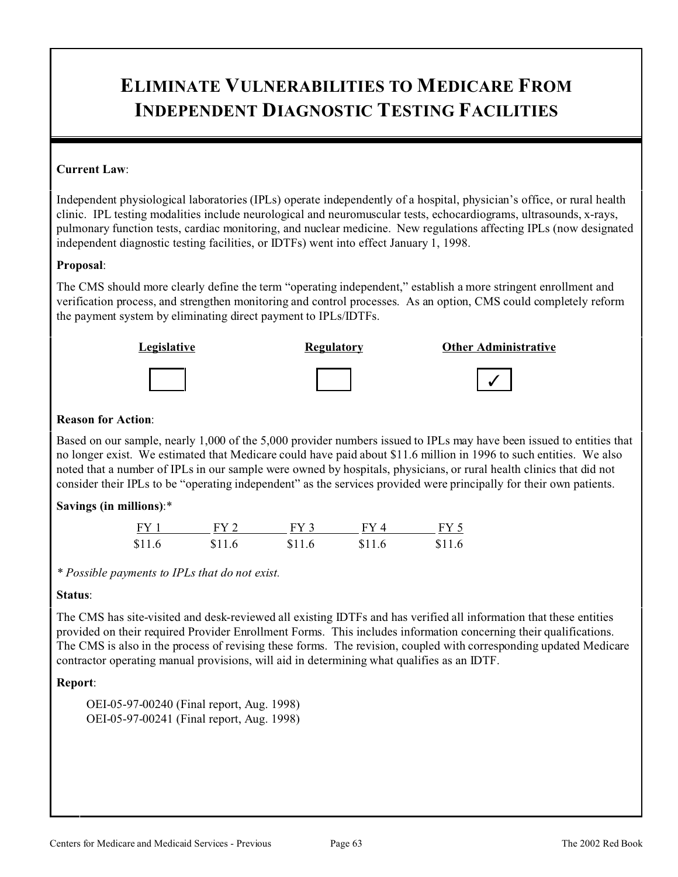# ELIMINATE VULNERABILITIES TO MEDICARE FROM INDEPENDENT DIAGNOSTIC TESTING FACILITIES

**Current Law**:

Independent physiological laboratories (IPLs) operate independently of a hospital, physician's office, or rural health clinic. IPL testing modalities include neurological and neuromuscular tests, echocardiograms, ultrasounds, x-rays, pulmonary function tests, cardiac monitoring, and nuclear medicine. New regulations affecting IPLs (now designated independent diagnostic testing facilities, or IDTFs) went into effect January 1, 1998.

**Proposal**:

The CMS should more clearly define the term "operating independent," establish a more stringent enrollment and verification process, and strengthen monitoring and control processes. As an option, CMS could completely reform the payment system by eliminating direct payment to IPLs/IDTFs.

| Legislative | Regulatory | Other Administrative |
|---|---|---|
| ☐ | ☐ | ✓ |

**Reason for Action**:

Based on our sample, nearly 1,000 of the 5,000 provider numbers issued to IPLs may have been issued to entities that no longer exist. We estimated that Medicare could have paid about $11.6 million in 1996 to such entities. We also noted that a number of IPLs in our sample were owned by hospitals, physicians, or rural health clinics that did not consider their IPLs to be "operating independent" as the services provided were principally for their own patients.

**Savings (in millions)**:*

| FY 1 | FY 2 | FY 3 | FY 4 | FY 5 |
|---|---|---|---|---|
| $11.6 | $11.6 | $11.6 | $11.6 | $11.6 |

*\* Possible payments to IPLs that do not exist.*

**Status**:

The CMS has site-visited and desk-reviewed all existing IDTFs and has verified all information that these entities provided on their required Provider Enrollment Forms. This includes information concerning their qualifications. The CMS is also in the process of revising these forms. The revision, coupled with corresponding updated Medicare contractor operating manual provisions, will aid in determining what qualifies as an IDTF.

**Report**:

OEI-05-97-00240 (Final report, Aug. 1998)
OEI-05-97-00241 (Final report, Aug. 1998)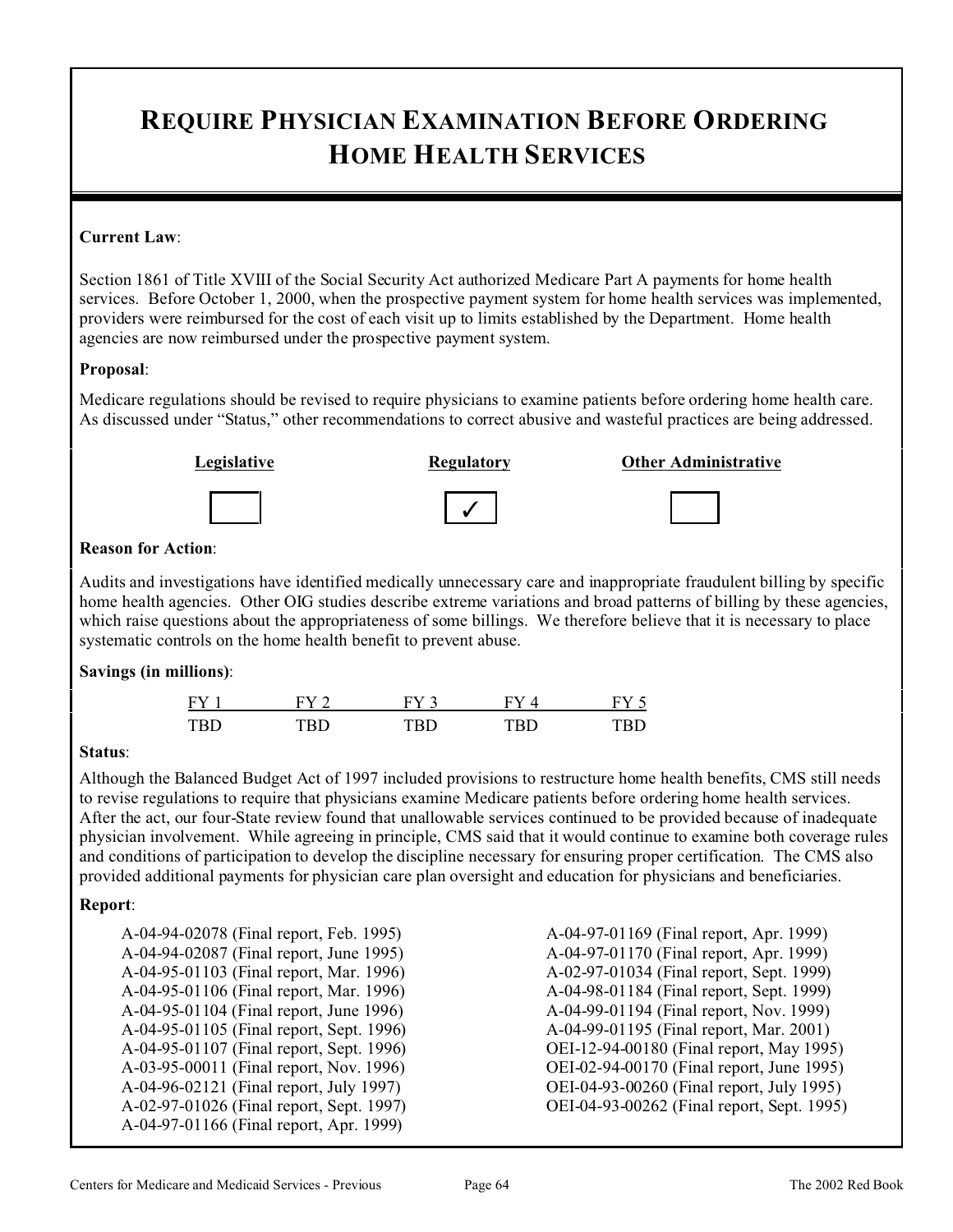# REQUIRE PHYSICIAN EXAMINATION BEFORE ORDERING HOME HEALTH SERVICES

**Current Law**:

Section 1861 of Title XVIII of the Social Security Act authorized Medicare Part A payments for home health services. Before October 1, 2000, when the prospective payment system for home health services was implemented, providers were reimbursed for the cost of each visit up to limits established by the Department. Home health agencies are now reimbursed under the prospective payment system.

**Proposal**:

Medicare regulations should be revised to require physicians to examine patients before ordering home health care. As discussed under "Status," other recommendations to correct abusive and wasteful practices are being addressed.

| Legislative | Regulatory | Other Administrative |
|---|---|---|
| ☐ | ✓ | ☐ |

**Reason for Action**:

Audits and investigations have identified medically unnecessary care and inappropriate fraudulent billing by specific home health agencies. Other OIG studies describe extreme variations and broad patterns of billing by these agencies, which raise questions about the appropriateness of some billings. We therefore believe that it is necessary to place systematic controls on the home health benefit to prevent abuse.

**Savings (in millions)**:

| FY 1 | FY 2 | FY 3 | FY 4 | FY 5 |
|---|---|---|---|---|
| TBD | TBD | TBD | TBD | TBD |

**Status**:

Although the Balanced Budget Act of 1997 included provisions to restructure home health benefits, CMS still needs to revise regulations to require that physicians examine Medicare patients before ordering home health services. After the act, our four-State review found that unallowable services continued to be provided because of inadequate physician involvement. While agreeing in principle, CMS said that it would continue to examine both coverage rules and conditions of participation to develop the discipline necessary for ensuring proper certification. The CMS also provided additional payments for physician care plan oversight and education for physicians and beneficiaries.

**Report**:

A-04-94-02078 (Final report, Feb. 1995)
A-04-94-02087 (Final report, June 1995)
A-04-95-01103 (Final report, Mar. 1996)
A-04-95-01106 (Final report, Mar. 1996)
A-04-95-01104 (Final report, June 1996)
A-04-95-01105 (Final report, Sept. 1996)
A-04-95-01107 (Final report, Sept. 1996)
A-03-95-00011 (Final report, Nov. 1996)
A-04-96-02121 (Final report, July 1997)
A-02-97-01026 (Final report, Sept. 1997)
A-04-97-01166 (Final report, Apr. 1999)
A-04-97-01169 (Final report, Apr. 1999)
A-04-97-01170 (Final report, Apr. 1999)
A-02-97-01034 (Final report, Sept. 1999)
A-04-98-01184 (Final report, Sept. 1999)
A-04-99-01194 (Final report, Nov. 1999)
A-04-99-01195 (Final report, Mar. 2001)
OEI-12-94-00180 (Final report, May 1995)
OEI-02-94-00170 (Final report, June 1995)
OEI-04-93-00260 (Final report, July 1995)
OEI-04-93-00262 (Final report, Sept. 1995)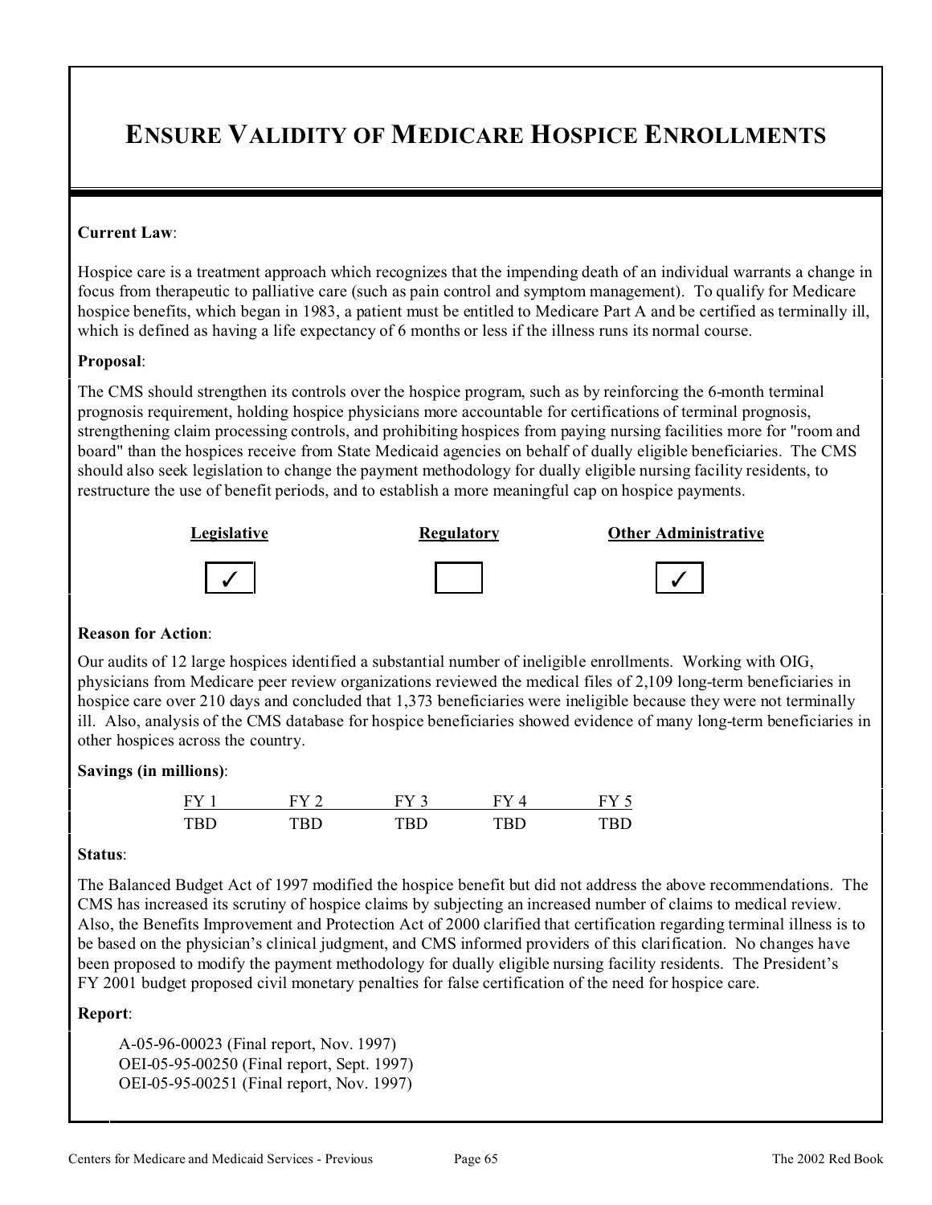# ENSURE VALIDITY OF MEDICARE HOSPICE ENROLLMENTS

**Current Law**:

Hospice care is a treatment approach which recognizes that the impending death of an individual warrants a change in focus from therapeutic to palliative care (such as pain control and symptom management). To qualify for Medicare hospice benefits, which began in 1983, a patient must be entitled to Medicare Part A and be certified as terminally ill, which is defined as having a life expectancy of 6 months or less if the illness runs its normal course.

**Proposal**:

The CMS should strengthen its controls over the hospice program, such as by reinforcing the 6-month terminal prognosis requirement, holding hospice physicians more accountable for certifications of terminal prognosis, strengthening claim processing controls, and prohibiting hospices from paying nursing facilities more for "room and board" than the hospices receive from State Medicaid agencies on behalf of dually eligible beneficiaries. The CMS should also seek legislation to change the payment methodology for dually eligible nursing facility residents, to restructure the use of benefit periods, and to establish a more meaningful cap on hospice payments.

| Legislative | Regulatory | Other Administrative |
|---|---|---|
| ✓ | | ✓ |

**Reason for Action**:

Our audits of 12 large hospices identified a substantial number of ineligible enrollments. Working with OIG, physicians from Medicare peer review organizations reviewed the medical files of 2,109 long-term beneficiaries in hospice care over 210 days and concluded that 1,373 beneficiaries were ineligible because they were not terminally ill. Also, analysis of the CMS database for hospice beneficiaries showed evidence of many long-term beneficiaries in other hospices across the country.

**Savings (in millions)**:

| FY 1 | FY 2 | FY 3 | FY 4 | FY 5 |
|---|---|---|---|---|
| TBD | TBD | TBD | TBD | TBD |

**Status**:

The Balanced Budget Act of 1997 modified the hospice benefit but did not address the above recommendations. The CMS has increased its scrutiny of hospice claims by subjecting an increased number of claims to medical review. Also, the Benefits Improvement and Protection Act of 2000 clarified that certification regarding terminal illness is to be based on the physician's clinical judgment, and CMS informed providers of this clarification. No changes have been proposed to modify the payment methodology for dually eligible nursing facility residents. The President's FY 2001 budget proposed civil monetary penalties for false certification of the need for hospice care.

**Report**:

A-05-96-00023 (Final report, Nov. 1997)
OEI-05-95-00250 (Final report, Sept. 1997)
OEI-05-95-00251 (Final report, Nov. 1997)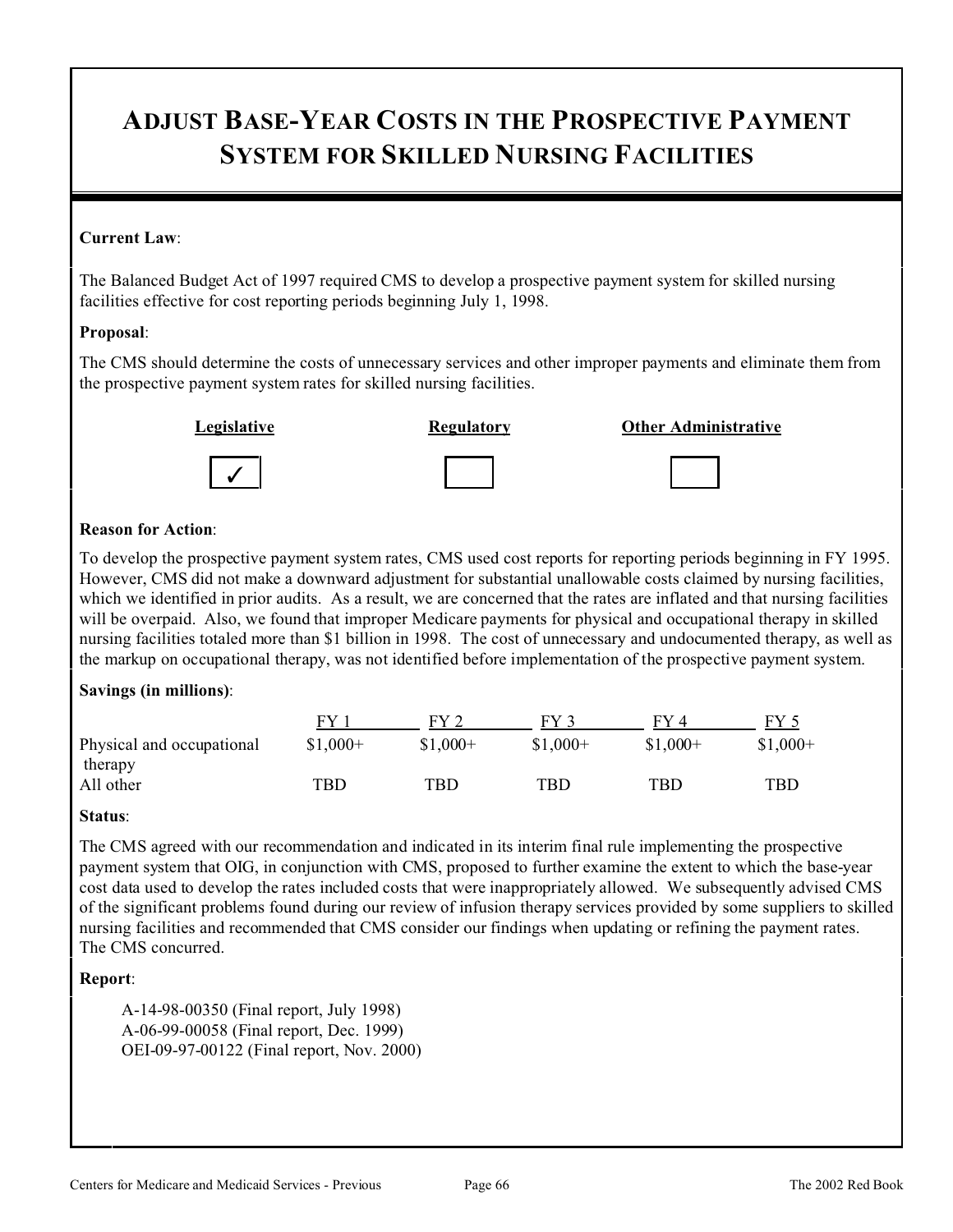# ADJUST BASE-YEAR COSTS IN THE PROSPECTIVE PAYMENT SYSTEM FOR SKILLED NURSING FACILITIES

**Current Law**:

The Balanced Budget Act of 1997 required CMS to develop a prospective payment system for skilled nursing facilities effective for cost reporting periods beginning July 1, 1998.

**Proposal**:

The CMS should determine the costs of unnecessary services and other improper payments and eliminate them from the prospective payment system rates for skilled nursing facilities.

| Legislative | Regulatory | Other Administrative |
|---|---|---|
| ✓ | | |

**Reason for Action**:

To develop the prospective payment system rates, CMS used cost reports for reporting periods beginning in FY 1995. However, CMS did not make a downward adjustment for substantial unallowable costs claimed by nursing facilities, which we identified in prior audits. As a result, we are concerned that the rates are inflated and that nursing facilities will be overpaid. Also, we found that improper Medicare payments for physical and occupational therapy in skilled nursing facilities totaled more than $1 billion in 1998. The cost of unnecessary and undocumented therapy, as well as the markup on occupational therapy, was not identified before implementation of the prospective payment system.

**Savings (in millions)**:

| | FY 1 | FY 2 | FY 3 | FY 4 | FY 5 |
|---|---|---|---|---|---|
| Physical and occupational therapy | $1,000+ | $1,000+ | $1,000+ | $1,000+ | $1,000+ |
| All other | TBD | TBD | TBD | TBD | TBD |

**Status**:

The CMS agreed with our recommendation and indicated in its interim final rule implementing the prospective payment system that OIG, in conjunction with CMS, proposed to further examine the extent to which the base-year cost data used to develop the rates included costs that were inappropriately allowed. We subsequently advised CMS of the significant problems found during our review of infusion therapy services provided by some suppliers to skilled nursing facilities and recommended that CMS consider our findings when updating or refining the payment rates. The CMS concurred.

**Report**:

A-14-98-00350 (Final report, July 1998)
A-06-99-00058 (Final report, Dec. 1999)
OEI-09-97-00122 (Final report, Nov. 2000)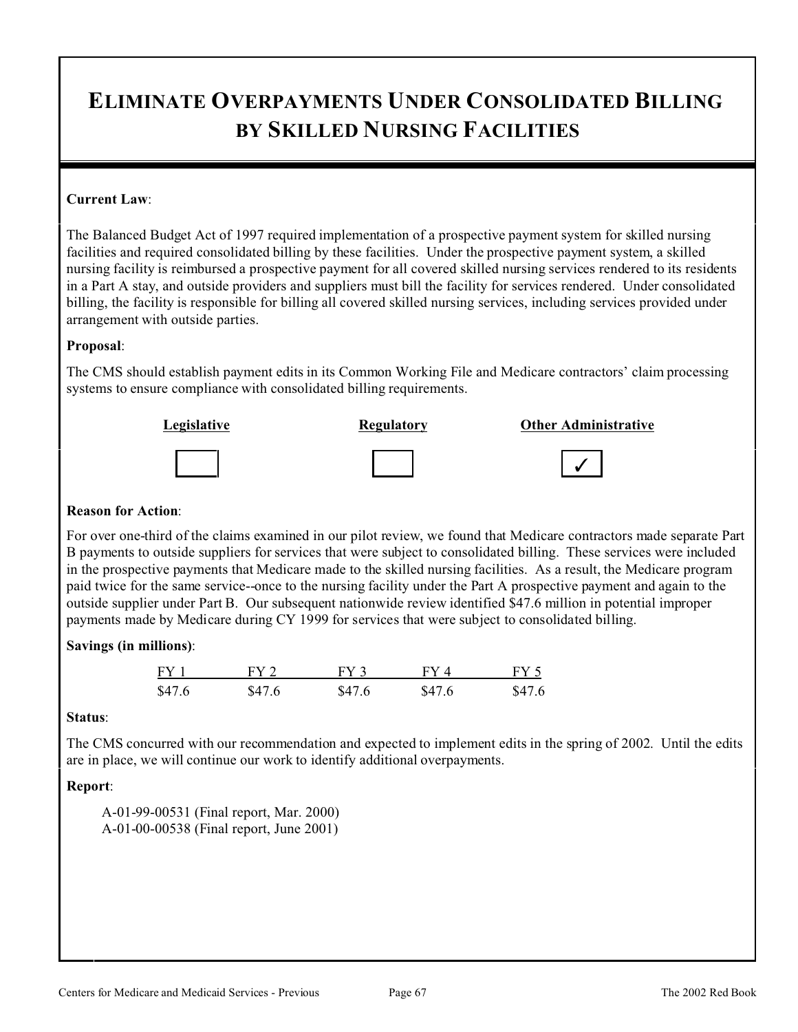# ELIMINATE OVERPAYMENTS UNDER CONSOLIDATED BILLING BY SKILLED NURSING FACILITIES

**Current Law**:

The Balanced Budget Act of 1997 required implementation of a prospective payment system for skilled nursing facilities and required consolidated billing by these facilities. Under the prospective payment system, a skilled nursing facility is reimbursed a prospective payment for all covered skilled nursing services rendered to its residents in a Part A stay, and outside providers and suppliers must bill the facility for services rendered. Under consolidated billing, the facility is responsible for billing all covered skilled nursing services, including services provided under arrangement with outside parties.

**Proposal**:

The CMS should establish payment edits in its Common Working File and Medicare contractors' claim processing systems to ensure compliance with consolidated billing requirements.

| Legislative | Regulatory | Other Administrative |
|---|---|---|
| | | ✓ |

**Reason for Action**:

For over one-third of the claims examined in our pilot review, we found that Medicare contractors made separate Part B payments to outside suppliers for services that were subject to consolidated billing. These services were included in the prospective payments that Medicare made to the skilled nursing facilities. As a result, the Medicare program paid twice for the same service--once to the nursing facility under the Part A prospective payment and again to the outside supplier under Part B. Our subsequent nationwide review identified $47.6 million in potential improper payments made by Medicare during CY 1999 for services that were subject to consolidated billing.

**Savings (in millions)**:

| FY 1 | FY 2 | FY 3 | FY 4 | FY 5 |
|---|---|---|---|---|
| $47.6 | $47.6 | $47.6 | $47.6 | $47.6 |

**Status**:

The CMS concurred with our recommendation and expected to implement edits in the spring of 2002. Until the edits are in place, we will continue our work to identify additional overpayments.

**Report**:

A-01-99-00531 (Final report, Mar. 2000)
A-01-00-00538 (Final report, June 2001)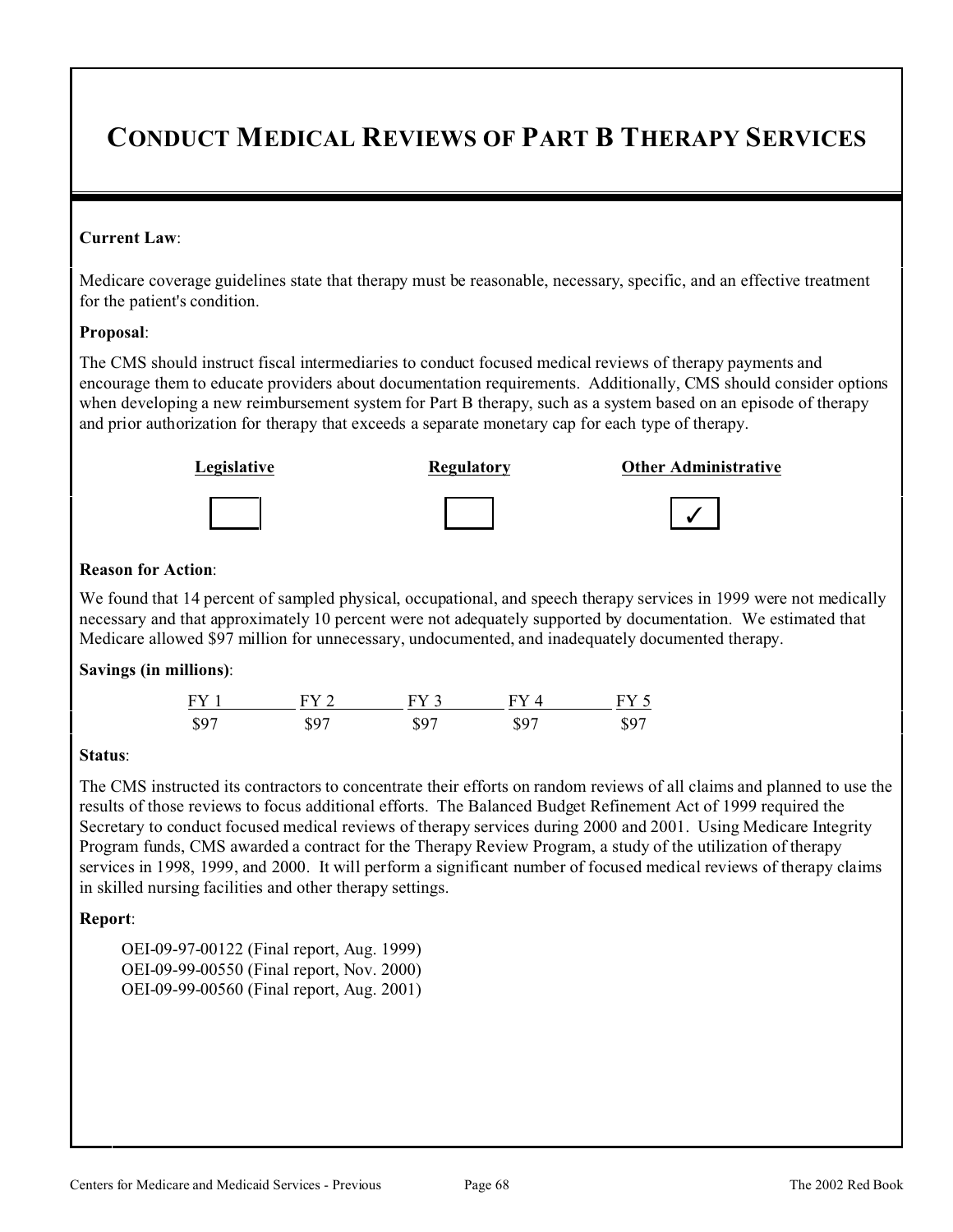# CONDUCT MEDICAL REVIEWS OF PART B THERAPY SERVICES

**Current Law**:

Medicare coverage guidelines state that therapy must be reasonable, necessary, specific, and an effective treatment for the patient's condition.

**Proposal**:

The CMS should instruct fiscal intermediaries to conduct focused medical reviews of therapy payments and encourage them to educate providers about documentation requirements. Additionally, CMS should consider options when developing a new reimbursement system for Part B therapy, such as a system based on an episode of therapy and prior authorization for therapy that exceeds a separate monetary cap for each type of therapy.

| Legislative | Regulatory | Other Administrative |
|---|---|---|
| ☐ | ☐ | ✓ |

**Reason for Action**:

We found that 14 percent of sampled physical, occupational, and speech therapy services in 1999 were not medically necessary and that approximately 10 percent were not adequately supported by documentation. We estimated that Medicare allowed $97 million for unnecessary, undocumented, and inadequately documented therapy.

**Savings (in millions)**:

| FY 1 | FY 2 | FY 3 | FY 4 | FY 5 |
|---|---|---|---|---|
| $97 | $97 | $97 | $97 | $97 |

**Status**:

The CMS instructed its contractors to concentrate their efforts on random reviews of all claims and planned to use the results of those reviews to focus additional efforts. The Balanced Budget Refinement Act of 1999 required the Secretary to conduct focused medical reviews of therapy services during 2000 and 2001. Using Medicare Integrity Program funds, CMS awarded a contract for the Therapy Review Program, a study of the utilization of therapy services in 1998, 1999, and 2000. It will perform a significant number of focused medical reviews of therapy claims in skilled nursing facilities and other therapy settings.

**Report**:

OEI-09-97-00122 (Final report, Aug. 1999)
OEI-09-99-00550 (Final report, Nov. 2000)
OEI-09-99-00560 (Final report, Aug. 2001)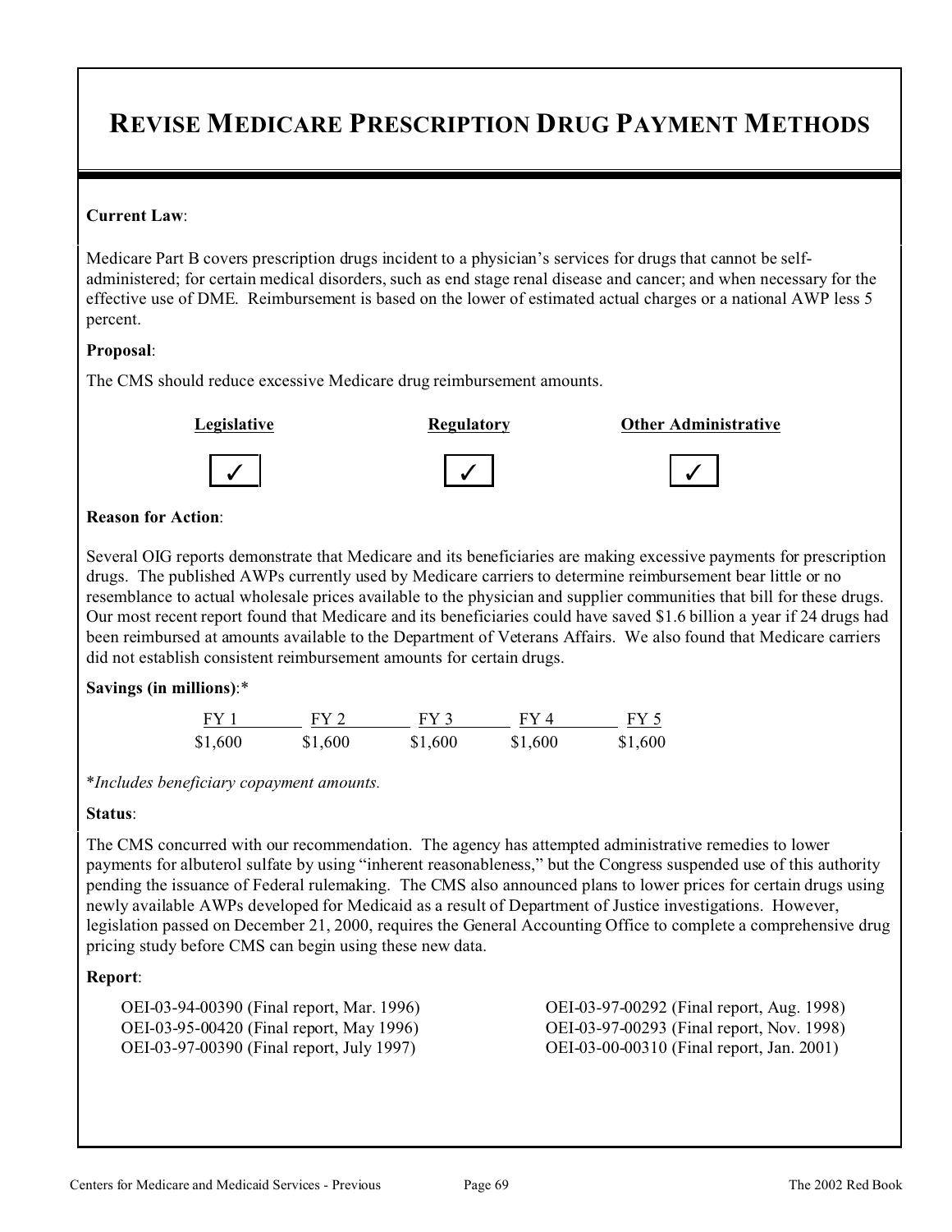# REVISE MEDICARE PRESCRIPTION DRUG PAYMENT METHODS

**Current Law**:

Medicare Part B covers prescription drugs incident to a physician's services for drugs that cannot be self-administered; for certain medical disorders, such as end stage renal disease and cancer; and when necessary for the effective use of DME. Reimbursement is based on the lower of estimated actual charges or a national AWP less 5 percent.

**Proposal**:

The CMS should reduce excessive Medicare drug reimbursement amounts.

| Legislative | Regulatory | Other Administrative |
|---|---|---|
| ✓ | ✓ | ✓ |

**Reason for Action**:

Several OIG reports demonstrate that Medicare and its beneficiaries are making excessive payments for prescription drugs. The published AWPs currently used by Medicare carriers to determine reimbursement bear little or no resemblance to actual wholesale prices available to the physician and supplier communities that bill for these drugs. Our most recent report found that Medicare and its beneficiaries could have saved $1.6 billion a year if 24 drugs had been reimbursed at amounts available to the Department of Veterans Affairs. We also found that Medicare carriers did not establish consistent reimbursement amounts for certain drugs.

**Savings (in millions)**:*

| FY 1 | FY 2 | FY 3 | FY 4 | FY 5 |
|---|---|---|---|---|
| $1,600 | $1,600 | $1,600 | $1,600 | $1,600 |

**Includes beneficiary copayment amounts.*

**Status**:

The CMS concurred with our recommendation. The agency has attempted administrative remedies to lower payments for albuterol sulfate by using "inherent reasonableness," but the Congress suspended use of this authority pending the issuance of Federal rulemaking. The CMS also announced plans to lower prices for certain drugs using newly available AWPs developed for Medicaid as a result of Department of Justice investigations. However, legislation passed on December 21, 2000, requires the General Accounting Office to complete a comprehensive drug pricing study before CMS can begin using these new data.

**Report**:

OEI-03-94-00390 (Final report, Mar. 1996)
OEI-03-95-00420 (Final report, May 1996)
OEI-03-97-00390 (Final report, July 1997)
OEI-03-97-00292 (Final report, Aug. 1998)
OEI-03-97-00293 (Final report, Nov. 1998)
OEI-03-00-00310 (Final report, Jan. 2001)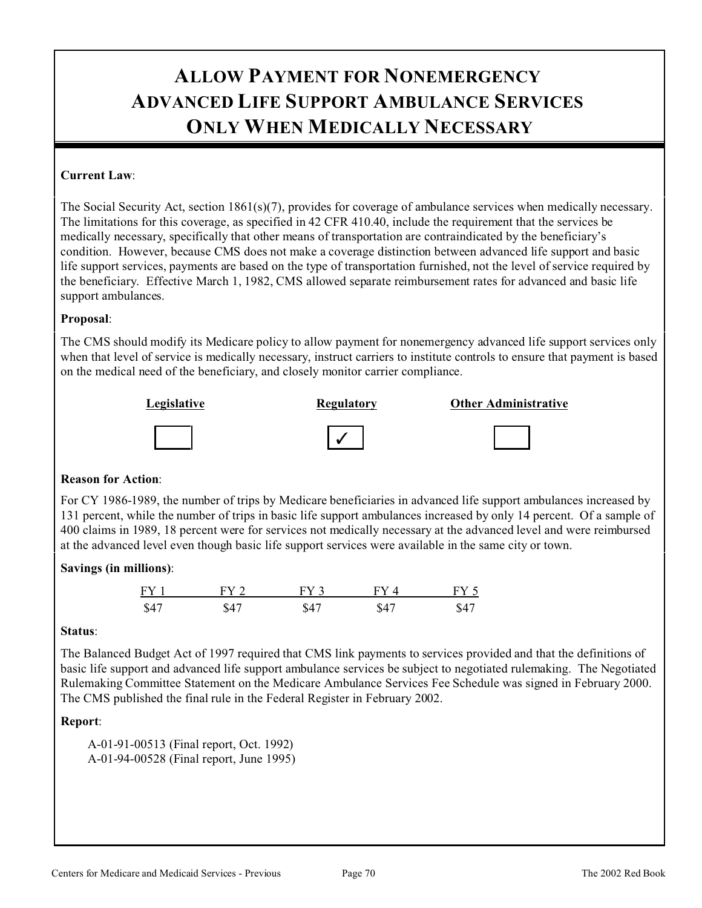# ALLOW PAYMENT FOR NONEMERGENCY ADVANCED LIFE SUPPORT AMBULANCE SERVICES ONLY WHEN MEDICALLY NECESSARY

**Current Law**:

The Social Security Act, section 1861(s)(7), provides for coverage of ambulance services when medically necessary. The limitations for this coverage, as specified in 42 CFR 410.40, include the requirement that the services be medically necessary, specifically that other means of transportation are contraindicated by the beneficiary's condition. However, because CMS does not make a coverage distinction between advanced life support and basic life support services, payments are based on the type of transportation furnished, not the level of service required by the beneficiary. Effective March 1, 1982, CMS allowed separate reimbursement rates for advanced and basic life support ambulances.

**Proposal**:

The CMS should modify its Medicare policy to allow payment for nonemergency advanced life support services only when that level of service is medically necessary, instruct carriers to institute controls to ensure that payment is based on the medical need of the beneficiary, and closely monitor carrier compliance.

| Legislative | Regulatory | Other Administrative |
|---|---|---|
| ☐ | ✓ | ☐ |

**Reason for Action**:

For CY 1986-1989, the number of trips by Medicare beneficiaries in advanced life support ambulances increased by 131 percent, while the number of trips in basic life support ambulances increased by only 14 percent. Of a sample of 400 claims in 1989, 18 percent were for services not medically necessary at the advanced level and were reimbursed at the advanced level even though basic life support services were available in the same city or town.

**Savings (in millions)**:

| FY 1 | FY 2 | FY 3 | FY 4 | FY 5 |
|---|---|---|---|---|
| $47 | $47 | $47 | $47 | $47 |

**Status**:

The Balanced Budget Act of 1997 required that CMS link payments to services provided and that the definitions of basic life support and advanced life support ambulance services be subject to negotiated rulemaking. The Negotiated Rulemaking Committee Statement on the Medicare Ambulance Services Fee Schedule was signed in February 2000. The CMS published the final rule in the Federal Register in February 2002.

**Report**:

A-01-91-00513 (Final report, Oct. 1992)
A-01-94-00528 (Final report, June 1995)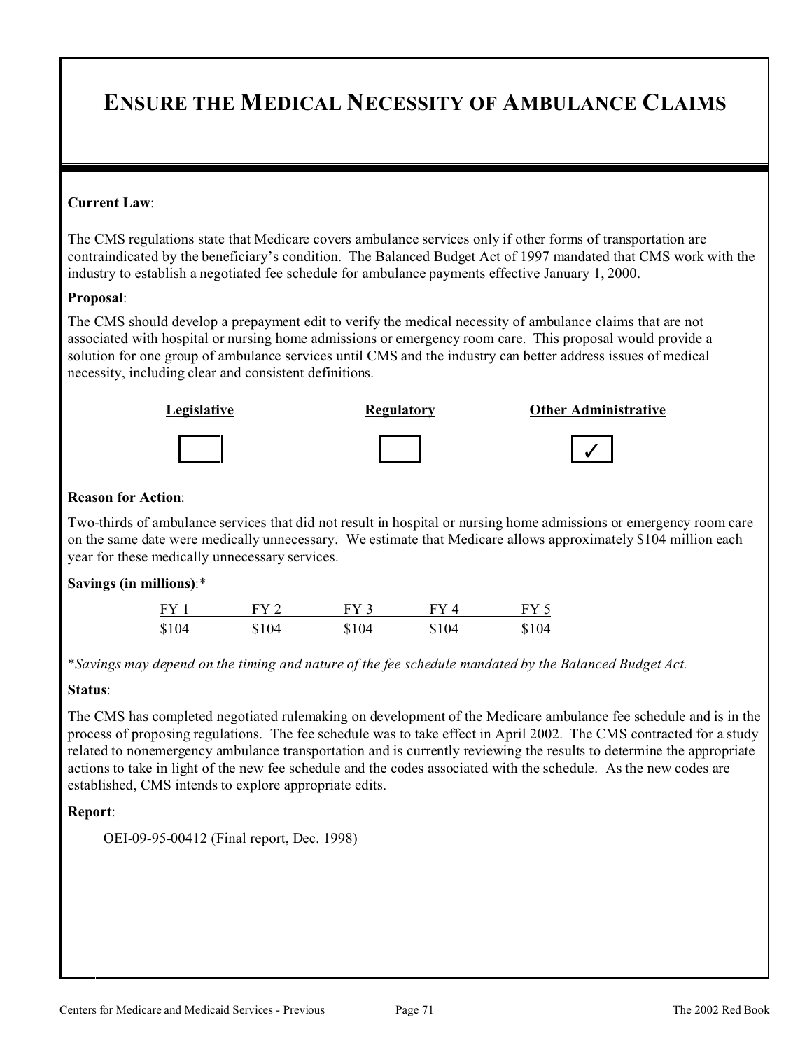# ENSURE THE MEDICAL NECESSITY OF AMBULANCE CLAIMS

**Current Law**:

The CMS regulations state that Medicare covers ambulance services only if other forms of transportation are contraindicated by the beneficiary's condition. The Balanced Budget Act of 1997 mandated that CMS work with the industry to establish a negotiated fee schedule for ambulance payments effective January 1, 2000.

**Proposal**:

The CMS should develop a prepayment edit to verify the medical necessity of ambulance claims that are not associated with hospital or nursing home admissions or emergency room care. This proposal would provide a solution for one group of ambulance services until CMS and the industry can better address issues of medical necessity, including clear and consistent definitions.

| Legislative | Regulatory | Other Administrative |
|---|---|---|
| ☐ | ☐ | ✓ |

**Reason for Action**:

Two-thirds of ambulance services that did not result in hospital or nursing home admissions or emergency room care on the same date were medically unnecessary. We estimate that Medicare allows approximately $104 million each year for these medically unnecessary services.

**Savings (in millions)**:*

| FY 1 | FY 2 | FY 3 | FY 4 | FY 5 |
|---|---|---|---|---|
| $104 | $104 | $104 | $104 | $104 |

*\*Savings may depend on the timing and nature of the fee schedule mandated by the Balanced Budget Act.*

**Status**:

The CMS has completed negotiated rulemaking on development of the Medicare ambulance fee schedule and is in the process of proposing regulations. The fee schedule was to take effect in April 2002. The CMS contracted for a study related to nonemergency ambulance transportation and is currently reviewing the results to determine the appropriate actions to take in light of the new fee schedule and the codes associated with the schedule. As the new codes are established, CMS intends to explore appropriate edits.

**Report**:

OEI-09-95-00412 (Final report, Dec. 1998)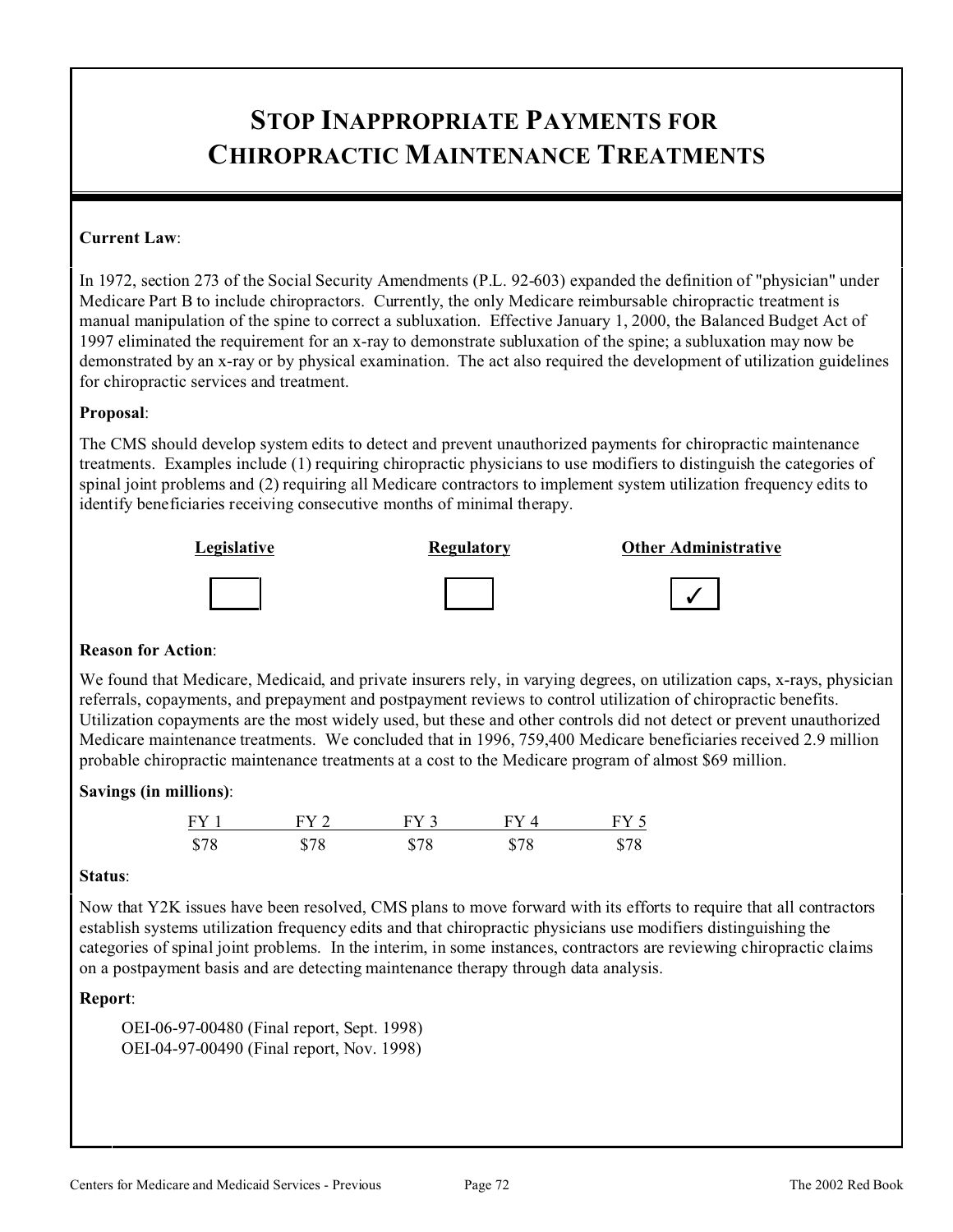# STOP INAPPROPRIATE PAYMENTS FOR CHIROPRACTIC MAINTENANCE TREATMENTS

**Current Law**:

In 1972, section 273 of the Social Security Amendments (P.L. 92-603) expanded the definition of "physician" under Medicare Part B to include chiropractors. Currently, the only Medicare reimbursable chiropractic treatment is manual manipulation of the spine to correct a subluxation. Effective January 1, 2000, the Balanced Budget Act of 1997 eliminated the requirement for an x-ray to demonstrate subluxation of the spine; a subluxation may now be demonstrated by an x-ray or by physical examination. The act also required the development of utilization guidelines for chiropractic services and treatment.

**Proposal**:

The CMS should develop system edits to detect and prevent unauthorized payments for chiropractic maintenance treatments. Examples include (1) requiring chiropractic physicians to use modifiers to distinguish the categories of spinal joint problems and (2) requiring all Medicare contractors to implement system utilization frequency edits to identify beneficiaries receiving consecutive months of minimal therapy.

| Legislative | Regulatory | Other Administrative |
|---|---|---|
| ☐ | ☐ | ✓ |

**Reason for Action**:

We found that Medicare, Medicaid, and private insurers rely, in varying degrees, on utilization caps, x-rays, physician referrals, copayments, and prepayment and postpayment reviews to control utilization of chiropractic benefits. Utilization copayments are the most widely used, but these and other controls did not detect or prevent unauthorized Medicare maintenance treatments. We concluded that in 1996, 759,400 Medicare beneficiaries received 2.9 million probable chiropractic maintenance treatments at a cost to the Medicare program of almost $69 million.

**Savings (in millions)**:

| FY 1 | FY 2 | FY 3 | FY 4 | FY 5 |
|---|---|---|---|---|
| $78 | $78 | $78 | $78 | $78 |

**Status**:

Now that Y2K issues have been resolved, CMS plans to move forward with its efforts to require that all contractors establish systems utilization frequency edits and that chiropractic physicians use modifiers distinguishing the categories of spinal joint problems. In the interim, in some instances, contractors are reviewing chiropractic claims on a postpayment basis and are detecting maintenance therapy through data analysis.

**Report**:

OEI-06-97-00480 (Final report, Sept. 1998)
OEI-04-97-00490 (Final report, Nov. 1998)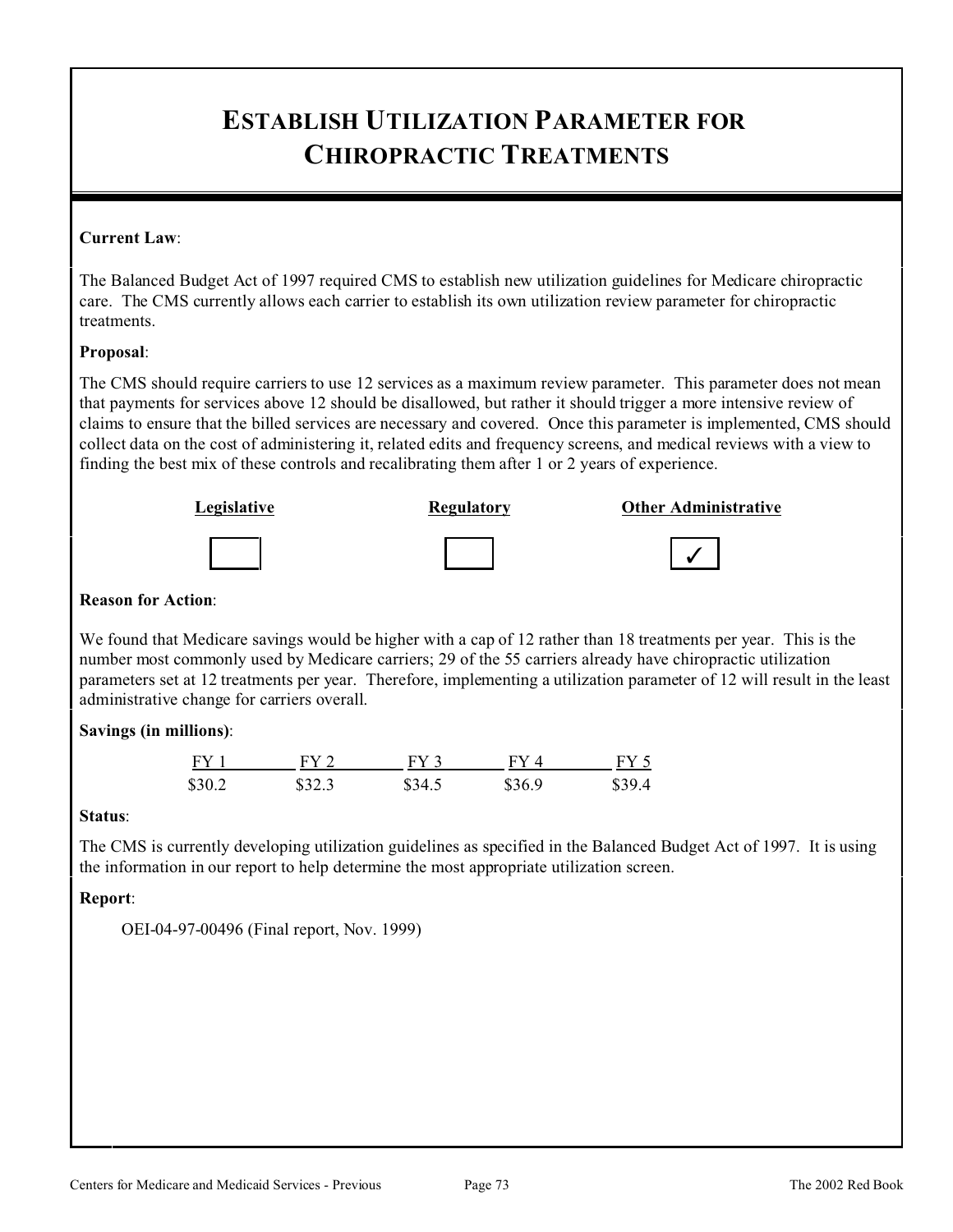# ESTABLISH UTILIZATION PARAMETER FOR CHIROPRACTIC TREATMENTS

**Current Law**:

The Balanced Budget Act of 1997 required CMS to establish new utilization guidelines for Medicare chiropractic care. The CMS currently allows each carrier to establish its own utilization review parameter for chiropractic treatments.

**Proposal**:

The CMS should require carriers to use 12 services as a maximum review parameter. This parameter does not mean that payments for services above 12 should be disallowed, but rather it should trigger a more intensive review of claims to ensure that the billed services are necessary and covered. Once this parameter is implemented, CMS should collect data on the cost of administering it, related edits and frequency screens, and medical reviews with a view to finding the best mix of these controls and recalibrating them after 1 or 2 years of experience.

| Legislative | Regulatory | Other Administrative |
|---|---|---|
| ☐ | ☐ | ✓ |

**Reason for Action**:

We found that Medicare savings would be higher with a cap of 12 rather than 18 treatments per year. This is the number most commonly used by Medicare carriers; 29 of the 55 carriers already have chiropractic utilization parameters set at 12 treatments per year. Therefore, implementing a utilization parameter of 12 will result in the least administrative change for carriers overall.

**Savings (in millions)**:

| FY 1 | FY 2 | FY 3 | FY 4 | FY 5 |
|---|---|---|---|---|
| $30.2 | $32.3 | $34.5 | $36.9 | $39.4 |

**Status**:

The CMS is currently developing utilization guidelines as specified in the Balanced Budget Act of 1997. It is using the information in our report to help determine the most appropriate utilization screen.

**Report**:

OEI-04-97-00496 (Final report, Nov. 1999)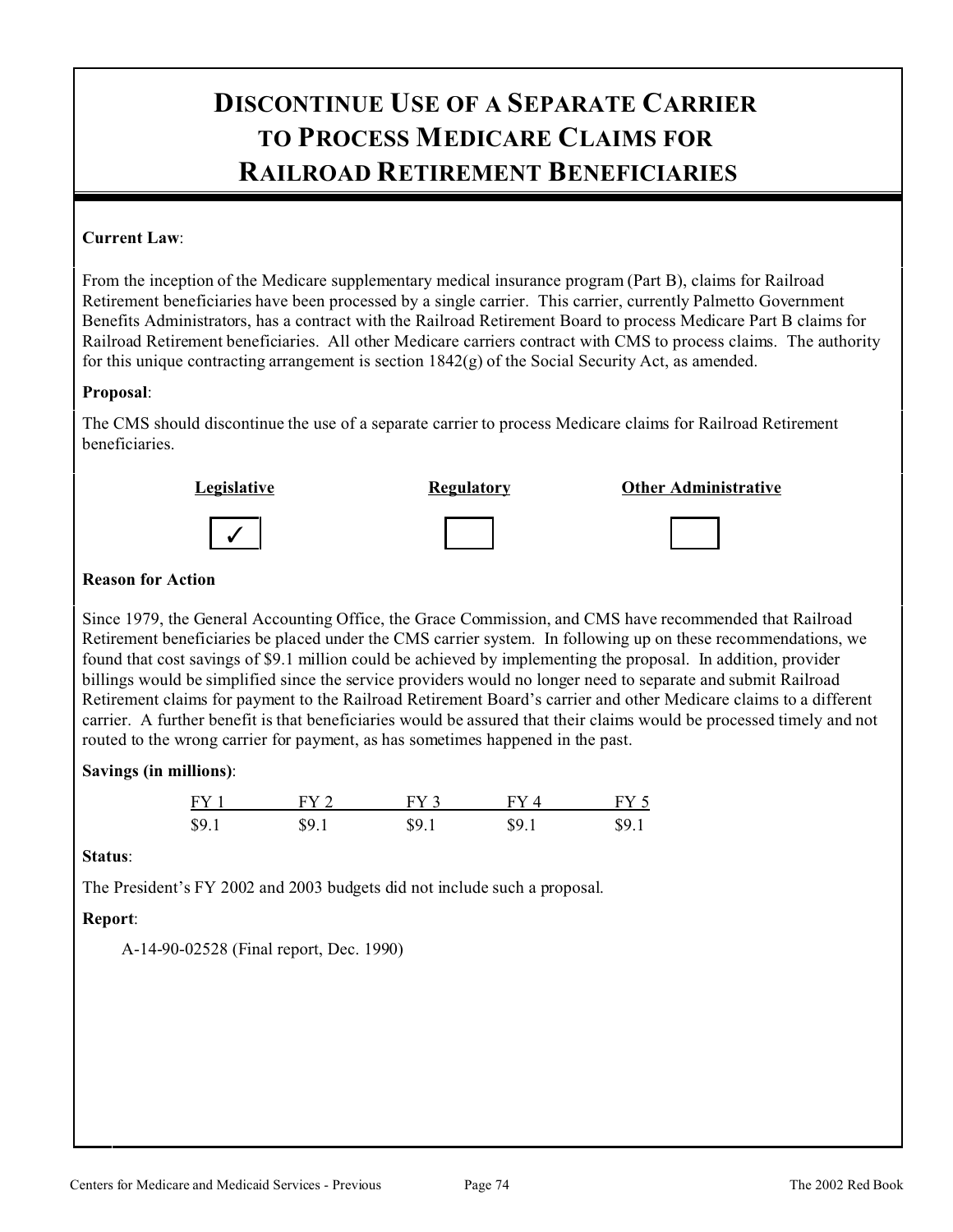# DISCONTINUE USE OF A SEPARATE CARRIER TO PROCESS MEDICARE CLAIMS FOR RAILROAD RETIREMENT BENEFICIARIES

**Current Law**:

From the inception of the Medicare supplementary medical insurance program (Part B), claims for Railroad Retirement beneficiaries have been processed by a single carrier. This carrier, currently Palmetto Government Benefits Administrators, has a contract with the Railroad Retirement Board to process Medicare Part B claims for Railroad Retirement beneficiaries. All other Medicare carriers contract with CMS to process claims. The authority for this unique contracting arrangement is section 1842(g) of the Social Security Act, as amended.

**Proposal**:

The CMS should discontinue the use of a separate carrier to process Medicare claims for Railroad Retirement beneficiaries.

| Legislative | Regulatory | Other Administrative |
|---|---|---|
| ✓ | | |

**Reason for Action**

Since 1979, the General Accounting Office, the Grace Commission, and CMS have recommended that Railroad Retirement beneficiaries be placed under the CMS carrier system. In following up on these recommendations, we found that cost savings of $9.1 million could be achieved by implementing the proposal. In addition, provider billings would be simplified since the service providers would no longer need to separate and submit Railroad Retirement claims for payment to the Railroad Retirement Board's carrier and other Medicare claims to a different carrier. A further benefit is that beneficiaries would be assured that their claims would be processed timely and not routed to the wrong carrier for payment, as has sometimes happened in the past.

**Savings (in millions)**:

| FY 1 | FY 2 | FY 3 | FY 4 | FY 5 |
|---|---|---|---|---|
| $9.1 | $9.1 | $9.1 | $9.1 | $9.1 |

**Status**:

The President's FY 2002 and 2003 budgets did not include such a proposal.

**Report**:

A-14-90-02528 (Final report, Dec. 1990)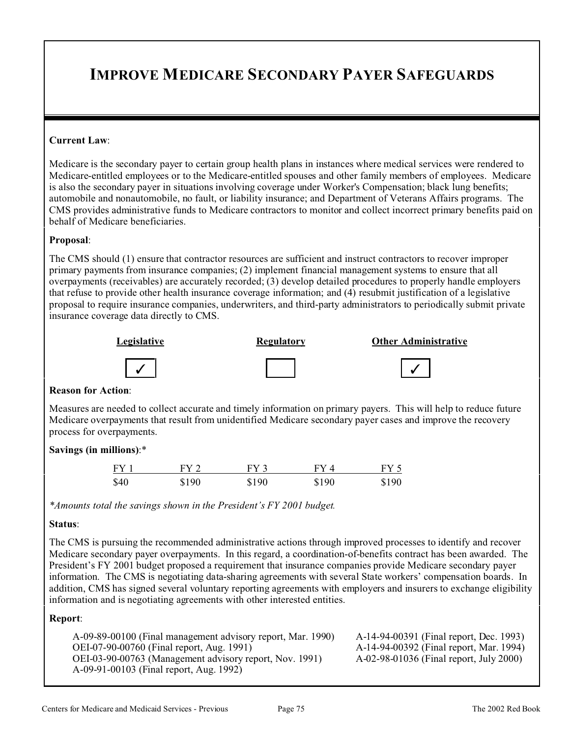# IMPROVE MEDICARE SECONDARY PAYER SAFEGUARDS

**Current Law**:

Medicare is the secondary payer to certain group health plans in instances where medical services were rendered to Medicare-entitled employees or to the Medicare-entitled spouses and other family members of employees. Medicare is also the secondary payer in situations involving coverage under Worker's Compensation; black lung benefits; automobile and nonautomobile, no fault, or liability insurance; and Department of Veterans Affairs programs. The CMS provides administrative funds to Medicare contractors to monitor and collect incorrect primary benefits paid on behalf of Medicare beneficiaries.

**Proposal**:

The CMS should (1) ensure that contractor resources are sufficient and instruct contractors to recover improper primary payments from insurance companies; (2) implement financial management systems to ensure that all overpayments (receivables) are accurately recorded; (3) develop detailed procedures to properly handle employers that refuse to provide other health insurance coverage information; and (4) resubmit justification of a legislative proposal to require insurance companies, underwriters, and third-party administrators to periodically submit private insurance coverage data directly to CMS.

| Legislative | Regulatory | Other Administrative |
|---|---|---|
| ✓ | | ✓ |

**Reason for Action**:

Measures are needed to collect accurate and timely information on primary payers. This will help to reduce future Medicare overpayments that result from unidentified Medicare secondary payer cases and improve the recovery process for overpayments.

**Savings (in millions)**:*

| FY 1 | FY 2 | FY 3 | FY 4 | FY 5 |
|---|---|---|---|---|
| $40 | $190 | $190 | $190 | $190 |

*\*Amounts total the savings shown in the President's FY 2001 budget.*

**Status**:

The CMS is pursuing the recommended administrative actions through improved processes to identify and recover Medicare secondary payer overpayments. In this regard, a coordination-of-benefits contract has been awarded. The President's FY 2001 budget proposed a requirement that insurance companies provide Medicare secondary payer information. The CMS is negotiating data-sharing agreements with several State workers' compensation boards. In addition, CMS has signed several voluntary reporting agreements with employers and insurers to exchange eligibility information and is negotiating agreements with other interested entities.

**Report**:

A-09-89-00100 (Final management advisory report, Mar. 1990)
OEI-07-90-00760 (Final report, Aug. 1991)
OEI-03-90-00763 (Management advisory report, Nov. 1991)
A-09-91-00103 (Final report, Aug. 1992)
A-14-94-00391 (Final report, Dec. 1993)
A-14-94-00392 (Final report, Mar. 1994)
A-02-98-01036 (Final report, July 2000)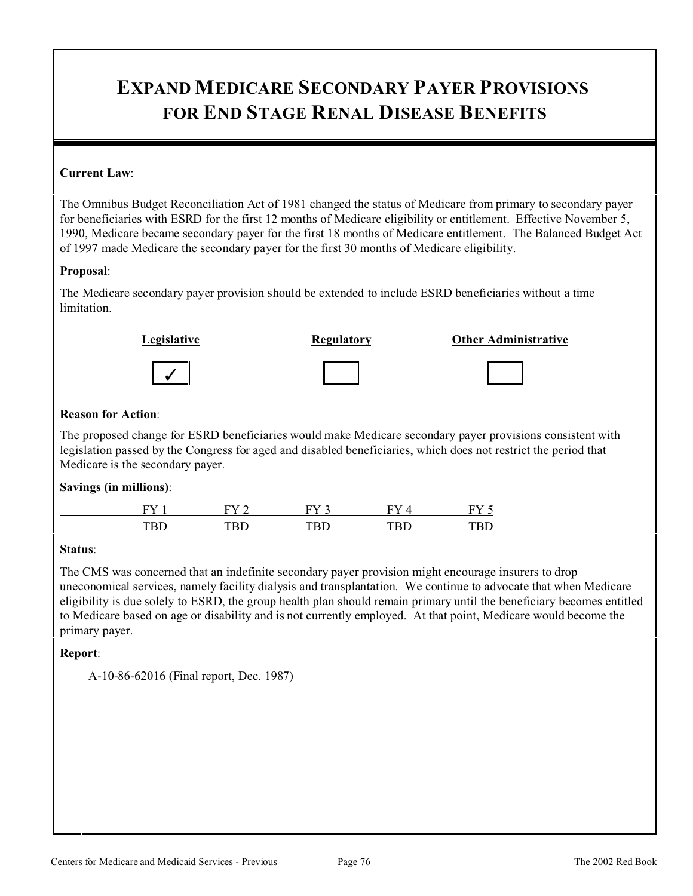# Expand Medicare Secondary Payer Provisions for End Stage Renal Disease Benefits

**Current Law**:

The Omnibus Budget Reconciliation Act of 1981 changed the status of Medicare from primary to secondary payer for beneficiaries with ESRD for the first 12 months of Medicare eligibility or entitlement. Effective November 5, 1990, Medicare became secondary payer for the first 18 months of Medicare entitlement. The Balanced Budget Act of 1997 made Medicare the secondary payer for the first 30 months of Medicare eligibility.

**Proposal**:

The Medicare secondary payer provision should be extended to include ESRD beneficiaries without a time limitation.

| Legislative | Regulatory | Other Administrative |
|---|---|---|
| ✓ | | |

**Reason for Action**:

The proposed change for ESRD beneficiaries would make Medicare secondary payer provisions consistent with legislation passed by the Congress for aged and disabled beneficiaries, which does not restrict the period that Medicare is the secondary payer.

**Savings (in millions)**:

| FY 1 | FY 2 | FY 3 | FY 4 | FY 5 |
|---|---|---|---|---|
| TBD | TBD | TBD | TBD | TBD |

**Status**:

The CMS was concerned that an indefinite secondary payer provision might encourage insurers to drop uneconomical services, namely facility dialysis and transplantation. We continue to advocate that when Medicare eligibility is due solely to ESRD, the group health plan should remain primary until the beneficiary becomes entitled to Medicare based on age or disability and is not currently employed. At that point, Medicare would become the primary payer.

**Report**:

A-10-86-62016 (Final report, Dec. 1987)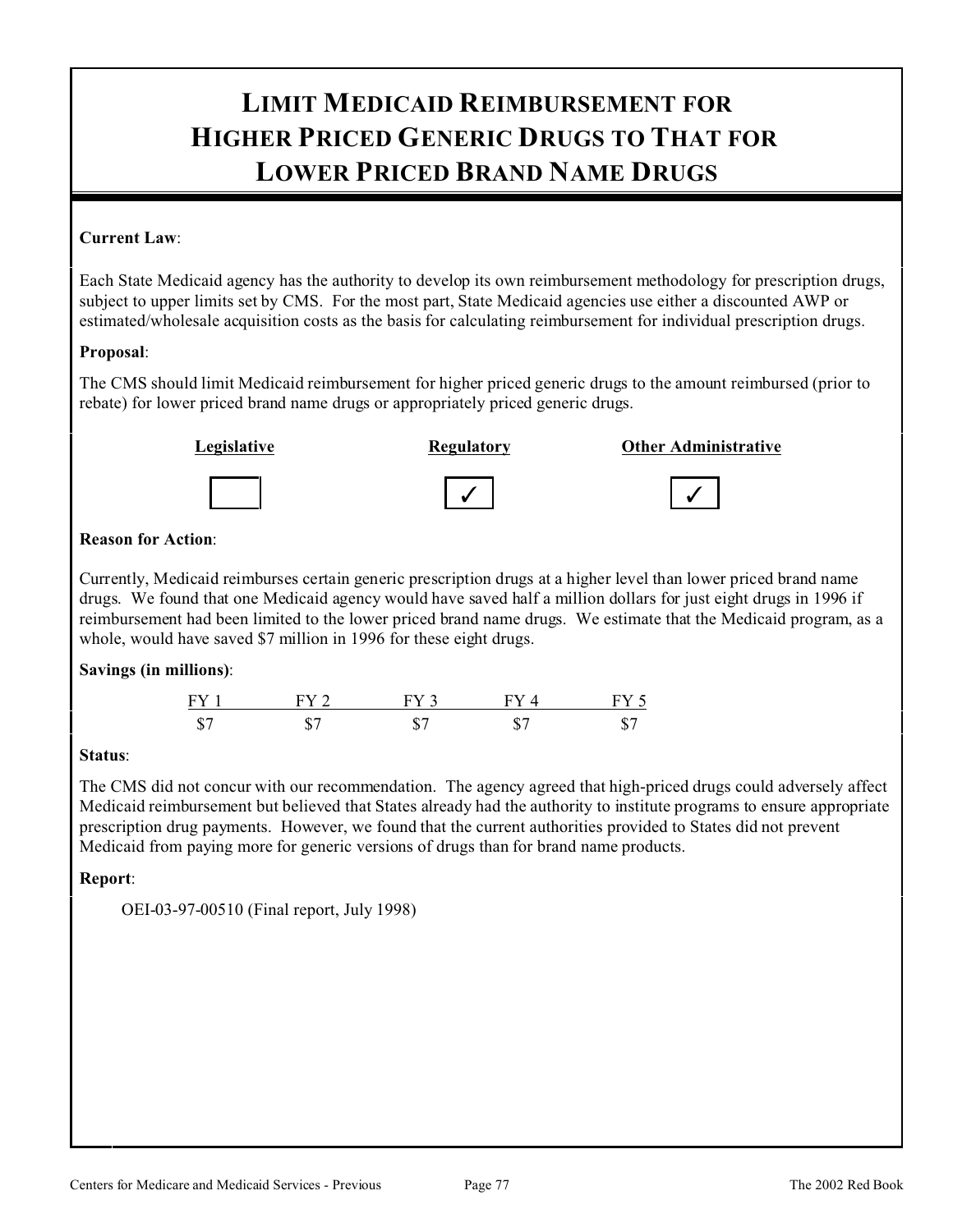# LIMIT MEDICAID REIMBURSEMENT FOR HIGHER PRICED GENERIC DRUGS TO THAT FOR LOWER PRICED BRAND NAME DRUGS

**Current Law**:

Each State Medicaid agency has the authority to develop its own reimbursement methodology for prescription drugs, subject to upper limits set by CMS. For the most part, State Medicaid agencies use either a discounted AWP or estimated/wholesale acquisition costs as the basis for calculating reimbursement for individual prescription drugs.

**Proposal**:

The CMS should limit Medicaid reimbursement for higher priced generic drugs to the amount reimbursed (prior to rebate) for lower priced brand name drugs or appropriately priced generic drugs.

| Legislative | Regulatory | Other Administrative |
|---|---|---|
| | ✓ | ✓ |

**Reason for Action**:

Currently, Medicaid reimburses certain generic prescription drugs at a higher level than lower priced brand name drugs. We found that one Medicaid agency would have saved half a million dollars for just eight drugs in 1996 if reimbursement had been limited to the lower priced brand name drugs. We estimate that the Medicaid program, as a whole, would have saved $7 million in 1996 for these eight drugs.

**Savings (in millions)**:

| FY 1 | FY 2 | FY 3 | FY 4 | FY 5 |
|---|---|---|---|---|
| $7 | $7 | $7 | $7 | $7 |

**Status**:

The CMS did not concur with our recommendation. The agency agreed that high-priced drugs could adversely affect Medicaid reimbursement but believed that States already had the authority to institute programs to ensure appropriate prescription drug payments. However, we found that the current authorities provided to States did not prevent Medicaid from paying more for generic versions of drugs than for brand name products.

**Report**:

OEI-03-97-00510 (Final report, July 1998)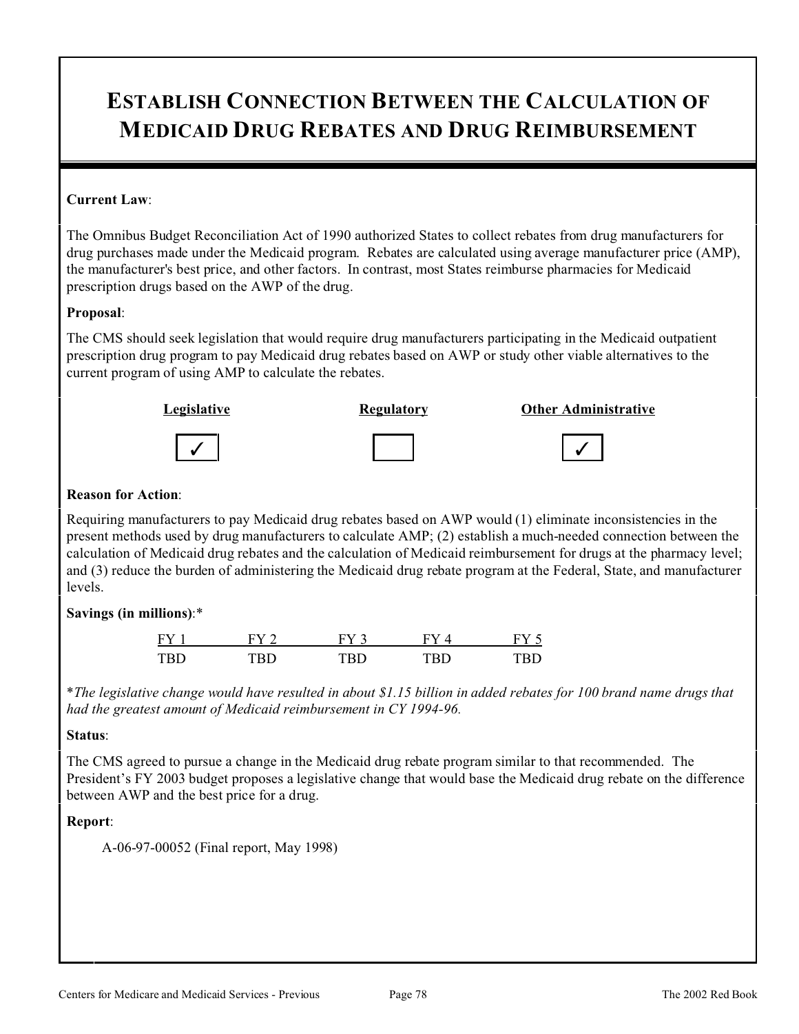# ESTABLISH CONNECTION BETWEEN THE CALCULATION OF MEDICAID DRUG REBATES AND DRUG REIMBURSEMENT

**Current Law**:

The Omnibus Budget Reconciliation Act of 1990 authorized States to collect rebates from drug manufacturers for drug purchases made under the Medicaid program. Rebates are calculated using average manufacturer price (AMP), the manufacturer's best price, and other factors. In contrast, most States reimburse pharmacies for Medicaid prescription drugs based on the AWP of the drug.

**Proposal**:

The CMS should seek legislation that would require drug manufacturers participating in the Medicaid outpatient prescription drug program to pay Medicaid drug rebates based on AWP or study other viable alternatives to the current program of using AMP to calculate the rebates.

| Legislative | Regulatory | Other Administrative |
|---|---|---|
| ✓ | | ✓ |

**Reason for Action**:

Requiring manufacturers to pay Medicaid drug rebates based on AWP would (1) eliminate inconsistencies in the present methods used by drug manufacturers to calculate AMP; (2) establish a much-needed connection between the calculation of Medicaid drug rebates and the calculation of Medicaid reimbursement for drugs at the pharmacy level; and (3) reduce the burden of administering the Medicaid drug rebate program at the Federal, State, and manufacturer levels.

**Savings (in millions)**:*

| FY 1 | FY 2 | FY 3 | FY 4 | FY 5 |
|---|---|---|---|---|
| TBD | TBD | TBD | TBD | TBD |

**The legislative change would have resulted in about $1.15 billion in added rebates for 100 brand name drugs that had the greatest amount of Medicaid reimbursement in CY 1994-96.*

**Status**:

The CMS agreed to pursue a change in the Medicaid drug rebate program similar to that recommended. The President's FY 2003 budget proposes a legislative change that would base the Medicaid drug rebate on the difference between AWP and the best price for a drug.

**Report**:

A-06-97-00052 (Final report, May 1998)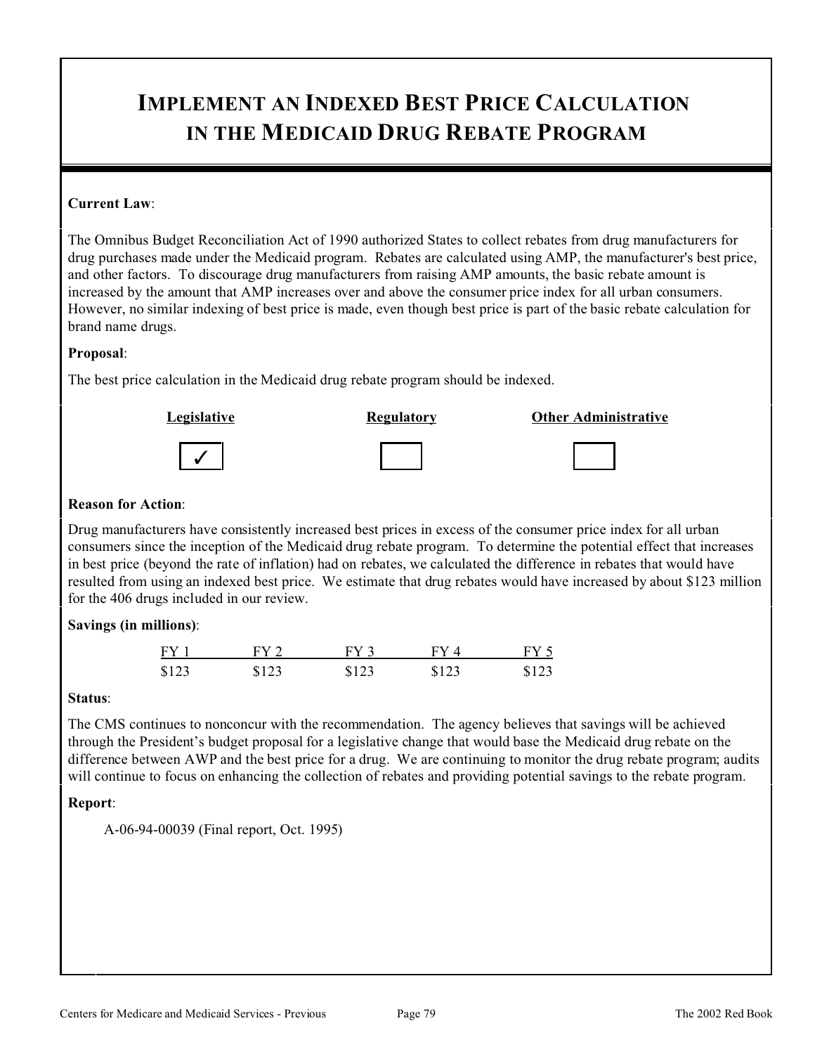# IMPLEMENT AN INDEXED BEST PRICE CALCULATION IN THE MEDICAID DRUG REBATE PROGRAM

**Current Law**:

The Omnibus Budget Reconciliation Act of 1990 authorized States to collect rebates from drug manufacturers for drug purchases made under the Medicaid program. Rebates are calculated using AMP, the manufacturer's best price, and other factors. To discourage drug manufacturers from raising AMP amounts, the basic rebate amount is increased by the amount that AMP increases over and above the consumer price index for all urban consumers. However, no similar indexing of best price is made, even though best price is part of the basic rebate calculation for brand name drugs.

**Proposal**:

The best price calculation in the Medicaid drug rebate program should be indexed.

| Legislative | Regulatory | Other Administrative |
|---|---|---|
| ✓ | | |

**Reason for Action**:

Drug manufacturers have consistently increased best prices in excess of the consumer price index for all urban consumers since the inception of the Medicaid drug rebate program. To determine the potential effect that increases in best price (beyond the rate of inflation) had on rebates, we calculated the difference in rebates that would have resulted from using an indexed best price. We estimate that drug rebates would have increased by about $123 million for the 406 drugs included in our review.

**Savings (in millions)**:

| FY 1 | FY 2 | FY 3 | FY 4 | FY 5 |
|---|---|---|---|---|
| $123 | $123 | $123 | $123 | $123 |

**Status**:

The CMS continues to nonconcur with the recommendation. The agency believes that savings will be achieved through the President's budget proposal for a legislative change that would base the Medicaid drug rebate on the difference between AWP and the best price for a drug. We are continuing to monitor the drug rebate program; audits will continue to focus on enhancing the collection of rebates and providing potential savings to the rebate program.

**Report**:

A-06-94-00039 (Final report, Oct. 1995)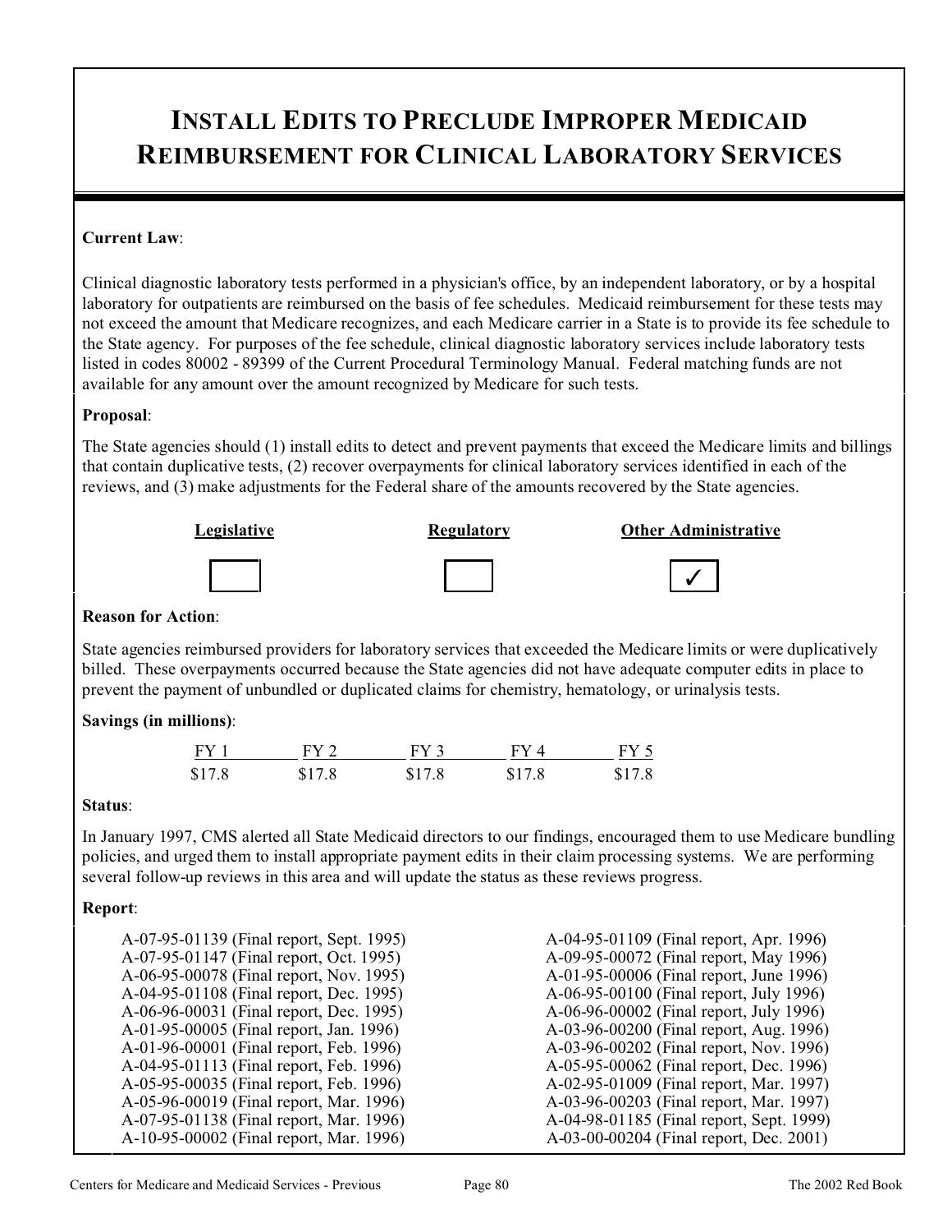# Install Edits to Preclude Improper Medicaid Reimbursement for Clinical Laboratory Services

**Current Law**:

Clinical diagnostic laboratory tests performed in a physician's office, by an independent laboratory, or by a hospital laboratory for outpatients are reimbursed on the basis of fee schedules. Medicaid reimbursement for these tests may not exceed the amount that Medicare recognizes, and each Medicare carrier in a State is to provide its fee schedule to the State agency. For purposes of the fee schedule, clinical diagnostic laboratory services include laboratory tests listed in codes 80002 - 89399 of the Current Procedural Terminology Manual. Federal matching funds are not available for any amount over the amount recognized by Medicare for such tests.

**Proposal**:

The State agencies should (1) install edits to detect and prevent payments that exceed the Medicare limits and billings that contain duplicative tests, (2) recover overpayments for clinical laboratory services identified in each of the reviews, and (3) make adjustments for the Federal share of the amounts recovered by the State agencies.

| Legislative | Regulatory | Other Administrative |
|---|---|---|
| ☐ | ☐ | ✓ |

**Reason for Action**:

State agencies reimbursed providers for laboratory services that exceeded the Medicare limits or were duplicatively billed. These overpayments occurred because the State agencies did not have adequate computer edits in place to prevent the payment of unbundled or duplicated claims for chemistry, hematology, or urinalysis tests.

**Savings (in millions)**:

| FY 1 | FY 2 | FY 3 | FY 4 | FY 5 |
|---|---|---|---|---|
| $17.8 | $17.8 | $17.8 | $17.8 | $17.8 |

**Status**:

In January 1997, CMS alerted all State Medicaid directors to our findings, encouraged them to use Medicare bundling policies, and urged them to install appropriate payment edits in their claim processing systems. We are performing several follow-up reviews in this area and will update the status as these reviews progress.

**Report**:

A-07-95-01139 (Final report, Sept. 1995)
A-07-95-01147 (Final report, Oct. 1995)
A-06-95-00078 (Final report, Nov. 1995)
A-04-95-01108 (Final report, Dec. 1995)
A-06-96-00031 (Final report, Dec. 1995)
A-01-95-00005 (Final report, Jan. 1996)
A-01-96-00001 (Final report, Feb. 1996)
A-04-95-01113 (Final report, Feb. 1996)
A-05-95-00035 (Final report, Feb. 1996)
A-05-96-00019 (Final report, Mar. 1996)
A-07-95-01138 (Final report, Mar. 1996)
A-10-95-00002 (Final report, Mar. 1996)
A-04-95-01109 (Final report, Apr. 1996)
A-09-95-00072 (Final report, May 1996)
A-01-95-00006 (Final report, June 1996)
A-06-95-00100 (Final report, July 1996)
A-06-96-00002 (Final report, July 1996)
A-03-96-00200 (Final report, Aug. 1996)
A-03-96-00202 (Final report, Nov. 1996)
A-05-95-00062 (Final report, Dec. 1996)
A-02-95-01009 (Final report, Mar. 1997)
A-03-96-00203 (Final report, Mar. 1997)
A-04-98-01185 (Final report, Sept. 1999)
A-03-00-00204 (Final report, Dec. 2001)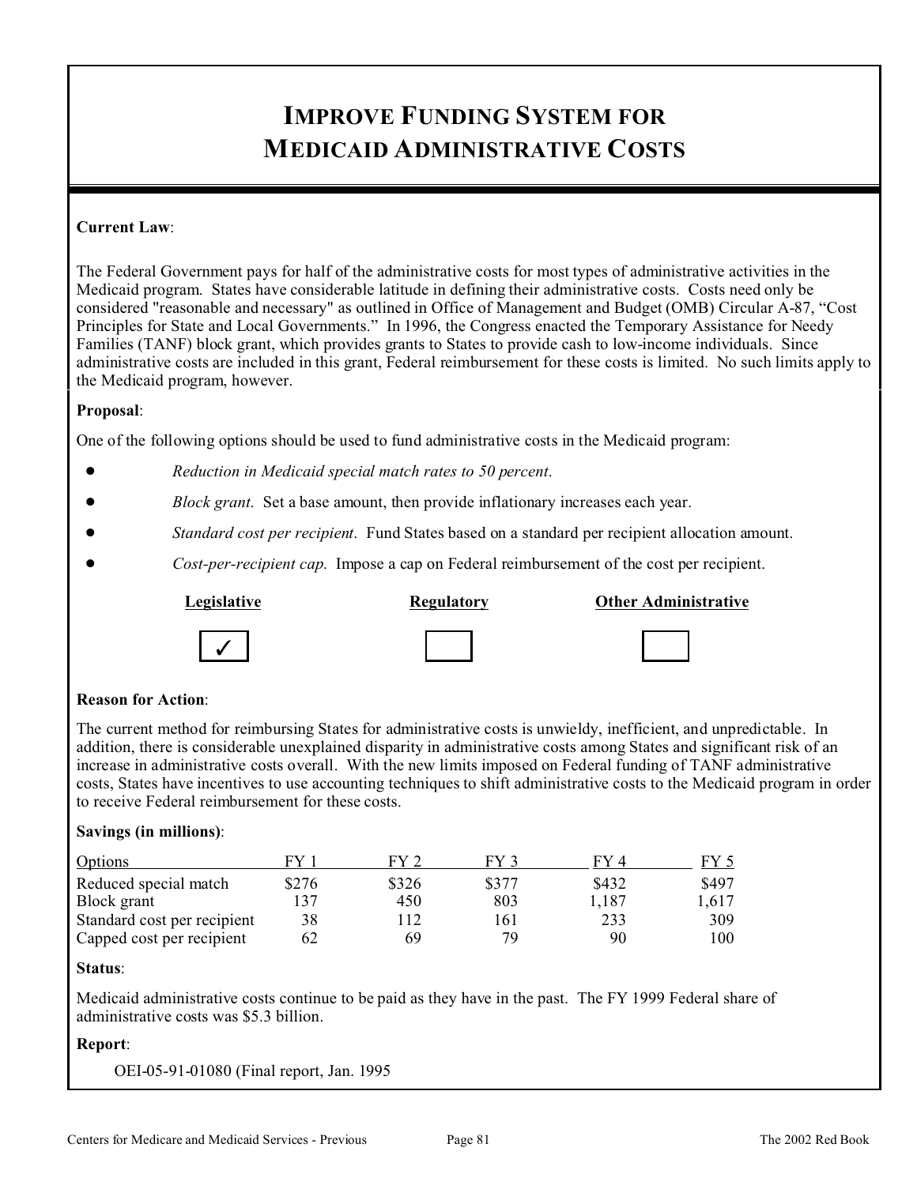# Improve Funding System for Medicaid Administrative Costs

**Current Law**:

The Federal Government pays for half of the administrative costs for most types of administrative activities in the Medicaid program. States have considerable latitude in defining their administrative costs. Costs need only be considered "reasonable and necessary" as outlined in Office of Management and Budget (OMB) Circular A-87, "Cost Principles for State and Local Governments." In 1996, the Congress enacted the Temporary Assistance for Needy Families (TANF) block grant, which provides grants to States to provide cash to low-income individuals. Since administrative costs are included in this grant, Federal reimbursement for these costs is limited. No such limits apply to the Medicaid program, however.

**Proposal**:

One of the following options should be used to fund administrative costs in the Medicaid program:

- *Reduction in Medicaid special match rates to 50 percent*.
- *Block grant*. Set a base amount, then provide inflationary increases each year.
- *Standard cost per recipient*. Fund States based on a standard per recipient allocation amount.
- *Cost-per-recipient cap*. Impose a cap on Federal reimbursement of the cost per recipient.

| Legislative | Regulatory | Other Administrative |
|---|---|---|
| ✓ | | |

**Reason for Action**:

The current method for reimbursing States for administrative costs is unwieldy, inefficient, and unpredictable. In addition, there is considerable unexplained disparity in administrative costs among States and significant risk of an increase in administrative costs overall. With the new limits imposed on Federal funding of TANF administrative costs, States have incentives to use accounting techniques to shift administrative costs to the Medicaid program in order to receive Federal reimbursement for these costs.

**Savings (in millions)**:

| Options | FY 1 | FY 2 | FY 3 | FY 4 | FY 5 |
|---|---|---|---|---|---|
| Reduced special match | $276 | $326 | $377 | $432 | $497 |
| Block grant | 137 | 450 | 803 | 1,187 | 1,617 |
| Standard cost per recipient | 38 | 112 | 161 | 233 | 309 |
| Capped cost per recipient | 62 | 69 | 79 | 90 | 100 |

**Status**:

Medicaid administrative costs continue to be paid as they have in the past. The FY 1999 Federal share of administrative costs was $5.3 billion.

**Report**:

OEI-05-91-01080 (Final report, Jan. 1995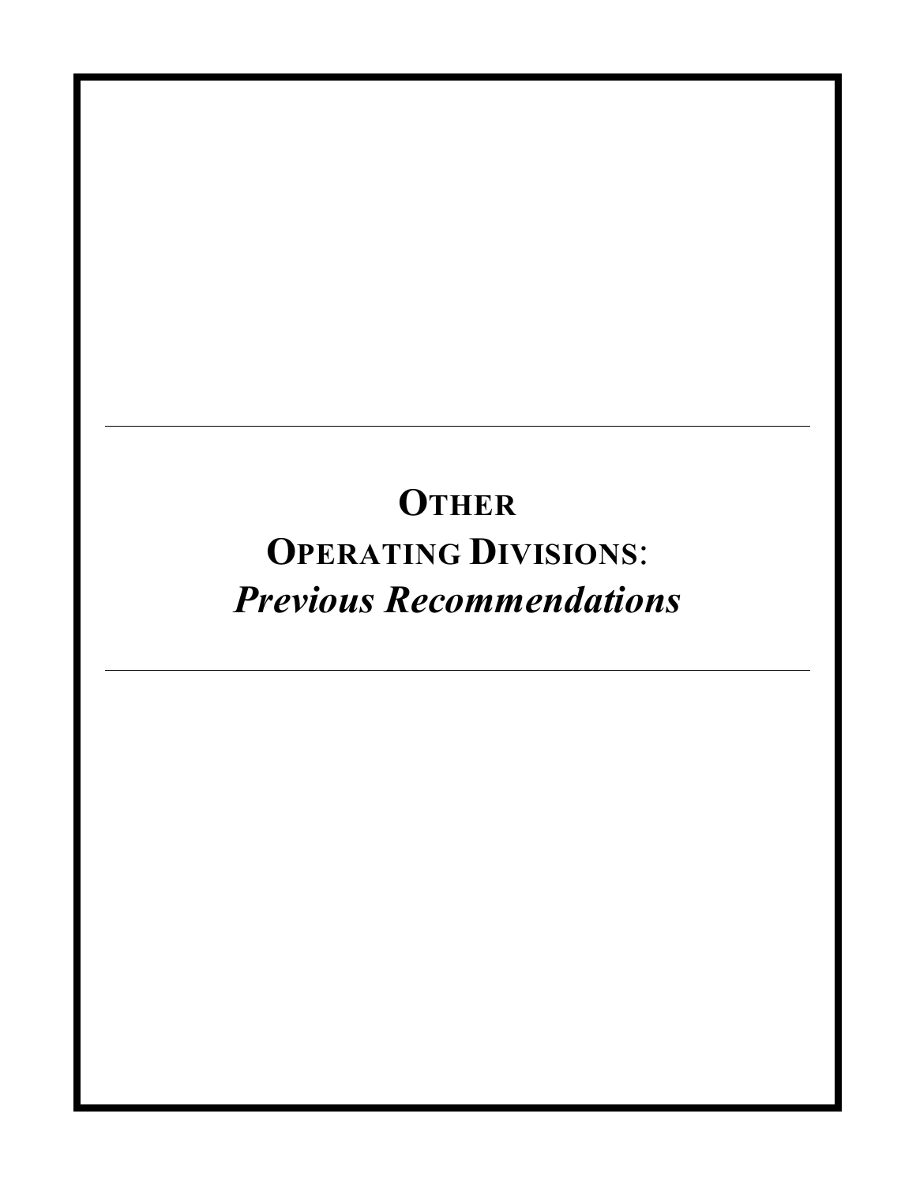# OTHER OPERATING DIVISIONS: *Previous Recommendations*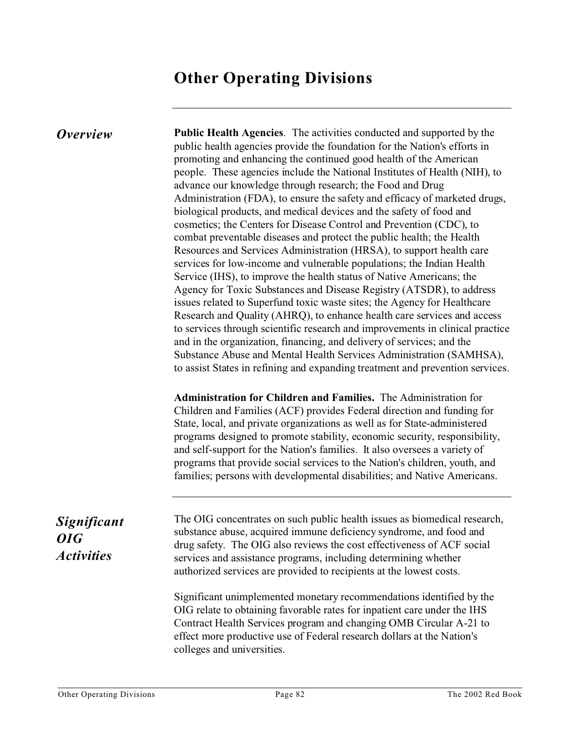# Other Operating Divisions

## *Overview*

**Public Health Agencies**. The activities conducted and supported by the public health agencies provide the foundation for the Nation's efforts in promoting and enhancing the continued good health of the American people. These agencies include the National Institutes of Health (NIH), to advance our knowledge through research; the Food and Drug Administration (FDA), to ensure the safety and efficacy of marketed drugs, biological products, and medical devices and the safety of food and cosmetics; the Centers for Disease Control and Prevention (CDC), to combat preventable diseases and protect the public health; the Health Resources and Services Administration (HRSA), to support health care services for low-income and vulnerable populations; the Indian Health Service (IHS), to improve the health status of Native Americans; the Agency for Toxic Substances and Disease Registry (ATSDR), to address issues related to Superfund toxic waste sites; the Agency for Healthcare Research and Quality (AHRQ), to enhance health care services and access to services through scientific research and improvements in clinical practice and in the organization, financing, and delivery of services; and the Substance Abuse and Mental Health Services Administration (SAMHSA), to assist States in refining and expanding treatment and prevention services.

**Administration for Children and Families.** The Administration for Children and Families (ACF) provides Federal direction and funding for State, local, and private organizations as well as for State-administered programs designed to promote stability, economic security, responsibility, and self-support for the Nation's families. It also oversees a variety of programs that provide social services to the Nation's children, youth, and families; persons with developmental disabilities; and Native Americans.

## *Significant OIG Activities*

The OIG concentrates on such public health issues as biomedical research, substance abuse, acquired immune deficiency syndrome, and food and drug safety. The OIG also reviews the cost effectiveness of ACF social services and assistance programs, including determining whether authorized services are provided to recipients at the lowest costs.

Significant unimplemented monetary recommendations identified by the OIG relate to obtaining favorable rates for inpatient care under the IHS Contract Health Services program and changing OMB Circular A-21 to effect more productive use of Federal research dollars at the Nation's colleges and universities.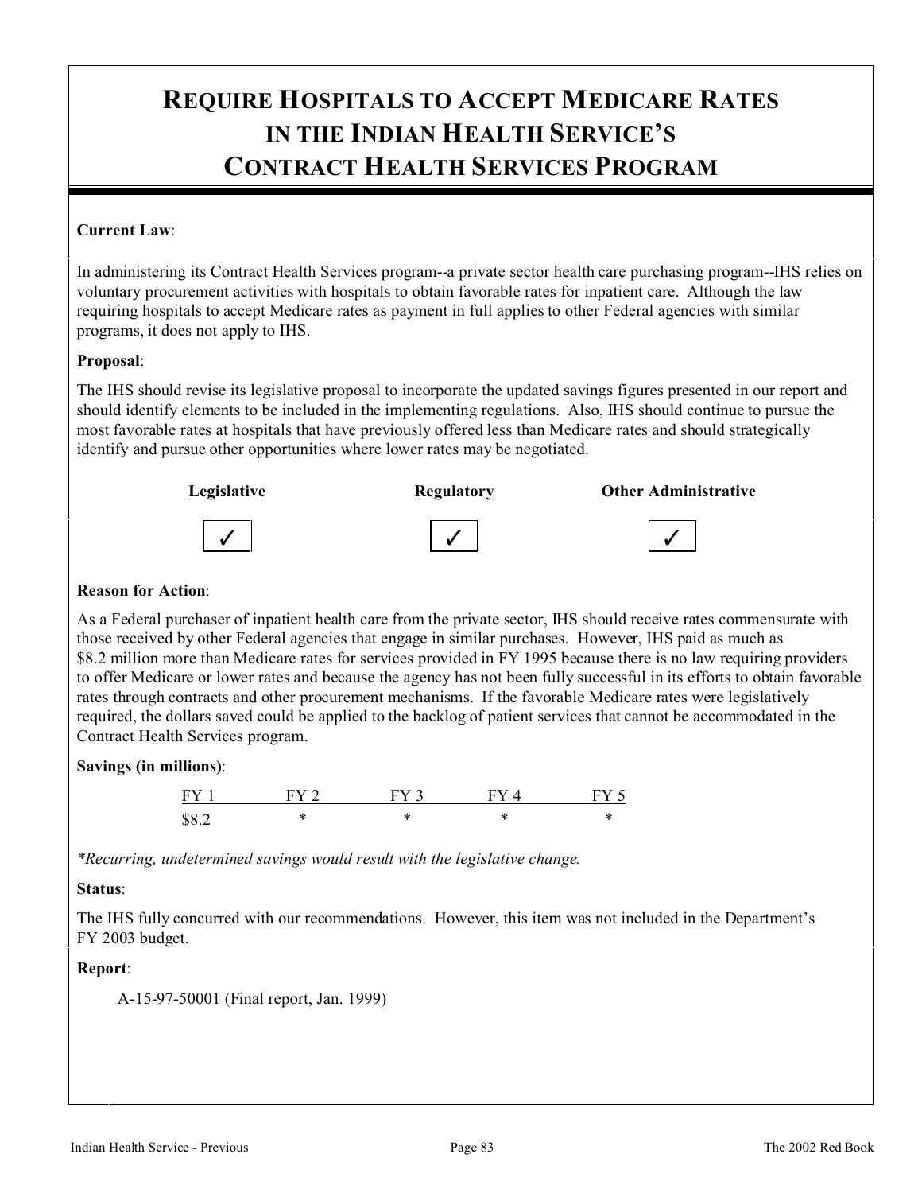# Require Hospitals to Accept Medicare Rates in the Indian Health Service's Contract Health Services Program

**Current Law**:

In administering its Contract Health Services program--a private sector health care purchasing program--IHS relies on voluntary procurement activities with hospitals to obtain favorable rates for inpatient care. Although the law requiring hospitals to accept Medicare rates as payment in full applies to other Federal agencies with similar programs, it does not apply to IHS.

**Proposal**:

The IHS should revise its legislative proposal to incorporate the updated savings figures presented in our report and should identify elements to be included in the implementing regulations. Also, IHS should continue to pursue the most favorable rates at hospitals that have previously offered less than Medicare rates and should strategically identify and pursue other opportunities where lower rates may be negotiated.

| Legislative | Regulatory | Other Administrative |
|---|---|---|
| ✓ | ✓ | ✓ |

**Reason for Action**:

As a Federal purchaser of inpatient health care from the private sector, IHS should receive rates commensurate with those received by other Federal agencies that engage in similar purchases. However, IHS paid as much as $8.2 million more than Medicare rates for services provided in FY 1995 because there is no law requiring providers to offer Medicare or lower rates and because the agency has not been fully successful in its efforts to obtain favorable rates through contracts and other procurement mechanisms. If the favorable Medicare rates were legislatively required, the dollars saved could be applied to the backlog of patient services that cannot be accommodated in the Contract Health Services program.

**Savings (in millions)**:

| FY 1 | FY 2 | FY 3 | FY 4 | FY 5 |
|---|---|---|---|---|
| $8.2 | * | * | * | * |

*\*Recurring, undetermined savings would result with the legislative change.*

**Status**:

The IHS fully concurred with our recommendations. However, this item was not included in the Department's FY 2003 budget.

**Report**:

A-15-97-50001 (Final report, Jan. 1999)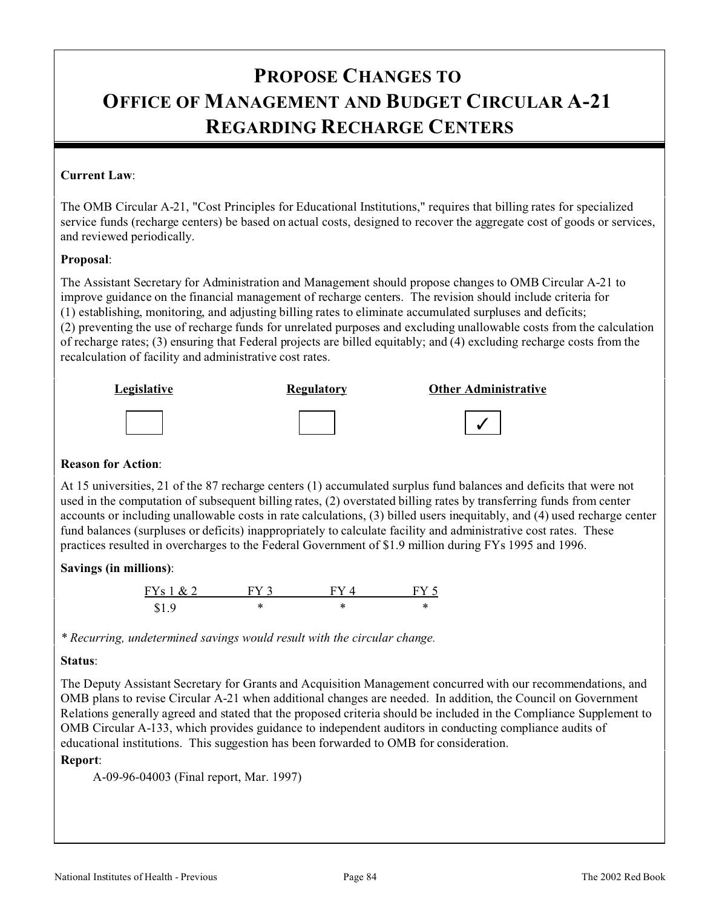# PROPOSE CHANGES TO OFFICE OF MANAGEMENT AND BUDGET CIRCULAR A-21 REGARDING RECHARGE CENTERS

**Current Law**:

The OMB Circular A-21, "Cost Principles for Educational Institutions," requires that billing rates for specialized service funds (recharge centers) be based on actual costs, designed to recover the aggregate cost of goods or services, and reviewed periodically.

**Proposal**:

The Assistant Secretary for Administration and Management should propose changes to OMB Circular A-21 to improve guidance on the financial management of recharge centers. The revision should include criteria for (1) establishing, monitoring, and adjusting billing rates to eliminate accumulated surpluses and deficits; (2) preventing the use of recharge funds for unrelated purposes and excluding unallowable costs from the calculation of recharge rates; (3) ensuring that Federal projects are billed equitably; and (4) excluding recharge costs from the recalculation of facility and administrative cost rates.

| Legislative | Regulatory | Other Administrative |
|---|---|---|
| | | ✓ |

**Reason for Action**:

At 15 universities, 21 of the 87 recharge centers (1) accumulated surplus fund balances and deficits that were not used in the computation of subsequent billing rates, (2) overstated billing rates by transferring funds from center accounts or including unallowable costs in rate calculations, (3) billed users inequitably, and (4) used recharge center fund balances (surpluses or deficits) inappropriately to calculate facility and administrative cost rates. These practices resulted in overcharges to the Federal Government of $1.9 million during FYs 1995 and 1996.

**Savings (in millions)**:

| FYs 1 & 2 | FY 3 | FY 4 | FY 5 |
|---|---|---|---|
| $1.9 | * | * | * |

*\* Recurring, undetermined savings would result with the circular change.*

**Status**:

The Deputy Assistant Secretary for Grants and Acquisition Management concurred with our recommendations, and OMB plans to revise Circular A-21 when additional changes are needed. In addition, the Council on Government Relations generally agreed and stated that the proposed criteria should be included in the Compliance Supplement to OMB Circular A-133, which provides guidance to independent auditors in conducting compliance audits of educational institutions. This suggestion has been forwarded to OMB for consideration.

**Report**:

A-09-96-04003 (Final report, Mar. 1997)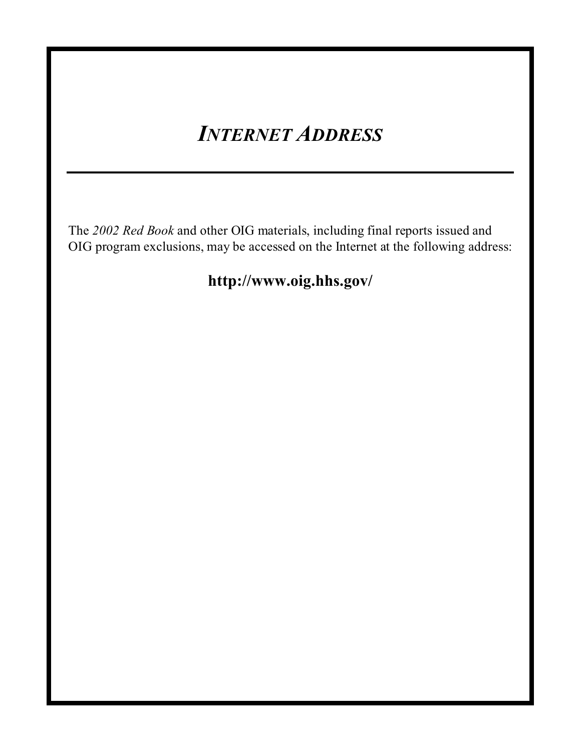# *INTERNET ADDRESS*

The *2002 Red Book* and other OIG materials, including final reports issued and OIG program exclusions, may be accessed on the Internet at the following address:

**http://www.oig.hhs.gov/**